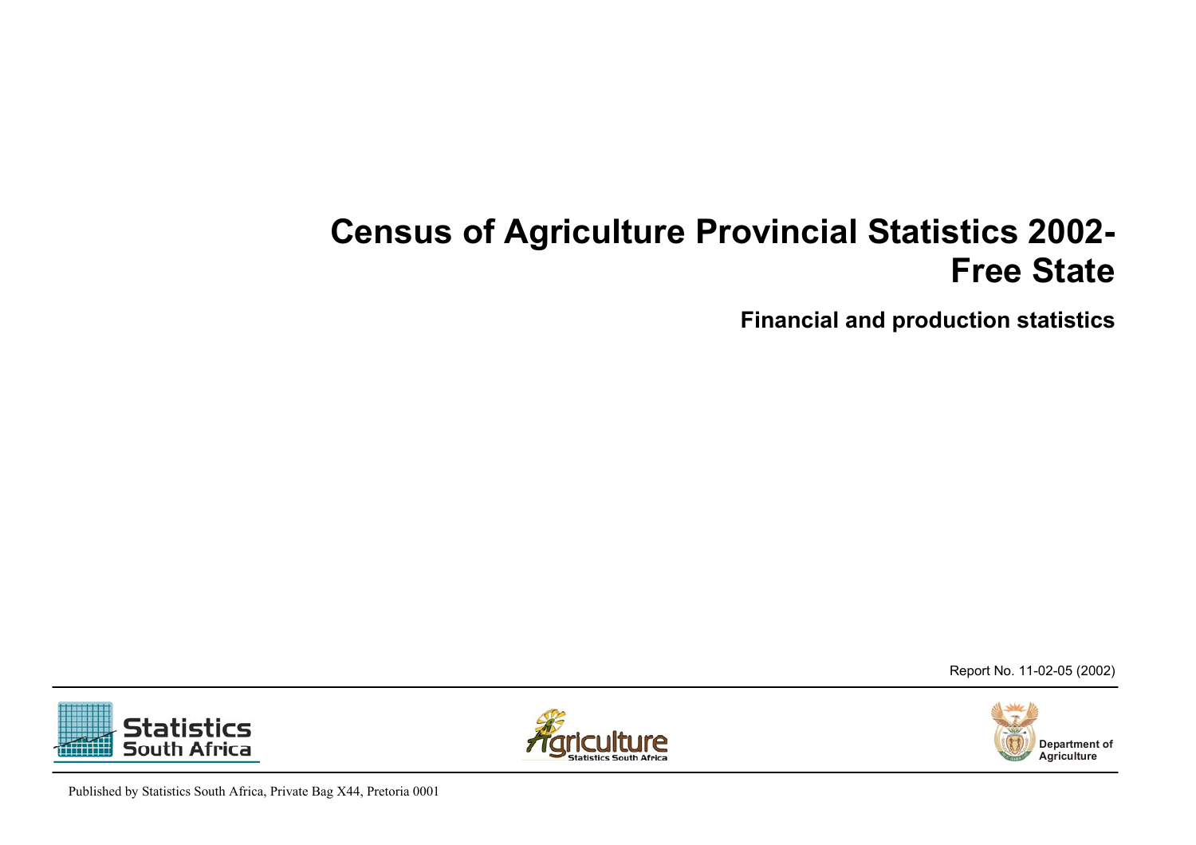# Census of Agriculture Provincial Statistics 2002-Free State

## Financial and production statistics

Report No. 11-02-05 (2002)

Statistics South Africa

Agriculture Statistics South Africa

Department of Agriculture

Published by Statistics South Africa, Private Bag X44, Pretoria 0001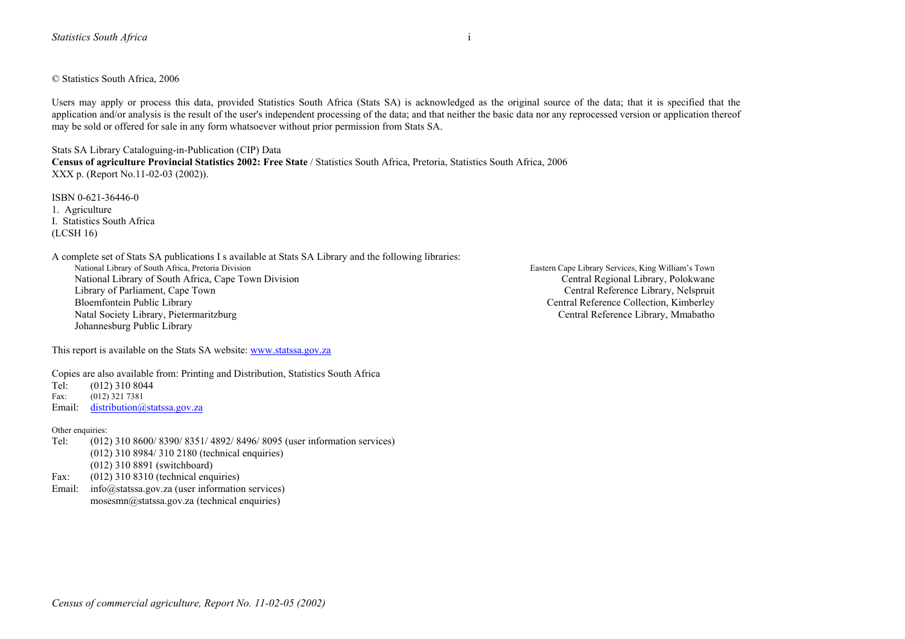© Statistics South Africa, 2006

Users may apply or process this data, provided Statistics South Africa (Stats SA) is acknowledged as the original source of the data; that it is specified that the application and/or analysis is the result of the user's independent processing of the data; and that neither the basic data nor any reprocessed version or application thereof may be sold or offered for sale in any form whatsoever without prior permission from Stats SA.

Stats SA Library Cataloguing-in-Publication (CIP) Data
**Census of agriculture Provincial Statistics 2002: Free State** / Statistics South Africa, Pretoria, Statistics South Africa, 2006
XXX p. (Report No.11-02-03 (2002)).

ISBN 0-621-36446-0
1. Agriculture
I. Statistics South Africa
(LCSH 16)

A complete set of Stats SA publications I s available at Stats SA Library and the following libraries:

National Library of South Africa, Pretoria Division
National Library of South Africa, Cape Town Division
Library of Parliament, Cape Town
Bloemfontein Public Library
Natal Society Library, Pietermaritzburg
Johannesburg Public Library
Eastern Cape Library Services, King William's Town
Central Regional Library, Polokwane
Central Reference Library, Nelspruit
Central Reference Collection, Kimberley
Central Reference Library, Mmabatho

This report is available on the Stats SA website: www.statssa.gov.za

Copies are also available from: Printing and Distribution, Statistics South Africa
Tel: (012) 310 8044
Fax: (012) 321 7381
Email: distribution@statssa.gov.za

Other enquiries:
Tel: (012) 310 8600/ 8390/ 8351/ 4892/ 8496/ 8095 (user information services)
(012) 310 8984/ 310 2180 (technical enquiries)
(012) 310 8891 (switchboard)
Fax: (012) 310 8310 (technical enquiries)
Email: info@statssa.gov.za (user information services)
mosesmn@statssa.gov.za (technical enquiries)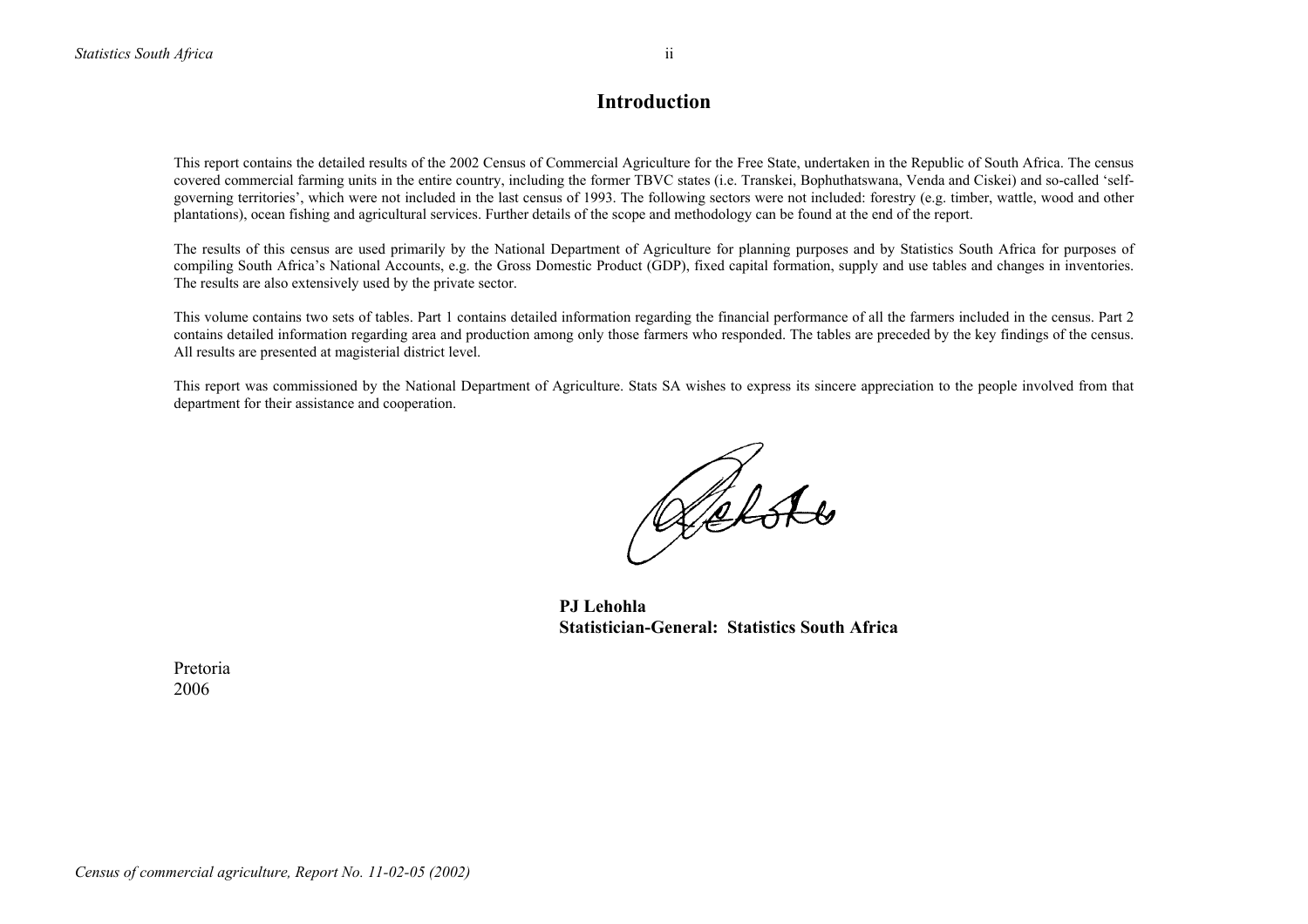# Introduction

This report contains the detailed results of the 2002 Census of Commercial Agriculture for the Free State, undertaken in the Republic of South Africa. The census covered commercial farming units in the entire country, including the former TBVC states (i.e. Transkei, Bophuthatswana, Venda and Ciskei) and so-called 'self-governing territories', which were not included in the last census of 1993. The following sectors were not included: forestry (e.g. timber, wattle, wood and other plantations), ocean fishing and agricultural services. Further details of the scope and methodology can be found at the end of the report.

The results of this census are used primarily by the National Department of Agriculture for planning purposes and by Statistics South Africa for purposes of compiling South Africa's National Accounts, e.g. the Gross Domestic Product (GDP), fixed capital formation, supply and use tables and changes in inventories. The results are also extensively used by the private sector.

This volume contains two sets of tables. Part 1 contains detailed information regarding the financial performance of all the farmers included in the census. Part 2 contains detailed information regarding area and production among only those farmers who responded. The tables are preceded by the key findings of the census. All results are presented at magisterial district level.

This report was commissioned by the National Department of Agriculture. Stats SA wishes to express its sincere appreciation to the people involved from that department for their assistance and cooperation.

**PJ Lehohla**
**Statistician-General: Statistics South Africa**

Pretoria
2006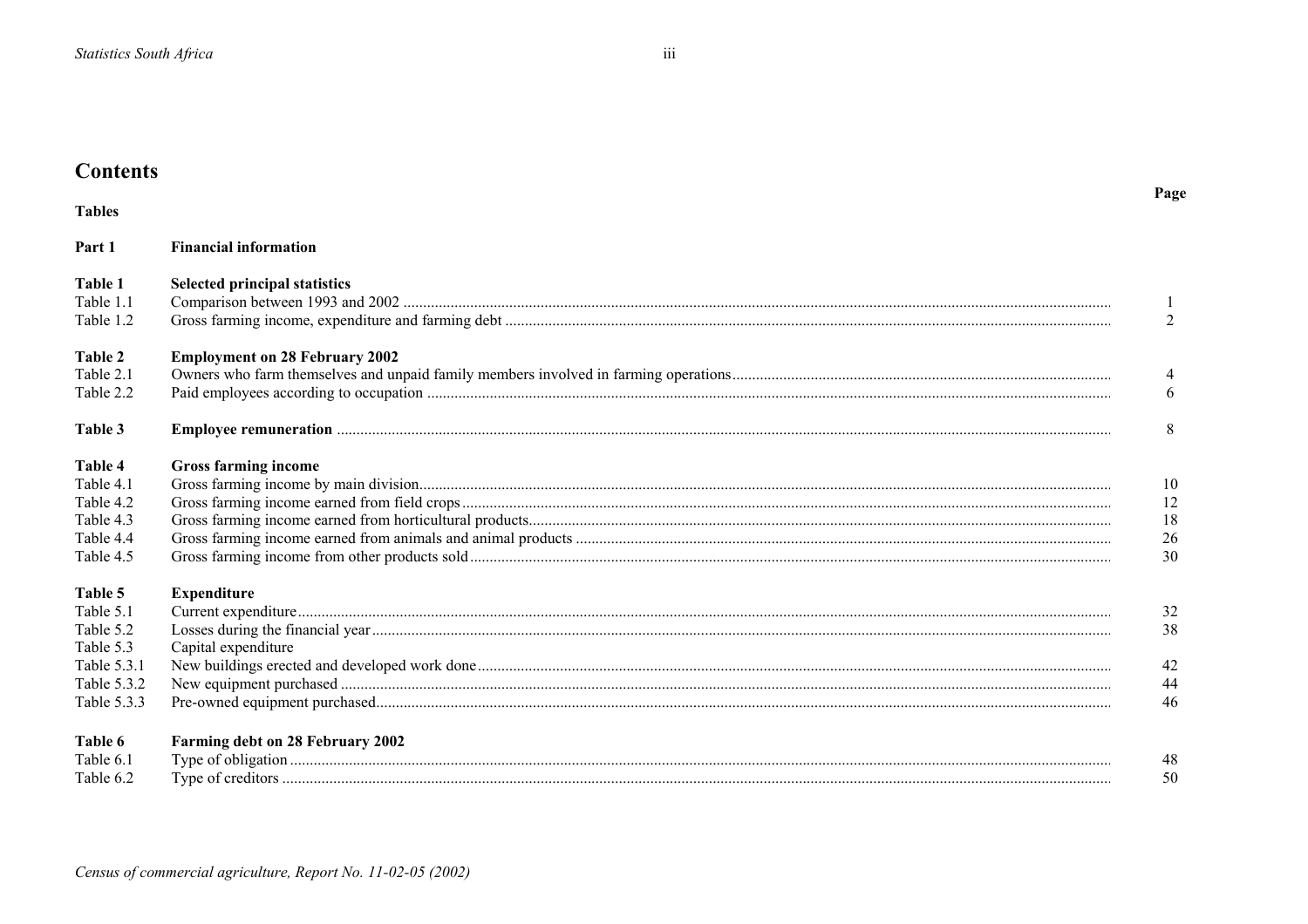# Contents

## Tables

| | | Page |
|---|---|---|
| **Part 1** | **Financial information** | |
| **Table 1** | **Selected principal statistics** | |
| Table 1.1 | Comparison between 1993 and 2002 | 1 |
| Table 1.2 | Gross farming income, expenditure and farming debt | 2 |
| **Table 2** | **Employment on 28 February 2002** | |
| Table 2.1 | Owners who farm themselves and unpaid family members involved in farming operations | 4 |
| Table 2.2 | Paid employees according to occupation | 6 |
| **Table 3** | **Employee remuneration** | 8 |
| **Table 4** | **Gross farming income** | |
| Table 4.1 | Gross farming income by main division | 10 |
| Table 4.2 | Gross farming income earned from field crops | 12 |
| Table 4.3 | Gross farming income earned from horticultural products | 18 |
| Table 4.4 | Gross farming income earned from animals and animal products | 26 |
| Table 4.5 | Gross farming income from other products sold | 30 |
| **Table 5** | **Expenditure** | |
| Table 5.1 | Current expenditure | 32 |
| Table 5.2 | Losses during the financial year | 38 |
| Table 5.3 | Capital expenditure | |
| Table 5.3.1 | New buildings erected and developed work done | 42 |
| Table 5.3.2 | New equipment purchased | 44 |
| Table 5.3.3 | Pre-owned equipment purchased | 46 |
| **Table 6** | **Farming debt on 28 February 2002** | |
| Table 6.1 | Type of obligation | 48 |
| Table 6.2 | Type of creditors | 50 |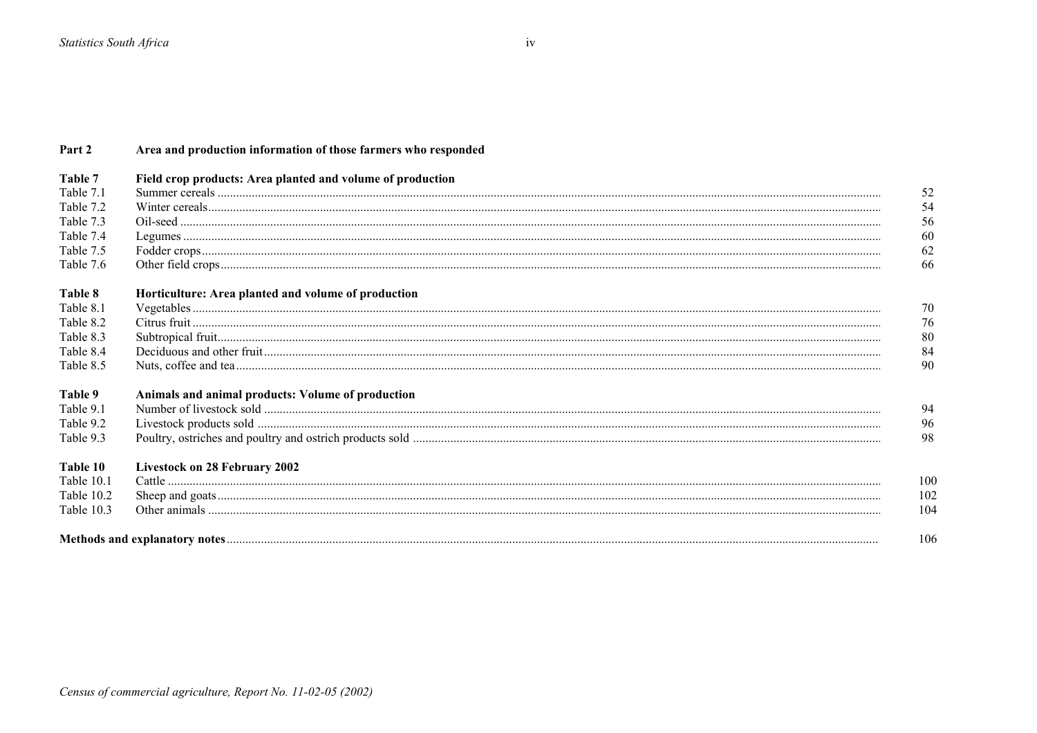**Part 2 Area and production information of those farmers who responded**

| | | |
|---|---|---|
| **Table 7** | **Field crop products: Area planted and volume of production** | |
| Table 7.1 | Summer cereals | 52 |
| Table 7.2 | Winter cereals | 54 |
| Table 7.3 | Oil-seed | 56 |
| Table 7.4 | Legumes | 60 |
| Table 7.5 | Fodder crops | 62 |
| Table 7.6 | Other field crops | 66 |
| **Table 8** | **Horticulture: Area planted and volume of production** | |
| Table 8.1 | Vegetables | 70 |
| Table 8.2 | Citrus fruit | 76 |
| Table 8.3 | Subtropical fruit | 80 |
| Table 8.4 | Deciduous and other fruit | 84 |
| Table 8.5 | Nuts, coffee and tea | 90 |
| **Table 9** | **Animals and animal products: Volume of production** | |
| Table 9.1 | Number of livestock sold | 94 |
| Table 9.2 | Livestock products sold | 96 |
| Table 9.3 | Poultry, ostriches and poultry and ostrich products sold | 98 |
| **Table 10** | **Livestock on 28 February 2002** | |
| Table 10.1 | Cattle | 100 |
| Table 10.2 | Sheep and goats | 102 |
| Table 10.3 | Other animals | 104 |

**Methods and explanatory notes** .......... 106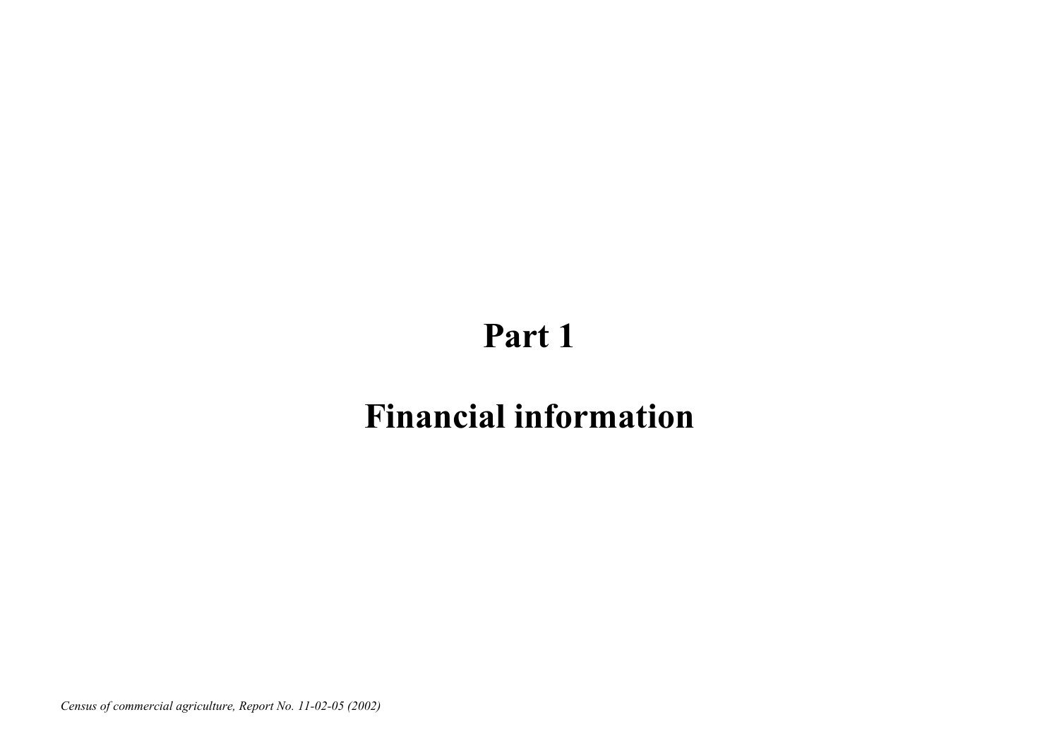# Part 1

# Financial information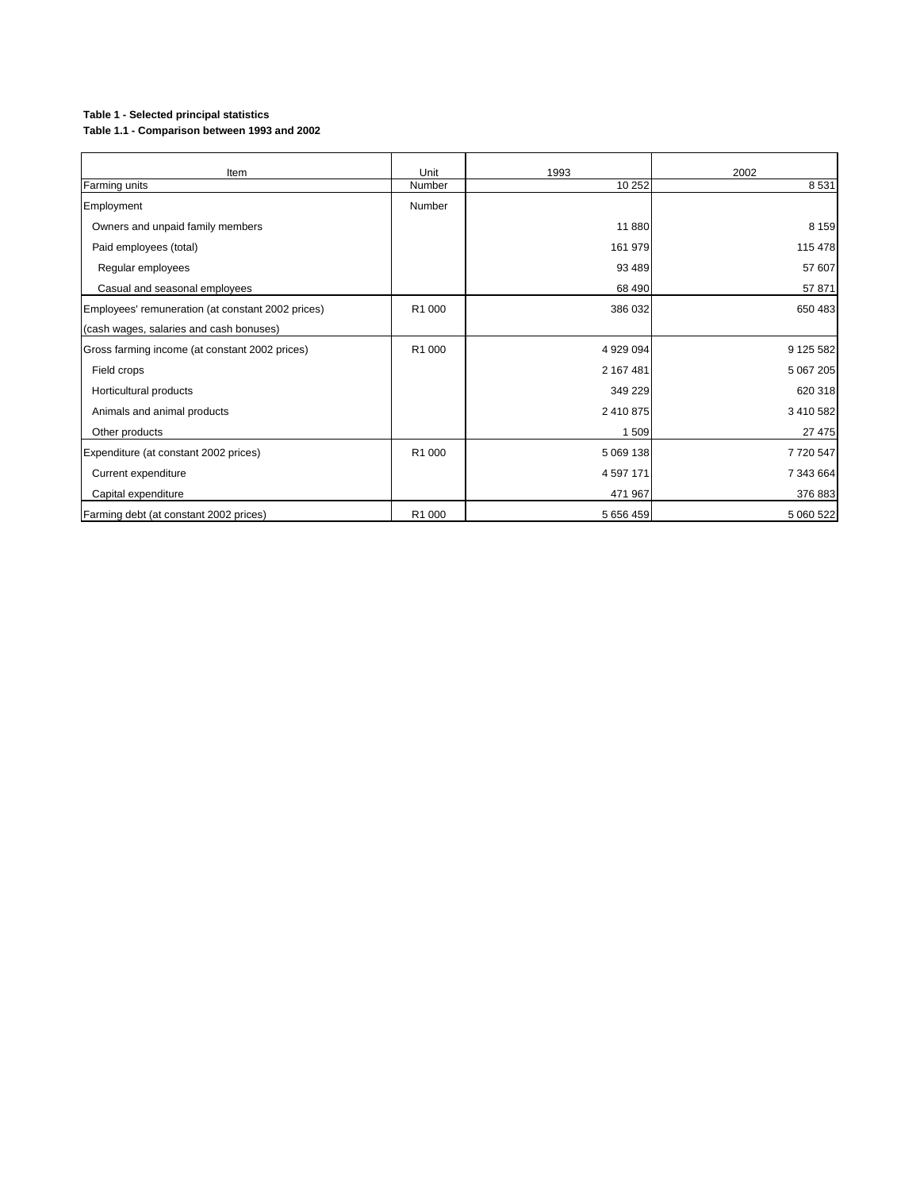**Table 1 - Selected principal statistics**

**Table 1.1 - Comparison between 1993 and 2002**

| Item | Unit | 1993 | 2002 |
|---|---|---|---|
| Farming units | Number | 10 252 | 8 531 |
| Employment | Number | | |
| Owners and unpaid family members | | 11 880 | 8 159 |
| Paid employees (total) | | 161 979 | 115 478 |
| Regular employees | | 93 489 | 57 607 |
| Casual and seasonal employees | | 68 490 | 57 871 |
| Employees' remuneration (at constant 2002 prices) (cash wages, salaries and cash bonuses) | R1 000 | 386 032 | 650 483 |
| Gross farming income (at constant 2002 prices) | R1 000 | 4 929 094 | 9 125 582 |
| Field crops | | 2 167 481 | 5 067 205 |
| Horticultural products | | 349 229 | 620 318 |
| Animals and animal products | | 2 410 875 | 3 410 582 |
| Other products | | 1 509 | 27 475 |
| Expenditure (at constant 2002 prices) | R1 000 | 5 069 138 | 7 720 547 |
| Current expenditure | | 4 597 171 | 7 343 664 |
| Capital expenditure | | 471 967 | 376 883 |
| Farming debt (at constant 2002 prices) | R1 000 | 5 656 459 | 5 060 522 |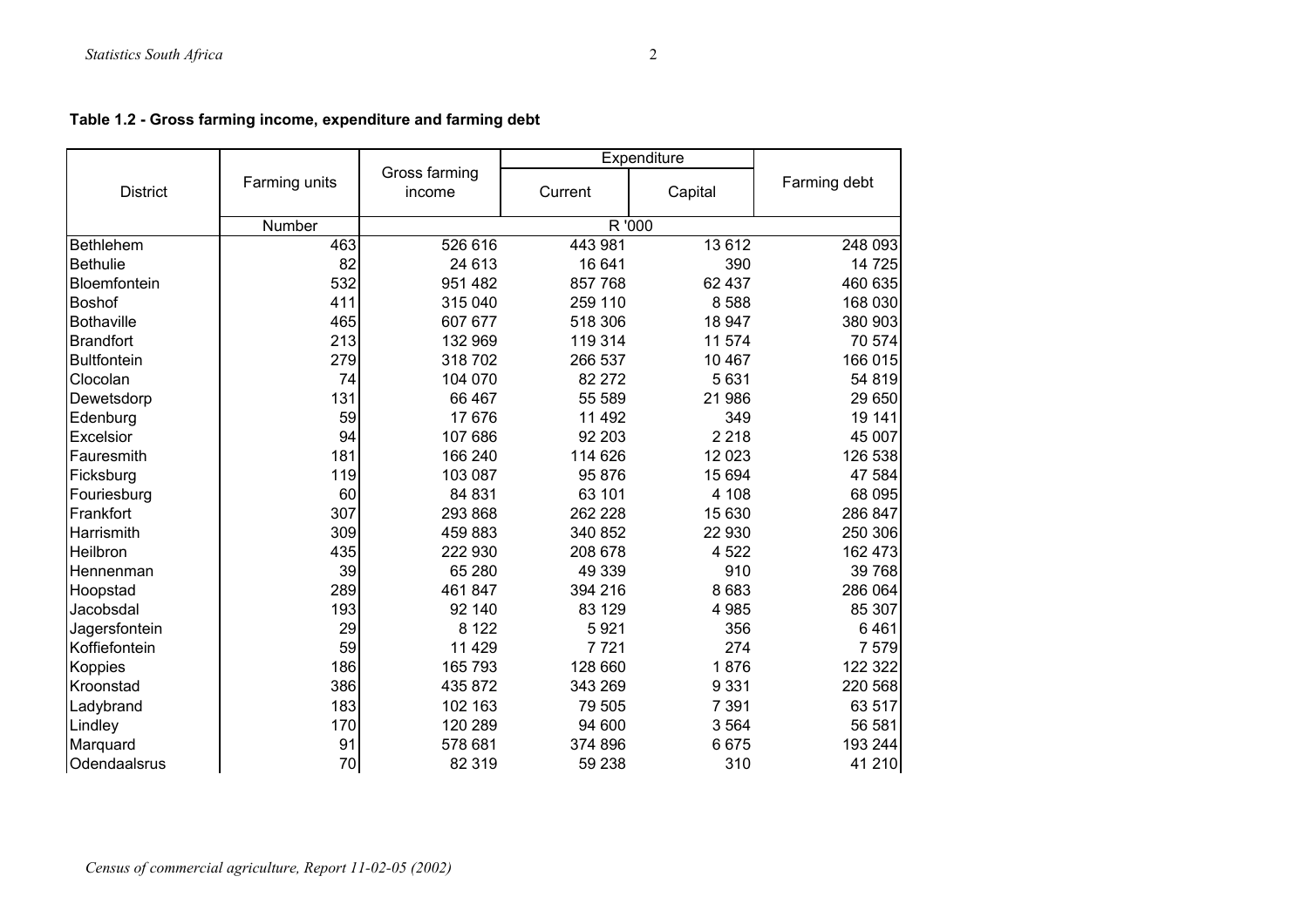**Table 1.2 - Gross farming income, expenditure and farming debt**

| District | Farming units | Gross farming income | Expenditure | | Farming debt |
|---|---|---|---|---|---|
| | | | Current | Capital | |
| | Number | R '000 | | | |
| Bethlehem | 463 | 526 616 | 443 981 | 13 612 | 248 093 |
| Bethulie | 82 | 24 613 | 16 641 | 390 | 14 725 |
| Bloemfontein | 532 | 951 482 | 857 768 | 62 437 | 460 635 |
| Boshof | 411 | 315 040 | 259 110 | 8 588 | 168 030 |
| Bothaville | 465 | 607 677 | 518 306 | 18 947 | 380 903 |
| Brandfort | 213 | 132 969 | 119 314 | 11 574 | 70 574 |
| Bultfontein | 279 | 318 702 | 266 537 | 10 467 | 166 015 |
| Clocolan | 74 | 104 070 | 82 272 | 5 631 | 54 819 |
| Dewetsdorp | 131 | 66 467 | 55 589 | 21 986 | 29 650 |
| Edenburg | 59 | 17 676 | 11 492 | 349 | 19 141 |
| Excelsior | 94 | 107 686 | 92 203 | 2 218 | 45 007 |
| Fauresmith | 181 | 166 240 | 114 626 | 12 023 | 126 538 |
| Ficksburg | 119 | 103 087 | 95 876 | 15 694 | 47 584 |
| Fouriesburg | 60 | 84 831 | 63 101 | 4 108 | 68 095 |
| Frankfort | 307 | 293 868 | 262 228 | 15 630 | 286 847 |
| Harrismith | 309 | 459 883 | 340 852 | 22 930 | 250 306 |
| Heilbron | 435 | 222 930 | 208 678 | 4 522 | 162 473 |
| Hennenman | 39 | 65 280 | 49 339 | 910 | 39 768 |
| Hoopstad | 289 | 461 847 | 394 216 | 8 683 | 286 064 |
| Jacobsdal | 193 | 92 140 | 83 129 | 4 985 | 85 307 |
| Jagersfontein | 29 | 8 122 | 5 921 | 356 | 6 461 |
| Koffiefontein | 59 | 11 429 | 7 721 | 274 | 7 579 |
| Koppies | 186 | 165 793 | 128 660 | 1 876 | 122 322 |
| Kroonstad | 386 | 435 872 | 343 269 | 9 331 | 220 568 |
| Ladybrand | 183 | 102 163 | 79 505 | 7 391 | 63 517 |
| Lindley | 170 | 120 289 | 94 600 | 3 564 | 56 581 |
| Marquard | 91 | 578 681 | 374 896 | 6 675 | 193 244 |
| Odendaalsrus | 70 | 82 319 | 59 238 | 310 | 41 210 |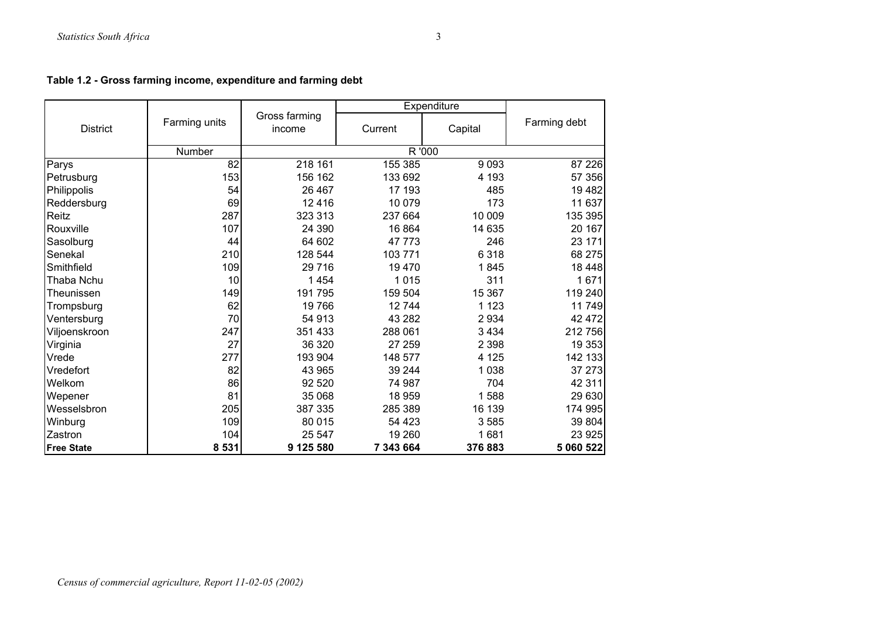**Table 1.2 - Gross farming income, expenditure and farming debt**

| District | Farming units | Gross farming income | Expenditure | | Farming debt |
|---|---|---|---|---|---|
| | | | Current | Capital | |
| | Number | R '000 | | | |
| Parys | 82 | 218 161 | 155 385 | 9 093 | 87 226 |
| Petrusburg | 153 | 156 162 | 133 692 | 4 193 | 57 356 |
| Philippolis | 54 | 26 467 | 17 193 | 485 | 19 482 |
| Reddersburg | 69 | 12 416 | 10 079 | 173 | 11 637 |
| Reitz | 287 | 323 313 | 237 664 | 10 009 | 135 395 |
| Rouxville | 107 | 24 390 | 16 864 | 14 635 | 20 167 |
| Sasolburg | 44 | 64 602 | 47 773 | 246 | 23 171 |
| Senekal | 210 | 128 544 | 103 771 | 6 318 | 68 275 |
| Smithfield | 109 | 29 716 | 19 470 | 1 845 | 18 448 |
| Thaba Nchu | 10 | 1 454 | 1 015 | 311 | 1 671 |
| Theunissen | 149 | 191 795 | 159 504 | 15 367 | 119 240 |
| Trompsburg | 62 | 19 766 | 12 744 | 1 123 | 11 749 |
| Ventersburg | 70 | 54 913 | 43 282 | 2 934 | 42 472 |
| Viljoenskroon | 247 | 351 433 | 288 061 | 3 434 | 212 756 |
| Virginia | 27 | 36 320 | 27 259 | 2 398 | 19 353 |
| Vrede | 277 | 193 904 | 148 577 | 4 125 | 142 133 |
| Vredefort | 82 | 43 965 | 39 244 | 1 038 | 37 273 |
| Welkom | 86 | 92 520 | 74 987 | 704 | 42 311 |
| Wepener | 81 | 35 068 | 18 959 | 1 588 | 29 630 |
| Wesselsbron | 205 | 387 335 | 285 389 | 16 139 | 174 995 |
| Winburg | 109 | 80 015 | 54 423 | 3 585 | 39 804 |
| Zastron | 104 | 25 547 | 19 260 | 1 681 | 23 925 |
| **Free State** | **8 531** | **9 125 580** | **7 343 664** | **376 883** | **5 060 522** |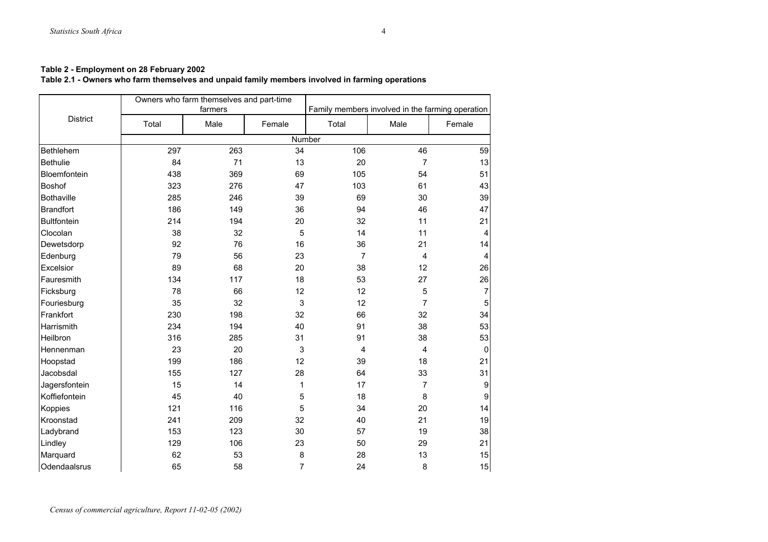**Table 2 - Employment on 28 February 2002**

**Table 2.1 - Owners who farm themselves and unpaid family members involved in farming operations**

| District | Owners who farm themselves and part-time farmers | | | Family members involved in the farming operation | | |
|---|---|---|---|---|---|---|
| | Total | Male | Female | Total | Male | Female |
| | Number | | | | | |
| Bethlehem | 297 | 263 | 34 | 106 | 46 | 59 |
| Bethulie | 84 | 71 | 13 | 20 | 7 | 13 |
| Bloemfontein | 438 | 369 | 69 | 105 | 54 | 51 |
| Boshof | 323 | 276 | 47 | 103 | 61 | 43 |
| Bothaville | 285 | 246 | 39 | 69 | 30 | 39 |
| Brandfort | 186 | 149 | 36 | 94 | 46 | 47 |
| Bultfontein | 214 | 194 | 20 | 32 | 11 | 21 |
| Clocolan | 38 | 32 | 5 | 14 | 11 | 4 |
| Dewetsdorp | 92 | 76 | 16 | 36 | 21 | 14 |
| Edenburg | 79 | 56 | 23 | 7 | 4 | 4 |
| Excelsior | 89 | 68 | 20 | 38 | 12 | 26 |
| Fauresmith | 134 | 117 | 18 | 53 | 27 | 26 |
| Ficksburg | 78 | 66 | 12 | 12 | 5 | 7 |
| Fouriesburg | 35 | 32 | 3 | 12 | 7 | 5 |
| Frankfort | 230 | 198 | 32 | 66 | 32 | 34 |
| Harrismith | 234 | 194 | 40 | 91 | 38 | 53 |
| Heilbron | 316 | 285 | 31 | 91 | 38 | 53 |
| Hennenman | 23 | 20 | 3 | 4 | 4 | 0 |
| Hoopstad | 199 | 186 | 12 | 39 | 18 | 21 |
| Jacobsdal | 155 | 127 | 28 | 64 | 33 | 31 |
| Jagersfontein | 15 | 14 | 1 | 17 | 7 | 9 |
| Koffiefontein | 45 | 40 | 5 | 18 | 8 | 9 |
| Koppies | 121 | 116 | 5 | 34 | 20 | 14 |
| Kroonstad | 241 | 209 | 32 | 40 | 21 | 19 |
| Ladybrand | 153 | 123 | 30 | 57 | 19 | 38 |
| Lindley | 129 | 106 | 23 | 50 | 29 | 21 |
| Marquard | 62 | 53 | 8 | 28 | 13 | 15 |
| Odendaalsrus | 65 | 58 | 7 | 24 | 8 | 15 |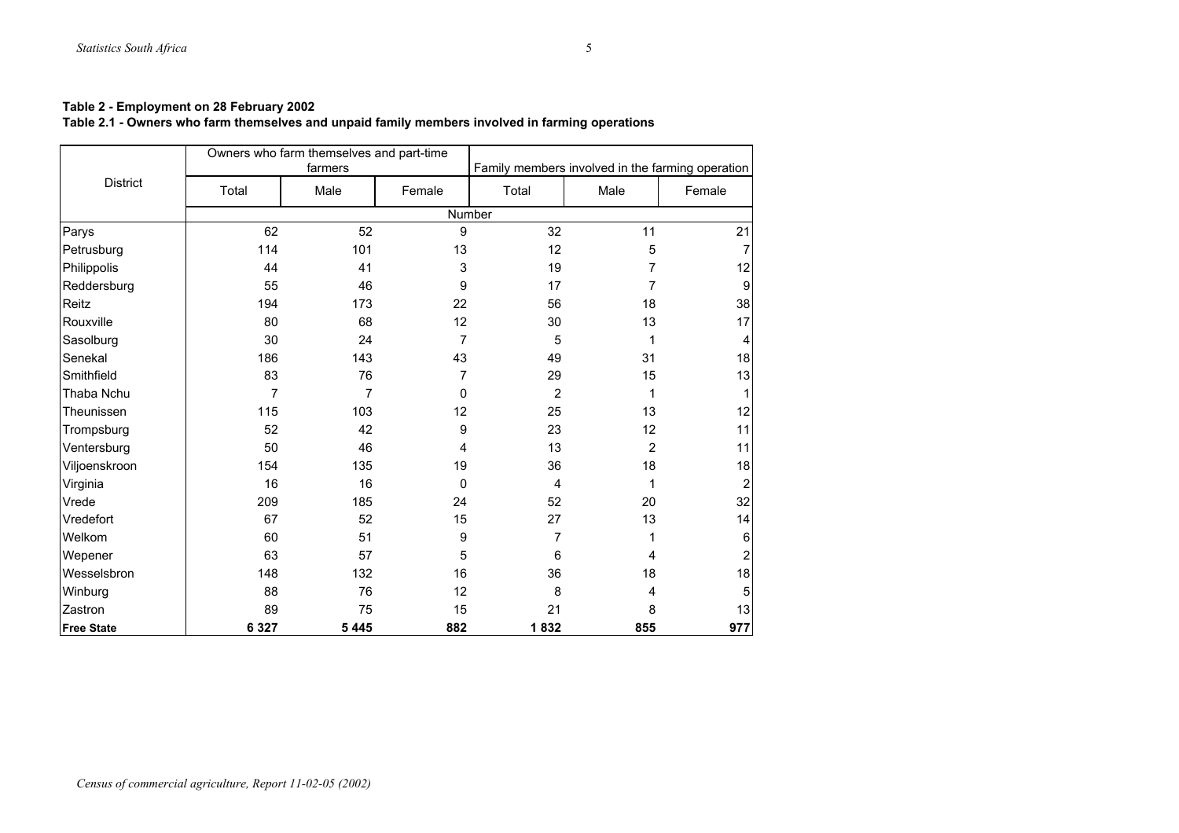**Table 2 - Employment on 28 February 2002**

**Table 2.1 - Owners who farm themselves and unpaid family members involved in farming operations**

| District | Owners who farm themselves and part-time farmers | | | Family members involved in the farming operation | | |
|---|---|---|---|---|---|---|
| | Total | Male | Female | Total | Male | Female |
| | Number | | | | | |
| Parys | 62 | 52 | 9 | 32 | 11 | 21 |
| Petrusburg | 114 | 101 | 13 | 12 | 5 | 7 |
| Philippolis | 44 | 41 | 3 | 19 | 7 | 12 |
| Reddersburg | 55 | 46 | 9 | 17 | 7 | 9 |
| Reitz | 194 | 173 | 22 | 56 | 18 | 38 |
| Rouxville | 80 | 68 | 12 | 30 | 13 | 17 |
| Sasolburg | 30 | 24 | 7 | 5 | 1 | 4 |
| Senekal | 186 | 143 | 43 | 49 | 31 | 18 |
| Smithfield | 83 | 76 | 7 | 29 | 15 | 13 |
| Thaba Nchu | 7 | 7 | 0 | 2 | 1 | 1 |
| Theunissen | 115 | 103 | 12 | 25 | 13 | 12 |
| Trompsburg | 52 | 42 | 9 | 23 | 12 | 11 |
| Ventersburg | 50 | 46 | 4 | 13 | 2 | 11 |
| Viljoenskroon | 154 | 135 | 19 | 36 | 18 | 18 |
| Virginia | 16 | 16 | 0 | 4 | 1 | 2 |
| Vrede | 209 | 185 | 24 | 52 | 20 | 32 |
| Vredefort | 67 | 52 | 15 | 27 | 13 | 14 |
| Welkom | 60 | 51 | 9 | 7 | 1 | 6 |
| Wepener | 63 | 57 | 5 | 6 | 4 | 2 |
| Wesselsbron | 148 | 132 | 16 | 36 | 18 | 18 |
| Winburg | 88 | 76 | 12 | 8 | 4 | 5 |
| Zastron | 89 | 75 | 15 | 21 | 8 | 13 |
| **Free State** | **6 327** | **5 445** | **882** | **1 832** | **855** | **977** |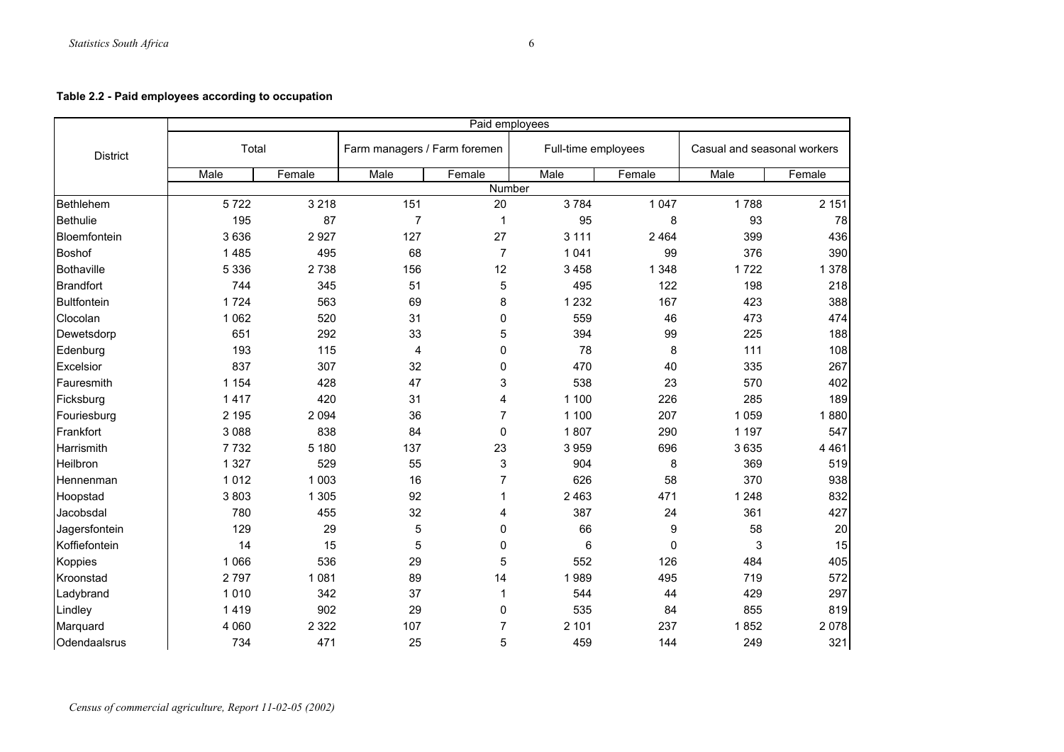**Table 2.2 - Paid employees according to occupation**

| District | Paid employees | | | | | | | |
|---|---|---|---|---|---|---|---|---|
| | Total | | Farm managers / Farm foremen | | Full-time employees | | Casual and seasonal workers | |
| | Male | Female | Male | Female | Male | Female | Male | Female |
| | Number | | | | | | | |
| Bethlehem | 5 722 | 3 218 | 151 | 20 | 3 784 | 1 047 | 1 788 | 2 151 |
| Bethulie | 195 | 87 | 7 | 1 | 95 | 8 | 93 | 78 |
| Bloemfontein | 3 636 | 2 927 | 127 | 27 | 3 111 | 2 464 | 399 | 436 |
| Boshof | 1 485 | 495 | 68 | 7 | 1 041 | 99 | 376 | 390 |
| Bothaville | 5 336 | 2 738 | 156 | 12 | 3 458 | 1 348 | 1 722 | 1 378 |
| Brandfort | 744 | 345 | 51 | 5 | 495 | 122 | 198 | 218 |
| Bultfontein | 1 724 | 563 | 69 | 8 | 1 232 | 167 | 423 | 388 |
| Clocolan | 1 062 | 520 | 31 | 0 | 559 | 46 | 473 | 474 |
| Dewetsdorp | 651 | 292 | 33 | 5 | 394 | 99 | 225 | 188 |
| Edenburg | 193 | 115 | 4 | 0 | 78 | 8 | 111 | 108 |
| Excelsior | 837 | 307 | 32 | 0 | 470 | 40 | 335 | 267 |
| Fauresmith | 1 154 | 428 | 47 | 3 | 538 | 23 | 570 | 402 |
| Ficksburg | 1 417 | 420 | 31 | 4 | 1 100 | 226 | 285 | 189 |
| Fouriesburg | 2 195 | 2 094 | 36 | 7 | 1 100 | 207 | 1 059 | 1 880 |
| Frankfort | 3 088 | 838 | 84 | 0 | 1 807 | 290 | 1 197 | 547 |
| Harrismith | 7 732 | 5 180 | 137 | 23 | 3 959 | 696 | 3 635 | 4 461 |
| Heilbron | 1 327 | 529 | 55 | 3 | 904 | 8 | 369 | 519 |
| Hennenman | 1 012 | 1 003 | 16 | 7 | 626 | 58 | 370 | 938 |
| Hoopstad | 3 803 | 1 305 | 92 | 1 | 2 463 | 471 | 1 248 | 832 |
| Jacobsdal | 780 | 455 | 32 | 4 | 387 | 24 | 361 | 427 |
| Jagersfontein | 129 | 29 | 5 | 0 | 66 | 9 | 58 | 20 |
| Koffiefontein | 14 | 15 | 5 | 0 | 6 | 0 | 3 | 15 |
| Koppies | 1 066 | 536 | 29 | 5 | 552 | 126 | 484 | 405 |
| Kroonstad | 2 797 | 1 081 | 89 | 14 | 1 989 | 495 | 719 | 572 |
| Ladybrand | 1 010 | 342 | 37 | 1 | 544 | 44 | 429 | 297 |
| Lindley | 1 419 | 902 | 29 | 0 | 535 | 84 | 855 | 819 |
| Marquard | 4 060 | 2 322 | 107 | 7 | 2 101 | 237 | 1 852 | 2 078 |
| Odendaalsrus | 734 | 471 | 25 | 5 | 459 | 144 | 249 | 321 |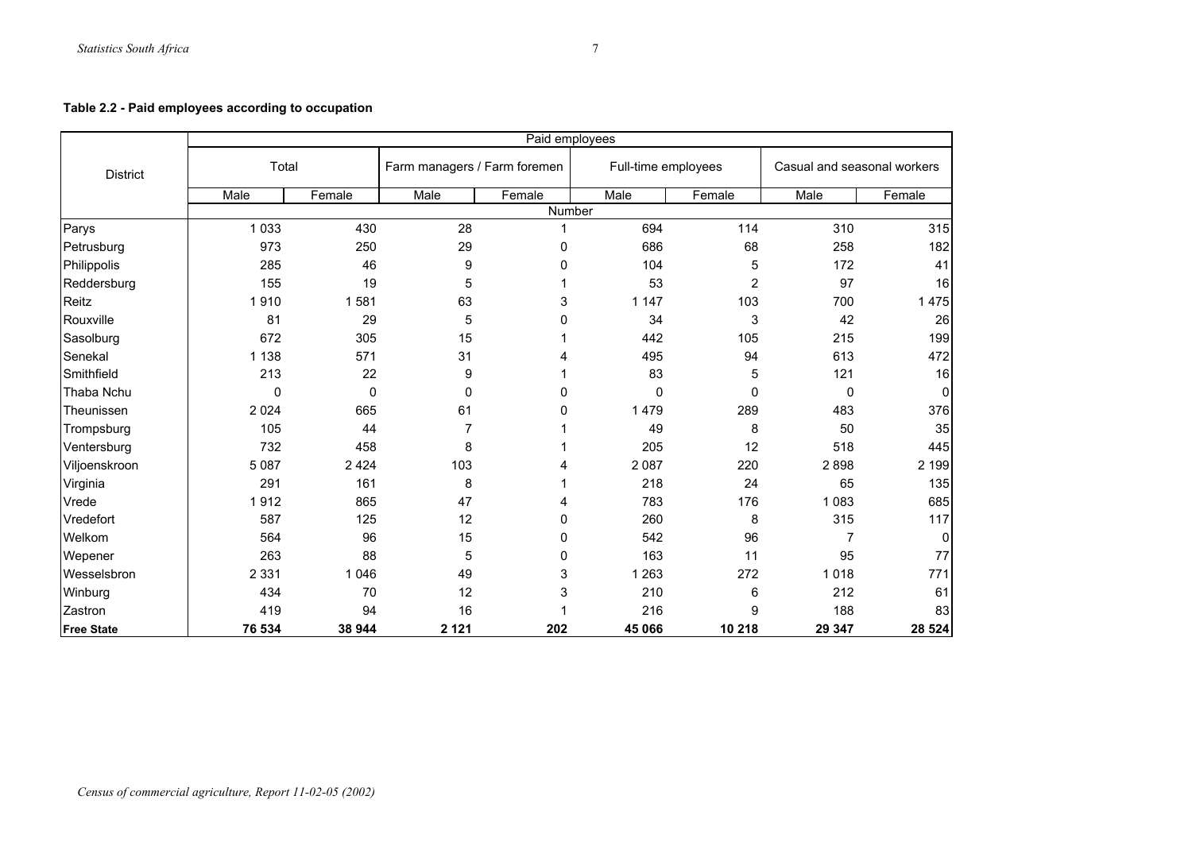**Table 2.2 - Paid employees according to occupation**

| District | Paid employees | | | | | | | |
|---|---|---|---|---|---|---|---|---|
| | Total | | Farm managers / Farm foremen | | Full-time employees | | Casual and seasonal workers | |
| | Male | Female | Male | Female | Male | Female | Male | Female |
| | Number | | | | | | | |
| Parys | 1 033 | 430 | 28 | 1 | 694 | 114 | 310 | 315 |
| Petrusburg | 973 | 250 | 29 | 0 | 686 | 68 | 258 | 182 |
| Philippolis | 285 | 46 | 9 | 0 | 104 | 5 | 172 | 41 |
| Reddersburg | 155 | 19 | 5 | 1 | 53 | 2 | 97 | 16 |
| Reitz | 1 910 | 1 581 | 63 | 3 | 1 147 | 103 | 700 | 1 475 |
| Rouxville | 81 | 29 | 5 | 0 | 34 | 3 | 42 | 26 |
| Sasolburg | 672 | 305 | 15 | 1 | 442 | 105 | 215 | 199 |
| Senekal | 1 138 | 571 | 31 | 4 | 495 | 94 | 613 | 472 |
| Smithfield | 213 | 22 | 9 | 1 | 83 | 5 | 121 | 16 |
| Thaba Nchu | 0 | 0 | 0 | 0 | 0 | 0 | 0 | 0 |
| Theunissen | 2 024 | 665 | 61 | 0 | 1 479 | 289 | 483 | 376 |
| Trompsburg | 105 | 44 | 7 | 1 | 49 | 8 | 50 | 35 |
| Ventersburg | 732 | 458 | 8 | 1 | 205 | 12 | 518 | 445 |
| Viljoenskroon | 5 087 | 2 424 | 103 | 4 | 2 087 | 220 | 2 898 | 2 199 |
| Virginia | 291 | 161 | 8 | 1 | 218 | 24 | 65 | 135 |
| Vrede | 1 912 | 865 | 47 | 4 | 783 | 176 | 1 083 | 685 |
| Vredefort | 587 | 125 | 12 | 0 | 260 | 8 | 315 | 117 |
| Welkom | 564 | 96 | 15 | 0 | 542 | 96 | 7 | 0 |
| Wepener | 263 | 88 | 5 | 0 | 163 | 11 | 95 | 77 |
| Wesselsbron | 2 331 | 1 046 | 49 | 3 | 1 263 | 272 | 1 018 | 771 |
| Winburg | 434 | 70 | 12 | 3 | 210 | 6 | 212 | 61 |
| Zastron | 419 | 94 | 16 | 1 | 216 | 9 | 188 | 83 |
| **Free State** | **76 534** | **38 944** | **2 121** | **202** | **45 066** | **10 218** | **29 347** | **28 524** |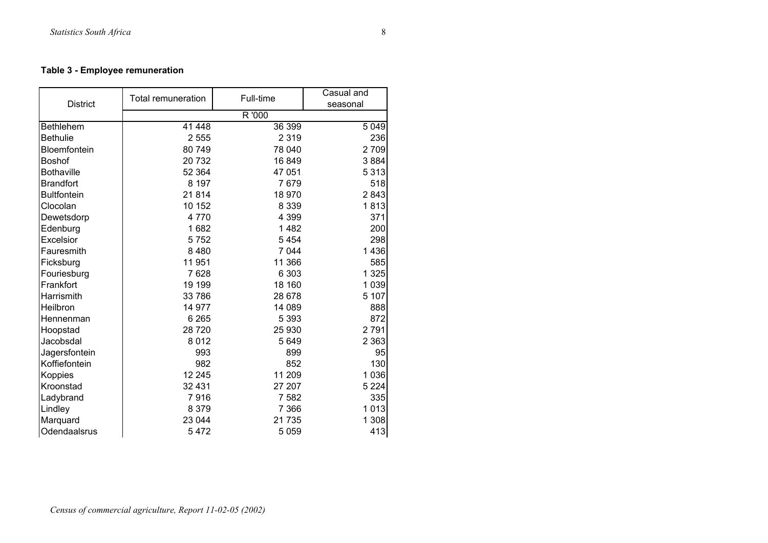**Table 3 - Employee remuneration**

| District | Total remuneration | Full-time | Casual and seasonal |
|---|---|---|---|
| | R '000 | | |
| Bethlehem | 41 448 | 36 399 | 5 049 |
| Bethulie | 2 555 | 2 319 | 236 |
| Bloemfontein | 80 749 | 78 040 | 2 709 |
| Boshof | 20 732 | 16 849 | 3 884 |
| Bothaville | 52 364 | 47 051 | 5 313 |
| Brandfort | 8 197 | 7 679 | 518 |
| Bultfontein | 21 814 | 18 970 | 2 843 |
| Clocolan | 10 152 | 8 339 | 1 813 |
| Dewetsdorp | 4 770 | 4 399 | 371 |
| Edenburg | 1 682 | 1 482 | 200 |
| Excelsior | 5 752 | 5 454 | 298 |
| Fauresmith | 8 480 | 7 044 | 1 436 |
| Ficksburg | 11 951 | 11 366 | 585 |
| Fouriesburg | 7 628 | 6 303 | 1 325 |
| Frankfort | 19 199 | 18 160 | 1 039 |
| Harrismith | 33 786 | 28 678 | 5 107 |
| Heilbron | 14 977 | 14 089 | 888 |
| Hennenman | 6 265 | 5 393 | 872 |
| Hoopstad | 28 720 | 25 930 | 2 791 |
| Jacobsdal | 8 012 | 5 649 | 2 363 |
| Jagersfontein | 993 | 899 | 95 |
| Koffiefontein | 982 | 852 | 130 |
| Koppies | 12 245 | 11 209 | 1 036 |
| Kroonstad | 32 431 | 27 207 | 5 224 |
| Ladybrand | 7 916 | 7 582 | 335 |
| Lindley | 8 379 | 7 366 | 1 013 |
| Marquard | 23 044 | 21 735 | 1 308 |
| Odendaalsrus | 5 472 | 5 059 | 413 |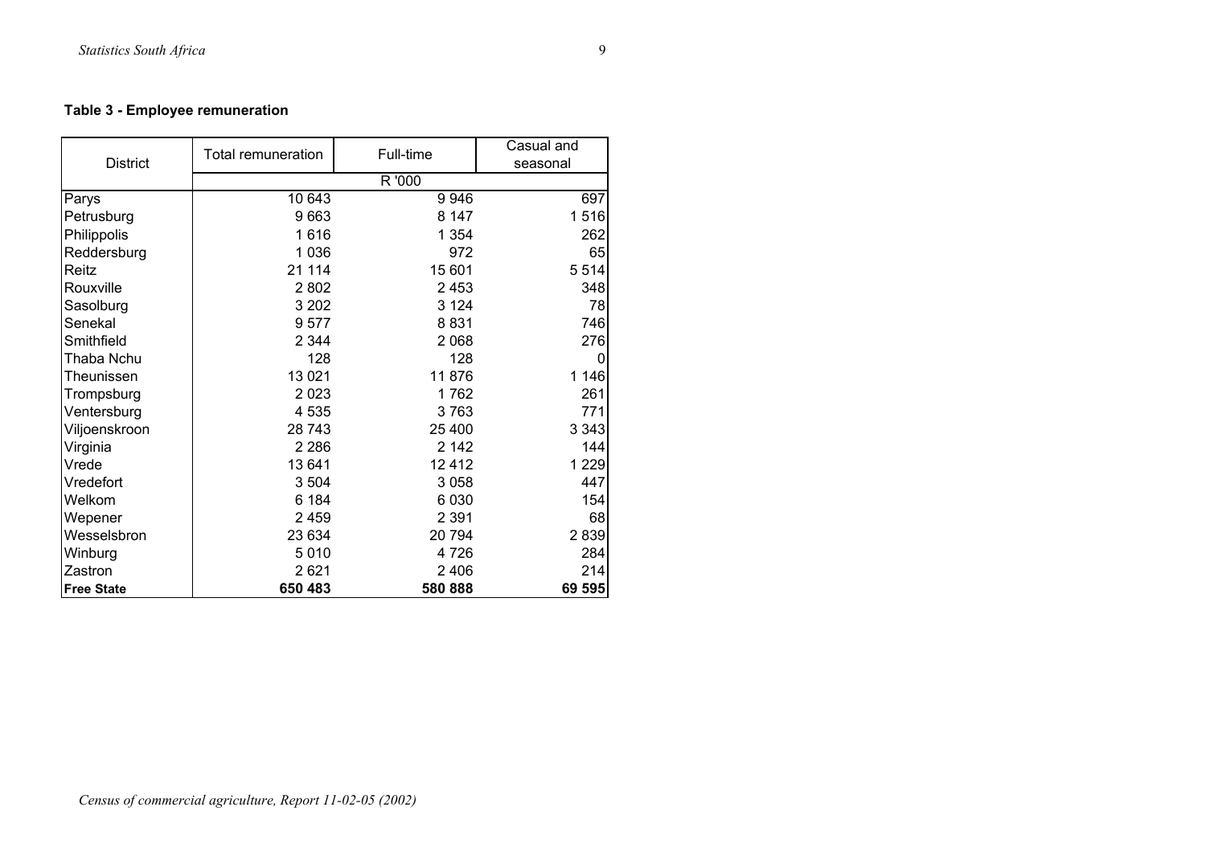**Table 3 - Employee remuneration**

| District | Total remuneration | Full-time | Casual and seasonal |
|---|---|---|---|
| | R '000 | | |
| Parys | 10 643 | 9 946 | 697 |
| Petrusburg | 9 663 | 8 147 | 1 516 |
| Philippolis | 1 616 | 1 354 | 262 |
| Reddersburg | 1 036 | 972 | 65 |
| Reitz | 21 114 | 15 601 | 5 514 |
| Rouxville | 2 802 | 2 453 | 348 |
| Sasolburg | 3 202 | 3 124 | 78 |
| Senekal | 9 577 | 8 831 | 746 |
| Smithfield | 2 344 | 2 068 | 276 |
| Thaba Nchu | 128 | 128 | 0 |
| Theunissen | 13 021 | 11 876 | 1 146 |
| Trompsburg | 2 023 | 1 762 | 261 |
| Ventersburg | 4 535 | 3 763 | 771 |
| Viljoenskroon | 28 743 | 25 400 | 3 343 |
| Virginia | 2 286 | 2 142 | 144 |
| Vrede | 13 641 | 12 412 | 1 229 |
| Vredefort | 3 504 | 3 058 | 447 |
| Welkom | 6 184 | 6 030 | 154 |
| Wepener | 2 459 | 2 391 | 68 |
| Wesselsbron | 23 634 | 20 794 | 2 839 |
| Winburg | 5 010 | 4 726 | 284 |
| Zastron | 2 621 | 2 406 | 214 |
| **Free State** | **650 483** | **580 888** | **69 595** |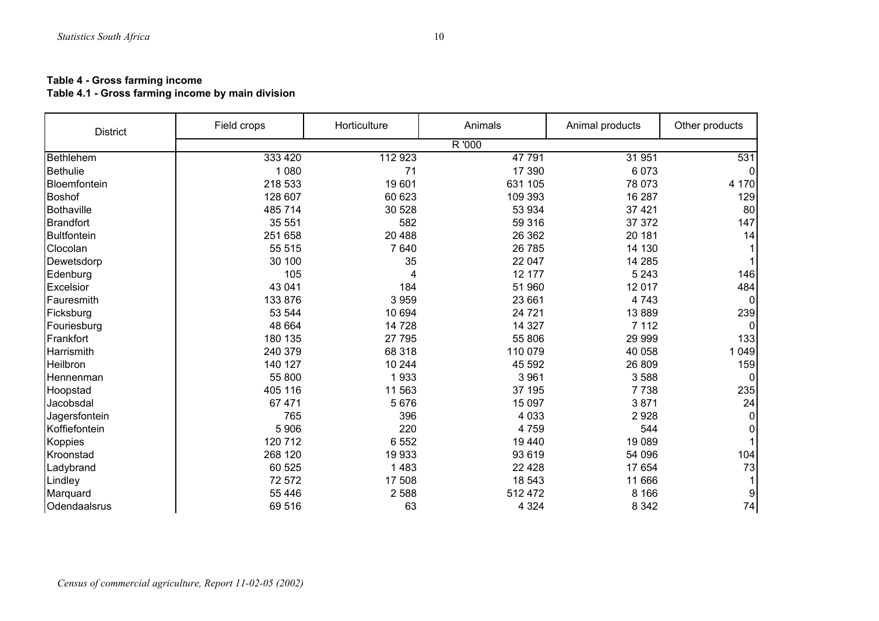**Table 4 - Gross farming income**

**Table 4.1 - Gross farming income by main division**

| District | Field crops | Horticulture | Animals | Animal products | Other products |
|---|---|---|---|---|---|
| | R '000 | | | | |
| Bethlehem | 333 420 | 112 923 | 47 791 | 31 951 | 531 |
| Bethulie | 1 080 | 71 | 17 390 | 6 073 | 0 |
| Bloemfontein | 218 533 | 19 601 | 631 105 | 78 073 | 4 170 |
| Boshof | 128 607 | 60 623 | 109 393 | 16 287 | 129 |
| Bothaville | 485 714 | 30 528 | 53 934 | 37 421 | 80 |
| Brandfort | 35 551 | 582 | 59 316 | 37 372 | 147 |
| Bultfontein | 251 658 | 20 488 | 26 362 | 20 181 | 14 |
| Clocolan | 55 515 | 7 640 | 26 785 | 14 130 | 1 |
| Dewetsdorp | 30 100 | 35 | 22 047 | 14 285 | 1 |
| Edenburg | 105 | 4 | 12 177 | 5 243 | 146 |
| Excelsior | 43 041 | 184 | 51 960 | 12 017 | 484 |
| Fauresmith | 133 876 | 3 959 | 23 661 | 4 743 | 0 |
| Ficksburg | 53 544 | 10 694 | 24 721 | 13 889 | 239 |
| Fouriesburg | 48 664 | 14 728 | 14 327 | 7 112 | 0 |
| Frankfort | 180 135 | 27 795 | 55 806 | 29 999 | 133 |
| Harrismith | 240 379 | 68 318 | 110 079 | 40 058 | 1 049 |
| Heilbron | 140 127 | 10 244 | 45 592 | 26 809 | 159 |
| Hennenman | 55 800 | 1 933 | 3 961 | 3 588 | 0 |
| Hoopstad | 405 116 | 11 563 | 37 195 | 7 738 | 235 |
| Jacobsdal | 67 471 | 5 676 | 15 097 | 3 871 | 24 |
| Jagersfontein | 765 | 396 | 4 033 | 2 928 | 0 |
| Koffiefontein | 5 906 | 220 | 4 759 | 544 | 0 |
| Koppies | 120 712 | 6 552 | 19 440 | 19 089 | 1 |
| Kroonstad | 268 120 | 19 933 | 93 619 | 54 096 | 104 |
| Ladybrand | 60 525 | 1 483 | 22 428 | 17 654 | 73 |
| Lindley | 72 572 | 17 508 | 18 543 | 11 666 | 1 |
| Marquard | 55 446 | 2 588 | 512 472 | 8 166 | 9 |
| Odendaalsrus | 69 516 | 63 | 4 324 | 8 342 | 74 |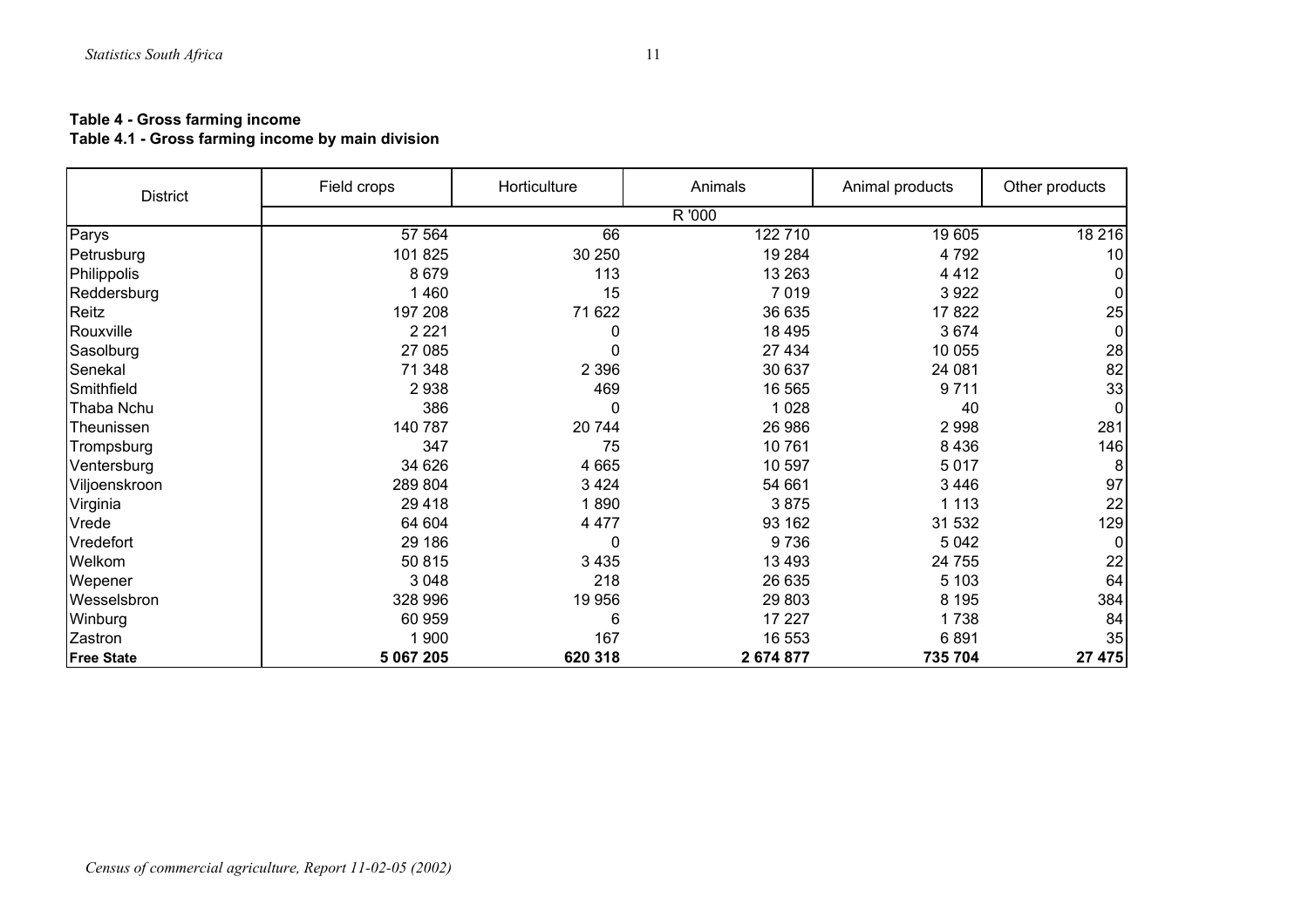## Table 4 - Gross farming income

### Table 4.1 - Gross farming income by main division

| District | Field crops | Horticulture | Animals | Animal products | Other products |
|---|---|---|---|---|---|
| | R '000 | | | | |
| Parys | 57 564 | 66 | 122 710 | 19 605 | 18 216 |
| Petrusburg | 101 825 | 30 250 | 19 284 | 4 792 | 10 |
| Philippolis | 8 679 | 113 | 13 263 | 4 412 | 0 |
| Reddersburg | 1 460 | 15 | 7 019 | 3 922 | 0 |
| Reitz | 197 208 | 71 622 | 36 635 | 17 822 | 25 |
| Rouxville | 2 221 | 0 | 18 495 | 3 674 | 0 |
| Sasolburg | 27 085 | 0 | 27 434 | 10 055 | 28 |
| Senekal | 71 348 | 2 396 | 30 637 | 24 081 | 82 |
| Smithfield | 2 938 | 469 | 16 565 | 9 711 | 33 |
| Thaba Nchu | 386 | 0 | 1 028 | 40 | 0 |
| Theunissen | 140 787 | 20 744 | 26 986 | 2 998 | 281 |
| Trompsburg | 347 | 75 | 10 761 | 8 436 | 146 |
| Ventersburg | 34 626 | 4 665 | 10 597 | 5 017 | 8 |
| Viljoenskroon | 289 804 | 3 424 | 54 661 | 3 446 | 97 |
| Virginia | 29 418 | 1 890 | 3 875 | 1 113 | 22 |
| Vrede | 64 604 | 4 477 | 93 162 | 31 532 | 129 |
| Vredefort | 29 186 | 0 | 9 736 | 5 042 | 0 |
| Welkom | 50 815 | 3 435 | 13 493 | 24 755 | 22 |
| Wepener | 3 048 | 218 | 26 635 | 5 103 | 64 |
| Wesselsbron | 328 996 | 19 956 | 29 803 | 8 195 | 384 |
| Winburg | 60 959 | 6 | 17 227 | 1 738 | 84 |
| Zastron | 1 900 | 167 | 16 553 | 6 891 | 35 |
| **Free State** | **5 067 205** | **620 318** | **2 674 877** | **735 704** | **27 475** |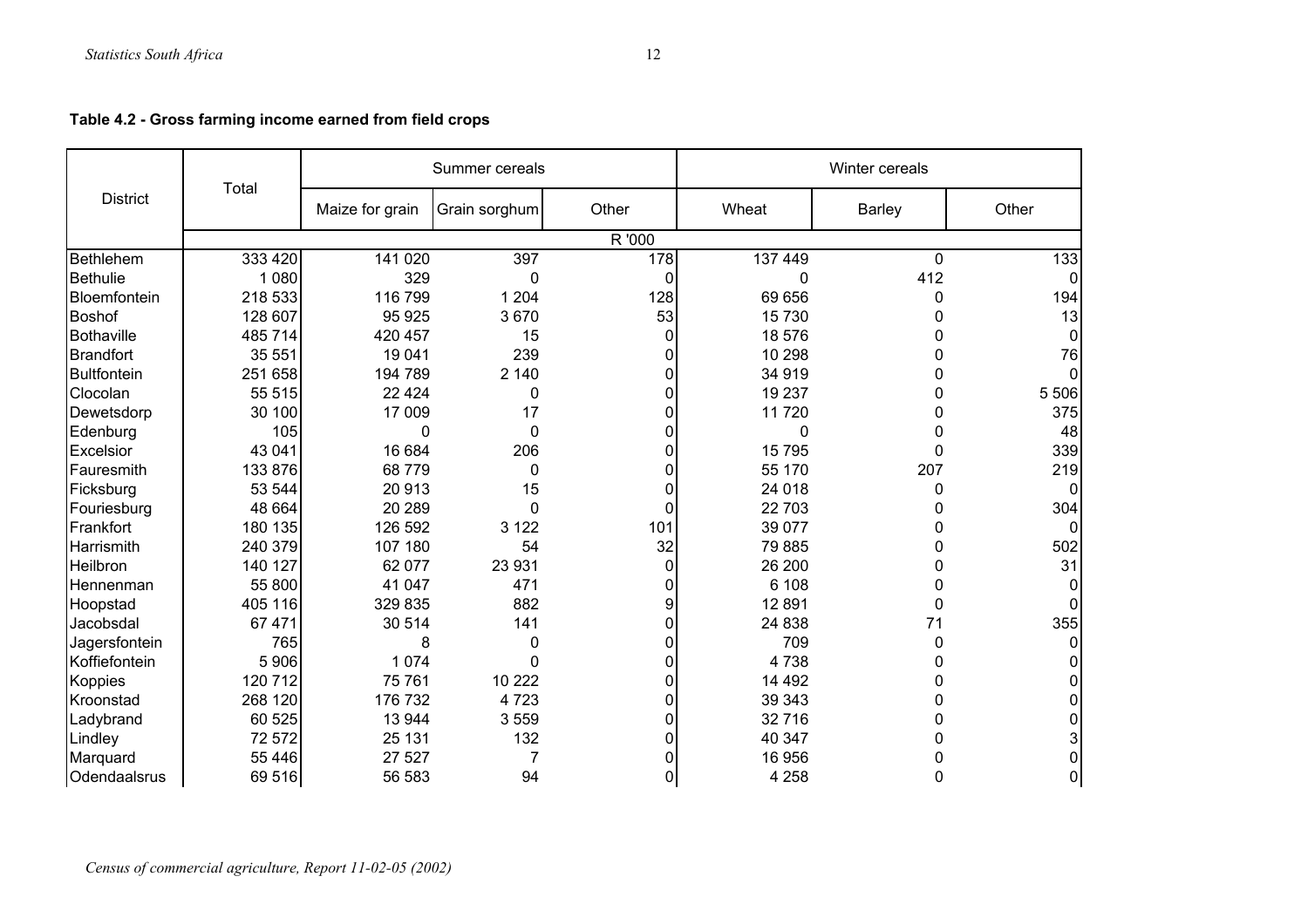**Table 4.2 - Gross farming income earned from field crops**

| District | Total | Summer cereals | | | Winter cereals | | |
|---|---|---|---|---|---|---|---|
| | | Maize for grain | Grain sorghum | Other | Wheat | Barley | Other |
| | R '000 | | | | | | |
| Bethlehem | 333 420 | 141 020 | 397 | 178 | 137 449 | 0 | 133 |
| Bethulie | 1 080 | 329 | 0 | 0 | 0 | 412 | 0 |
| Bloemfontein | 218 533 | 116 799 | 1 204 | 128 | 69 656 | 0 | 194 |
| Boshof | 128 607 | 95 925 | 3 670 | 53 | 15 730 | 0 | 13 |
| Bothaville | 485 714 | 420 457 | 15 | 0 | 18 576 | 0 | 0 |
| Brandfort | 35 551 | 19 041 | 239 | 0 | 10 298 | 0 | 76 |
| Bultfontein | 251 658 | 194 789 | 2 140 | 0 | 34 919 | 0 | 0 |
| Clocolan | 55 515 | 22 424 | 0 | 0 | 19 237 | 0 | 5 506 |
| Dewetsdorp | 30 100 | 17 009 | 17 | 0 | 11 720 | 0 | 375 |
| Edenburg | 105 | 0 | 0 | 0 | 0 | 0 | 48 |
| Excelsior | 43 041 | 16 684 | 206 | 0 | 15 795 | 0 | 339 |
| Fauresmith | 133 876 | 68 779 | 0 | 0 | 55 170 | 207 | 219 |
| Ficksburg | 53 544 | 20 913 | 15 | 0 | 24 018 | 0 | 0 |
| Fouriesburg | 48 664 | 20 289 | 0 | 0 | 22 703 | 0 | 304 |
| Frankfort | 180 135 | 126 592 | 3 122 | 101 | 39 077 | 0 | 0 |
| Harrismith | 240 379 | 107 180 | 54 | 32 | 79 885 | 0 | 502 |
| Heilbron | 140 127 | 62 077 | 23 931 | 0 | 26 200 | 0 | 31 |
| Hennenman | 55 800 | 41 047 | 471 | 0 | 6 108 | 0 | 0 |
| Hoopstad | 405 116 | 329 835 | 882 | 9 | 12 891 | 0 | 0 |
| Jacobsdal | 67 471 | 30 514 | 141 | 0 | 24 838 | 71 | 355 |
| Jagersfontein | 765 | 8 | 0 | 0 | 709 | 0 | 0 |
| Koffiefontein | 5 906 | 1 074 | 0 | 0 | 4 738 | 0 | 0 |
| Koppies | 120 712 | 75 761 | 10 222 | 0 | 14 492 | 0 | 0 |
| Kroonstad | 268 120 | 176 732 | 4 723 | 0 | 39 343 | 0 | 0 |
| Ladybrand | 60 525 | 13 944 | 3 559 | 0 | 32 716 | 0 | 0 |
| Lindley | 72 572 | 25 131 | 132 | 0 | 40 347 | 0 | 3 |
| Marquard | 55 446 | 27 527 | 7 | 0 | 16 956 | 0 | 0 |
| Odendaalsrus | 69 516 | 56 583 | 94 | 0 | 4 258 | 0 | 0 |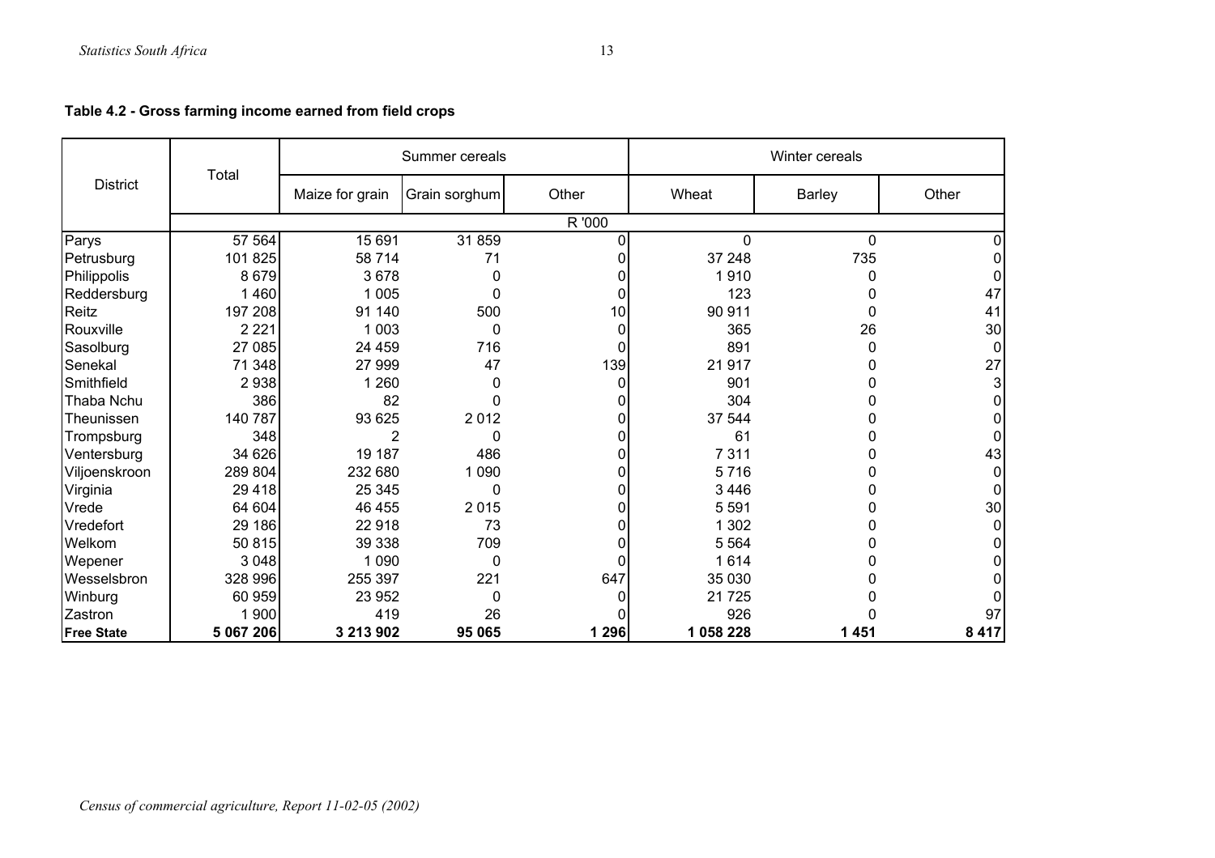**Table 4.2 - Gross farming income earned from field crops**

| District | Total | Summer cereals | | | Winter cereals | | |
|---|---|---|---|---|---|---|---|
| | | Maize for grain | Grain sorghum | Other | Wheat | Barley | Other |
| | R '000 | | | | | | |
| Parys | 57 564 | 15 691 | 31 859 | 0 | 0 | 0 | 0 |
| Petrusburg | 101 825 | 58 714 | 71 | 0 | 37 248 | 735 | 0 |
| Philippolis | 8 679 | 3 678 | 0 | 0 | 1 910 | 0 | 0 |
| Reddersburg | 1 460 | 1 005 | 0 | 0 | 123 | 0 | 47 |
| Reitz | 197 208 | 91 140 | 500 | 10 | 90 911 | 0 | 41 |
| Rouxville | 2 221 | 1 003 | 0 | 0 | 365 | 26 | 30 |
| Sasolburg | 27 085 | 24 459 | 716 | 0 | 891 | 0 | 0 |
| Senekal | 71 348 | 27 999 | 47 | 139 | 21 917 | 0 | 27 |
| Smithfield | 2 938 | 1 260 | 0 | 0 | 901 | 0 | 3 |
| Thaba Nchu | 386 | 82 | 0 | 0 | 304 | 0 | 0 |
| Theunissen | 140 787 | 93 625 | 2 012 | 0 | 37 544 | 0 | 0 |
| Trompsburg | 348 | 2 | 0 | 0 | 61 | 0 | 0 |
| Ventersburg | 34 626 | 19 187 | 486 | 0 | 7 311 | 0 | 43 |
| Viljoenskroon | 289 804 | 232 680 | 1 090 | 0 | 5 716 | 0 | 0 |
| Virginia | 29 418 | 25 345 | 0 | 0 | 3 446 | 0 | 0 |
| Vrede | 64 604 | 46 455 | 2 015 | 0 | 5 591 | 0 | 30 |
| Vredefort | 29 186 | 22 918 | 73 | 0 | 1 302 | 0 | 0 |
| Welkom | 50 815 | 39 338 | 709 | 0 | 5 564 | 0 | 0 |
| Wepener | 3 048 | 1 090 | 0 | 0 | 1 614 | 0 | 0 |
| Wesselsbron | 328 996 | 255 397 | 221 | 647 | 35 030 | 0 | 0 |
| Winburg | 60 959 | 23 952 | 0 | 0 | 21 725 | 0 | 0 |
| Zastron | 1 900 | 419 | 26 | 0 | 926 | 0 | 97 |
| **Free State** | **5 067 206** | **3 213 902** | **95 065** | **1 296** | **1 058 228** | **1 451** | **8 417** |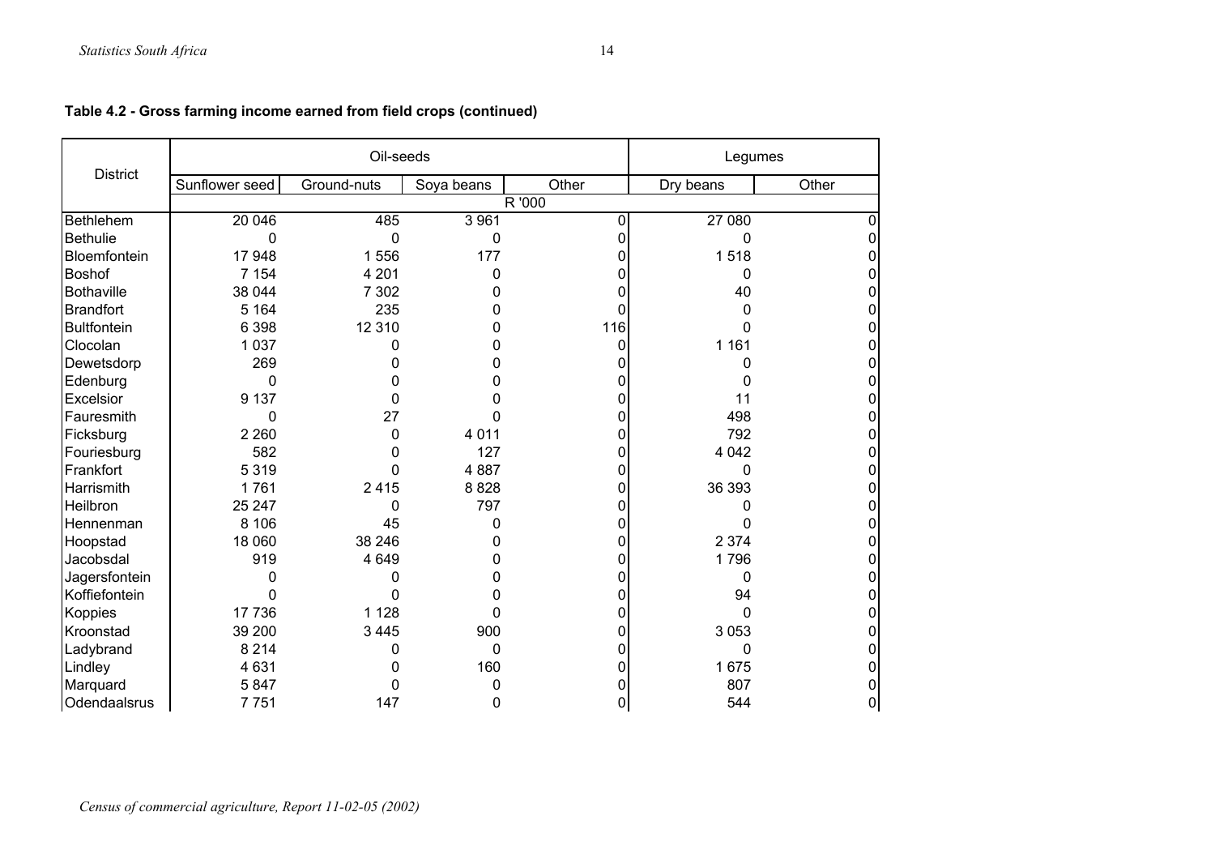**Table 4.2 - Gross farming income earned from field crops (continued)**

| District | Oil-seeds | | | | Legumes | |
|---|---|---|---|---|---|---|
| | Sunflower seed | Ground-nuts | Soya beans | Other | Dry beans | Other |
| | R '000 | | | | | |
| Bethlehem | 20 046 | 485 | 3 961 | 0 | 27 080 | 0 |
| Bethulie | 0 | 0 | 0 | 0 | 0 | 0 |
| Bloemfontein | 17 948 | 1 556 | 177 | 0 | 1 518 | 0 |
| Boshof | 7 154 | 4 201 | 0 | 0 | 0 | 0 |
| Bothaville | 38 044 | 7 302 | 0 | 0 | 40 | 0 |
| Brandfort | 5 164 | 235 | 0 | 0 | 0 | 0 |
| Bultfontein | 6 398 | 12 310 | 0 | 116 | 0 | 0 |
| Clocolan | 1 037 | 0 | 0 | 0 | 1 161 | 0 |
| Dewetsdorp | 269 | 0 | 0 | 0 | 0 | 0 |
| Edenburg | 0 | 0 | 0 | 0 | 0 | 0 |
| Excelsior | 9 137 | 0 | 0 | 0 | 11 | 0 |
| Fauresmith | 0 | 27 | 0 | 0 | 498 | 0 |
| Ficksburg | 2 260 | 0 | 4 011 | 0 | 792 | 0 |
| Fouriesburg | 582 | 0 | 127 | 0 | 4 042 | 0 |
| Frankfort | 5 319 | 0 | 4 887 | 0 | 0 | 0 |
| Harrismith | 1 761 | 2 415 | 8 828 | 0 | 36 393 | 0 |
| Heilbron | 25 247 | 0 | 797 | 0 | 0 | 0 |
| Hennenman | 8 106 | 45 | 0 | 0 | 0 | 0 |
| Hoopstad | 18 060 | 38 246 | 0 | 0 | 2 374 | 0 |
| Jacobsdal | 919 | 4 649 | 0 | 0 | 1 796 | 0 |
| Jagersfontein | 0 | 0 | 0 | 0 | 0 | 0 |
| Koffiefontein | 0 | 0 | 0 | 0 | 94 | 0 |
| Koppies | 17 736 | 1 128 | 0 | 0 | 0 | 0 |
| Kroonstad | 39 200 | 3 445 | 900 | 0 | 3 053 | 0 |
| Ladybrand | 8 214 | 0 | 0 | 0 | 0 | 0 |
| Lindley | 4 631 | 0 | 160 | 0 | 1 675 | 0 |
| Marquard | 5 847 | 0 | 0 | 0 | 807 | 0 |
| Odendaalsrus | 7 751 | 147 | 0 | 0 | 544 | 0 |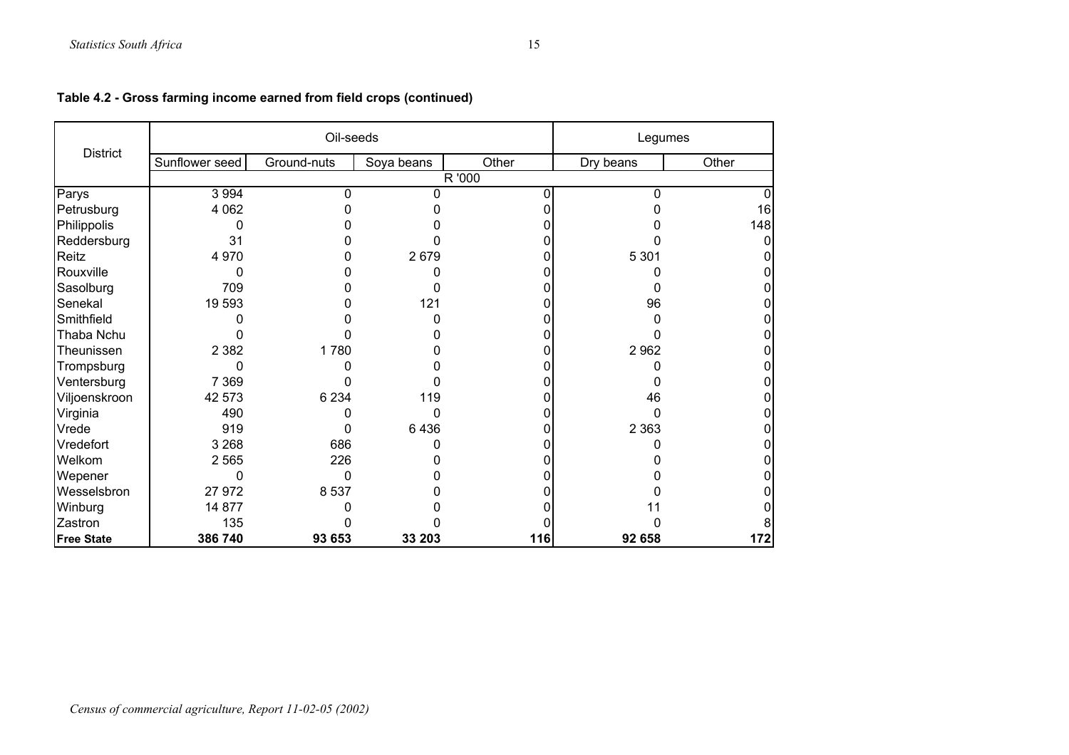**Table 4.2 - Gross farming income earned from field crops (continued)**

| District | Oil-seeds | | | | Legumes | |
|---|---|---|---|---|---|---|
| | Sunflower seed | Ground-nuts | Soya beans | Other | Dry beans | Other |
| | R '000 | | | | | |
| Parys | 3 994 | 0 | 0 | 0 | 0 | 0 |
| Petrusburg | 4 062 | 0 | 0 | 0 | 0 | 16 |
| Philippolis | 0 | 0 | 0 | 0 | 0 | 148 |
| Reddersburg | 31 | 0 | 0 | 0 | 0 | 0 |
| Reitz | 4 970 | 0 | 2 679 | 0 | 5 301 | 0 |
| Rouxville | 0 | 0 | 0 | 0 | 0 | 0 |
| Sasolburg | 709 | 0 | 0 | 0 | 0 | 0 |
| Senekal | 19 593 | 0 | 121 | 0 | 96 | 0 |
| Smithfield | 0 | 0 | 0 | 0 | 0 | 0 |
| Thaba Nchu | 0 | 0 | 0 | 0 | 0 | 0 |
| Theunissen | 2 382 | 1 780 | 0 | 0 | 2 962 | 0 |
| Trompsburg | 0 | 0 | 0 | 0 | 0 | 0 |
| Ventersburg | 7 369 | 0 | 0 | 0 | 0 | 0 |
| Viljoenskroon | 42 573 | 6 234 | 119 | 0 | 46 | 0 |
| Virginia | 490 | 0 | 0 | 0 | 0 | 0 |
| Vrede | 919 | 0 | 6 436 | 0 | 2 363 | 0 |
| Vredefort | 3 268 | 686 | 0 | 0 | 0 | 0 |
| Welkom | 2 565 | 226 | 0 | 0 | 0 | 0 |
| Wepener | 0 | 0 | 0 | 0 | 0 | 0 |
| Wesselsbron | 27 972 | 8 537 | 0 | 0 | 0 | 0 |
| Winburg | 14 877 | 0 | 0 | 0 | 11 | 0 |
| Zastron | 135 | 0 | 0 | 0 | 0 | 8 |
| **Free State** | **386 740** | **93 653** | **33 203** | **116** | **92 658** | **172** |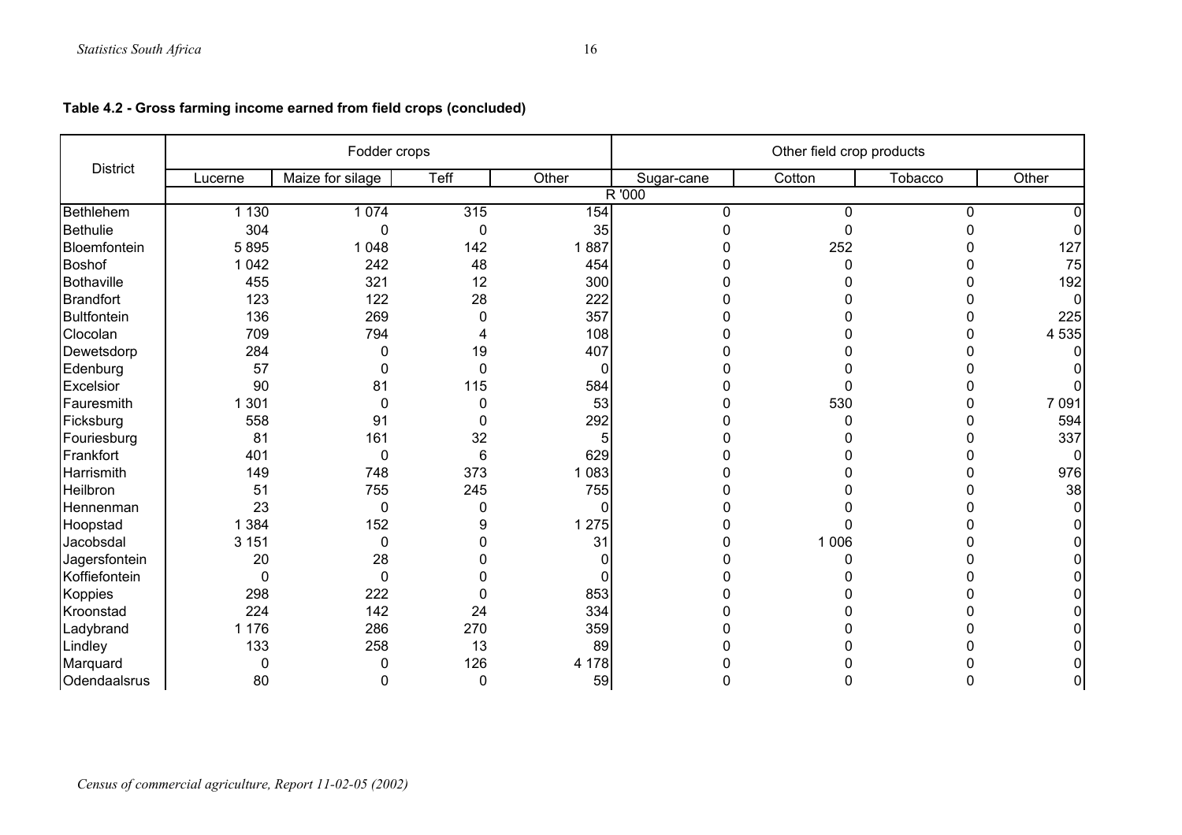**Table 4.2 - Gross farming income earned from field crops (concluded)**

| District | Fodder crops | | | | Other field crop products | | | |
|---|---|---|---|---|---|---|---|---|
| | Lucerne | Maize for silage | Teff | Other | Sugar-cane | Cotton | Tobacco | Other |
| | R '000 | | | | | | | |
| Bethlehem | 1 130 | 1 074 | 315 | 154 | 0 | 0 | 0 | 0 |
| Bethulie | 304 | 0 | 0 | 35 | 0 | 0 | 0 | 0 |
| Bloemfontein | 5 895 | 1 048 | 142 | 1 887 | 0 | 252 | 0 | 127 |
| Boshof | 1 042 | 242 | 48 | 454 | 0 | 0 | 0 | 75 |
| Bothaville | 455 | 321 | 12 | 300 | 0 | 0 | 0 | 192 |
| Brandfort | 123 | 122 | 28 | 222 | 0 | 0 | 0 | 0 |
| Bultfontein | 136 | 269 | 0 | 357 | 0 | 0 | 0 | 225 |
| Clocolan | 709 | 794 | 4 | 108 | 0 | 0 | 0 | 4 535 |
| Dewetsdorp | 284 | 0 | 19 | 407 | 0 | 0 | 0 | 0 |
| Edenburg | 57 | 0 | 0 | 0 | 0 | 0 | 0 | 0 |
| Excelsior | 90 | 81 | 115 | 584 | 0 | 0 | 0 | 0 |
| Fauresmith | 1 301 | 0 | 0 | 53 | 0 | 530 | 0 | 7 091 |
| Ficksburg | 558 | 91 | 0 | 292 | 0 | 0 | 0 | 594 |
| Fouriesburg | 81 | 161 | 32 | 5 | 0 | 0 | 0 | 337 |
| Frankfort | 401 | 0 | 6 | 629 | 0 | 0 | 0 | 0 |
| Harrismith | 149 | 748 | 373 | 1 083 | 0 | 0 | 0 | 976 |
| Heilbron | 51 | 755 | 245 | 755 | 0 | 0 | 0 | 38 |
| Hennenman | 23 | 0 | 0 | 0 | 0 | 0 | 0 | 0 |
| Hoopstad | 1 384 | 152 | 9 | 1 275 | 0 | 0 | 0 | 0 |
| Jacobsdal | 3 151 | 0 | 0 | 31 | 0 | 1 006 | 0 | 0 |
| Jagersfontein | 20 | 28 | 0 | 0 | 0 | 0 | 0 | 0 |
| Koffiefontein | 0 | 0 | 0 | 0 | 0 | 0 | 0 | 0 |
| Koppies | 298 | 222 | 0 | 853 | 0 | 0 | 0 | 0 |
| Kroonstad | 224 | 142 | 24 | 334 | 0 | 0 | 0 | 0 |
| Ladybrand | 1 176 | 286 | 270 | 359 | 0 | 0 | 0 | 0 |
| Lindley | 133 | 258 | 13 | 89 | 0 | 0 | 0 | 0 |
| Marquard | 0 | 0 | 126 | 4 178 | 0 | 0 | 0 | 0 |
| Odendaalsrus | 80 | 0 | 0 | 59 | 0 | 0 | 0 | 0 |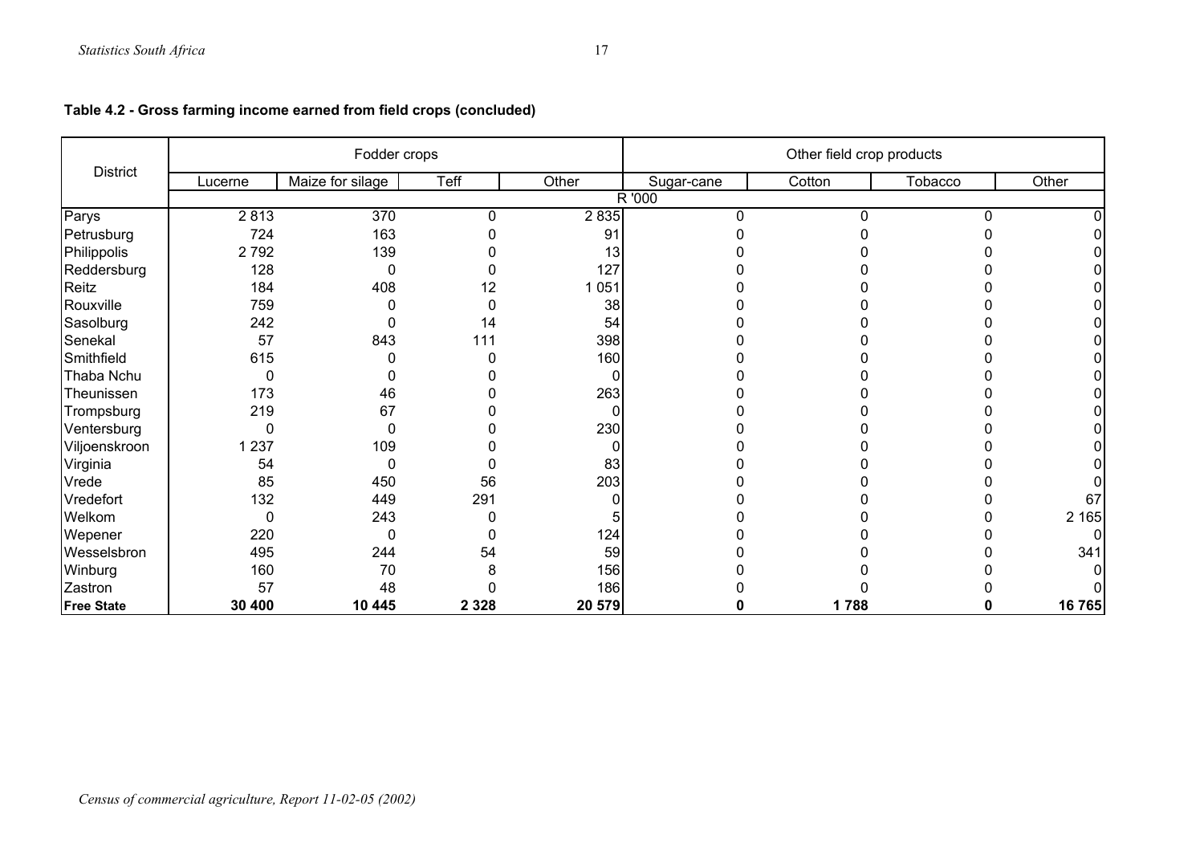**Table 4.2 - Gross farming income earned from field crops (concluded)**

| District | Fodder crops | | | | Other field crop products | | | |
|---|---|---|---|---|---|---|---|---|
| | Lucerne | Maize for silage | Teff | Other | Sugar-cane | Cotton | Tobacco | Other |
| | R '000 | | | | | | | |
| Parys | 2 813 | 370 | 0 | 2 835 | 0 | 0 | 0 | 0 |
| Petrusburg | 724 | 163 | 0 | 91 | 0 | 0 | 0 | 0 |
| Philippolis | 2 792 | 139 | 0 | 13 | 0 | 0 | 0 | 0 |
| Reddersburg | 128 | 0 | 0 | 127 | 0 | 0 | 0 | 0 |
| Reitz | 184 | 408 | 12 | 1 051 | 0 | 0 | 0 | 0 |
| Rouxville | 759 | 0 | 0 | 38 | 0 | 0 | 0 | 0 |
| Sasolburg | 242 | 0 | 14 | 54 | 0 | 0 | 0 | 0 |
| Senekal | 57 | 843 | 111 | 398 | 0 | 0 | 0 | 0 |
| Smithfield | 615 | 0 | 0 | 160 | 0 | 0 | 0 | 0 |
| Thaba Nchu | 0 | 0 | 0 | 0 | 0 | 0 | 0 | 0 |
| Theunissen | 173 | 46 | 0 | 263 | 0 | 0 | 0 | 0 |
| Trompsburg | 219 | 67 | 0 | 0 | 0 | 0 | 0 | 0 |
| Ventersburg | 0 | 0 | 0 | 230 | 0 | 0 | 0 | 0 |
| Viljoenskroon | 1 237 | 109 | 0 | 0 | 0 | 0 | 0 | 0 |
| Virginia | 54 | 0 | 0 | 83 | 0 | 0 | 0 | 0 |
| Vrede | 85 | 450 | 56 | 203 | 0 | 0 | 0 | 0 |
| Vredefort | 132 | 449 | 291 | 0 | 0 | 0 | 0 | 67 |
| Welkom | 0 | 243 | 0 | 5 | 0 | 0 | 0 | 2 165 |
| Wepener | 220 | 0 | 0 | 124 | 0 | 0 | 0 | 0 |
| Wesselsbron | 495 | 244 | 54 | 59 | 0 | 0 | 0 | 341 |
| Winburg | 160 | 70 | 8 | 156 | 0 | 0 | 0 | 0 |
| Zastron | 57 | 48 | 0 | 186 | 0 | 0 | 0 | 0 |
| **Free State** | **30 400** | **10 445** | **2 328** | **20 579** | **0** | **1 788** | **0** | **16 765** |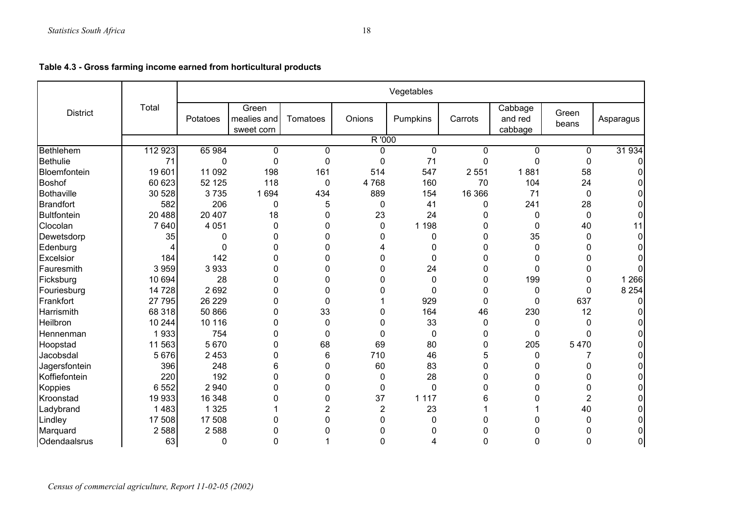**Table 4.3 - Gross farming income earned from horticultural products**

| District | Total | Vegetables | | | | | | | | |
|---|---|---|---|---|---|---|---|---|---|---|
| | | Potatoes | Green mealies and sweet corn | Tomatoes | Onions | Pumpkins | Carrots | Cabbage and red cabbage | Green beans | Asparagus |
| | R '000 | | | | | | | | | |
| Bethlehem | 112 923 | 65 984 | 0 | 0 | 0 | 0 | 0 | 0 | 0 | 31 934 |
| Bethulie | 71 | 0 | 0 | 0 | 0 | 71 | 0 | 0 | 0 | 0 |
| Bloemfontein | 19 601 | 11 092 | 198 | 161 | 514 | 547 | 2 551 | 1 881 | 58 | 0 |
| Boshof | 60 623 | 52 125 | 118 | 0 | 4 768 | 160 | 70 | 104 | 24 | 0 |
| Bothaville | 30 528 | 3 735 | 1 694 | 434 | 889 | 154 | 16 366 | 71 | 0 | 0 |
| Brandfort | 582 | 206 | 0 | 5 | 0 | 41 | 0 | 241 | 28 | 0 |
| Bultfontein | 20 488 | 20 407 | 18 | 0 | 23 | 24 | 0 | 0 | 0 | 0 |
| Clocolan | 7 640 | 4 051 | 0 | 0 | 0 | 1 198 | 0 | 0 | 40 | 11 |
| Dewetsdorp | 35 | 0 | 0 | 0 | 0 | 0 | 0 | 35 | 0 | 0 |
| Edenburg | 4 | 0 | 0 | 0 | 4 | 0 | 0 | 0 | 0 | 0 |
| Excelsior | 184 | 142 | 0 | 0 | 0 | 0 | 0 | 0 | 0 | 0 |
| Fauresmith | 3 959 | 3 933 | 0 | 0 | 0 | 24 | 0 | 0 | 0 | 0 |
| Ficksburg | 10 694 | 28 | 0 | 0 | 0 | 0 | 0 | 199 | 0 | 1 266 |
| Fouriesburg | 14 728 | 2 692 | 0 | 0 | 0 | 0 | 0 | 0 | 0 | 8 254 |
| Frankfort | 27 795 | 26 229 | 0 | 0 | 1 | 929 | 0 | 0 | 637 | 0 |
| Harrismith | 68 318 | 50 866 | 0 | 33 | 0 | 164 | 46 | 230 | 12 | 0 |
| Heilbron | 10 244 | 10 116 | 0 | 0 | 0 | 33 | 0 | 0 | 0 | 0 |
| Hennenman | 1 933 | 754 | 0 | 0 | 0 | 0 | 0 | 0 | 0 | 0 |
| Hoopstad | 11 563 | 5 670 | 0 | 68 | 69 | 80 | 0 | 205 | 5 470 | 0 |
| Jacobsdal | 5 676 | 2 453 | 0 | 6 | 710 | 46 | 5 | 0 | 7 | 0 |
| Jagersfontein | 396 | 248 | 6 | 0 | 60 | 83 | 0 | 0 | 0 | 0 |
| Koffiefontein | 220 | 192 | 0 | 0 | 0 | 28 | 0 | 0 | 0 | 0 |
| Koppies | 6 552 | 2 940 | 0 | 0 | 0 | 0 | 0 | 0 | 0 | 0 |
| Kroonstad | 19 933 | 16 348 | 0 | 0 | 37 | 1 117 | 6 | 0 | 2 | 0 |
| Ladybrand | 1 483 | 1 325 | 1 | 2 | 2 | 23 | 1 | 1 | 40 | 0 |
| Lindley | 17 508 | 17 508 | 0 | 0 | 0 | 0 | 0 | 0 | 0 | 0 |
| Marquard | 2 588 | 2 588 | 0 | 0 | 0 | 0 | 0 | 0 | 0 | 0 |
| Odendaalsrus | 63 | 0 | 0 | 1 | 0 | 4 | 0 | 0 | 0 | 0 |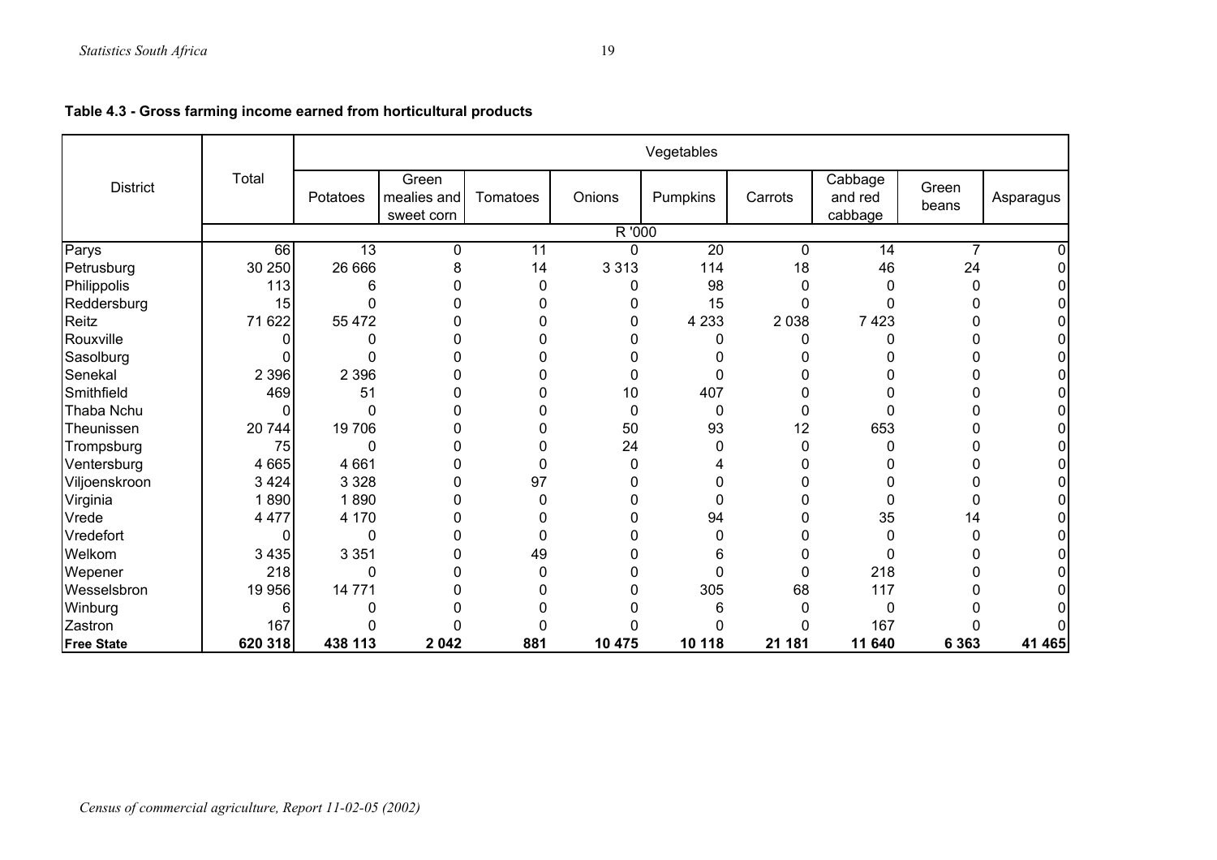**Table 4.3 - Gross farming income earned from horticultural products**

| District | Total | Vegetables | | | | | | | | |
|---|---|---|---|---|---|---|---|---|---|---|
| | | Potatoes | Green mealies and sweet corn | Tomatoes | Onions | Pumpkins | Carrots | Cabbage and red cabbage | Green beans | Asparagus |
| | R '000 | | | | | | | | | |
| Parys | 66 | 13 | 0 | 11 | 0 | 20 | 0 | 14 | 7 | 0 |
| Petrusburg | 30 250 | 26 666 | 8 | 14 | 3 313 | 114 | 18 | 46 | 24 | 0 |
| Philippolis | 113 | 6 | 0 | 0 | 0 | 98 | 0 | 0 | 0 | 0 |
| Reddersburg | 15 | 0 | 0 | 0 | 0 | 15 | 0 | 0 | 0 | 0 |
| Reitz | 71 622 | 55 472 | 0 | 0 | 0 | 4 233 | 2 038 | 7 423 | 0 | 0 |
| Rouxville | 0 | 0 | 0 | 0 | 0 | 0 | 0 | 0 | 0 | 0 |
| Sasolburg | 0 | 0 | 0 | 0 | 0 | 0 | 0 | 0 | 0 | 0 |
| Senekal | 2 396 | 2 396 | 0 | 0 | 0 | 0 | 0 | 0 | 0 | 0 |
| Smithfield | 469 | 51 | 0 | 0 | 10 | 407 | 0 | 0 | 0 | 0 |
| Thaba Nchu | 0 | 0 | 0 | 0 | 0 | 0 | 0 | 0 | 0 | 0 |
| Theunissen | 20 744 | 19 706 | 0 | 0 | 50 | 93 | 12 | 653 | 0 | 0 |
| Trompsburg | 75 | 0 | 0 | 0 | 24 | 0 | 0 | 0 | 0 | 0 |
| Ventersburg | 4 665 | 4 661 | 0 | 0 | 0 | 4 | 0 | 0 | 0 | 0 |
| Viljoenskroon | 3 424 | 3 328 | 0 | 97 | 0 | 0 | 0 | 0 | 0 | 0 |
| Virginia | 1 890 | 1 890 | 0 | 0 | 0 | 0 | 0 | 0 | 0 | 0 |
| Vrede | 4 477 | 4 170 | 0 | 0 | 0 | 94 | 0 | 35 | 14 | 0 |
| Vredefort | 0 | 0 | 0 | 0 | 0 | 0 | 0 | 0 | 0 | 0 |
| Welkom | 3 435 | 3 351 | 0 | 49 | 0 | 6 | 0 | 0 | 0 | 0 |
| Wepener | 218 | 0 | 0 | 0 | 0 | 0 | 0 | 218 | 0 | 0 |
| Wesselsbron | 19 956 | 14 771 | 0 | 0 | 0 | 305 | 68 | 117 | 0 | 0 |
| Winburg | 6 | 0 | 0 | 0 | 0 | 6 | 0 | 0 | 0 | 0 |
| Zastron | 167 | 0 | 0 | 0 | 0 | 0 | 0 | 167 | 0 | 0 |
| **Free State** | **620 318** | **438 113** | **2 042** | **881** | **10 475** | **10 118** | **21 181** | **11 640** | **6 363** | **41 465** |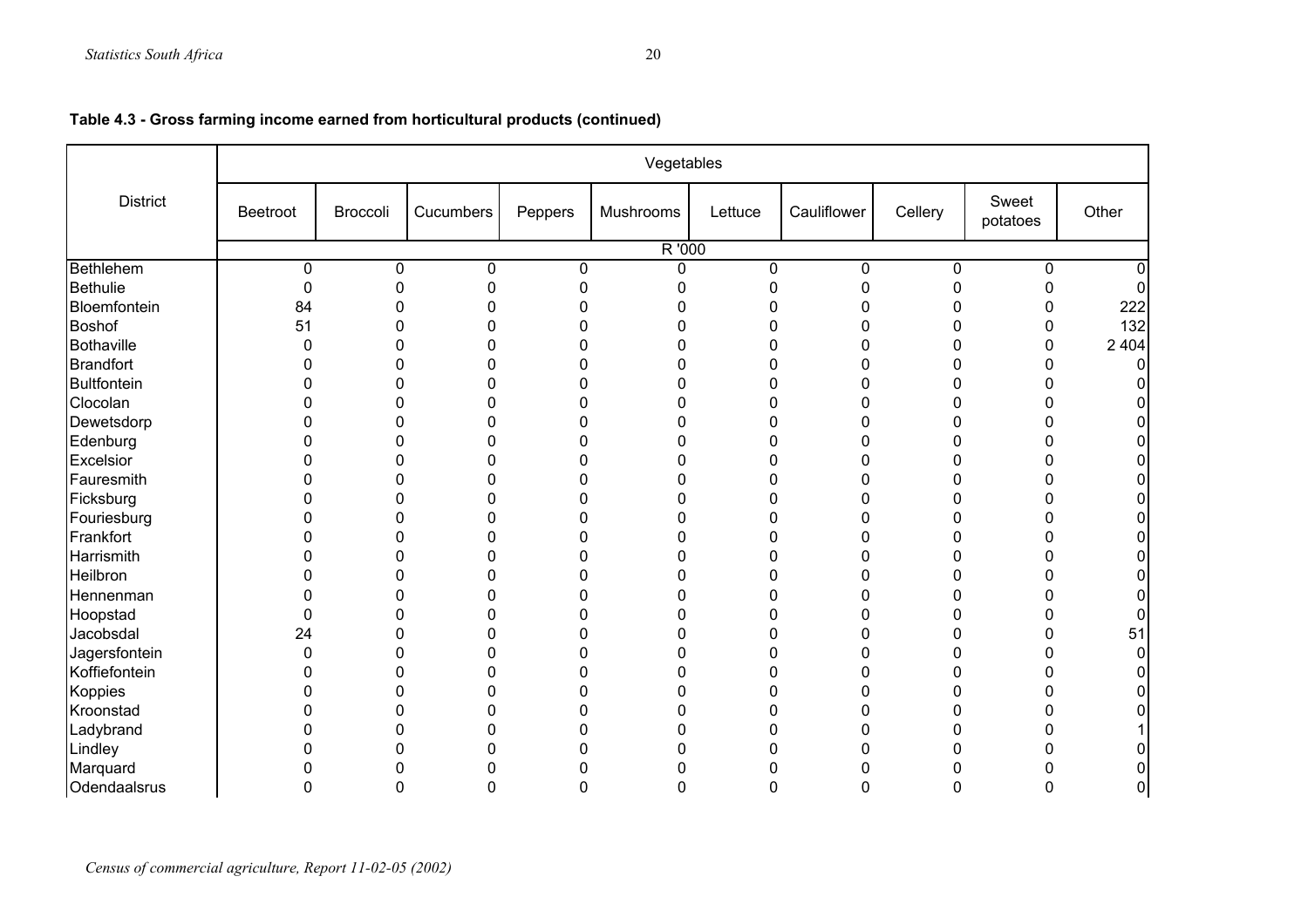**Table 4.3 - Gross farming income earned from horticultural products (continued)**

| District | Vegetables | | | | | | | | | |
|---|---|---|---|---|---|---|---|---|---|---|
| | Beetroot | Broccoli | Cucumbers | Peppers | Mushrooms | Lettuce | Cauliflower | Cellery | Sweet potatoes | Other |
| | R '000 | | | | | | | | | |
| Bethlehem | 0 | 0 | 0 | 0 | 0 | 0 | 0 | 0 | 0 | 0 |
| Bethulie | 0 | 0 | 0 | 0 | 0 | 0 | 0 | 0 | 0 | 0 |
| Bloemfontein | 84 | 0 | 0 | 0 | 0 | 0 | 0 | 0 | 0 | 222 |
| Boshof | 51 | 0 | 0 | 0 | 0 | 0 | 0 | 0 | 0 | 132 |
| Bothaville | 0 | 0 | 0 | 0 | 0 | 0 | 0 | 0 | 0 | 2 404 |
| Brandfort | 0 | 0 | 0 | 0 | 0 | 0 | 0 | 0 | 0 | 0 |
| Bultfontein | 0 | 0 | 0 | 0 | 0 | 0 | 0 | 0 | 0 | 0 |
| Clocolan | 0 | 0 | 0 | 0 | 0 | 0 | 0 | 0 | 0 | 0 |
| Dewetsdorp | 0 | 0 | 0 | 0 | 0 | 0 | 0 | 0 | 0 | 0 |
| Edenburg | 0 | 0 | 0 | 0 | 0 | 0 | 0 | 0 | 0 | 0 |
| Excelsior | 0 | 0 | 0 | 0 | 0 | 0 | 0 | 0 | 0 | 0 |
| Fauresmith | 0 | 0 | 0 | 0 | 0 | 0 | 0 | 0 | 0 | 0 |
| Ficksburg | 0 | 0 | 0 | 0 | 0 | 0 | 0 | 0 | 0 | 0 |
| Fouriesburg | 0 | 0 | 0 | 0 | 0 | 0 | 0 | 0 | 0 | 0 |
| Frankfort | 0 | 0 | 0 | 0 | 0 | 0 | 0 | 0 | 0 | 0 |
| Harrismith | 0 | 0 | 0 | 0 | 0 | 0 | 0 | 0 | 0 | 0 |
| Heilbron | 0 | 0 | 0 | 0 | 0 | 0 | 0 | 0 | 0 | 0 |
| Hennenman | 0 | 0 | 0 | 0 | 0 | 0 | 0 | 0 | 0 | 0 |
| Hoopstad | 0 | 0 | 0 | 0 | 0 | 0 | 0 | 0 | 0 | 0 |
| Jacobsdal | 24 | 0 | 0 | 0 | 0 | 0 | 0 | 0 | 0 | 51 |
| Jagersfontein | 0 | 0 | 0 | 0 | 0 | 0 | 0 | 0 | 0 | 0 |
| Koffiefontein | 0 | 0 | 0 | 0 | 0 | 0 | 0 | 0 | 0 | 0 |
| Koppies | 0 | 0 | 0 | 0 | 0 | 0 | 0 | 0 | 0 | 0 |
| Kroonstad | 0 | 0 | 0 | 0 | 0 | 0 | 0 | 0 | 0 | 0 |
| Ladybrand | 0 | 0 | 0 | 0 | 0 | 0 | 0 | 0 | 0 | 1 |
| Lindley | 0 | 0 | 0 | 0 | 0 | 0 | 0 | 0 | 0 | 0 |
| Marquard | 0 | 0 | 0 | 0 | 0 | 0 | 0 | 0 | 0 | 0 |
| Odendaalsrus | 0 | 0 | 0 | 0 | 0 | 0 | 0 | 0 | 0 | 0 |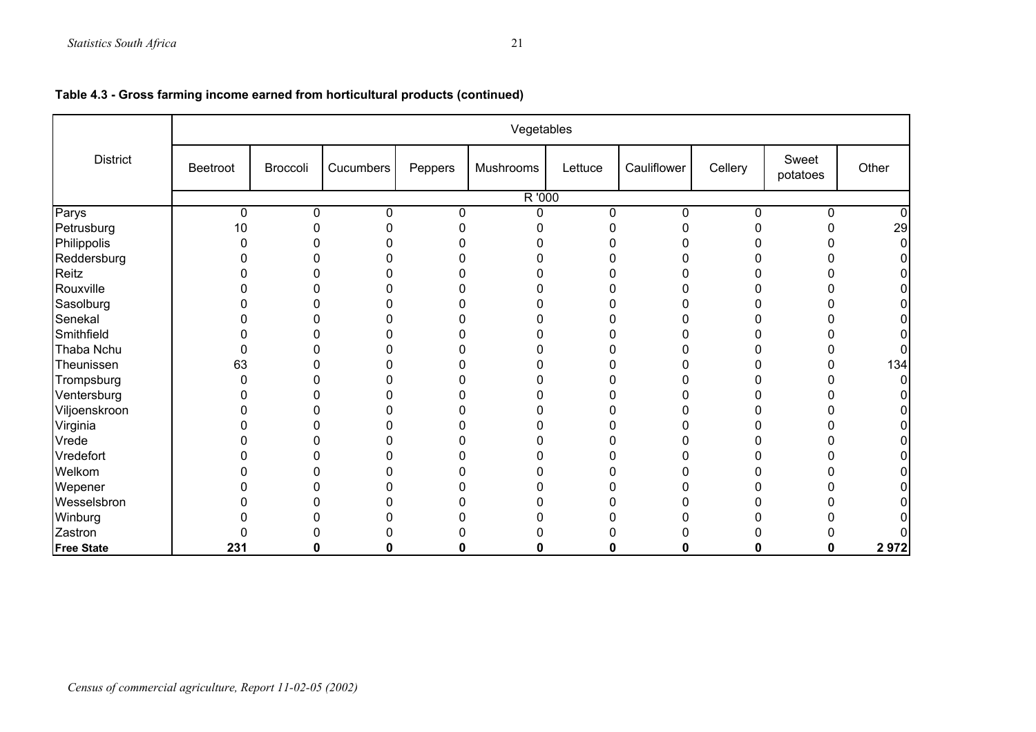**Table 4.3 - Gross farming income earned from horticultural products (continued)**

| District | Vegetables | | | | | | | | | |
|---|---|---|---|---|---|---|---|---|---|---|
| | Beetroot | Broccoli | Cucumbers | Peppers | Mushrooms | Lettuce | Cauliflower | Cellery | Sweet potatoes | Other |
| | R '000 | | | | | | | | | |
| Parys | 0 | 0 | 0 | 0 | 0 | 0 | 0 | 0 | 0 | 0 |
| Petrusburg | 10 | 0 | 0 | 0 | 0 | 0 | 0 | 0 | 0 | 29 |
| Philippolis | 0 | 0 | 0 | 0 | 0 | 0 | 0 | 0 | 0 | 0 |
| Reddersburg | 0 | 0 | 0 | 0 | 0 | 0 | 0 | 0 | 0 | 0 |
| Reitz | 0 | 0 | 0 | 0 | 0 | 0 | 0 | 0 | 0 | 0 |
| Rouxville | 0 | 0 | 0 | 0 | 0 | 0 | 0 | 0 | 0 | 0 |
| Sasolburg | 0 | 0 | 0 | 0 | 0 | 0 | 0 | 0 | 0 | 0 |
| Senekal | 0 | 0 | 0 | 0 | 0 | 0 | 0 | 0 | 0 | 0 |
| Smithfield | 0 | 0 | 0 | 0 | 0 | 0 | 0 | 0 | 0 | 0 |
| Thaba Nchu | 0 | 0 | 0 | 0 | 0 | 0 | 0 | 0 | 0 | 0 |
| Theunissen | 63 | 0 | 0 | 0 | 0 | 0 | 0 | 0 | 0 | 134 |
| Trompsburg | 0 | 0 | 0 | 0 | 0 | 0 | 0 | 0 | 0 | 0 |
| Ventersburg | 0 | 0 | 0 | 0 | 0 | 0 | 0 | 0 | 0 | 0 |
| Viljoenskroon | 0 | 0 | 0 | 0 | 0 | 0 | 0 | 0 | 0 | 0 |
| Virginia | 0 | 0 | 0 | 0 | 0 | 0 | 0 | 0 | 0 | 0 |
| Vrede | 0 | 0 | 0 | 0 | 0 | 0 | 0 | 0 | 0 | 0 |
| Vredefort | 0 | 0 | 0 | 0 | 0 | 0 | 0 | 0 | 0 | 0 |
| Welkom | 0 | 0 | 0 | 0 | 0 | 0 | 0 | 0 | 0 | 0 |
| Wepener | 0 | 0 | 0 | 0 | 0 | 0 | 0 | 0 | 0 | 0 |
| Wesselsbron | 0 | 0 | 0 | 0 | 0 | 0 | 0 | 0 | 0 | 0 |
| Winburg | 0 | 0 | 0 | 0 | 0 | 0 | 0 | 0 | 0 | 0 |
| Zastron | 0 | 0 | 0 | 0 | 0 | 0 | 0 | 0 | 0 | 0 |
| **Free State** | **231** | **0** | **0** | **0** | **0** | **0** | **0** | **0** | **0** | **2 972** |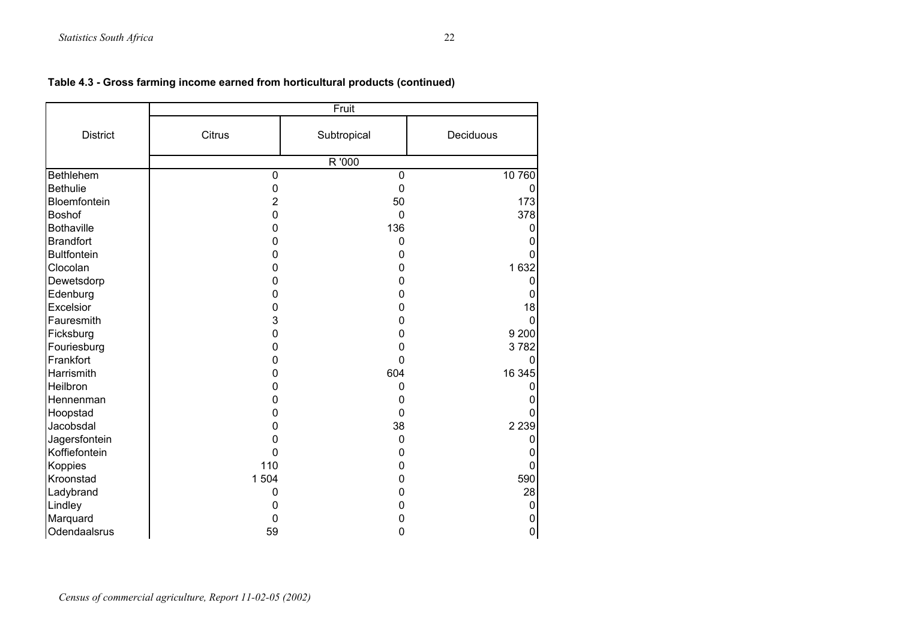**Table 4.3 - Gross farming income earned from horticultural products (continued)**

| District | Fruit | | |
|---|---|---|---|
| | Citrus | Subtropical | Deciduous |
| | R '000 | | |
| Bethlehem | 0 | 0 | 10 760 |
| Bethulie | 0 | 0 | 0 |
| Bloemfontein | 2 | 50 | 173 |
| Boshof | 0 | 0 | 378 |
| Bothaville | 0 | 136 | 0 |
| Brandfort | 0 | 0 | 0 |
| Bultfontein | 0 | 0 | 0 |
| Clocolan | 0 | 0 | 1 632 |
| Dewetsdorp | 0 | 0 | 0 |
| Edenburg | 0 | 0 | 0 |
| Excelsior | 0 | 0 | 18 |
| Fauresmith | 3 | 0 | 0 |
| Ficksburg | 0 | 0 | 9 200 |
| Fouriesburg | 0 | 0 | 3 782 |
| Frankfort | 0 | 0 | 0 |
| Harrismith | 0 | 604 | 16 345 |
| Heilbron | 0 | 0 | 0 |
| Hennenman | 0 | 0 | 0 |
| Hoopstad | 0 | 0 | 0 |
| Jacobsdal | 0 | 38 | 2 239 |
| Jagersfontein | 0 | 0 | 0 |
| Koffiefontein | 0 | 0 | 0 |
| Koppies | 110 | 0 | 0 |
| Kroonstad | 1 504 | 0 | 590 |
| Ladybrand | 0 | 0 | 28 |
| Lindley | 0 | 0 | 0 |
| Marquard | 0 | 0 | 0 |
| Odendaalsrus | 59 | 0 | 0 |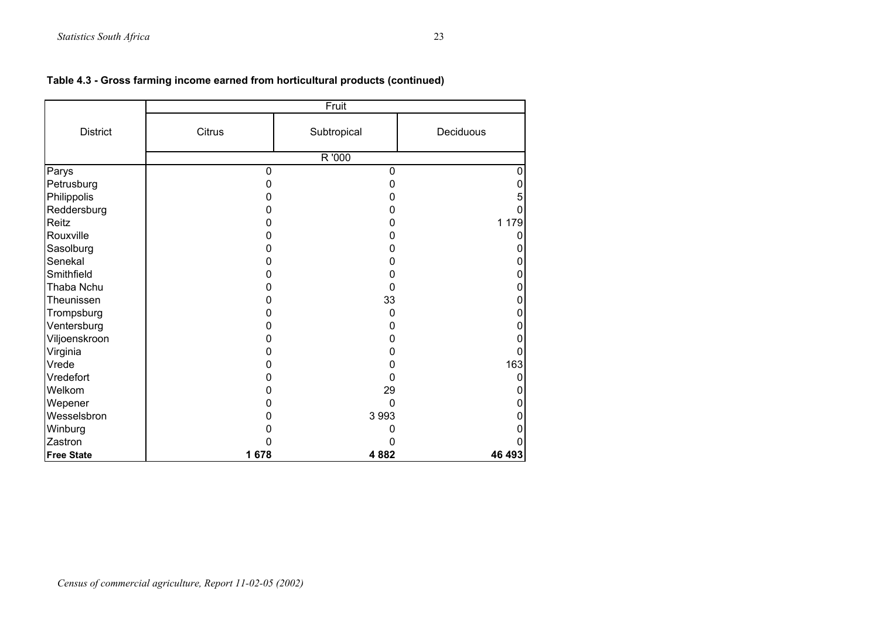**Table 4.3 - Gross farming income earned from horticultural products (continued)**

| District | Fruit | | |
|---|---|---|---|
| | Citrus | Subtropical | Deciduous |
| | R '000 | | |
| Parys | 0 | 0 | 0 |
| Petrusburg | 0 | 0 | 0 |
| Philippolis | 0 | 0 | 5 |
| Reddersburg | 0 | 0 | 0 |
| Reitz | 0 | 0 | 1 179 |
| Rouxville | 0 | 0 | 0 |
| Sasolburg | 0 | 0 | 0 |
| Senekal | 0 | 0 | 0 |
| Smithfield | 0 | 0 | 0 |
| Thaba Nchu | 0 | 0 | 0 |
| Theunissen | 0 | 33 | 0 |
| Trompsburg | 0 | 0 | 0 |
| Ventersburg | 0 | 0 | 0 |
| Viljoenskroon | 0 | 0 | 0 |
| Virginia | 0 | 0 | 0 |
| Vrede | 0 | 0 | 163 |
| Vredefort | 0 | 0 | 0 |
| Welkom | 0 | 29 | 0 |
| Wepener | 0 | 0 | 0 |
| Wesselsbron | 0 | 3 993 | 0 |
| Winburg | 0 | 0 | 0 |
| Zastron | 0 | 0 | 0 |
| **Free State** | **1 678** | **4 882** | **46 493** |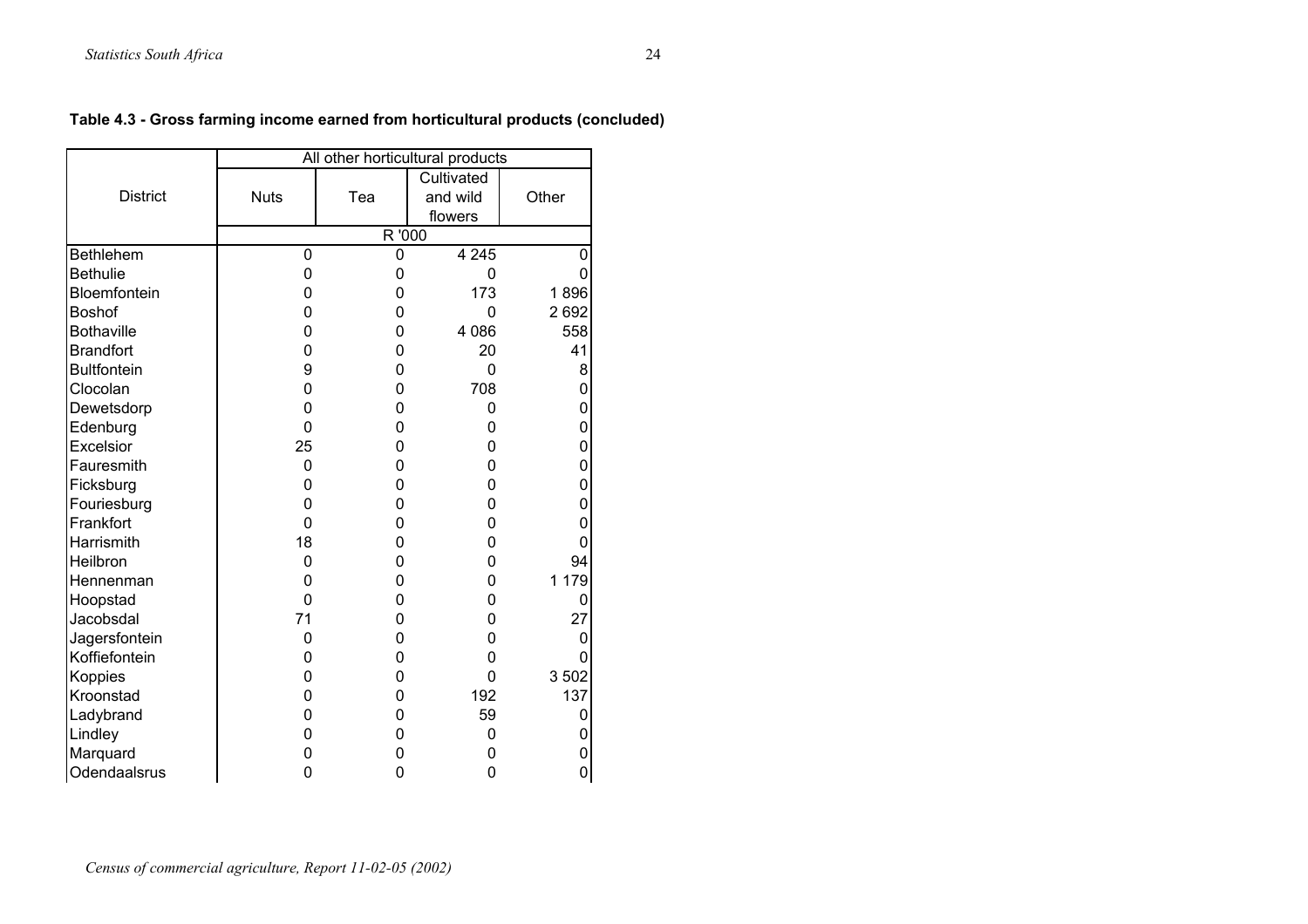**Table 4.3 - Gross farming income earned from horticultural products (concluded)**

| District | All other horticultural products | | | |
|---|---|---|---|---|
| | Nuts | Tea | Cultivated and wild flowers | Other |
| | R '000 | | | |
| Bethlehem | 0 | 0 | 4 245 | 0 |
| Bethulie | 0 | 0 | 0 | 0 |
| Bloemfontein | 0 | 0 | 173 | 1 896 |
| Boshof | 0 | 0 | 0 | 2 692 |
| Bothaville | 0 | 0 | 4 086 | 558 |
| Brandfort | 0 | 0 | 20 | 41 |
| Bultfontein | 9 | 0 | 0 | 8 |
| Clocolan | 0 | 0 | 708 | 0 |
| Dewetsdorp | 0 | 0 | 0 | 0 |
| Edenburg | 0 | 0 | 0 | 0 |
| Excelsior | 25 | 0 | 0 | 0 |
| Fauresmith | 0 | 0 | 0 | 0 |
| Ficksburg | 0 | 0 | 0 | 0 |
| Fouriesburg | 0 | 0 | 0 | 0 |
| Frankfort | 0 | 0 | 0 | 0 |
| Harrismith | 18 | 0 | 0 | 0 |
| Heilbron | 0 | 0 | 0 | 94 |
| Hennenman | 0 | 0 | 0 | 1 179 |
| Hoopstad | 0 | 0 | 0 | 0 |
| Jacobsdal | 71 | 0 | 0 | 27 |
| Jagersfontein | 0 | 0 | 0 | 0 |
| Koffiefontein | 0 | 0 | 0 | 0 |
| Koppies | 0 | 0 | 0 | 3 502 |
| Kroonstad | 0 | 0 | 192 | 137 |
| Ladybrand | 0 | 0 | 59 | 0 |
| Lindley | 0 | 0 | 0 | 0 |
| Marquard | 0 | 0 | 0 | 0 |
| Odendaalsrus | 0 | 0 | 0 | 0 |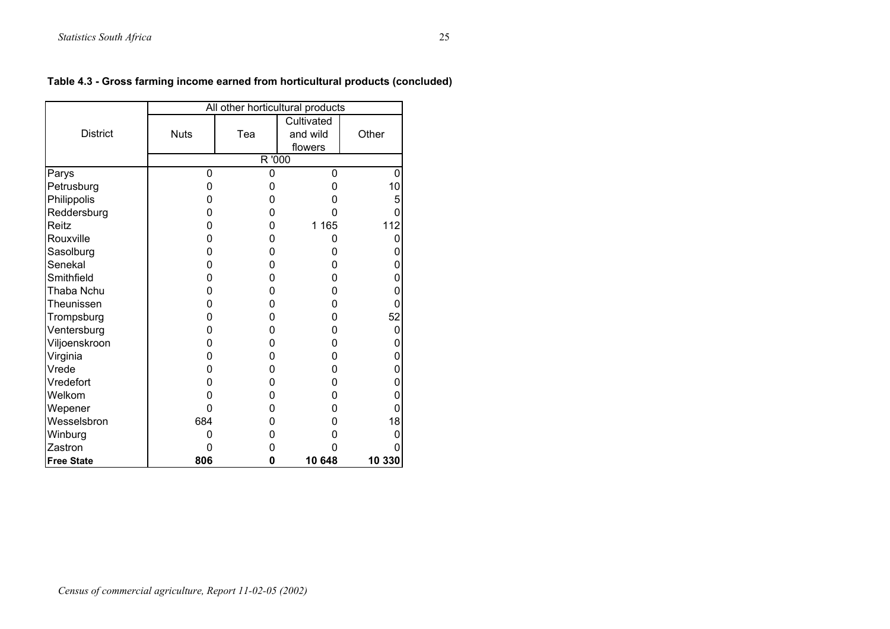**Table 4.3 - Gross farming income earned from horticultural products (concluded)**

| District | All other horticultural products | | | |
|---|---|---|---|---|
| | Nuts | Tea | Cultivated and wild flowers | Other |
| | R '000 | | | |
| Parys | 0 | 0 | 0 | 0 |
| Petrusburg | 0 | 0 | 0 | 10 |
| Philippolis | 0 | 0 | 0 | 5 |
| Reddersburg | 0 | 0 | 0 | 0 |
| Reitz | 0 | 0 | 1 165 | 112 |
| Rouxville | 0 | 0 | 0 | 0 |
| Sasolburg | 0 | 0 | 0 | 0 |
| Senekal | 0 | 0 | 0 | 0 |
| Smithfield | 0 | 0 | 0 | 0 |
| Thaba Nchu | 0 | 0 | 0 | 0 |
| Theunissen | 0 | 0 | 0 | 0 |
| Trompsburg | 0 | 0 | 0 | 52 |
| Ventersburg | 0 | 0 | 0 | 0 |
| Viljoenskroon | 0 | 0 | 0 | 0 |
| Virginia | 0 | 0 | 0 | 0 |
| Vrede | 0 | 0 | 0 | 0 |
| Vredefort | 0 | 0 | 0 | 0 |
| Welkom | 0 | 0 | 0 | 0 |
| Wepener | 0 | 0 | 0 | 0 |
| Wesselsbron | 684 | 0 | 0 | 18 |
| Winburg | 0 | 0 | 0 | 0 |
| Zastron | 0 | 0 | 0 | 0 |
| **Free State** | **806** | **0** | **10 648** | **10 330** |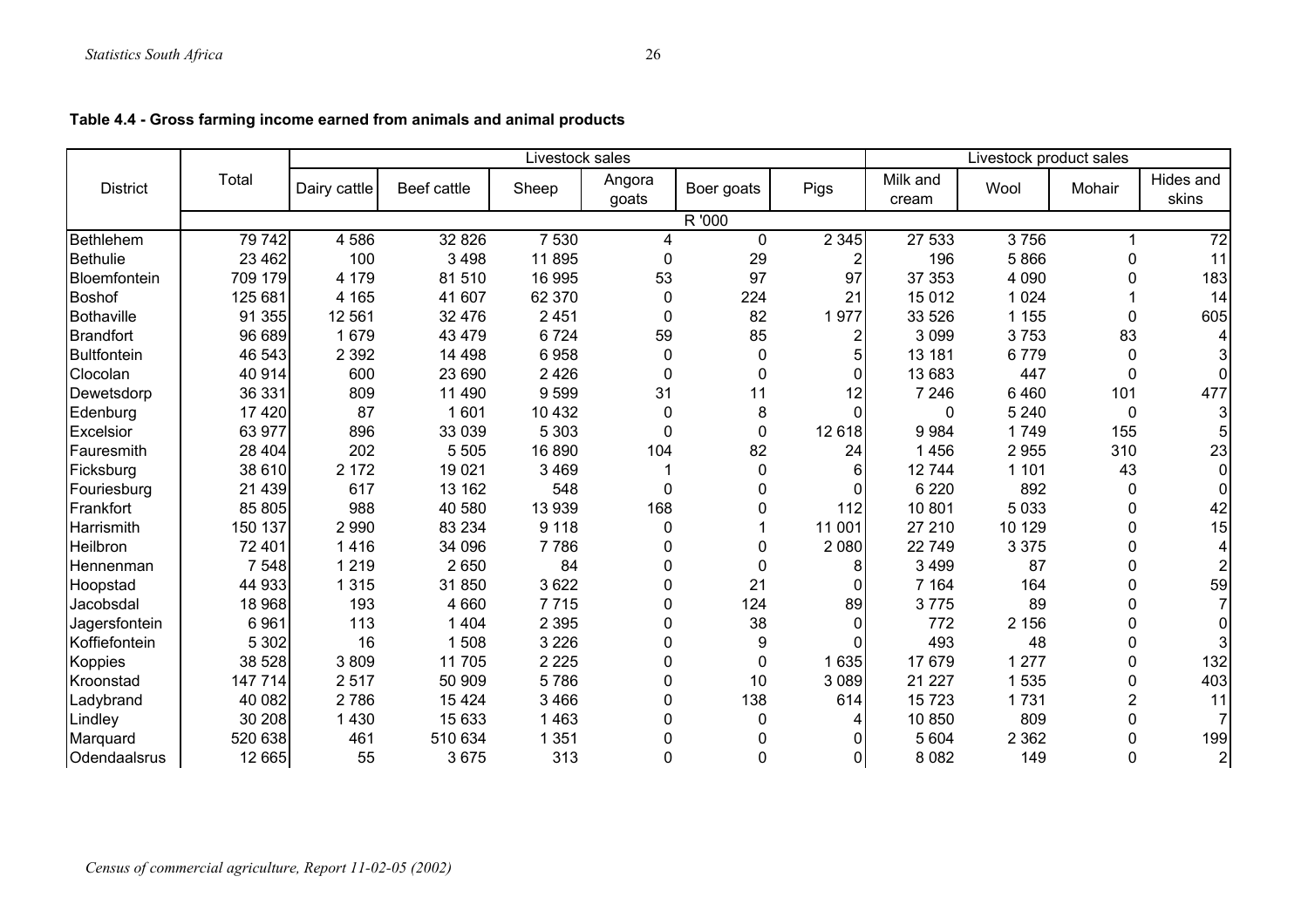**Table 4.4 - Gross farming income earned from animals and animal products**

| District | Total | Livestock sales | | | | | | Livestock product sales | | | |
|---|---|---|---|---|---|---|---|---|---|---|---|
| | | Dairy cattle | Beef cattle | Sheep | Angora goats | Boer goats | Pigs | Milk and cream | Wool | Mohair | Hides and skins |
| | R '000 | | | | | | | | | | |
| Bethlehem | 79 742 | 4 586 | 32 826 | 7 530 | 4 | 0 | 2 345 | 27 533 | 3 756 | 1 | 72 |
| Bethulie | 23 462 | 100 | 3 498 | 11 895 | 0 | 29 | 2 | 196 | 5 866 | 0 | 11 |
| Bloemfontein | 709 179 | 4 179 | 81 510 | 16 995 | 53 | 97 | 97 | 37 353 | 4 090 | 0 | 183 |
| Boshof | 125 681 | 4 165 | 41 607 | 62 370 | 0 | 224 | 21 | 15 012 | 1 024 | 1 | 14 |
| Bothaville | 91 355 | 12 561 | 32 476 | 2 451 | 0 | 82 | 1 977 | 33 526 | 1 155 | 0 | 605 |
| Brandfort | 96 689 | 1 679 | 43 479 | 6 724 | 59 | 85 | 2 | 3 099 | 3 753 | 83 | 4 |
| Bultfontein | 46 543 | 2 392 | 14 498 | 6 958 | 0 | 0 | 5 | 13 181 | 6 779 | 0 | 3 |
| Clocolan | 40 914 | 600 | 23 690 | 2 426 | 0 | 0 | 0 | 13 683 | 447 | 0 | 0 |
| Dewetsdorp | 36 331 | 809 | 11 490 | 9 599 | 31 | 11 | 12 | 7 246 | 6 460 | 101 | 477 |
| Edenburg | 17 420 | 87 | 1 601 | 10 432 | 0 | 8 | 0 | 0 | 5 240 | 0 | 3 |
| Excelsior | 63 977 | 896 | 33 039 | 5 303 | 0 | 0 | 12 618 | 9 984 | 1 749 | 155 | 5 |
| Fauresmith | 28 404 | 202 | 5 505 | 16 890 | 104 | 82 | 24 | 1 456 | 2 955 | 310 | 23 |
| Ficksburg | 38 610 | 2 172 | 19 021 | 3 469 | 1 | 0 | 6 | 12 744 | 1 101 | 43 | 0 |
| Fouriesburg | 21 439 | 617 | 13 162 | 548 | 0 | 0 | 0 | 6 220 | 892 | 0 | 0 |
| Frankfort | 85 805 | 988 | 40 580 | 13 939 | 168 | 0 | 112 | 10 801 | 5 033 | 0 | 42 |
| Harrismith | 150 137 | 2 990 | 83 234 | 9 118 | 0 | 1 | 11 001 | 27 210 | 10 129 | 0 | 15 |
| Heilbron | 72 401 | 1 416 | 34 096 | 7 786 | 0 | 0 | 2 080 | 22 749 | 3 375 | 0 | 4 |
| Hennenman | 7 548 | 1 219 | 2 650 | 84 | 0 | 0 | 8 | 3 499 | 87 | 0 | 2 |
| Hoopstad | 44 933 | 1 315 | 31 850 | 3 622 | 0 | 21 | 0 | 7 164 | 164 | 0 | 59 |
| Jacobsdal | 18 968 | 193 | 4 660 | 7 715 | 0 | 124 | 89 | 3 775 | 89 | 0 | 7 |
| Jagersfontein | 6 961 | 113 | 1 404 | 2 395 | 0 | 38 | 0 | 772 | 2 156 | 0 | 0 |
| Koffiefontein | 5 302 | 16 | 1 508 | 3 226 | 0 | 9 | 0 | 493 | 48 | 0 | 3 |
| Koppies | 38 528 | 3 809 | 11 705 | 2 225 | 0 | 0 | 1 635 | 17 679 | 1 277 | 0 | 132 |
| Kroonstad | 147 714 | 2 517 | 50 909 | 5 786 | 0 | 10 | 3 089 | 21 227 | 1 535 | 0 | 403 |
| Ladybrand | 40 082 | 2 786 | 15 424 | 3 466 | 0 | 138 | 614 | 15 723 | 1 731 | 2 | 11 |
| Lindley | 30 208 | 1 430 | 15 633 | 1 463 | 0 | 0 | 4 | 10 850 | 809 | 0 | 7 |
| Marquard | 520 638 | 461 | 510 634 | 1 351 | 0 | 0 | 0 | 5 604 | 2 362 | 0 | 199 |
| Odendaalsrus | 12 665 | 55 | 3 675 | 313 | 0 | 0 | 0 | 8 082 | 149 | 0 | 2 |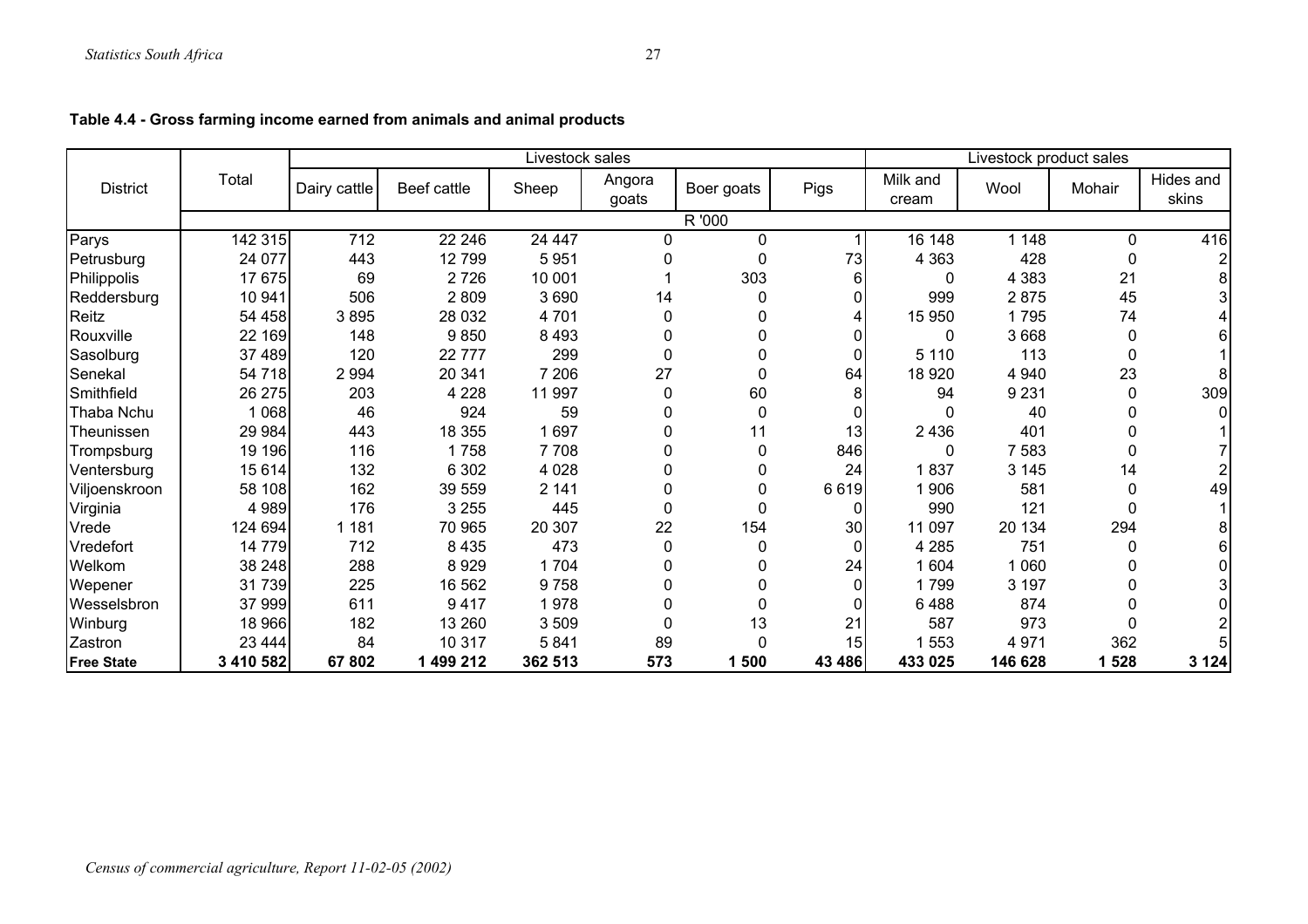**Table 4.4 - Gross farming income earned from animals and animal products**

| District | Total | Livestock sales | | | | | | Livestock product sales | | | |
|---|---|---|---|---|---|---|---|---|---|---|---|
| | | Dairy cattle | Beef cattle | Sheep | Angora goats | Boer goats | Pigs | Milk and cream | Wool | Mohair | Hides and skins |
| | R '000 | | | | | | | | | | |
| Parys | 142 315 | 712 | 22 246 | 24 447 | 0 | 0 | 1 | 16 148 | 1 148 | 0 | 416 |
| Petrusburg | 24 077 | 443 | 12 799 | 5 951 | 0 | 0 | 73 | 4 363 | 428 | 0 | 2 |
| Philippolis | 17 675 | 69 | 2 726 | 10 001 | 1 | 303 | 6 | 0 | 4 383 | 21 | 8 |
| Reddersburg | 10 941 | 506 | 2 809 | 3 690 | 14 | 0 | 0 | 999 | 2 875 | 45 | 3 |
| Reitz | 54 458 | 3 895 | 28 032 | 4 701 | 0 | 0 | 4 | 15 950 | 1 795 | 74 | 4 |
| Rouxville | 22 169 | 148 | 9 850 | 8 493 | 0 | 0 | 0 | 0 | 3 668 | 0 | 6 |
| Sasolburg | 37 489 | 120 | 22 777 | 299 | 0 | 0 | 0 | 5 110 | 113 | 0 | 1 |
| Senekal | 54 718 | 2 994 | 20 341 | 7 206 | 27 | 0 | 64 | 18 920 | 4 940 | 23 | 8 |
| Smithfield | 26 275 | 203 | 4 228 | 11 997 | 0 | 60 | 8 | 94 | 9 231 | 0 | 309 |
| Thaba Nchu | 1 068 | 46 | 924 | 59 | 0 | 0 | 0 | 0 | 40 | 0 | 0 |
| Theunissen | 29 984 | 443 | 18 355 | 1 697 | 0 | 11 | 13 | 2 436 | 401 | 0 | 1 |
| Trompsburg | 19 196 | 116 | 1 758 | 7 708 | 0 | 0 | 846 | 0 | 7 583 | 0 | 7 |
| Ventersburg | 15 614 | 132 | 6 302 | 4 028 | 0 | 0 | 24 | 1 837 | 3 145 | 14 | 2 |
| Viljoenskroon | 58 108 | 162 | 39 559 | 2 141 | 0 | 0 | 6 619 | 1 906 | 581 | 0 | 49 |
| Virginia | 4 989 | 176 | 3 255 | 445 | 0 | 0 | 0 | 990 | 121 | 0 | 1 |
| Vrede | 124 694 | 1 181 | 70 965 | 20 307 | 22 | 154 | 30 | 11 097 | 20 134 | 294 | 8 |
| Vredefort | 14 779 | 712 | 8 435 | 473 | 0 | 0 | 0 | 4 285 | 751 | 0 | 6 |
| Welkom | 38 248 | 288 | 8 929 | 1 704 | 0 | 0 | 24 | 1 604 | 1 060 | 0 | 0 |
| Wepener | 31 739 | 225 | 16 562 | 9 758 | 0 | 0 | 0 | 1 799 | 3 197 | 0 | 3 |
| Wesselsbron | 37 999 | 611 | 9 417 | 1 978 | 0 | 0 | 0 | 6 488 | 874 | 0 | 0 |
| Winburg | 18 966 | 182 | 13 260 | 3 509 | 0 | 13 | 21 | 587 | 973 | 0 | 2 |
| Zastron | 23 444 | 84 | 10 317 | 5 841 | 89 | 0 | 15 | 1 553 | 4 971 | 362 | 5 |
| **Free State** | **3 410 582** | **67 802** | **1 499 212** | **362 513** | **573** | **1 500** | **43 486** | **433 025** | **146 628** | **1 528** | **3 124** |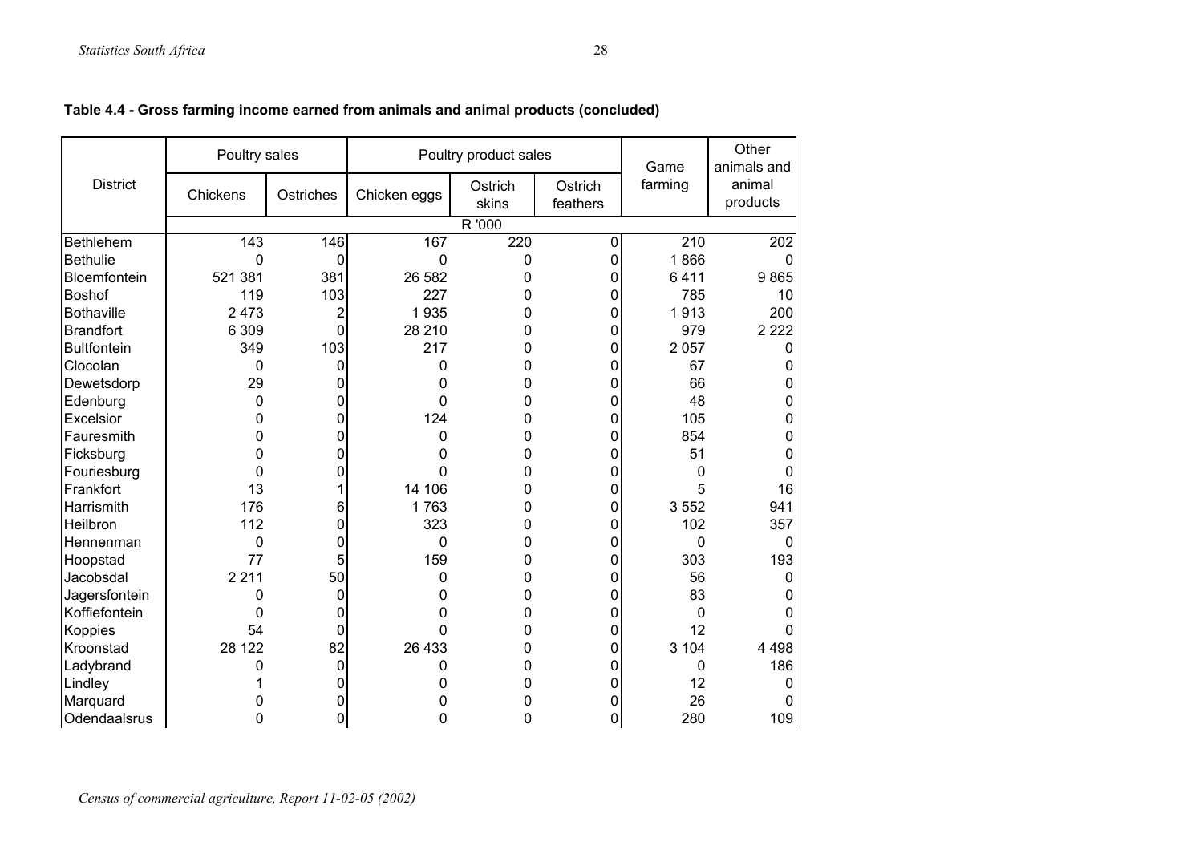**Table 4.4 - Gross farming income earned from animals and animal products (concluded)**

| District | Poultry sales | | Poultry product sales | | | Game farming | Other animals and animal products |
|---|---|---|---|---|---|---|---|
| | Chickens | Ostriches | Chicken eggs | Ostrich skins | Ostrich feathers | | |
| | R '000 | | | | | | |
| Bethlehem | 143 | 146 | 167 | 220 | 0 | 210 | 202 |
| Bethulie | 0 | 0 | 0 | 0 | 0 | 1 866 | 0 |
| Bloemfontein | 521 381 | 381 | 26 582 | 0 | 0 | 6 411 | 9 865 |
| Boshof | 119 | 103 | 227 | 0 | 0 | 785 | 10 |
| Bothaville | 2 473 | 2 | 1 935 | 0 | 0 | 1 913 | 200 |
| Brandfort | 6 309 | 0 | 28 210 | 0 | 0 | 979 | 2 222 |
| Bultfontein | 349 | 103 | 217 | 0 | 0 | 2 057 | 0 |
| Clocolan | 0 | 0 | 0 | 0 | 0 | 67 | 0 |
| Dewetsdorp | 29 | 0 | 0 | 0 | 0 | 66 | 0 |
| Edenburg | 0 | 0 | 0 | 0 | 0 | 48 | 0 |
| Excelsior | 0 | 0 | 124 | 0 | 0 | 105 | 0 |
| Fauresmith | 0 | 0 | 0 | 0 | 0 | 854 | 0 |
| Ficksburg | 0 | 0 | 0 | 0 | 0 | 51 | 0 |
| Fouriesburg | 0 | 0 | 0 | 0 | 0 | 0 | 0 |
| Frankfort | 13 | 1 | 14 106 | 0 | 0 | 5 | 16 |
| Harrismith | 176 | 6 | 1 763 | 0 | 0 | 3 552 | 941 |
| Heilbron | 112 | 0 | 323 | 0 | 0 | 102 | 357 |
| Hennenman | 0 | 0 | 0 | 0 | 0 | 0 | 0 |
| Hoopstad | 77 | 5 | 159 | 0 | 0 | 303 | 193 |
| Jacobsdal | 2 211 | 50 | 0 | 0 | 0 | 56 | 0 |
| Jagersfontein | 0 | 0 | 0 | 0 | 0 | 83 | 0 |
| Koffiefontein | 0 | 0 | 0 | 0 | 0 | 0 | 0 |
| Koppies | 54 | 0 | 0 | 0 | 0 | 12 | 0 |
| Kroonstad | 28 122 | 82 | 26 433 | 0 | 0 | 3 104 | 4 498 |
| Ladybrand | 0 | 0 | 0 | 0 | 0 | 0 | 186 |
| Lindley | 1 | 0 | 0 | 0 | 0 | 12 | 0 |
| Marquard | 0 | 0 | 0 | 0 | 0 | 26 | 0 |
| Odendaalsrus | 0 | 0 | 0 | 0 | 0 | 280 | 109 |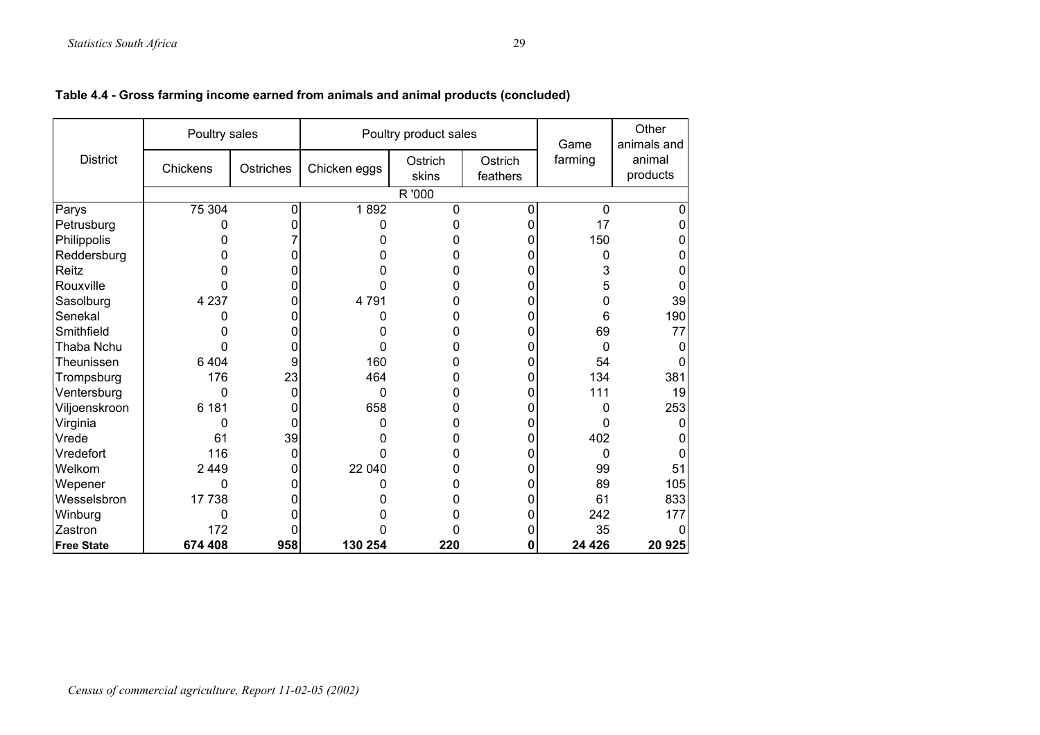**Table 4.4 - Gross farming income earned from animals and animal products (concluded)**

| District | Poultry sales | | Poultry product sales | | | Game farming | Other animals and animal products |
|---|---|---|---|---|---|---|---|
| | Chickens | Ostriches | Chicken eggs | Ostrich skins | Ostrich feathers | | |
| | R '000 | | | | | | |
| Parys | 75 304 | 0 | 1 892 | 0 | 0 | 0 | 0 |
| Petrusburg | 0 | 0 | 0 | 0 | 0 | 17 | 0 |
| Philippolis | 0 | 7 | 0 | 0 | 0 | 150 | 0 |
| Reddersburg | 0 | 0 | 0 | 0 | 0 | 0 | 0 |
| Reitz | 0 | 0 | 0 | 0 | 0 | 3 | 0 |
| Rouxville | 0 | 0 | 0 | 0 | 0 | 5 | 0 |
| Sasolburg | 4 237 | 0 | 4 791 | 0 | 0 | 0 | 39 |
| Senekal | 0 | 0 | 0 | 0 | 0 | 6 | 190 |
| Smithfield | 0 | 0 | 0 | 0 | 0 | 69 | 77 |
| Thaba Nchu | 0 | 0 | 0 | 0 | 0 | 0 | 0 |
| Theunissen | 6 404 | 9 | 160 | 0 | 0 | 54 | 0 |
| Trompsburg | 176 | 23 | 464 | 0 | 0 | 134 | 381 |
| Ventersburg | 0 | 0 | 0 | 0 | 0 | 111 | 19 |
| Viljoenskroon | 6 181 | 0 | 658 | 0 | 0 | 0 | 253 |
| Virginia | 0 | 0 | 0 | 0 | 0 | 0 | 0 |
| Vrede | 61 | 39 | 0 | 0 | 0 | 402 | 0 |
| Vredefort | 116 | 0 | 0 | 0 | 0 | 0 | 0 |
| Welkom | 2 449 | 0 | 22 040 | 0 | 0 | 99 | 51 |
| Wepener | 0 | 0 | 0 | 0 | 0 | 89 | 105 |
| Wesselsbron | 17 738 | 0 | 0 | 0 | 0 | 61 | 833 |
| Winburg | 0 | 0 | 0 | 0 | 0 | 242 | 177 |
| Zastron | 172 | 0 | 0 | 0 | 0 | 35 | 0 |
| **Free State** | **674 408** | **958** | **130 254** | **220** | **0** | **24 426** | **20 925** |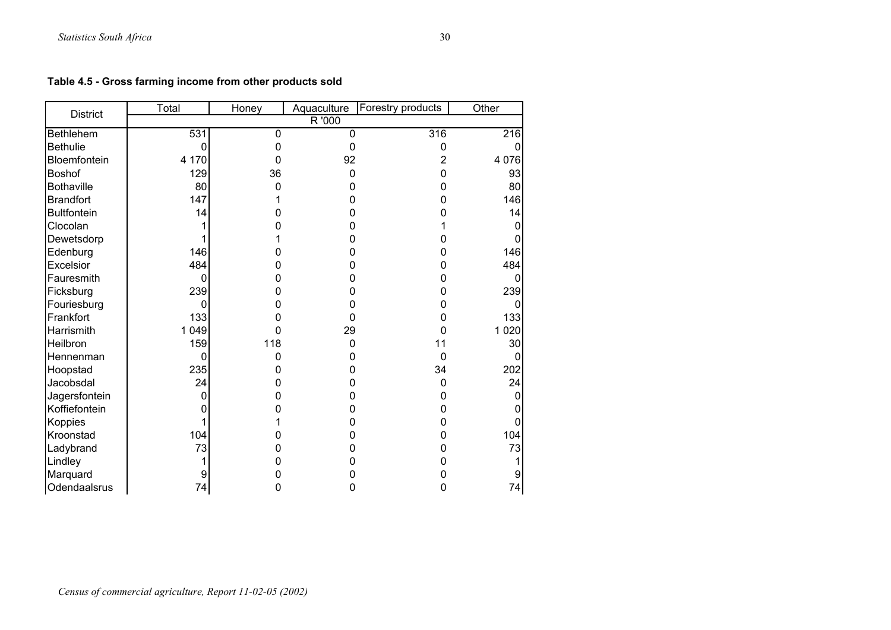**Table 4.5 - Gross farming income from other products sold**

| District | Total | Honey | Aquaculture | Forestry products | Other |
|---|---|---|---|---|---|
| | | | R '000 | | |
| Bethlehem | 531 | 0 | 0 | 316 | 216 |
| Bethulie | 0 | 0 | 0 | 0 | 0 |
| Bloemfontein | 4 170 | 0 | 92 | 2 | 4 076 |
| Boshof | 129 | 36 | 0 | 0 | 93 |
| Bothaville | 80 | 0 | 0 | 0 | 80 |
| Brandfort | 147 | 1 | 0 | 0 | 146 |
| Bultfontein | 14 | 0 | 0 | 0 | 14 |
| Clocolan | 1 | 0 | 0 | 1 | 0 |
| Dewetsdorp | 1 | 1 | 0 | 0 | 0 |
| Edenburg | 146 | 0 | 0 | 0 | 146 |
| Excelsior | 484 | 0 | 0 | 0 | 484 |
| Fauresmith | 0 | 0 | 0 | 0 | 0 |
| Ficksburg | 239 | 0 | 0 | 0 | 239 |
| Fouriesburg | 0 | 0 | 0 | 0 | 0 |
| Frankfort | 133 | 0 | 0 | 0 | 133 |
| Harrismith | 1 049 | 0 | 29 | 0 | 1 020 |
| Heilbron | 159 | 118 | 0 | 11 | 30 |
| Hennenman | 0 | 0 | 0 | 0 | 0 |
| Hoopstad | 235 | 0 | 0 | 34 | 202 |
| Jacobsdal | 24 | 0 | 0 | 0 | 24 |
| Jagersfontein | 0 | 0 | 0 | 0 | 0 |
| Koffiefontein | 0 | 0 | 0 | 0 | 0 |
| Koppies | 1 | 1 | 0 | 0 | 0 |
| Kroonstad | 104 | 0 | 0 | 0 | 104 |
| Ladybrand | 73 | 0 | 0 | 0 | 73 |
| Lindley | 1 | 0 | 0 | 0 | 1 |
| Marquard | 9 | 0 | 0 | 0 | 9 |
| Odendaalsrus | 74 | 0 | 0 | 0 | 74 |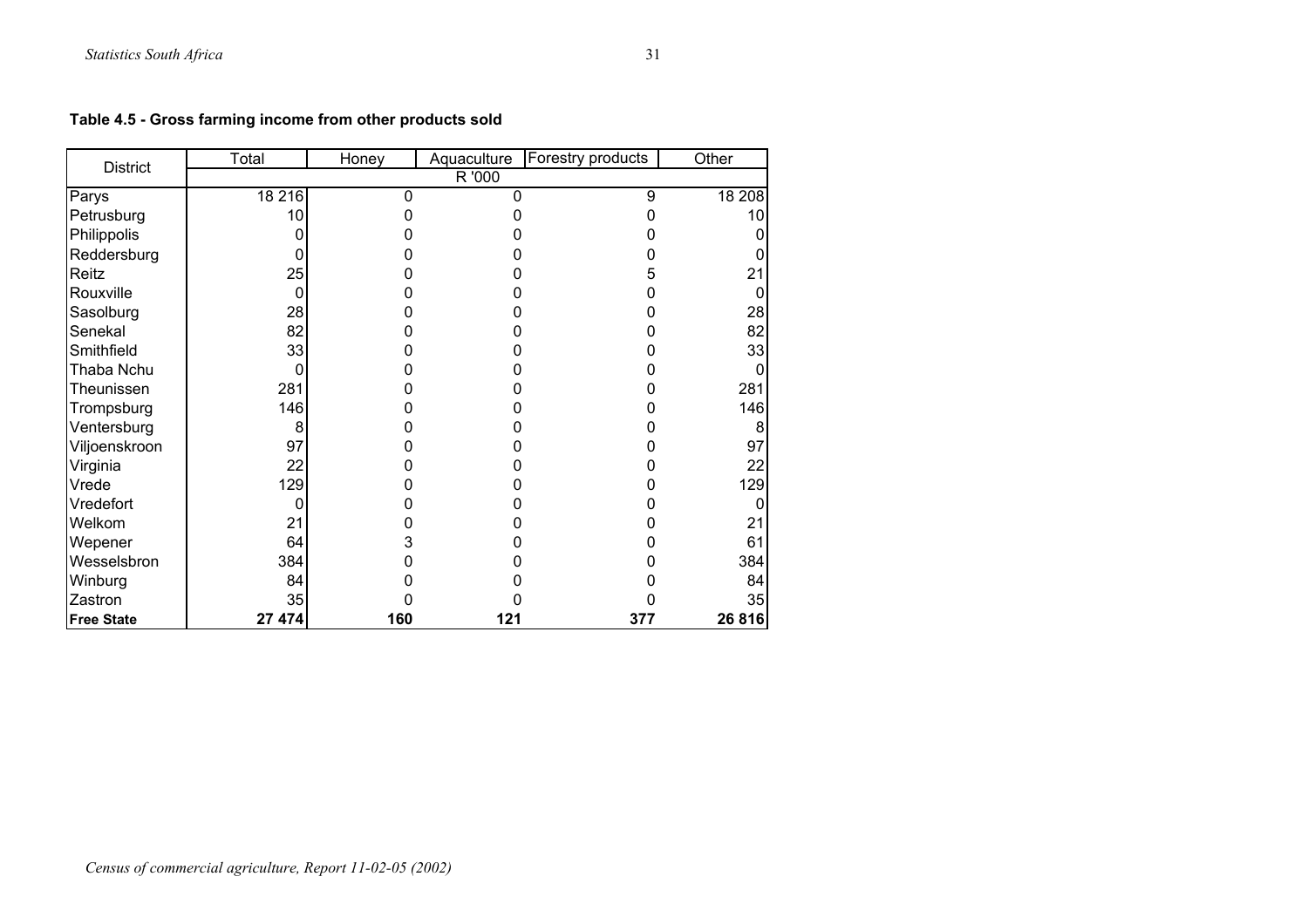**Table 4.5 - Gross farming income from other products sold**

| District | Total | Honey | Aquaculture | Forestry products | Other |
|---|---|---|---|---|---|
| | R '000 | | | | |
| Parys | 18 216 | 0 | 0 | 9 | 18 208 |
| Petrusburg | 10 | 0 | 0 | 0 | 10 |
| Philippolis | 0 | 0 | 0 | 0 | 0 |
| Reddersburg | 0 | 0 | 0 | 0 | 0 |
| Reitz | 25 | 0 | 0 | 5 | 21 |
| Rouxville | 0 | 0 | 0 | 0 | 0 |
| Sasolburg | 28 | 0 | 0 | 0 | 28 |
| Senekal | 82 | 0 | 0 | 0 | 82 |
| Smithfield | 33 | 0 | 0 | 0 | 33 |
| Thaba Nchu | 0 | 0 | 0 | 0 | 0 |
| Theunissen | 281 | 0 | 0 | 0 | 281 |
| Trompsburg | 146 | 0 | 0 | 0 | 146 |
| Ventersburg | 8 | 0 | 0 | 0 | 8 |
| Viljoenskroon | 97 | 0 | 0 | 0 | 97 |
| Virginia | 22 | 0 | 0 | 0 | 22 |
| Vrede | 129 | 0 | 0 | 0 | 129 |
| Vredefort | 0 | 0 | 0 | 0 | 0 |
| Welkom | 21 | 0 | 0 | 0 | 21 |
| Wepener | 64 | 3 | 0 | 0 | 61 |
| Wesselsbron | 384 | 0 | 0 | 0 | 384 |
| Winburg | 84 | 0 | 0 | 0 | 84 |
| Zastron | 35 | 0 | 0 | 0 | 35 |
| **Free State** | **27 474** | **160** | **121** | **377** | **26 816** |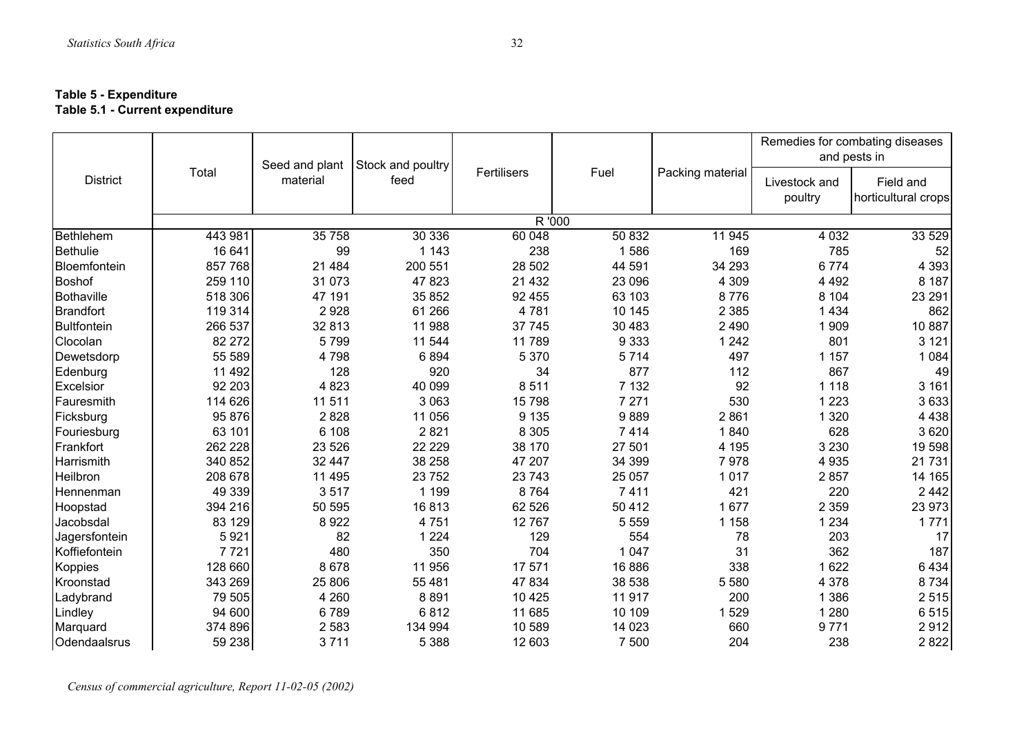**Table 5 - Expenditure**
**Table 5.1 - Current expenditure**

| District | Total | Seed and plant material | Stock and poultry feed | Fertilisers | Fuel | Packing material | Remedies for combating diseases and pests in | |
|---|---|---|---|---|---|---|---|---|
| | | | | | | | Livestock and poultry | Field and horticultural crops |
| | R '000 | | | | | | | |
| Bethlehem | 443 981 | 35 758 | 30 336 | 60 048 | 50 832 | 11 945 | 4 032 | 33 529 |
| Bethulie | 16 641 | 99 | 1 143 | 238 | 1 586 | 169 | 785 | 52 |
| Bloemfontein | 857 768 | 21 484 | 200 551 | 28 502 | 44 591 | 34 293 | 6 774 | 4 393 |
| Boshof | 259 110 | 31 073 | 47 823 | 21 432 | 23 096 | 4 309 | 4 492 | 8 187 |
| Bothaville | 518 306 | 47 191 | 35 852 | 92 455 | 63 103 | 8 776 | 8 104 | 23 291 |
| Brandfort | 119 314 | 2 928 | 61 266 | 4 781 | 10 145 | 2 385 | 1 434 | 862 |
| Bultfontein | 266 537 | 32 813 | 11 988 | 37 745 | 30 483 | 2 490 | 1 909 | 10 887 |
| Clocolan | 82 272 | 5 799 | 11 544 | 11 789 | 9 333 | 1 242 | 801 | 3 121 |
| Dewetsdorp | 55 589 | 4 798 | 6 894 | 5 370 | 5 714 | 497 | 1 157 | 1 084 |
| Edenburg | 11 492 | 128 | 920 | 34 | 877 | 112 | 867 | 49 |
| Excelsior | 92 203 | 4 823 | 40 099 | 8 511 | 7 132 | 92 | 1 118 | 3 161 |
| Fauresmith | 114 626 | 11 511 | 3 063 | 15 798 | 7 271 | 530 | 1 223 | 3 633 |
| Ficksburg | 95 876 | 2 828 | 11 056 | 9 135 | 9 889 | 2 861 | 1 320 | 4 438 |
| Fouriesburg | 63 101 | 6 108 | 2 821 | 8 305 | 7 414 | 1 840 | 628 | 3 620 |
| Frankfort | 262 228 | 23 526 | 22 229 | 38 170 | 27 501 | 4 195 | 3 230 | 19 598 |
| Harrismith | 340 852 | 32 447 | 38 258 | 47 207 | 34 399 | 7 978 | 4 935 | 21 731 |
| Heilbron | 208 678 | 11 495 | 23 752 | 23 743 | 25 057 | 1 017 | 2 857 | 14 165 |
| Hennenman | 49 339 | 3 517 | 1 199 | 8 764 | 7 411 | 421 | 220 | 2 442 |
| Hoopstad | 394 216 | 50 595 | 16 813 | 62 526 | 50 412 | 1 677 | 2 359 | 23 973 |
| Jacobsdal | 83 129 | 8 922 | 4 751 | 12 767 | 5 559 | 1 158 | 1 234 | 1 771 |
| Jagersfontein | 5 921 | 82 | 1 224 | 129 | 554 | 78 | 203 | 17 |
| Koffiefontein | 7 721 | 480 | 350 | 704 | 1 047 | 31 | 362 | 187 |
| Koppies | 128 660 | 8 678 | 11 956 | 17 571 | 16 886 | 338 | 1 622 | 6 434 |
| Kroonstad | 343 269 | 25 806 | 55 481 | 47 834 | 38 538 | 5 580 | 4 378 | 8 734 |
| Ladybrand | 79 505 | 4 260 | 8 891 | 10 425 | 11 917 | 200 | 1 386 | 2 515 |
| Lindley | 94 600 | 6 789 | 6 812 | 11 685 | 10 109 | 1 529 | 1 280 | 6 515 |
| Marquard | 374 896 | 2 583 | 134 994 | 10 589 | 14 023 | 660 | 9 771 | 2 912 |
| Odendaalsrus | 59 238 | 3 711 | 5 388 | 12 603 | 7 500 | 204 | 238 | 2 822 |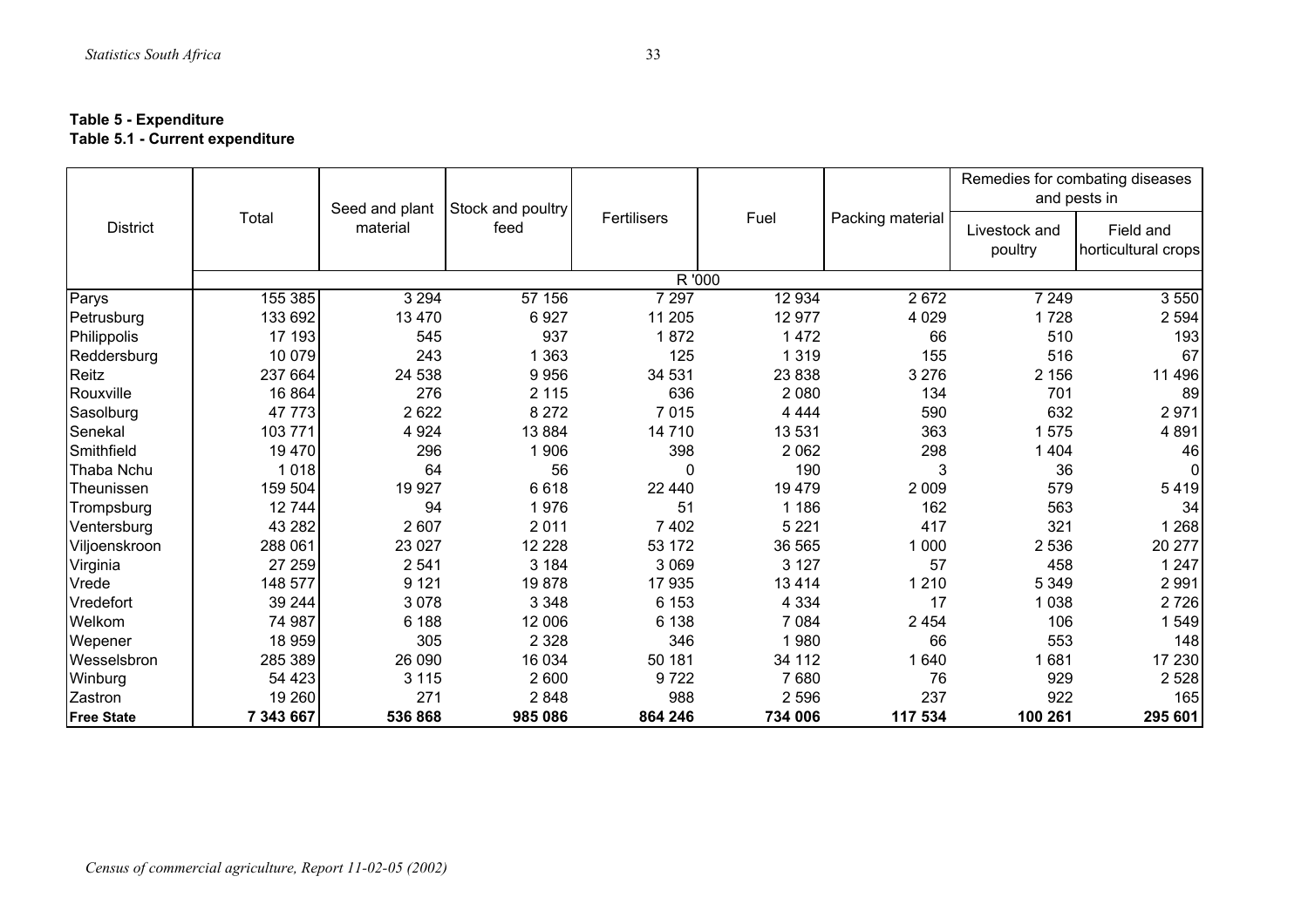**Table 5 - Expenditure**
**Table 5.1 - Current expenditure**

| District | Total | Seed and plant material | Stock and poultry feed | Fertilisers | Fuel | Packing material | Remedies for combating diseases and pests in | |
|---|---|---|---|---|---|---|---|---|
| | | | | | | | Livestock and poultry | Field and horticultural crops |
| | R '000 | | | | | | | |
| Parys | 155 385 | 3 294 | 57 156 | 7 297 | 12 934 | 2 672 | 7 249 | 3 550 |
| Petrusburg | 133 692 | 13 470 | 6 927 | 11 205 | 12 977 | 4 029 | 1 728 | 2 594 |
| Philippolis | 17 193 | 545 | 937 | 1 872 | 1 472 | 66 | 510 | 193 |
| Reddersburg | 10 079 | 243 | 1 363 | 125 | 1 319 | 155 | 516 | 67 |
| Reitz | 237 664 | 24 538 | 9 956 | 34 531 | 23 838 | 3 276 | 2 156 | 11 496 |
| Rouxville | 16 864 | 276 | 2 115 | 636 | 2 080 | 134 | 701 | 89 |
| Sasolburg | 47 773 | 2 622 | 8 272 | 7 015 | 4 444 | 590 | 632 | 2 971 |
| Senekal | 103 771 | 4 924 | 13 884 | 14 710 | 13 531 | 363 | 1 575 | 4 891 |
| Smithfield | 19 470 | 296 | 1 906 | 398 | 2 062 | 298 | 1 404 | 46 |
| Thaba Nchu | 1 018 | 64 | 56 | 0 | 190 | 3 | 36 | 0 |
| Theunissen | 159 504 | 19 927 | 6 618 | 22 440 | 19 479 | 2 009 | 579 | 5 419 |
| Trompsburg | 12 744 | 94 | 1 976 | 51 | 1 186 | 162 | 563 | 34 |
| Ventersburg | 43 282 | 2 607 | 2 011 | 7 402 | 5 221 | 417 | 321 | 1 268 |
| Viljoenskroon | 288 061 | 23 027 | 12 228 | 53 172 | 36 565 | 1 000 | 2 536 | 20 277 |
| Virginia | 27 259 | 2 541 | 3 184 | 3 069 | 3 127 | 57 | 458 | 1 247 |
| Vrede | 148 577 | 9 121 | 19 878 | 17 935 | 13 414 | 1 210 | 5 349 | 2 991 |
| Vredefort | 39 244 | 3 078 | 3 348 | 6 153 | 4 334 | 17 | 1 038 | 2 726 |
| Welkom | 74 987 | 6 188 | 12 006 | 6 138 | 7 084 | 2 454 | 106 | 1 549 |
| Wepener | 18 959 | 305 | 2 328 | 346 | 1 980 | 66 | 553 | 148 |
| Wesselsbron | 285 389 | 26 090 | 16 034 | 50 181 | 34 112 | 1 640 | 1 681 | 17 230 |
| Winburg | 54 423 | 3 115 | 2 600 | 9 722 | 7 680 | 76 | 929 | 2 528 |
| Zastron | 19 260 | 271 | 2 848 | 988 | 2 596 | 237 | 922 | 165 |
| **Free State** | **7 343 667** | **536 868** | **985 086** | **864 246** | **734 006** | **117 534** | **100 261** | **295 601** |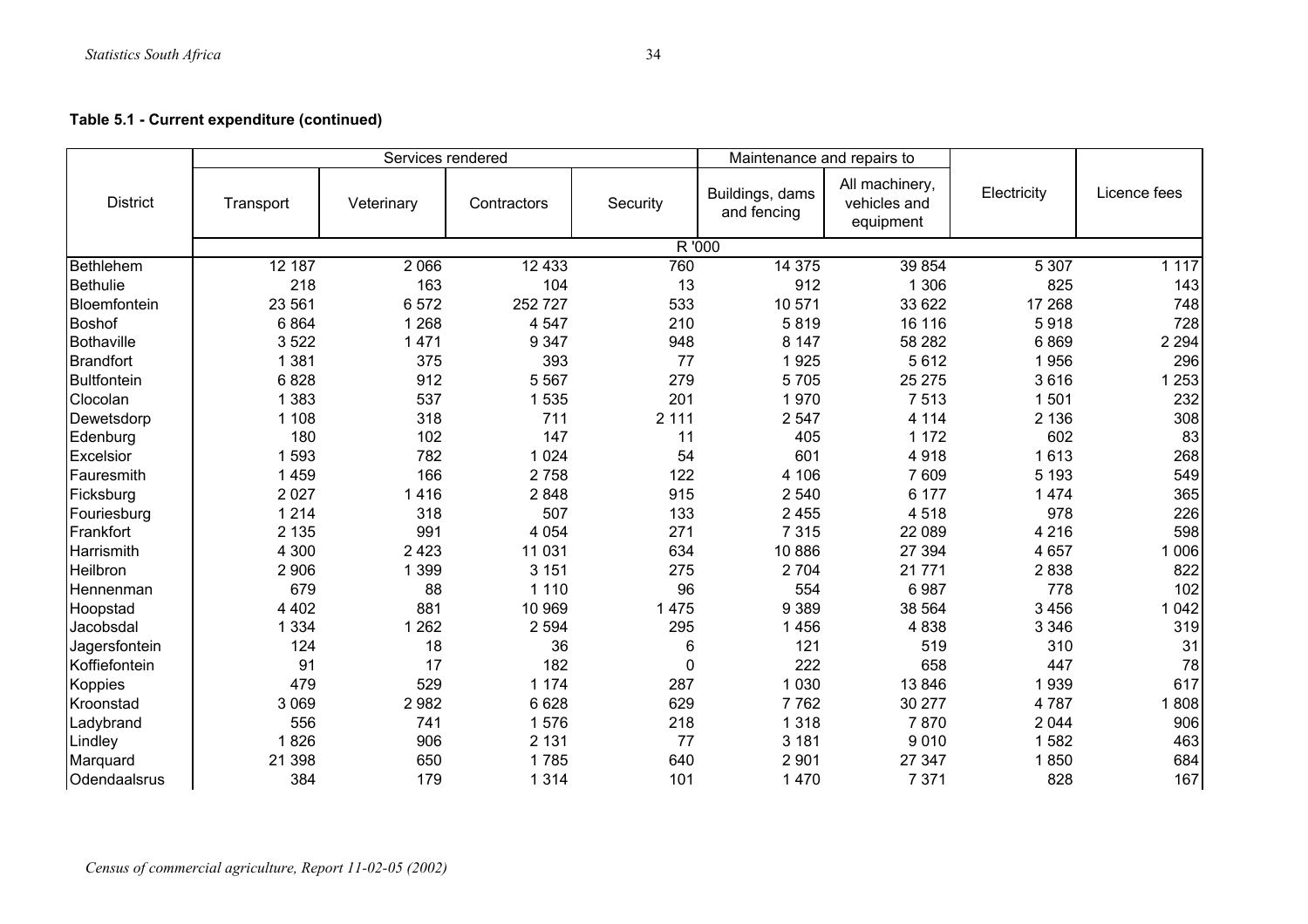**Table 5.1 - Current expenditure (continued)**

| District | Services rendered | | | | Maintenance and repairs to | | Electricity | Licence fees |
|---|---|---|---|---|---|---|---|---|
| | Transport | Veterinary | Contractors | Security | Buildings, dams and fencing | All machinery, vehicles and equipment | | |
| | R '000 | | | | | | | |
| Bethlehem | 12 187 | 2 066 | 12 433 | 760 | 14 375 | 39 854 | 5 307 | 1 117 |
| Bethulie | 218 | 163 | 104 | 13 | 912 | 1 306 | 825 | 143 |
| Bloemfontein | 23 561 | 6 572 | 252 727 | 533 | 10 571 | 33 622 | 17 268 | 748 |
| Boshof | 6 864 | 1 268 | 4 547 | 210 | 5 819 | 16 116 | 5 918 | 728 |
| Bothaville | 3 522 | 1 471 | 9 347 | 948 | 8 147 | 58 282 | 6 869 | 2 294 |
| Brandfort | 1 381 | 375 | 393 | 77 | 1 925 | 5 612 | 1 956 | 296 |
| Bultfontein | 6 828 | 912 | 5 567 | 279 | 5 705 | 25 275 | 3 616 | 1 253 |
| Clocolan | 1 383 | 537 | 1 535 | 201 | 1 970 | 7 513 | 1 501 | 232 |
| Dewetsdorp | 1 108 | 318 | 711 | 2 111 | 2 547 | 4 114 | 2 136 | 308 |
| Edenburg | 180 | 102 | 147 | 11 | 405 | 1 172 | 602 | 83 |
| Excelsior | 1 593 | 782 | 1 024 | 54 | 601 | 4 918 | 1 613 | 268 |
| Fauresmith | 1 459 | 166 | 2 758 | 122 | 4 106 | 7 609 | 5 193 | 549 |
| Ficksburg | 2 027 | 1 416 | 2 848 | 915 | 2 540 | 6 177 | 1 474 | 365 |
| Fouriesburg | 1 214 | 318 | 507 | 133 | 2 455 | 4 518 | 978 | 226 |
| Frankfort | 2 135 | 991 | 4 054 | 271 | 7 315 | 22 089 | 4 216 | 598 |
| Harrismith | 4 300 | 2 423 | 11 031 | 634 | 10 886 | 27 394 | 4 657 | 1 006 |
| Heilbron | 2 906 | 1 399 | 3 151 | 275 | 2 704 | 21 771 | 2 838 | 822 |
| Hennenman | 679 | 88 | 1 110 | 96 | 554 | 6 987 | 778 | 102 |
| Hoopstad | 4 402 | 881 | 10 969 | 1 475 | 9 389 | 38 564 | 3 456 | 1 042 |
| Jacobsdal | 1 334 | 1 262 | 2 594 | 295 | 1 456 | 4 838 | 3 346 | 319 |
| Jagersfontein | 124 | 18 | 36 | 6 | 121 | 519 | 310 | 31 |
| Koffiefontein | 91 | 17 | 182 | 0 | 222 | 658 | 447 | 78 |
| Koppies | 479 | 529 | 1 174 | 287 | 1 030 | 13 846 | 1 939 | 617 |
| Kroonstad | 3 069 | 2 982 | 6 628 | 629 | 7 762 | 30 277 | 4 787 | 1 808 |
| Ladybrand | 556 | 741 | 1 576 | 218 | 1 318 | 7 870 | 2 044 | 906 |
| Lindley | 1 826 | 906 | 2 131 | 77 | 3 181 | 9 010 | 1 582 | 463 |
| Marquard | 21 398 | 650 | 1 785 | 640 | 2 901 | 27 347 | 1 850 | 684 |
| Odendaalsrus | 384 | 179 | 1 314 | 101 | 1 470 | 7 371 | 828 | 167 |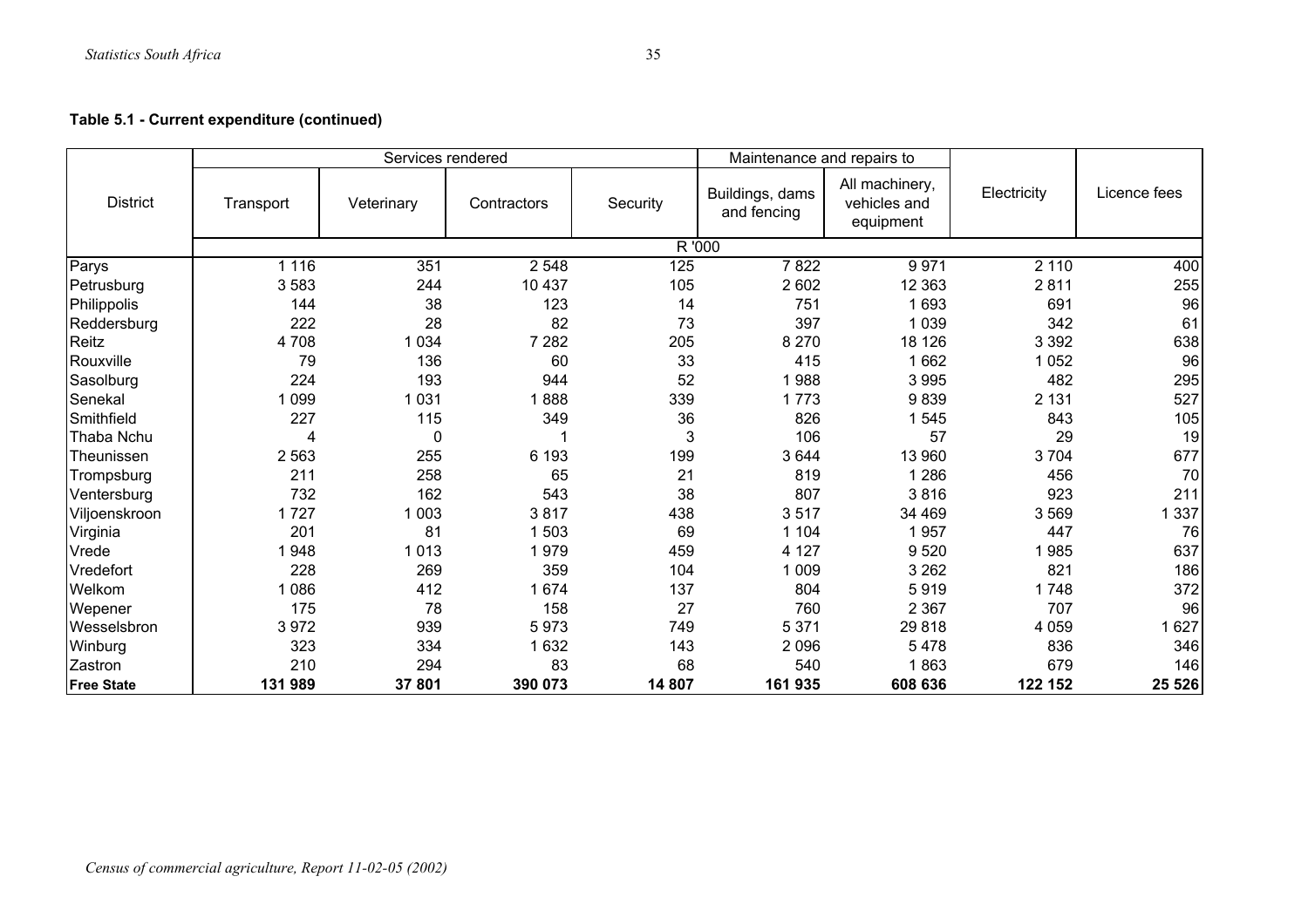**Table 5.1 - Current expenditure (continued)**

| District | Services rendered | | | | Maintenance and repairs to | | Electricity | Licence fees |
|---|---|---|---|---|---|---|---|---|
| | Transport | Veterinary | Contractors | Security | Buildings, dams and fencing | All machinery, vehicles and equipment | | |
| | R '000 | | | | | | | |
| Parys | 1 116 | 351 | 2 548 | 125 | 7 822 | 9 971 | 2 110 | 400 |
| Petrusburg | 3 583 | 244 | 10 437 | 105 | 2 602 | 12 363 | 2 811 | 255 |
| Philippolis | 144 | 38 | 123 | 14 | 751 | 1 693 | 691 | 96 |
| Reddersburg | 222 | 28 | 82 | 73 | 397 | 1 039 | 342 | 61 |
| Reitz | 4 708 | 1 034 | 7 282 | 205 | 8 270 | 18 126 | 3 392 | 638 |
| Rouxville | 79 | 136 | 60 | 33 | 415 | 1 662 | 1 052 | 96 |
| Sasolburg | 224 | 193 | 944 | 52 | 1 988 | 3 995 | 482 | 295 |
| Senekal | 1 099 | 1 031 | 1 888 | 339 | 1 773 | 9 839 | 2 131 | 527 |
| Smithfield | 227 | 115 | 349 | 36 | 826 | 1 545 | 843 | 105 |
| Thaba Nchu | 4 | 0 | 1 | 3 | 106 | 57 | 29 | 19 |
| Theunissen | 2 563 | 255 | 6 193 | 199 | 3 644 | 13 960 | 3 704 | 677 |
| Trompsburg | 211 | 258 | 65 | 21 | 819 | 1 286 | 456 | 70 |
| Ventersburg | 732 | 162 | 543 | 38 | 807 | 3 816 | 923 | 211 |
| Viljoenskroon | 1 727 | 1 003 | 3 817 | 438 | 3 517 | 34 469 | 3 569 | 1 337 |
| Virginia | 201 | 81 | 1 503 | 69 | 1 104 | 1 957 | 447 | 76 |
| Vrede | 1 948 | 1 013 | 1 979 | 459 | 4 127 | 9 520 | 1 985 | 637 |
| Vredefort | 228 | 269 | 359 | 104 | 1 009 | 3 262 | 821 | 186 |
| Welkom | 1 086 | 412 | 1 674 | 137 | 804 | 5 919 | 1 748 | 372 |
| Wepener | 175 | 78 | 158 | 27 | 760 | 2 367 | 707 | 96 |
| Wesselsbron | 3 972 | 939 | 5 973 | 749 | 5 371 | 29 818 | 4 059 | 1 627 |
| Winburg | 323 | 334 | 1 632 | 143 | 2 096 | 5 478 | 836 | 346 |
| Zastron | 210 | 294 | 83 | 68 | 540 | 1 863 | 679 | 146 |
| **Free State** | **131 989** | **37 801** | **390 073** | **14 807** | **161 935** | **608 636** | **122 152** | **25 526** |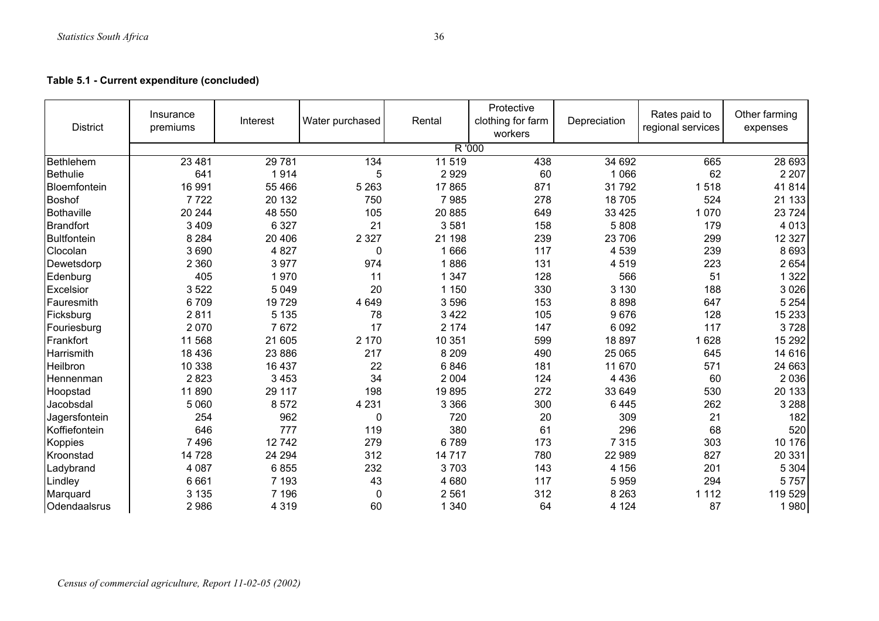**Table 5.1 - Current expenditure (concluded)**

| District | Insurance premiums | Interest | Water purchased | Rental | Protective clothing for farm workers | Depreciation | Rates paid to regional services | Other farming expenses |
|---|---|---|---|---|---|---|---|---|
| | R '000 | | | | | | | |
| Bethlehem | 23 481 | 29 781 | 134 | 11 519 | 438 | 34 692 | 665 | 28 693 |
| Bethulie | 641 | 1 914 | 5 | 2 929 | 60 | 1 066 | 62 | 2 207 |
| Bloemfontein | 16 991 | 55 466 | 5 263 | 17 865 | 871 | 31 792 | 1 518 | 41 814 |
| Boshof | 7 722 | 20 132 | 750 | 7 985 | 278 | 18 705 | 524 | 21 133 |
| Bothaville | 20 244 | 48 550 | 105 | 20 885 | 649 | 33 425 | 1 070 | 23 724 |
| Brandfort | 3 409 | 6 327 | 21 | 3 581 | 158 | 5 808 | 179 | 4 013 |
| Bultfontein | 8 284 | 20 406 | 2 327 | 21 198 | 239 | 23 706 | 299 | 12 327 |
| Clocolan | 3 690 | 4 827 | 0 | 1 666 | 117 | 4 539 | 239 | 8 693 |
| Dewetsdorp | 2 360 | 3 977 | 974 | 1 886 | 131 | 4 519 | 223 | 2 654 |
| Edenburg | 405 | 1 970 | 11 | 1 347 | 128 | 566 | 51 | 1 322 |
| Excelsior | 3 522 | 5 049 | 20 | 1 150 | 330 | 3 130 | 188 | 3 026 |
| Fauresmith | 6 709 | 19 729 | 4 649 | 3 596 | 153 | 8 898 | 647 | 5 254 |
| Ficksburg | 2 811 | 5 135 | 78 | 3 422 | 105 | 9 676 | 128 | 15 233 |
| Fouriesburg | 2 070 | 7 672 | 17 | 2 174 | 147 | 6 092 | 117 | 3 728 |
| Frankfort | 11 568 | 21 605 | 2 170 | 10 351 | 599 | 18 897 | 1 628 | 15 292 |
| Harrismith | 18 436 | 23 886 | 217 | 8 209 | 490 | 25 065 | 645 | 14 616 |
| Heilbron | 10 338 | 16 437 | 22 | 6 846 | 181 | 11 670 | 571 | 24 663 |
| Hennenman | 2 823 | 3 453 | 34 | 2 004 | 124 | 4 436 | 60 | 2 036 |
| Hoopstad | 11 890 | 29 117 | 198 | 19 895 | 272 | 33 649 | 530 | 20 133 |
| Jacobsdal | 5 060 | 8 572 | 4 231 | 3 366 | 300 | 6 445 | 262 | 3 288 |
| Jagersfontein | 254 | 962 | 0 | 720 | 20 | 309 | 21 | 182 |
| Koffiefontein | 646 | 777 | 119 | 380 | 61 | 296 | 68 | 520 |
| Koppies | 7 496 | 12 742 | 279 | 6 789 | 173 | 7 315 | 303 | 10 176 |
| Kroonstad | 14 728 | 24 294 | 312 | 14 717 | 780 | 22 989 | 827 | 20 331 |
| Ladybrand | 4 087 | 6 855 | 232 | 3 703 | 143 | 4 156 | 201 | 5 304 |
| Lindley | 6 661 | 7 193 | 43 | 4 680 | 117 | 5 959 | 294 | 5 757 |
| Marquard | 3 135 | 7 196 | 0 | 2 561 | 312 | 8 263 | 1 112 | 119 529 |
| Odendaalsrus | 2 986 | 4 319 | 60 | 1 340 | 64 | 4 124 | 87 | 1 980 |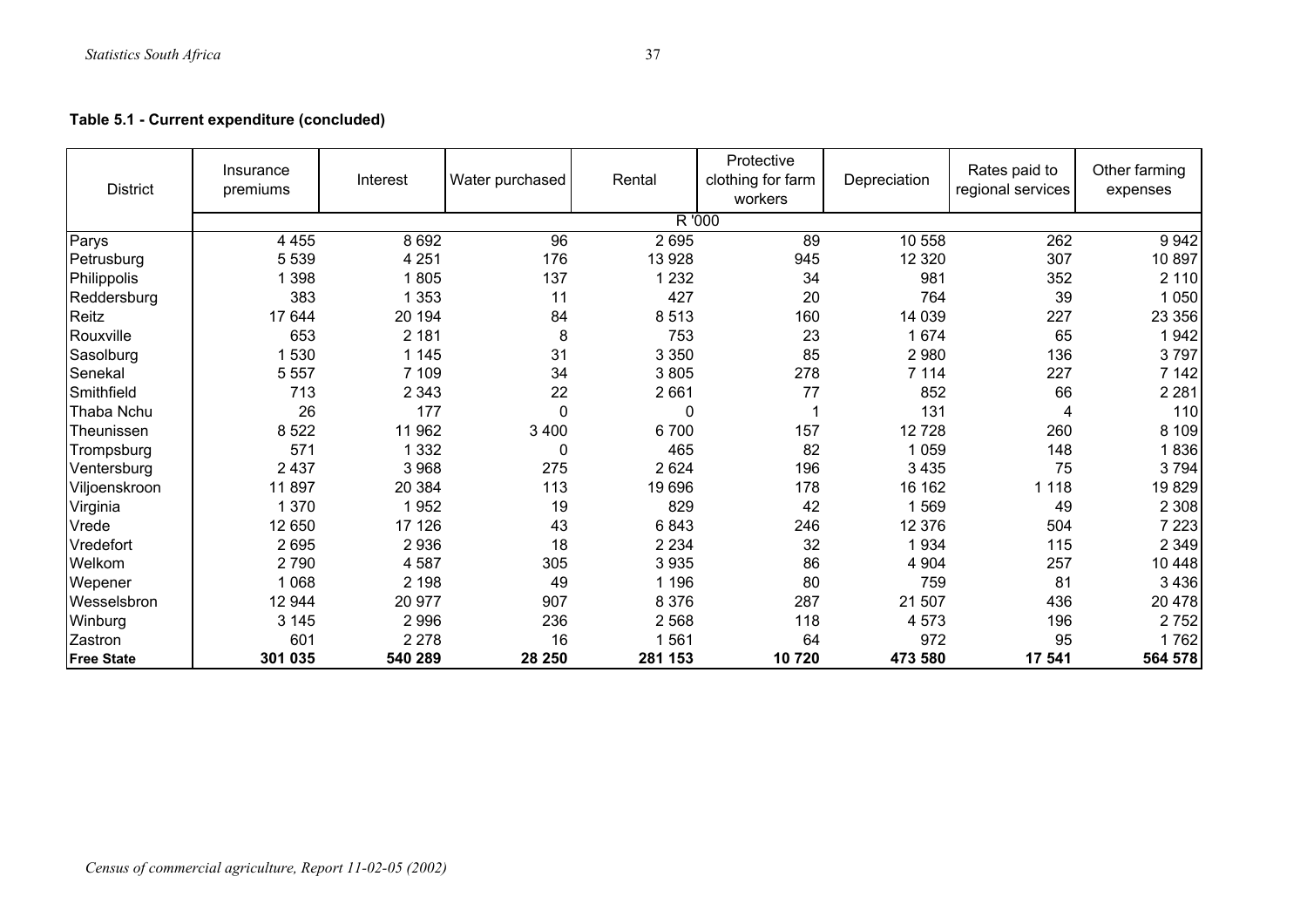**Table 5.1 - Current expenditure (concluded)**

| District | Insurance premiums | Interest | Water purchased | Rental | Protective clothing for farm workers | Depreciation | Rates paid to regional services | Other farming expenses |
|---|---|---|---|---|---|---|---|---|
| | R '000 | | | | | | | |
| Parys | 4 455 | 8 692 | 96 | 2 695 | 89 | 10 558 | 262 | 9 942 |
| Petrusburg | 5 539 | 4 251 | 176 | 13 928 | 945 | 12 320 | 307 | 10 897 |
| Philippolis | 1 398 | 1 805 | 137 | 1 232 | 34 | 981 | 352 | 2 110 |
| Reddersburg | 383 | 1 353 | 11 | 427 | 20 | 764 | 39 | 1 050 |
| Reitz | 17 644 | 20 194 | 84 | 8 513 | 160 | 14 039 | 227 | 23 356 |
| Rouxville | 653 | 2 181 | 8 | 753 | 23 | 1 674 | 65 | 1 942 |
| Sasolburg | 1 530 | 1 145 | 31 | 3 350 | 85 | 2 980 | 136 | 3 797 |
| Senekal | 5 557 | 7 109 | 34 | 3 805 | 278 | 7 114 | 227 | 7 142 |
| Smithfield | 713 | 2 343 | 22 | 2 661 | 77 | 852 | 66 | 2 281 |
| Thaba Nchu | 26 | 177 | 0 | 0 | 1 | 131 | 4 | 110 |
| Theunissen | 8 522 | 11 962 | 3 400 | 6 700 | 157 | 12 728 | 260 | 8 109 |
| Trompsburg | 571 | 1 332 | 0 | 465 | 82 | 1 059 | 148 | 1 836 |
| Ventersburg | 2 437 | 3 968 | 275 | 2 624 | 196 | 3 435 | 75 | 3 794 |
| Viljoenskroon | 11 897 | 20 384 | 113 | 19 696 | 178 | 16 162 | 1 118 | 19 829 |
| Virginia | 1 370 | 1 952 | 19 | 829 | 42 | 1 569 | 49 | 2 308 |
| Vrede | 12 650 | 17 126 | 43 | 6 843 | 246 | 12 376 | 504 | 7 223 |
| Vredefort | 2 695 | 2 936 | 18 | 2 234 | 32 | 1 934 | 115 | 2 349 |
| Welkom | 2 790 | 4 587 | 305 | 3 935 | 86 | 4 904 | 257 | 10 448 |
| Wepener | 1 068 | 2 198 | 49 | 1 196 | 80 | 759 | 81 | 3 436 |
| Wesselsbron | 12 944 | 20 977 | 907 | 8 376 | 287 | 21 507 | 436 | 20 478 |
| Winburg | 3 145 | 2 996 | 236 | 2 568 | 118 | 4 573 | 196 | 2 752 |
| Zastron | 601 | 2 278 | 16 | 1 561 | 64 | 972 | 95 | 1 762 |
| **Free State** | **301 035** | **540 289** | **28 250** | **281 153** | **10 720** | **473 580** | **17 541** | **564 578** |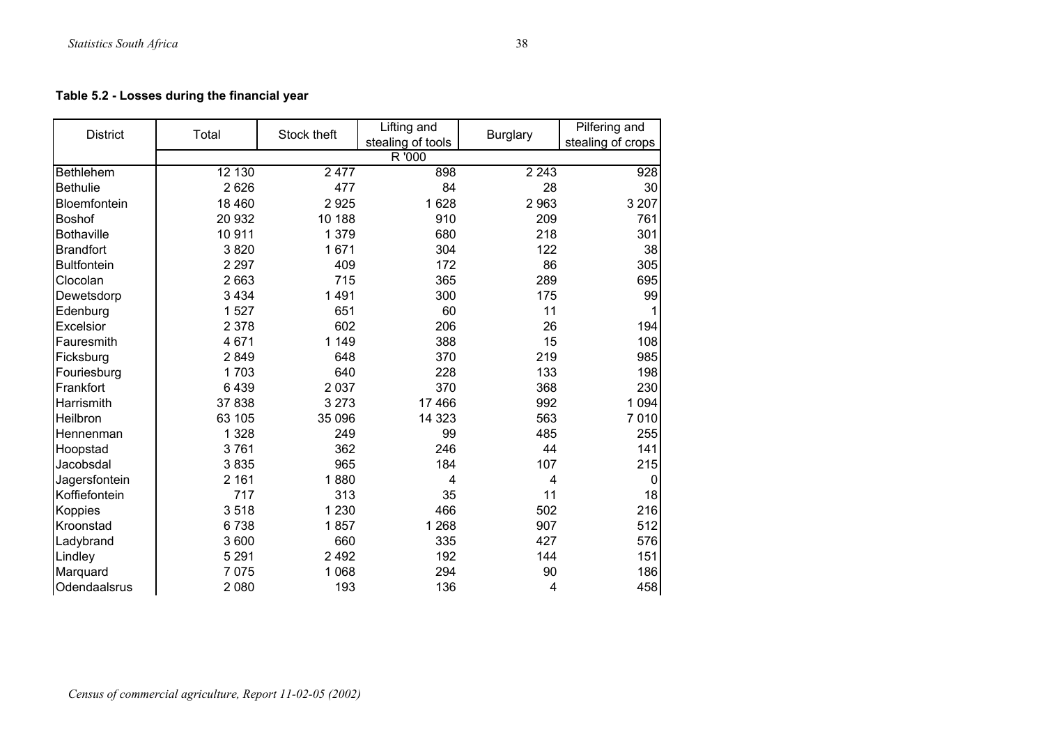**Table 5.2 - Losses during the financial year**

| District | Total | Stock theft | Lifting and stealing of tools | Burglary | Pilfering and stealing of crops |
|---|---|---|---|---|---|
| | R '000 | | | | |
| Bethlehem | 12 130 | 2 477 | 898 | 2 243 | 928 |
| Bethulie | 2 626 | 477 | 84 | 28 | 30 |
| Bloemfontein | 18 460 | 2 925 | 1 628 | 2 963 | 3 207 |
| Boshof | 20 932 | 10 188 | 910 | 209 | 761 |
| Bothaville | 10 911 | 1 379 | 680 | 218 | 301 |
| Brandfort | 3 820 | 1 671 | 304 | 122 | 38 |
| Bultfontein | 2 297 | 409 | 172 | 86 | 305 |
| Clocolan | 2 663 | 715 | 365 | 289 | 695 |
| Dewetsdorp | 3 434 | 1 491 | 300 | 175 | 99 |
| Edenburg | 1 527 | 651 | 60 | 11 | 1 |
| Excelsior | 2 378 | 602 | 206 | 26 | 194 |
| Fauresmith | 4 671 | 1 149 | 388 | 15 | 108 |
| Ficksburg | 2 849 | 648 | 370 | 219 | 985 |
| Fouriesburg | 1 703 | 640 | 228 | 133 | 198 |
| Frankfort | 6 439 | 2 037 | 370 | 368 | 230 |
| Harrismith | 37 838 | 3 273 | 17 466 | 992 | 1 094 |
| Heilbron | 63 105 | 35 096 | 14 323 | 563 | 7 010 |
| Hennenman | 1 328 | 249 | 99 | 485 | 255 |
| Hoopstad | 3 761 | 362 | 246 | 44 | 141 |
| Jacobsdal | 3 835 | 965 | 184 | 107 | 215 |
| Jagersfontein | 2 161 | 1 880 | 4 | 4 | 0 |
| Koffiefontein | 717 | 313 | 35 | 11 | 18 |
| Koppies | 3 518 | 1 230 | 466 | 502 | 216 |
| Kroonstad | 6 738 | 1 857 | 1 268 | 907 | 512 |
| Ladybrand | 3 600 | 660 | 335 | 427 | 576 |
| Lindley | 5 291 | 2 492 | 192 | 144 | 151 |
| Marquard | 7 075 | 1 068 | 294 | 90 | 186 |
| Odendaalsrus | 2 080 | 193 | 136 | 4 | 458 |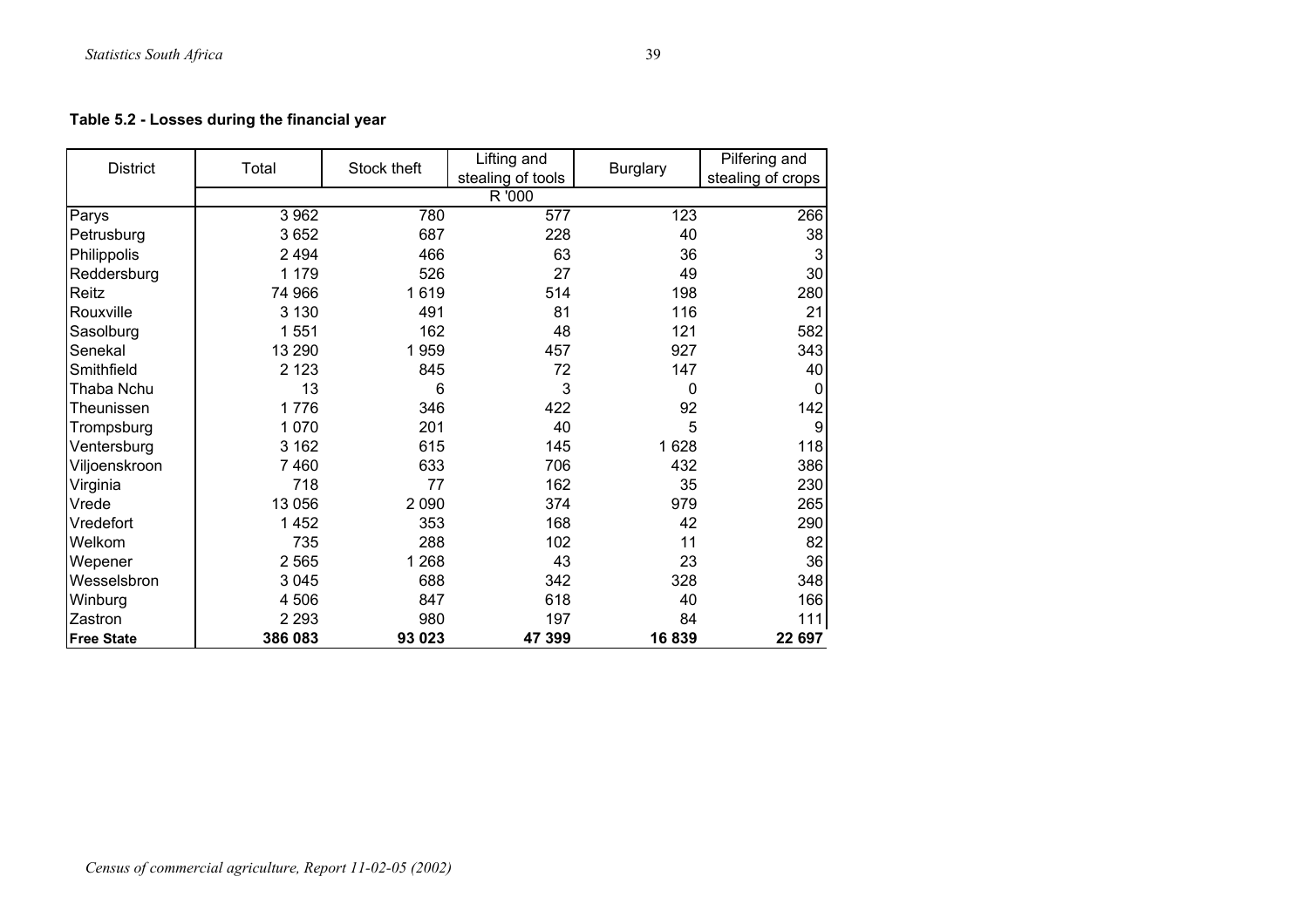**Table 5.2 - Losses during the financial year**

| District | Total | Stock theft | Lifting and stealing of tools | Burglary | Pilfering and stealing of crops |
|---|---|---|---|---|---|
| | R '000 | | | | |
| Parys | 3 962 | 780 | 577 | 123 | 266 |
| Petrusburg | 3 652 | 687 | 228 | 40 | 38 |
| Philippolis | 2 494 | 466 | 63 | 36 | 3 |
| Reddersburg | 1 179 | 526 | 27 | 49 | 30 |
| Reitz | 74 966 | 1 619 | 514 | 198 | 280 |
| Rouxville | 3 130 | 491 | 81 | 116 | 21 |
| Sasolburg | 1 551 | 162 | 48 | 121 | 582 |
| Senekal | 13 290 | 1 959 | 457 | 927 | 343 |
| Smithfield | 2 123 | 845 | 72 | 147 | 40 |
| Thaba Nchu | 13 | 6 | 3 | 0 | 0 |
| Theunissen | 1 776 | 346 | 422 | 92 | 142 |
| Trompsburg | 1 070 | 201 | 40 | 5 | 9 |
| Ventersburg | 3 162 | 615 | 145 | 1 628 | 118 |
| Viljoenskroon | 7 460 | 633 | 706 | 432 | 386 |
| Virginia | 718 | 77 | 162 | 35 | 230 |
| Vrede | 13 056 | 2 090 | 374 | 979 | 265 |
| Vredefort | 1 452 | 353 | 168 | 42 | 290 |
| Welkom | 735 | 288 | 102 | 11 | 82 |
| Wepener | 2 565 | 1 268 | 43 | 23 | 36 |
| Wesselsbron | 3 045 | 688 | 342 | 328 | 348 |
| Winburg | 4 506 | 847 | 618 | 40 | 166 |
| Zastron | 2 293 | 980 | 197 | 84 | 111 |
| **Free State** | **386 083** | **93 023** | **47 399** | **16 839** | **22 697** |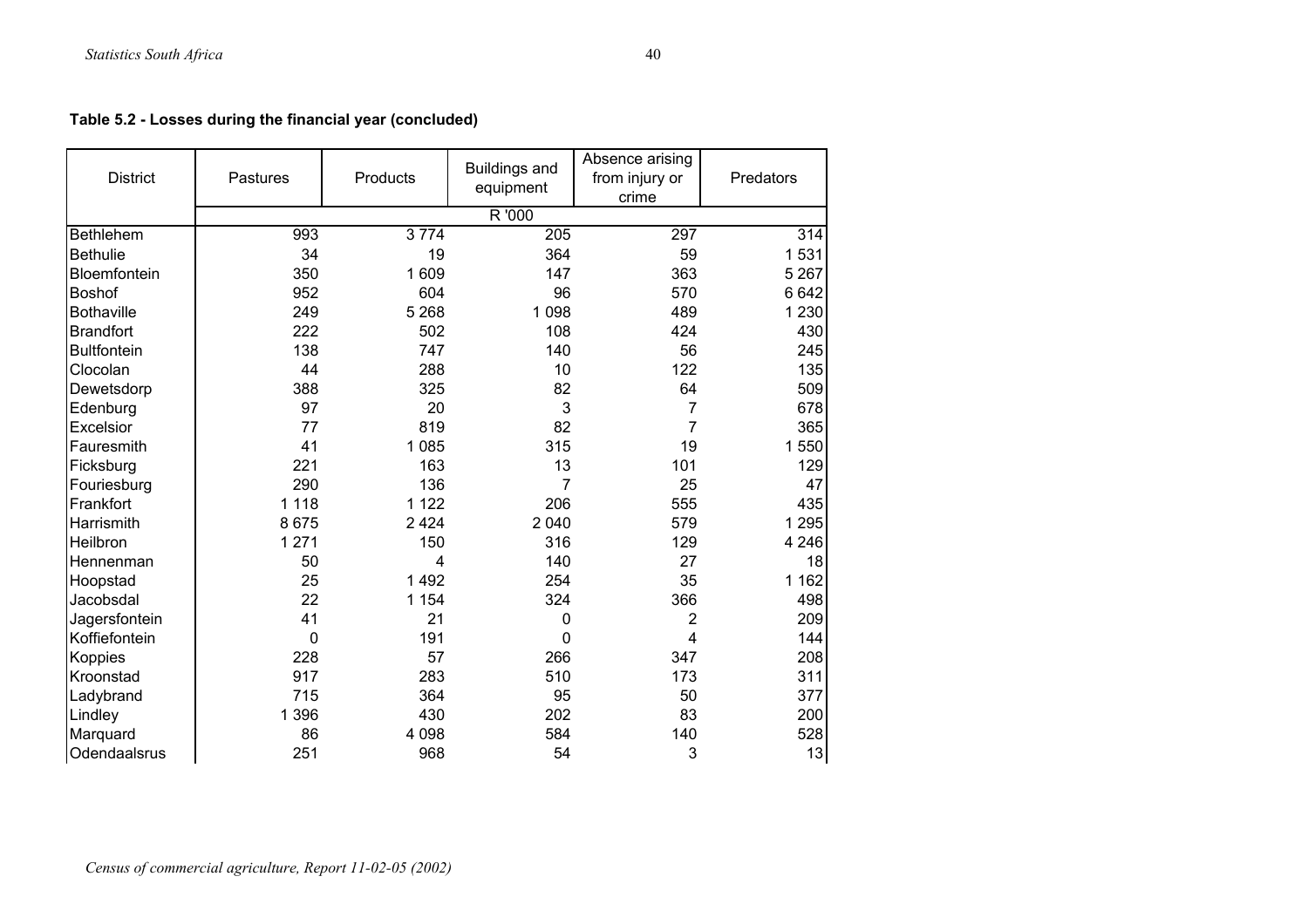**Table 5.2 - Losses during the financial year (concluded)**

| District | Pastures | Products | Buildings and equipment | Absence arising from injury or crime | Predators |
|---|---|---|---|---|---|
| | R '000 | | | | |
| Bethlehem | 993 | 3 774 | 205 | 297 | 314 |
| Bethulie | 34 | 19 | 364 | 59 | 1 531 |
| Bloemfontein | 350 | 1 609 | 147 | 363 | 5 267 |
| Boshof | 952 | 604 | 96 | 570 | 6 642 |
| Bothaville | 249 | 5 268 | 1 098 | 489 | 1 230 |
| Brandfort | 222 | 502 | 108 | 424 | 430 |
| Bultfontein | 138 | 747 | 140 | 56 | 245 |
| Clocolan | 44 | 288 | 10 | 122 | 135 |
| Dewetsdorp | 388 | 325 | 82 | 64 | 509 |
| Edenburg | 97 | 20 | 3 | 7 | 678 |
| Excelsior | 77 | 819 | 82 | 7 | 365 |
| Fauresmith | 41 | 1 085 | 315 | 19 | 1 550 |
| Ficksburg | 221 | 163 | 13 | 101 | 129 |
| Fouriesburg | 290 | 136 | 7 | 25 | 47 |
| Frankfort | 1 118 | 1 122 | 206 | 555 | 435 |
| Harrismith | 8 675 | 2 424 | 2 040 | 579 | 1 295 |
| Heilbron | 1 271 | 150 | 316 | 129 | 4 246 |
| Hennenman | 50 | 4 | 140 | 27 | 18 |
| Hoopstad | 25 | 1 492 | 254 | 35 | 1 162 |
| Jacobsdal | 22 | 1 154 | 324 | 366 | 498 |
| Jagersfontein | 41 | 21 | 0 | 2 | 209 |
| Koffiefontein | 0 | 191 | 0 | 4 | 144 |
| Koppies | 228 | 57 | 266 | 347 | 208 |
| Kroonstad | 917 | 283 | 510 | 173 | 311 |
| Ladybrand | 715 | 364 | 95 | 50 | 377 |
| Lindley | 1 396 | 430 | 202 | 83 | 200 |
| Marquard | 86 | 4 098 | 584 | 140 | 528 |
| Odendaalsrus | 251 | 968 | 54 | 3 | 13 |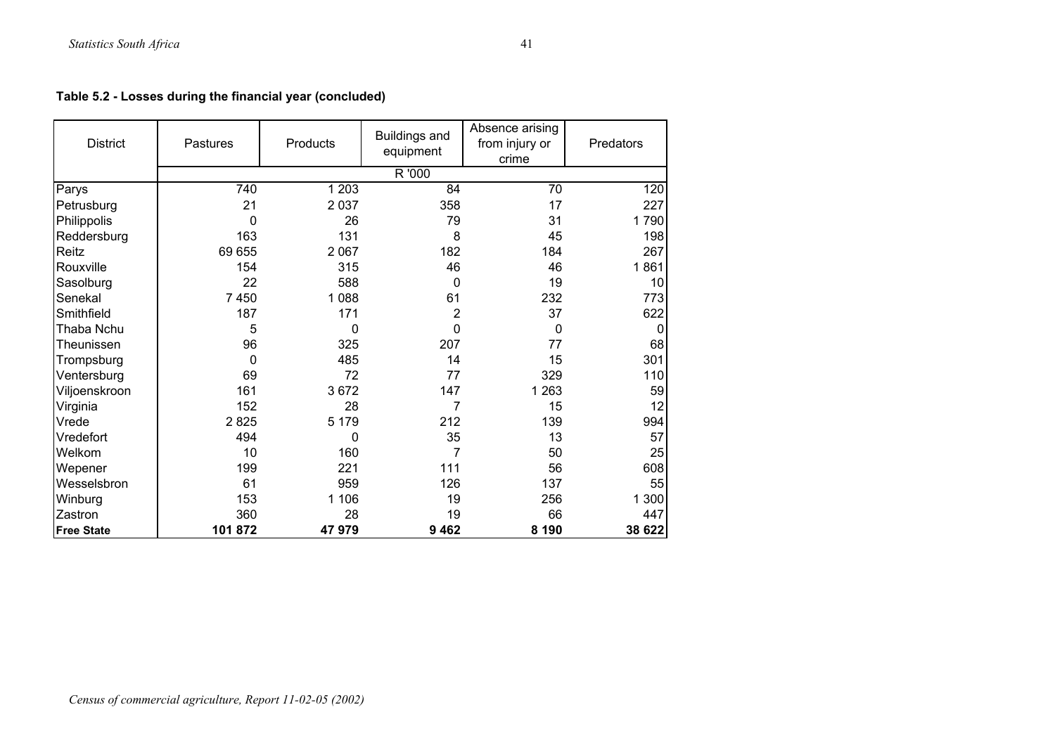**Table 5.2 - Losses during the financial year (concluded)**

| District | Pastures | Products | Buildings and equipment | Absence arising from injury or crime | Predators |
|---|---|---|---|---|---|
| | R '000 | | | | |
| Parys | 740 | 1 203 | 84 | 70 | 120 |
| Petrusburg | 21 | 2 037 | 358 | 17 | 227 |
| Philippolis | 0 | 26 | 79 | 31 | 1 790 |
| Reddersburg | 163 | 131 | 8 | 45 | 198 |
| Reitz | 69 655 | 2 067 | 182 | 184 | 267 |
| Rouxville | 154 | 315 | 46 | 46 | 1 861 |
| Sasolburg | 22 | 588 | 0 | 19 | 10 |
| Senekal | 7 450 | 1 088 | 61 | 232 | 773 |
| Smithfield | 187 | 171 | 2 | 37 | 622 |
| Thaba Nchu | 5 | 0 | 0 | 0 | 0 |
| Theunissen | 96 | 325 | 207 | 77 | 68 |
| Trompsburg | 0 | 485 | 14 | 15 | 301 |
| Ventersburg | 69 | 72 | 77 | 329 | 110 |
| Viljoenskroon | 161 | 3 672 | 147 | 1 263 | 59 |
| Virginia | 152 | 28 | 7 | 15 | 12 |
| Vrede | 2 825 | 5 179 | 212 | 139 | 994 |
| Vredefort | 494 | 0 | 35 | 13 | 57 |
| Welkom | 10 | 160 | 7 | 50 | 25 |
| Wepener | 199 | 221 | 111 | 56 | 608 |
| Wesselsbron | 61 | 959 | 126 | 137 | 55 |
| Winburg | 153 | 1 106 | 19 | 256 | 1 300 |
| Zastron | 360 | 28 | 19 | 66 | 447 |
| **Free State** | **101 872** | **47 979** | **9 462** | **8 190** | **38 622** |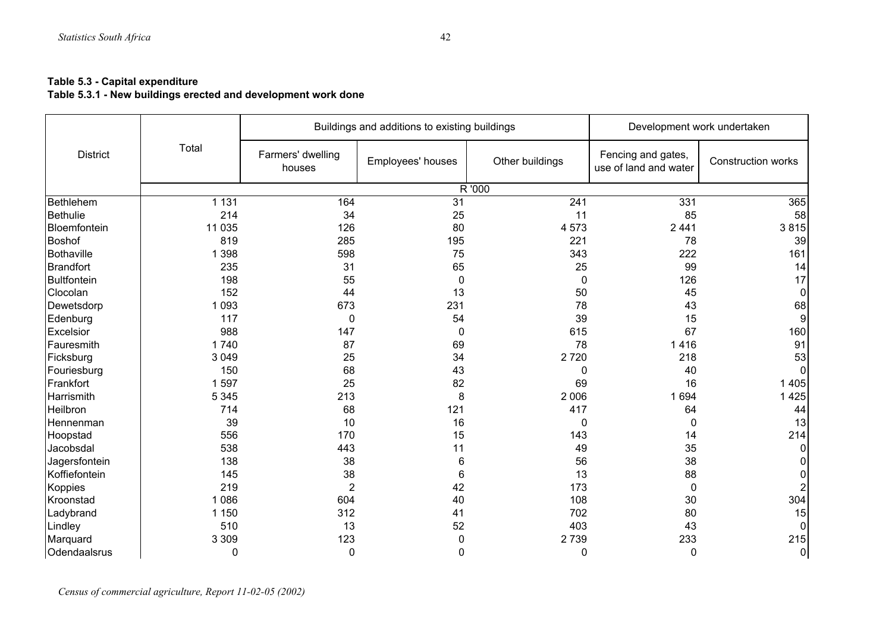**Table 5.3 - Capital expenditure**

**Table 5.3.1 - New buildings erected and development work done**

| District | Total | Buildings and additions to existing buildings | | | Development work undertaken | |
|---|---|---|---|---|---|---|
| | | Farmers' dwelling houses | Employees' houses | Other buildings | Fencing and gates, use of land and water | Construction works |
| | R '000 | | | | | |
| Bethlehem | 1 131 | 164 | 31 | 241 | 331 | 365 |
| Bethulie | 214 | 34 | 25 | 11 | 85 | 58 |
| Bloemfontein | 11 035 | 126 | 80 | 4 573 | 2 441 | 3 815 |
| Boshof | 819 | 285 | 195 | 221 | 78 | 39 |
| Bothaville | 1 398 | 598 | 75 | 343 | 222 | 161 |
| Brandfort | 235 | 31 | 65 | 25 | 99 | 14 |
| Bultfontein | 198 | 55 | 0 | 0 | 126 | 17 |
| Clocolan | 152 | 44 | 13 | 50 | 45 | 0 |
| Dewetsdorp | 1 093 | 673 | 231 | 78 | 43 | 68 |
| Edenburg | 117 | 0 | 54 | 39 | 15 | 9 |
| Excelsior | 988 | 147 | 0 | 615 | 67 | 160 |
| Fauresmith | 1 740 | 87 | 69 | 78 | 1 416 | 91 |
| Ficksburg | 3 049 | 25 | 34 | 2 720 | 218 | 53 |
| Fouriesburg | 150 | 68 | 43 | 0 | 40 | 0 |
| Frankfort | 1 597 | 25 | 82 | 69 | 16 | 1 405 |
| Harrismith | 5 345 | 213 | 8 | 2 006 | 1 694 | 1 425 |
| Heilbron | 714 | 68 | 121 | 417 | 64 | 44 |
| Hennenman | 39 | 10 | 16 | 0 | 0 | 13 |
| Hoopstad | 556 | 170 | 15 | 143 | 14 | 214 |
| Jacobsdal | 538 | 443 | 11 | 49 | 35 | 0 |
| Jagersfontein | 138 | 38 | 6 | 56 | 38 | 0 |
| Koffiefontein | 145 | 38 | 6 | 13 | 88 | 0 |
| Koppies | 219 | 2 | 42 | 173 | 0 | 2 |
| Kroonstad | 1 086 | 604 | 40 | 108 | 30 | 304 |
| Ladybrand | 1 150 | 312 | 41 | 702 | 80 | 15 |
| Lindley | 510 | 13 | 52 | 403 | 43 | 0 |
| Marquard | 3 309 | 123 | 0 | 2 739 | 233 | 215 |
| Odendaalsrus | 0 | 0 | 0 | 0 | 0 | 0 |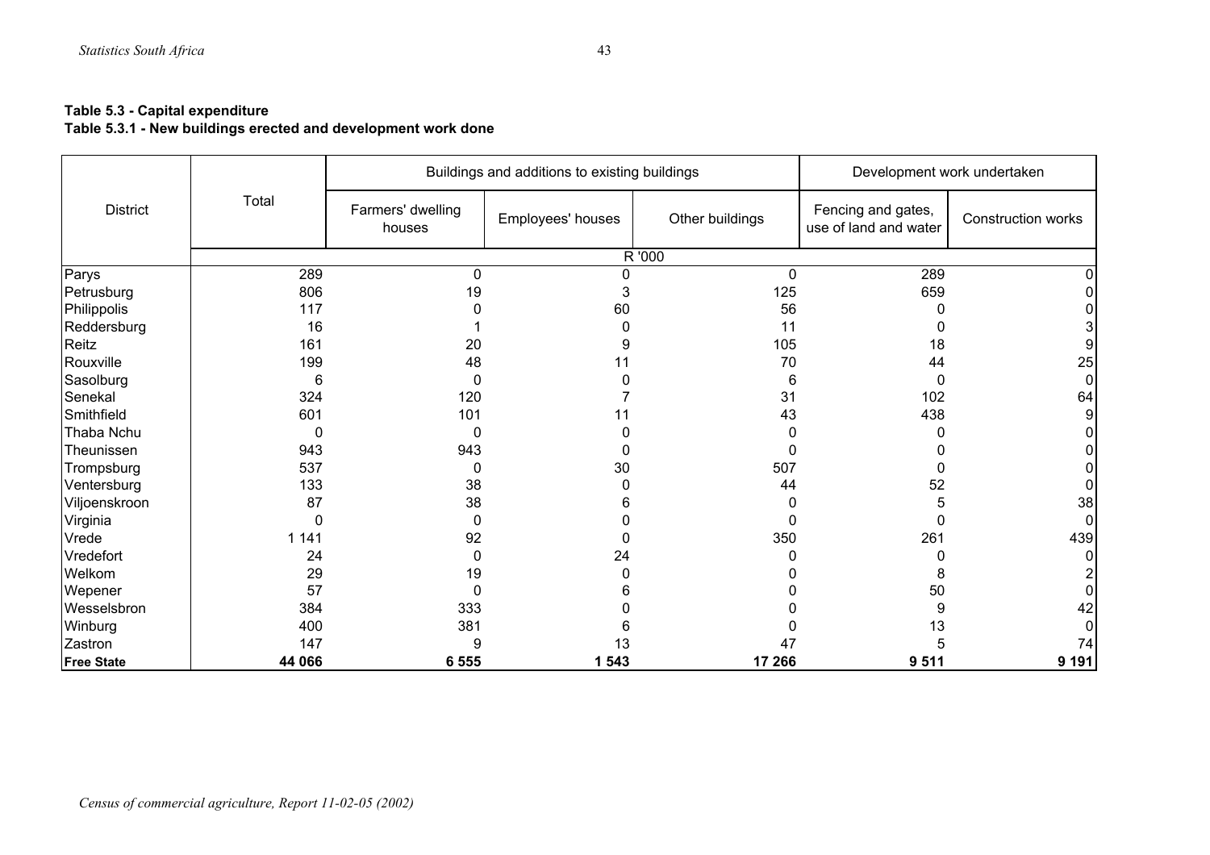**Table 5.3 - Capital expenditure**
**Table 5.3.1 - New buildings erected and development work done**

| District | Total | Buildings and additions to existing buildings | | | Development work undertaken | |
|---|---|---|---|---|---|---|
| | | Farmers' dwelling houses | Employees' houses | Other buildings | Fencing and gates, use of land and water | Construction works |
| | R '000 | | | | | |
| Parys | 289 | 0 | 0 | 0 | 289 | 0 |
| Petrusburg | 806 | 19 | 3 | 125 | 659 | 0 |
| Philippolis | 117 | 0 | 60 | 56 | 0 | 0 |
| Reddersburg | 16 | 1 | 0 | 11 | 0 | 3 |
| Reitz | 161 | 20 | 9 | 105 | 18 | 9 |
| Rouxville | 199 | 48 | 11 | 70 | 44 | 25 |
| Sasolburg | 6 | 0 | 0 | 6 | 0 | 0 |
| Senekal | 324 | 120 | 7 | 31 | 102 | 64 |
| Smithfield | 601 | 101 | 11 | 43 | 438 | 9 |
| Thaba Nchu | 0 | 0 | 0 | 0 | 0 | 0 |
| Theunissen | 943 | 943 | 0 | 0 | 0 | 0 |
| Trompsburg | 537 | 0 | 30 | 507 | 0 | 0 |
| Ventersburg | 133 | 38 | 0 | 44 | 52 | 0 |
| Viljoenskroon | 87 | 38 | 6 | 0 | 5 | 38 |
| Virginia | 0 | 0 | 0 | 0 | 0 | 0 |
| Vrede | 1 141 | 92 | 0 | 350 | 261 | 439 |
| Vredefort | 24 | 0 | 24 | 0 | 0 | 0 |
| Welkom | 29 | 19 | 0 | 0 | 8 | 2 |
| Wepener | 57 | 0 | 6 | 0 | 50 | 0 |
| Wesselsbron | 384 | 333 | 0 | 0 | 9 | 42 |
| Winburg | 400 | 381 | 6 | 0 | 13 | 0 |
| Zastron | 147 | 9 | 13 | 47 | 5 | 74 |
| **Free State** | **44 066** | **6 555** | **1 543** | **17 266** | **9 511** | **9 191** |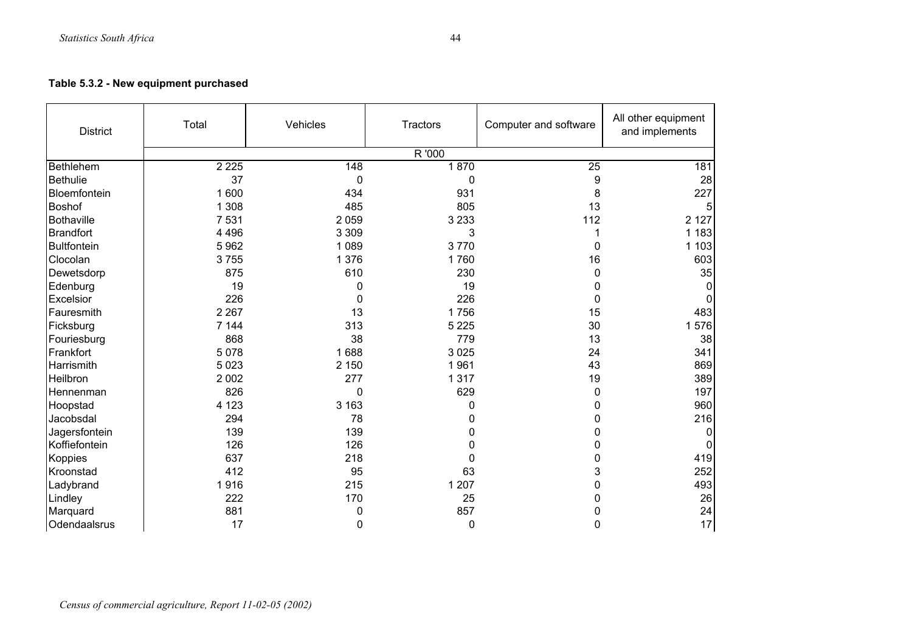**Table 5.3.2 - New equipment purchased**

| District | Total | Vehicles | Tractors | Computer and software | All other equipment and implements |
|---|---|---|---|---|---|
| | | | R '000 | | |
| Bethlehem | 2 225 | 148 | 1 870 | 25 | 181 |
| Bethulie | 37 | 0 | 0 | 9 | 28 |
| Bloemfontein | 1 600 | 434 | 931 | 8 | 227 |
| Boshof | 1 308 | 485 | 805 | 13 | 5 |
| Bothaville | 7 531 | 2 059 | 3 233 | 112 | 2 127 |
| Brandfort | 4 496 | 3 309 | 3 | 1 | 1 183 |
| Bultfontein | 5 962 | 1 089 | 3 770 | 0 | 1 103 |
| Clocolan | 3 755 | 1 376 | 1 760 | 16 | 603 |
| Dewetsdorp | 875 | 610 | 230 | 0 | 35 |
| Edenburg | 19 | 0 | 19 | 0 | 0 |
| Excelsior | 226 | 0 | 226 | 0 | 0 |
| Fauresmith | 2 267 | 13 | 1 756 | 15 | 483 |
| Ficksburg | 7 144 | 313 | 5 225 | 30 | 1 576 |
| Fouriesburg | 868 | 38 | 779 | 13 | 38 |
| Frankfort | 5 078 | 1 688 | 3 025 | 24 | 341 |
| Harrismith | 5 023 | 2 150 | 1 961 | 43 | 869 |
| Heilbron | 2 002 | 277 | 1 317 | 19 | 389 |
| Hennenman | 826 | 0 | 629 | 0 | 197 |
| Hoopstad | 4 123 | 3 163 | 0 | 0 | 960 |
| Jacobsdal | 294 | 78 | 0 | 0 | 216 |
| Jagersfontein | 139 | 139 | 0 | 0 | 0 |
| Koffiefontein | 126 | 126 | 0 | 0 | 0 |
| Koppies | 637 | 218 | 0 | 0 | 419 |
| Kroonstad | 412 | 95 | 63 | 3 | 252 |
| Ladybrand | 1 916 | 215 | 1 207 | 0 | 493 |
| Lindley | 222 | 170 | 25 | 0 | 26 |
| Marquard | 881 | 0 | 857 | 0 | 24 |
| Odendaalsrus | 17 | 0 | 0 | 0 | 17 |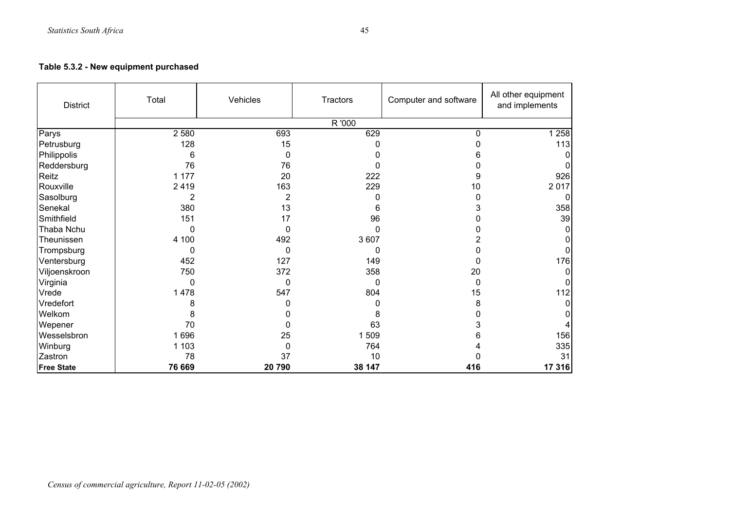**Table 5.3.2 - New equipment purchased**

| District | Total | Vehicles | Tractors | Computer and software | All other equipment and implements |
|---|---|---|---|---|---|
| | R '000 | | | | |
| Parys | 2 580 | 693 | 629 | 0 | 1 258 |
| Petrusburg | 128 | 15 | 0 | 0 | 113 |
| Philippolis | 6 | 0 | 0 | 6 | 0 |
| Reddersburg | 76 | 76 | 0 | 0 | 0 |
| Reitz | 1 177 | 20 | 222 | 9 | 926 |
| Rouxville | 2 419 | 163 | 229 | 10 | 2 017 |
| Sasolburg | 2 | 2 | 0 | 0 | 0 |
| Senekal | 380 | 13 | 6 | 3 | 358 |
| Smithfield | 151 | 17 | 96 | 0 | 39 |
| Thaba Nchu | 0 | 0 | 0 | 0 | 0 |
| Theunissen | 4 100 | 492 | 3 607 | 2 | 0 |
| Trompsburg | 0 | 0 | 0 | 0 | 0 |
| Ventersburg | 452 | 127 | 149 | 0 | 176 |
| Viljoenskroon | 750 | 372 | 358 | 20 | 0 |
| Virginia | 0 | 0 | 0 | 0 | 0 |
| Vrede | 1 478 | 547 | 804 | 15 | 112 |
| Vredefort | 8 | 0 | 0 | 8 | 0 |
| Welkom | 8 | 0 | 8 | 0 | 0 |
| Wepener | 70 | 0 | 63 | 3 | 4 |
| Wesselsbron | 1 696 | 25 | 1 509 | 6 | 156 |
| Winburg | 1 103 | 0 | 764 | 4 | 335 |
| Zastron | 78 | 37 | 10 | 0 | 31 |
| **Free State** | **76 669** | **20 790** | **38 147** | **416** | **17 316** |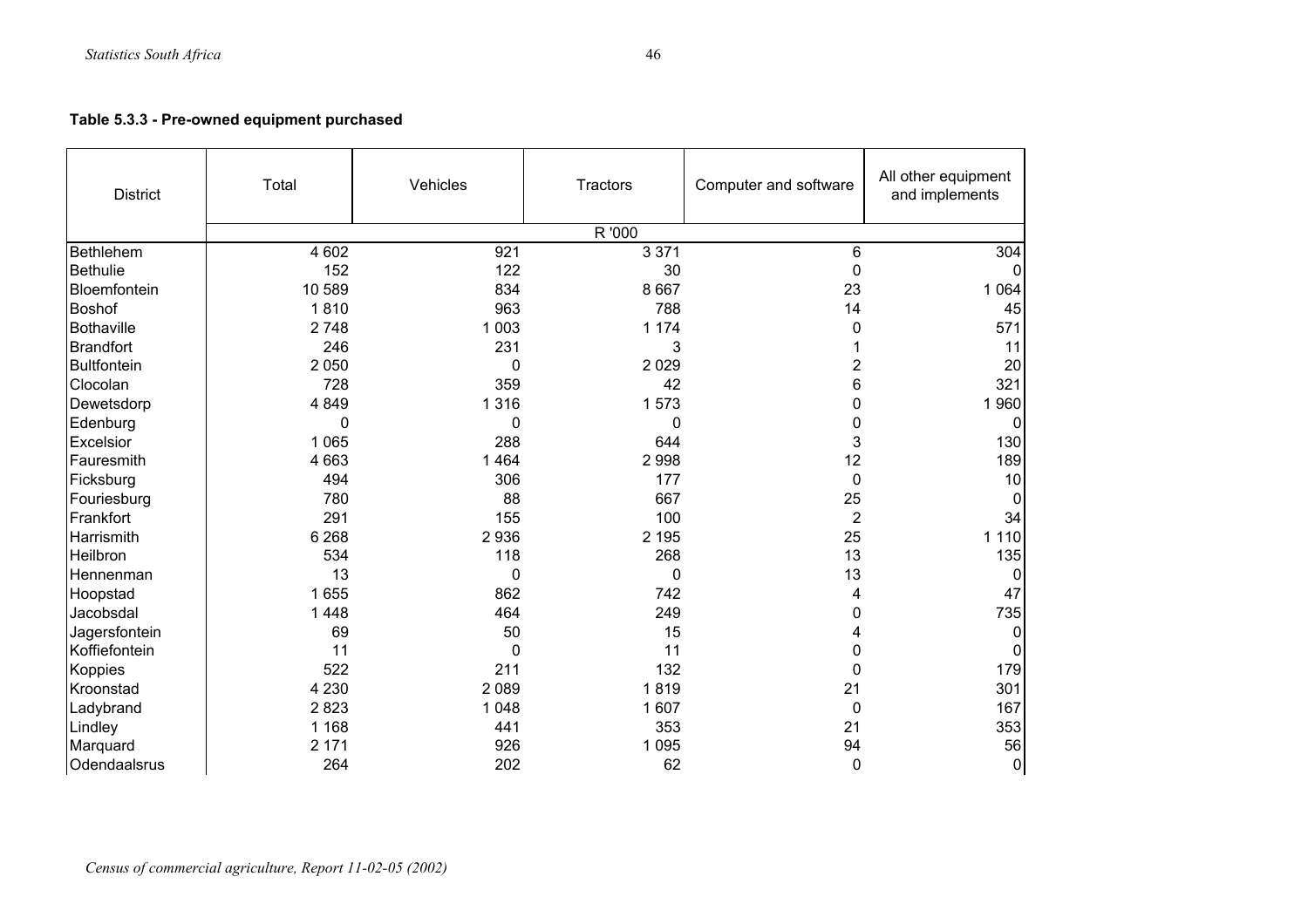**Table 5.3.3 - Pre-owned equipment purchased**

| District | Total | Vehicles | Tractors | Computer and software | All other equipment and implements |
|---|---|---|---|---|---|
| | R '000 | | | | |
| Bethlehem | 4 602 | 921 | 3 371 | 6 | 304 |
| Bethulie | 152 | 122 | 30 | 0 | 0 |
| Bloemfontein | 10 589 | 834 | 8 667 | 23 | 1 064 |
| Boshof | 1 810 | 963 | 788 | 14 | 45 |
| Bothaville | 2 748 | 1 003 | 1 174 | 0 | 571 |
| Brandfort | 246 | 231 | 3 | 1 | 11 |
| Bultfontein | 2 050 | 0 | 2 029 | 2 | 20 |
| Clocolan | 728 | 359 | 42 | 6 | 321 |
| Dewetsdorp | 4 849 | 1 316 | 1 573 | 0 | 1 960 |
| Edenburg | 0 | 0 | 0 | 0 | 0 |
| Excelsior | 1 065 | 288 | 644 | 3 | 130 |
| Fauresmith | 4 663 | 1 464 | 2 998 | 12 | 189 |
| Ficksburg | 494 | 306 | 177 | 0 | 10 |
| Fouriesburg | 780 | 88 | 667 | 25 | 0 |
| Frankfort | 291 | 155 | 100 | 2 | 34 |
| Harrismith | 6 268 | 2 936 | 2 195 | 25 | 1 110 |
| Heilbron | 534 | 118 | 268 | 13 | 135 |
| Hennenman | 13 | 0 | 0 | 13 | 0 |
| Hoopstad | 1 655 | 862 | 742 | 4 | 47 |
| Jacobsdal | 1 448 | 464 | 249 | 0 | 735 |
| Jagersfontein | 69 | 50 | 15 | 4 | 0 |
| Koffiefontein | 11 | 0 | 11 | 0 | 0 |
| Koppies | 522 | 211 | 132 | 0 | 179 |
| Kroonstad | 4 230 | 2 089 | 1 819 | 21 | 301 |
| Ladybrand | 2 823 | 1 048 | 1 607 | 0 | 167 |
| Lindley | 1 168 | 441 | 353 | 21 | 353 |
| Marquard | 2 171 | 926 | 1 095 | 94 | 56 |
| Odendaalsrus | 264 | 202 | 62 | 0 | 0 |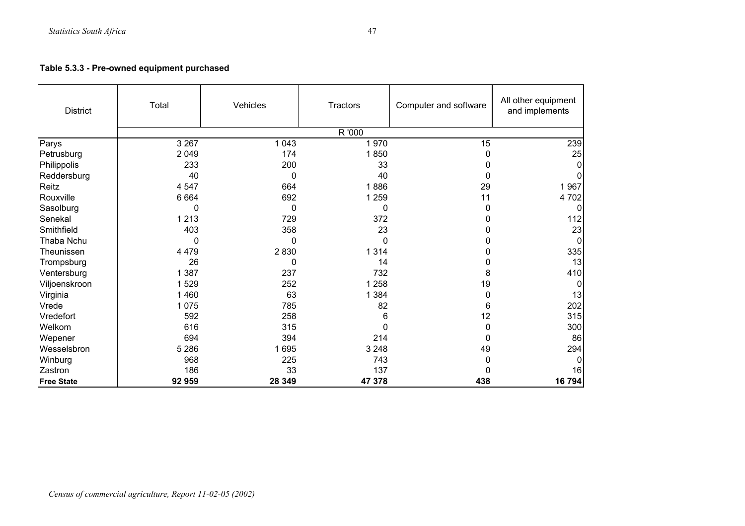**Table 5.3.3 - Pre-owned equipment purchased**

| District | Total | Vehicles | Tractors | Computer and software | All other equipment and implements |
|---|---|---|---|---|---|
| | R '000 | | | | |
| Parys | 3 267 | 1 043 | 1 970 | 15 | 239 |
| Petrusburg | 2 049 | 174 | 1 850 | 0 | 25 |
| Philippolis | 233 | 200 | 33 | 0 | 0 |
| Reddersburg | 40 | 0 | 40 | 0 | 0 |
| Reitz | 4 547 | 664 | 1 886 | 29 | 1 967 |
| Rouxville | 6 664 | 692 | 1 259 | 11 | 4 702 |
| Sasolburg | 0 | 0 | 0 | 0 | 0 |
| Senekal | 1 213 | 729 | 372 | 0 | 112 |
| Smithfield | 403 | 358 | 23 | 0 | 23 |
| Thaba Nchu | 0 | 0 | 0 | 0 | 0 |
| Theunissen | 4 479 | 2 830 | 1 314 | 0 | 335 |
| Trompsburg | 26 | 0 | 14 | 0 | 13 |
| Ventersburg | 1 387 | 237 | 732 | 8 | 410 |
| Viljoenskroon | 1 529 | 252 | 1 258 | 19 | 0 |
| Virginia | 1 460 | 63 | 1 384 | 0 | 13 |
| Vrede | 1 075 | 785 | 82 | 6 | 202 |
| Vredefort | 592 | 258 | 6 | 12 | 315 |
| Welkom | 616 | 315 | 0 | 0 | 300 |
| Wepener | 694 | 394 | 214 | 0 | 86 |
| Wesselsbron | 5 286 | 1 695 | 3 248 | 49 | 294 |
| Winburg | 968 | 225 | 743 | 0 | 0 |
| Zastron | 186 | 33 | 137 | 0 | 16 |
| **Free State** | **92 959** | **28 349** | **47 378** | **438** | **16 794** |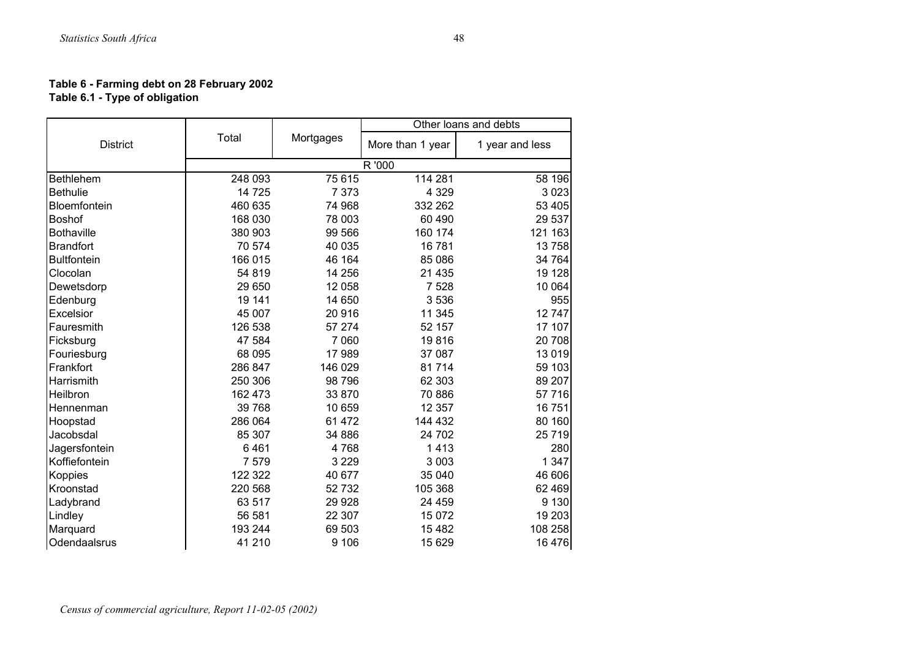**Table 6 - Farming debt on 28 February 2002**
**Table 6.1 - Type of obligation**

| District | Total | Mortgages | Other loans and debts | |
|---|---|---|---|---|
| | | | More than 1 year | 1 year and less |
| | R '000 | | | |
| Bethlehem | 248 093 | 75 615 | 114 281 | 58 196 |
| Bethulie | 14 725 | 7 373 | 4 329 | 3 023 |
| Bloemfontein | 460 635 | 74 968 | 332 262 | 53 405 |
| Boshof | 168 030 | 78 003 | 60 490 | 29 537 |
| Bothaville | 380 903 | 99 566 | 160 174 | 121 163 |
| Brandfort | 70 574 | 40 035 | 16 781 | 13 758 |
| Bultfontein | 166 015 | 46 164 | 85 086 | 34 764 |
| Clocolan | 54 819 | 14 256 | 21 435 | 19 128 |
| Dewetsdorp | 29 650 | 12 058 | 7 528 | 10 064 |
| Edenburg | 19 141 | 14 650 | 3 536 | 955 |
| Excelsior | 45 007 | 20 916 | 11 345 | 12 747 |
| Fauresmith | 126 538 | 57 274 | 52 157 | 17 107 |
| Ficksburg | 47 584 | 7 060 | 19 816 | 20 708 |
| Fouriesburg | 68 095 | 17 989 | 37 087 | 13 019 |
| Frankfort | 286 847 | 146 029 | 81 714 | 59 103 |
| Harrismith | 250 306 | 98 796 | 62 303 | 89 207 |
| Heilbron | 162 473 | 33 870 | 70 886 | 57 716 |
| Hennenman | 39 768 | 10 659 | 12 357 | 16 751 |
| Hoopstad | 286 064 | 61 472 | 144 432 | 80 160 |
| Jacobsdal | 85 307 | 34 886 | 24 702 | 25 719 |
| Jagersfontein | 6 461 | 4 768 | 1 413 | 280 |
| Koffiefontein | 7 579 | 3 229 | 3 003 | 1 347 |
| Koppies | 122 322 | 40 677 | 35 040 | 46 606 |
| Kroonstad | 220 568 | 52 732 | 105 368 | 62 469 |
| Ladybrand | 63 517 | 29 928 | 24 459 | 9 130 |
| Lindley | 56 581 | 22 307 | 15 072 | 19 203 |
| Marquard | 193 244 | 69 503 | 15 482 | 108 258 |
| Odendaalsrus | 41 210 | 9 106 | 15 629 | 16 476 |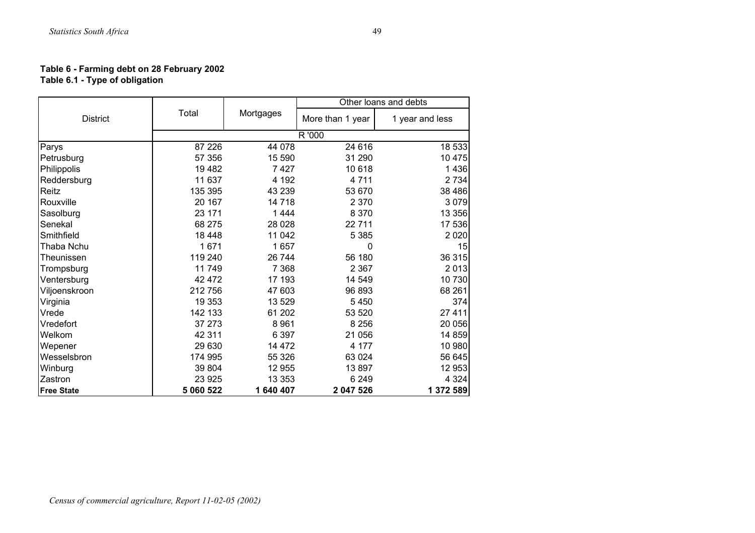**Table 6 - Farming debt on 28 February 2002**
**Table 6.1 - Type of obligation**

| District | Total | Mortgages | Other loans and debts | |
|---|---|---|---|---|
| | | | More than 1 year | 1 year and less |
| | R '000 | | | |
| Parys | 87 226 | 44 078 | 24 616 | 18 533 |
| Petrusburg | 57 356 | 15 590 | 31 290 | 10 475 |
| Philippolis | 19 482 | 7 427 | 10 618 | 1 436 |
| Reddersburg | 11 637 | 4 192 | 4 711 | 2 734 |
| Reitz | 135 395 | 43 239 | 53 670 | 38 486 |
| Rouxville | 20 167 | 14 718 | 2 370 | 3 079 |
| Sasolburg | 23 171 | 1 444 | 8 370 | 13 356 |
| Senekal | 68 275 | 28 028 | 22 711 | 17 536 |
| Smithfield | 18 448 | 11 042 | 5 385 | 2 020 |
| Thaba Nchu | 1 671 | 1 657 | 0 | 15 |
| Theunissen | 119 240 | 26 744 | 56 180 | 36 315 |
| Trompsburg | 11 749 | 7 368 | 2 367 | 2 013 |
| Ventersburg | 42 472 | 17 193 | 14 549 | 10 730 |
| Viljoenskroon | 212 756 | 47 603 | 96 893 | 68 261 |
| Virginia | 19 353 | 13 529 | 5 450 | 374 |
| Vrede | 142 133 | 61 202 | 53 520 | 27 411 |
| Vredefort | 37 273 | 8 961 | 8 256 | 20 056 |
| Welkom | 42 311 | 6 397 | 21 056 | 14 859 |
| Wepener | 29 630 | 14 472 | 4 177 | 10 980 |
| Wesselsbron | 174 995 | 55 326 | 63 024 | 56 645 |
| Winburg | 39 804 | 12 955 | 13 897 | 12 953 |
| Zastron | 23 925 | 13 353 | 6 249 | 4 324 |
| **Free State** | **5 060 522** | **1 640 407** | **2 047 526** | **1 372 589** |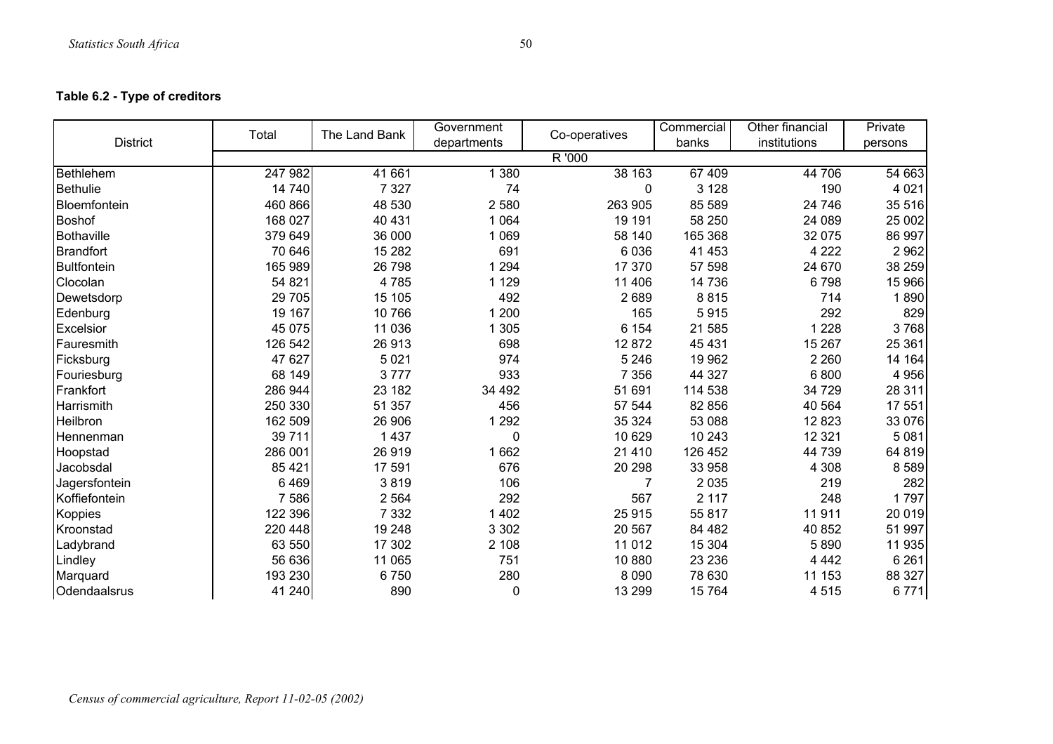**Table 6.2 - Type of creditors**

| District | Total | The Land Bank | Government departments | Co-operatives | Commercial banks | Other financial institutions | Private persons |
|---|---|---|---|---|---|---|---|
| | R '000 | | | | | | |
| Bethlehem | 247 982 | 41 661 | 1 380 | 38 163 | 67 409 | 44 706 | 54 663 |
| Bethulie | 14 740 | 7 327 | 74 | 0 | 3 128 | 190 | 4 021 |
| Bloemfontein | 460 866 | 48 530 | 2 580 | 263 905 | 85 589 | 24 746 | 35 516 |
| Boshof | 168 027 | 40 431 | 1 064 | 19 191 | 58 250 | 24 089 | 25 002 |
| Bothaville | 379 649 | 36 000 | 1 069 | 58 140 | 165 368 | 32 075 | 86 997 |
| Brandfort | 70 646 | 15 282 | 691 | 6 036 | 41 453 | 4 222 | 2 962 |
| Bultfontein | 165 989 | 26 798 | 1 294 | 17 370 | 57 598 | 24 670 | 38 259 |
| Clocolan | 54 821 | 4 785 | 1 129 | 11 406 | 14 736 | 6 798 | 15 966 |
| Dewetsdorp | 29 705 | 15 105 | 492 | 2 689 | 8 815 | 714 | 1 890 |
| Edenburg | 19 167 | 10 766 | 1 200 | 165 | 5 915 | 292 | 829 |
| Excelsior | 45 075 | 11 036 | 1 305 | 6 154 | 21 585 | 1 228 | 3 768 |
| Fauresmith | 126 542 | 26 913 | 698 | 12 872 | 45 431 | 15 267 | 25 361 |
| Ficksburg | 47 627 | 5 021 | 974 | 5 246 | 19 962 | 2 260 | 14 164 |
| Fouriesburg | 68 149 | 3 777 | 933 | 7 356 | 44 327 | 6 800 | 4 956 |
| Frankfort | 286 944 | 23 182 | 34 492 | 51 691 | 114 538 | 34 729 | 28 311 |
| Harrismith | 250 330 | 51 357 | 456 | 57 544 | 82 856 | 40 564 | 17 551 |
| Heilbron | 162 509 | 26 906 | 1 292 | 35 324 | 53 088 | 12 823 | 33 076 |
| Hennenman | 39 711 | 1 437 | 0 | 10 629 | 10 243 | 12 321 | 5 081 |
| Hoopstad | 286 001 | 26 919 | 1 662 | 21 410 | 126 452 | 44 739 | 64 819 |
| Jacobsdal | 85 421 | 17 591 | 676 | 20 298 | 33 958 | 4 308 | 8 589 |
| Jagersfontein | 6 469 | 3 819 | 106 | 7 | 2 035 | 219 | 282 |
| Koffiefontein | 7 586 | 2 564 | 292 | 567 | 2 117 | 248 | 1 797 |
| Koppies | 122 396 | 7 332 | 1 402 | 25 915 | 55 817 | 11 911 | 20 019 |
| Kroonstad | 220 448 | 19 248 | 3 302 | 20 567 | 84 482 | 40 852 | 51 997 |
| Ladybrand | 63 550 | 17 302 | 2 108 | 11 012 | 15 304 | 5 890 | 11 935 |
| Lindley | 56 636 | 11 065 | 751 | 10 880 | 23 236 | 4 442 | 6 261 |
| Marquard | 193 230 | 6 750 | 280 | 8 090 | 78 630 | 11 153 | 88 327 |
| Odendaalsrus | 41 240 | 890 | 0 | 13 299 | 15 764 | 4 515 | 6 771 |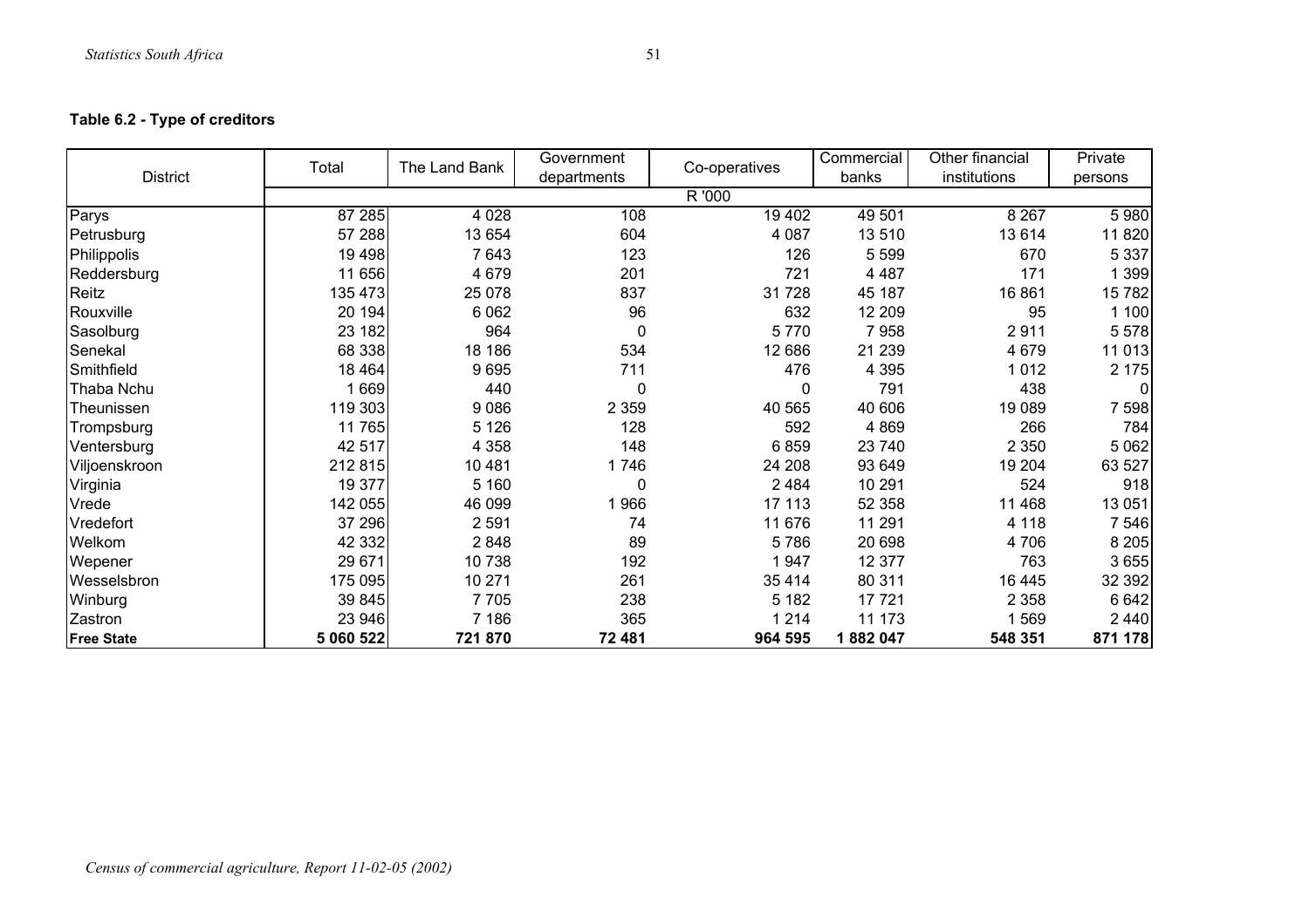**Table 6.2 - Type of creditors**

| District | Total | The Land Bank | Government departments | Co-operatives | Commercial banks | Other financial institutions | Private persons |
|---|---|---|---|---|---|---|---|
| | R '000 | | | | | | |
| Parys | 87 285 | 4 028 | 108 | 19 402 | 49 501 | 8 267 | 5 980 |
| Petrusburg | 57 288 | 13 654 | 604 | 4 087 | 13 510 | 13 614 | 11 820 |
| Philippolis | 19 498 | 7 643 | 123 | 126 | 5 599 | 670 | 5 337 |
| Reddersburg | 11 656 | 4 679 | 201 | 721 | 4 487 | 171 | 1 399 |
| Reitz | 135 473 | 25 078 | 837 | 31 728 | 45 187 | 16 861 | 15 782 |
| Rouxville | 20 194 | 6 062 | 96 | 632 | 12 209 | 95 | 1 100 |
| Sasolburg | 23 182 | 964 | 0 | 5 770 | 7 958 | 2 911 | 5 578 |
| Senekal | 68 338 | 18 186 | 534 | 12 686 | 21 239 | 4 679 | 11 013 |
| Smithfield | 18 464 | 9 695 | 711 | 476 | 4 395 | 1 012 | 2 175 |
| Thaba Nchu | 1 669 | 440 | 0 | 0 | 791 | 438 | 0 |
| Theunissen | 119 303 | 9 086 | 2 359 | 40 565 | 40 606 | 19 089 | 7 598 |
| Trompsburg | 11 765 | 5 126 | 128 | 592 | 4 869 | 266 | 784 |
| Ventersburg | 42 517 | 4 358 | 148 | 6 859 | 23 740 | 2 350 | 5 062 |
| Viljoenskroon | 212 815 | 10 481 | 1 746 | 24 208 | 93 649 | 19 204 | 63 527 |
| Virginia | 19 377 | 5 160 | 0 | 2 484 | 10 291 | 524 | 918 |
| Vrede | 142 055 | 46 099 | 1 966 | 17 113 | 52 358 | 11 468 | 13 051 |
| Vredefort | 37 296 | 2 591 | 74 | 11 676 | 11 291 | 4 118 | 7 546 |
| Welkom | 42 332 | 2 848 | 89 | 5 786 | 20 698 | 4 706 | 8 205 |
| Wepener | 29 671 | 10 738 | 192 | 1 947 | 12 377 | 763 | 3 655 |
| Wesselsbron | 175 095 | 10 271 | 261 | 35 414 | 80 311 | 16 445 | 32 392 |
| Winburg | 39 845 | 7 705 | 238 | 5 182 | 17 721 | 2 358 | 6 642 |
| Zastron | 23 946 | 7 186 | 365 | 1 214 | 11 173 | 1 569 | 2 440 |
| **Free State** | **5 060 522** | **721 870** | **72 481** | **964 595** | **1 882 047** | **548 351** | **871 178** |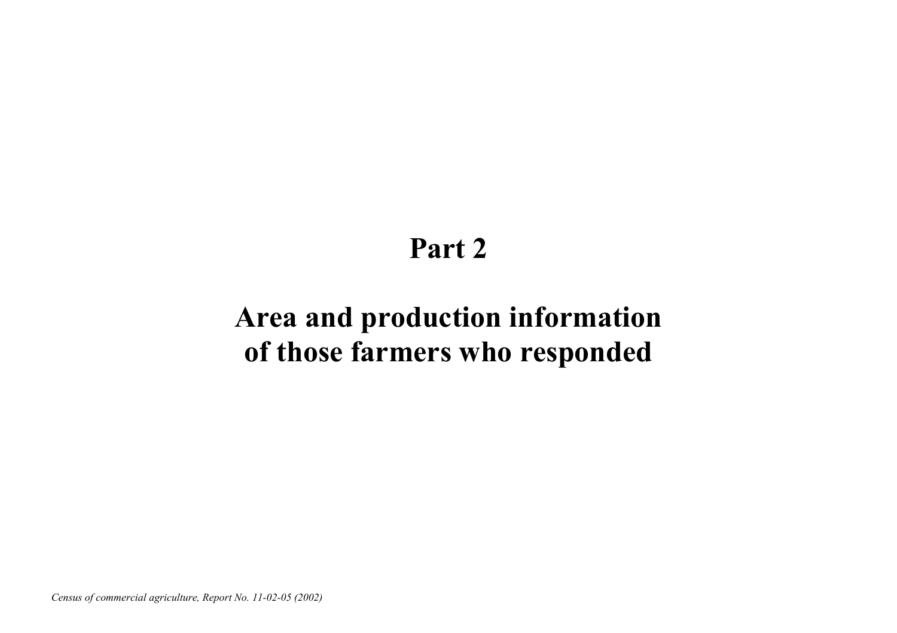# Part 2

# Area and production information of those farmers who responded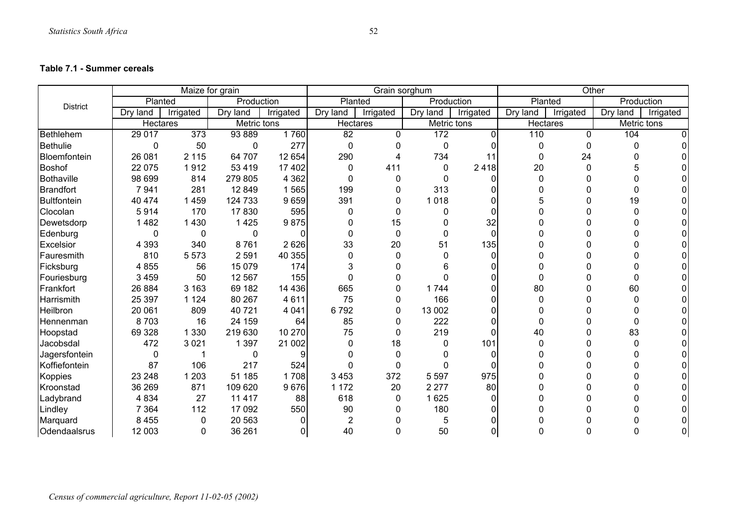**Table 7.1 - Summer cereals**

| District | Maize for grain | | | | Grain sorghum | | | | Other | | | |
|---|---|---|---|---|---|---|---|---|---|---|---|---|
| | Planted | | Production | | Planted | | Production | | Planted | | Production | |
| | Dry land | Irrigated | Dry land | Irrigated | Dry land | Irrigated | Dry land | Irrigated | Dry land | Irrigated | Dry land | Irrigated |
| | Hectares | | Metric tons | | Hectares | | Metric tons | | Hectares | | Metric tons | |
| Bethlehem | 29 017 | 373 | 93 889 | 1 760 | 82 | 0 | 172 | 0 | 110 | 0 | 104 | 0 |
| Bethulie | 0 | 50 | 0 | 277 | 0 | 0 | 0 | 0 | 0 | 0 | 0 | 0 |
| Bloemfontein | 26 081 | 2 115 | 64 707 | 12 654 | 290 | 4 | 734 | 11 | 0 | 24 | 0 | 0 |
| Boshof | 22 075 | 1 912 | 53 419 | 17 402 | 0 | 411 | 0 | 2 418 | 20 | 0 | 5 | 0 |
| Bothaville | 98 699 | 814 | 279 805 | 4 362 | 0 | 0 | 0 | 0 | 0 | 0 | 0 | 0 |
| Brandfort | 7 941 | 281 | 12 849 | 1 565 | 199 | 0 | 313 | 0 | 0 | 0 | 0 | 0 |
| Bultfontein | 40 474 | 1 459 | 124 733 | 9 659 | 391 | 0 | 1 018 | 0 | 5 | 0 | 19 | 0 |
| Clocolan | 5 914 | 170 | 17 830 | 595 | 0 | 0 | 0 | 0 | 0 | 0 | 0 | 0 |
| Dewetsdorp | 1 482 | 1 430 | 1 425 | 9 875 | 0 | 15 | 0 | 32 | 0 | 0 | 0 | 0 |
| Edenburg | 0 | 0 | 0 | 0 | 0 | 0 | 0 | 0 | 0 | 0 | 0 | 0 |
| Excelsior | 4 393 | 340 | 8 761 | 2 626 | 33 | 20 | 51 | 135 | 0 | 0 | 0 | 0 |
| Fauresmith | 810 | 5 573 | 2 591 | 40 355 | 0 | 0 | 0 | 0 | 0 | 0 | 0 | 0 |
| Ficksburg | 4 855 | 56 | 15 079 | 174 | 3 | 0 | 6 | 0 | 0 | 0 | 0 | 0 |
| Fouriesburg | 3 459 | 50 | 12 567 | 155 | 0 | 0 | 0 | 0 | 0 | 0 | 0 | 0 |
| Frankfort | 26 884 | 3 163 | 69 182 | 14 436 | 665 | 0 | 1 744 | 0 | 80 | 0 | 60 | 0 |
| Harrismith | 25 397 | 1 124 | 80 267 | 4 611 | 75 | 0 | 166 | 0 | 0 | 0 | 0 | 0 |
| Heilbron | 20 061 | 809 | 40 721 | 4 041 | 6 792 | 0 | 13 002 | 0 | 0 | 0 | 0 | 0 |
| Hennenman | 8 703 | 16 | 24 159 | 64 | 85 | 0 | 222 | 0 | 0 | 0 | 0 | 0 |
| Hoopstad | 69 328 | 1 330 | 219 630 | 10 270 | 75 | 0 | 219 | 0 | 40 | 0 | 83 | 0 |
| Jacobsdal | 472 | 3 021 | 1 397 | 21 002 | 0 | 18 | 0 | 101 | 0 | 0 | 0 | 0 |
| Jagersfontein | 0 | 1 | 0 | 9 | 0 | 0 | 0 | 0 | 0 | 0 | 0 | 0 |
| Koffiefontein | 87 | 106 | 217 | 524 | 0 | 0 | 0 | 0 | 0 | 0 | 0 | 0 |
| Koppies | 23 248 | 1 203 | 51 185 | 1 708 | 3 453 | 372 | 5 597 | 975 | 0 | 0 | 0 | 0 |
| Kroonstad | 36 269 | 871 | 109 620 | 9 676 | 1 172 | 20 | 2 277 | 80 | 0 | 0 | 0 | 0 |
| Ladybrand | 4 834 | 27 | 11 417 | 88 | 618 | 0 | 1 625 | 0 | 0 | 0 | 0 | 0 |
| Lindley | 7 364 | 112 | 17 092 | 550 | 90 | 0 | 180 | 0 | 0 | 0 | 0 | 0 |
| Marquard | 8 455 | 0 | 20 563 | 0 | 2 | 0 | 5 | 0 | 0 | 0 | 0 | 0 |
| Odendaalsrus | 12 003 | 0 | 36 261 | 0 | 40 | 0 | 50 | 0 | 0 | 0 | 0 | 0 |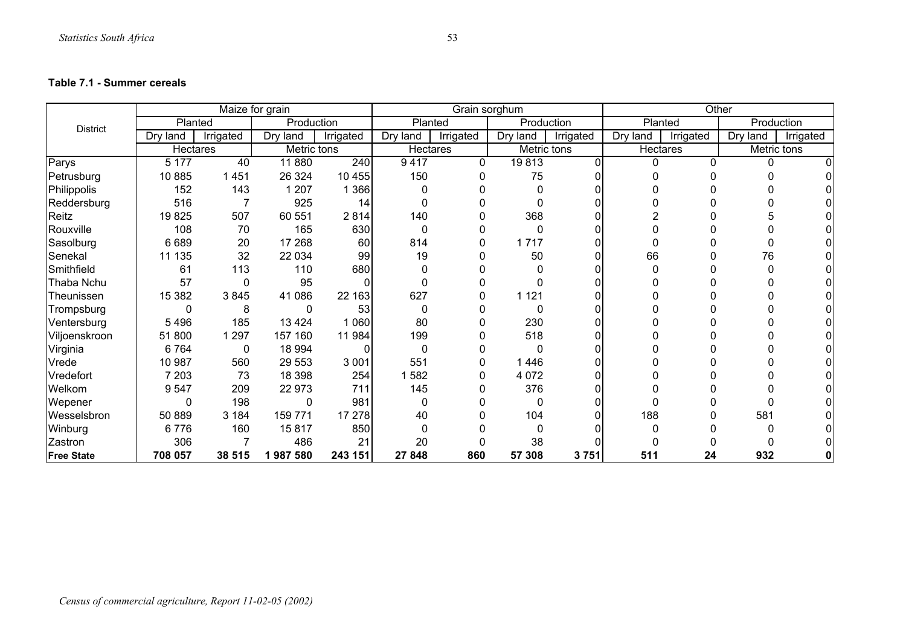**Table 7.1 - Summer cereals**

| District | Maize for grain | | | | Grain sorghum | | | | Other | | | |
|---|---|---|---|---|---|---|---|---|---|---|---|---|
| | Planted | | Production | | Planted | | Production | | Planted | | Production | |
| | Dry land | Irrigated | Dry land | Irrigated | Dry land | Irrigated | Dry land | Irrigated | Dry land | Irrigated | Dry land | Irrigated |
| | Hectares | | Metric tons | | Hectares | | Metric tons | | Hectares | | Metric tons | |
| Parys | 5 177 | 40 | 11 880 | 240 | 9 417 | 0 | 19 813 | 0 | 0 | 0 | 0 | 0 |
| Petrusburg | 10 885 | 1 451 | 26 324 | 10 455 | 150 | 0 | 75 | 0 | 0 | 0 | 0 | 0 |
| Philippolis | 152 | 143 | 1 207 | 1 366 | 0 | 0 | 0 | 0 | 0 | 0 | 0 | 0 |
| Reddersburg | 516 | 7 | 925 | 14 | 0 | 0 | 0 | 0 | 0 | 0 | 0 | 0 |
| Reitz | 19 825 | 507 | 60 551 | 2 814 | 140 | 0 | 368 | 0 | 2 | 0 | 5 | 0 |
| Rouxville | 108 | 70 | 165 | 630 | 0 | 0 | 0 | 0 | 0 | 0 | 0 | 0 |
| Sasolburg | 6 689 | 20 | 17 268 | 60 | 814 | 0 | 1 717 | 0 | 0 | 0 | 0 | 0 |
| Senekal | 11 135 | 32 | 22 034 | 99 | 19 | 0 | 50 | 0 | 66 | 0 | 76 | 0 |
| Smithfield | 61 | 113 | 110 | 680 | 0 | 0 | 0 | 0 | 0 | 0 | 0 | 0 |
| Thaba Nchu | 57 | 0 | 95 | 0 | 0 | 0 | 0 | 0 | 0 | 0 | 0 | 0 |
| Theunissen | 15 382 | 3 845 | 41 086 | 22 163 | 627 | 0 | 1 121 | 0 | 0 | 0 | 0 | 0 |
| Trompsburg | 0 | 8 | 0 | 53 | 0 | 0 | 0 | 0 | 0 | 0 | 0 | 0 |
| Ventersburg | 5 496 | 185 | 13 424 | 1 060 | 80 | 0 | 230 | 0 | 0 | 0 | 0 | 0 |
| Viljoenskroon | 51 800 | 1 297 | 157 160 | 11 984 | 199 | 0 | 518 | 0 | 0 | 0 | 0 | 0 |
| Virginia | 6 764 | 0 | 18 994 | 0 | 0 | 0 | 0 | 0 | 0 | 0 | 0 | 0 |
| Vrede | 10 987 | 560 | 29 553 | 3 001 | 551 | 0 | 1 446 | 0 | 0 | 0 | 0 | 0 |
| Vredefort | 7 203 | 73 | 18 398 | 254 | 1 582 | 0 | 4 072 | 0 | 0 | 0 | 0 | 0 |
| Welkom | 9 547 | 209 | 22 973 | 711 | 145 | 0 | 376 | 0 | 0 | 0 | 0 | 0 |
| Wepener | 0 | 198 | 0 | 981 | 0 | 0 | 0 | 0 | 0 | 0 | 0 | 0 |
| Wesselsbron | 50 889 | 3 184 | 159 771 | 17 278 | 40 | 0 | 104 | 0 | 188 | 0 | 581 | 0 |
| Winburg | 6 776 | 160 | 15 817 | 850 | 0 | 0 | 0 | 0 | 0 | 0 | 0 | 0 |
| Zastron | 306 | 7 | 486 | 21 | 20 | 0 | 38 | 0 | 0 | 0 | 0 | 0 |
| **Free State** | **708 057** | **38 515** | **1 987 580** | **243 151** | **27 848** | **860** | **57 308** | **3 751** | **511** | **24** | **932** | **0** |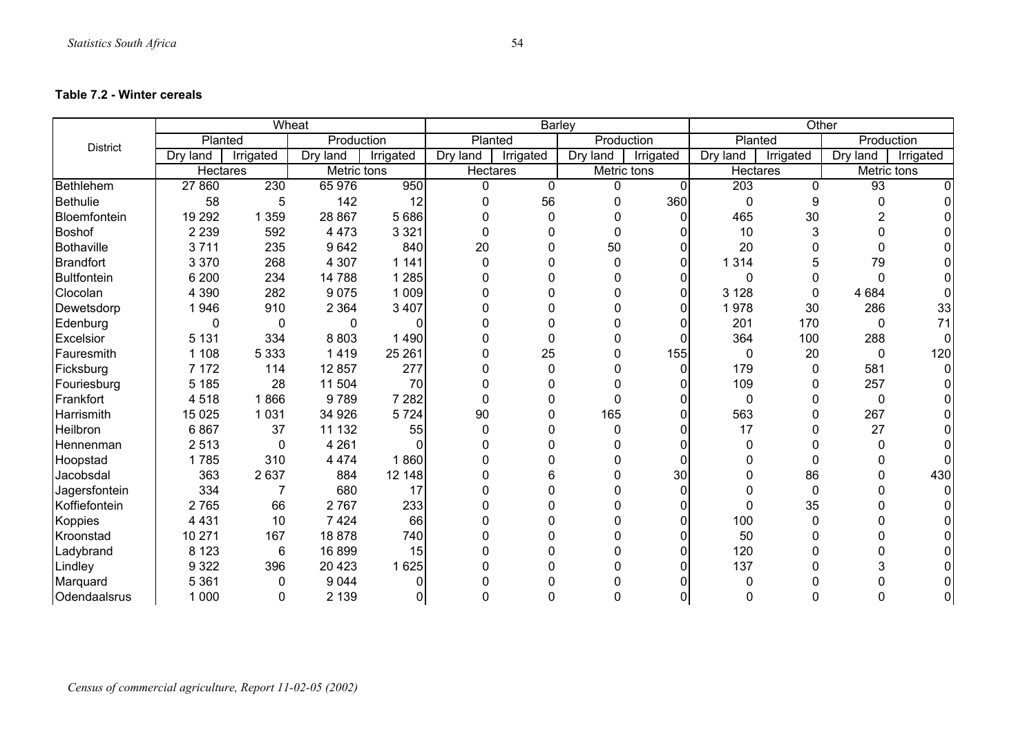**Table 7.2 - Winter cereals**

| District | Wheat | | | | Barley | | | | Other | | | |
|---|---|---|---|---|---|---|---|---|---|---|---|---|
| | Planted | | Production | | Planted | | Production | | Planted | | Production | |
| | Dry land | Irrigated | Dry land | Irrigated | Dry land | Irrigated | Dry land | Irrigated | Dry land | Irrigated | Dry land | Irrigated |
| | Hectares | | Metric tons | | Hectares | | Metric tons | | Hectares | | Metric tons | |
| Bethlehem | 27 860 | 230 | 65 976 | 950 | 0 | 0 | 0 | 0 | 203 | 0 | 93 | 0 |
| Bethulie | 58 | 5 | 142 | 12 | 0 | 56 | 0 | 360 | 0 | 9 | 0 | 0 |
| Bloemfontein | 19 292 | 1 359 | 28 867 | 5 686 | 0 | 0 | 0 | 0 | 465 | 30 | 2 | 0 |
| Boshof | 2 239 | 592 | 4 473 | 3 321 | 0 | 0 | 0 | 0 | 10 | 3 | 0 | 0 |
| Bothaville | 3 711 | 235 | 9 642 | 840 | 20 | 0 | 50 | 0 | 20 | 0 | 0 | 0 |
| Brandfort | 3 370 | 268 | 4 307 | 1 141 | 0 | 0 | 0 | 0 | 1 314 | 5 | 79 | 0 |
| Bultfontein | 6 200 | 234 | 14 788 | 1 285 | 0 | 0 | 0 | 0 | 0 | 0 | 0 | 0 |
| Clocolan | 4 390 | 282 | 9 075 | 1 009 | 0 | 0 | 0 | 0 | 3 128 | 0 | 4 684 | 0 |
| Dewetsdorp | 1 946 | 910 | 2 364 | 3 407 | 0 | 0 | 0 | 0 | 1 978 | 30 | 286 | 33 |
| Edenburg | 0 | 0 | 0 | 0 | 0 | 0 | 0 | 0 | 201 | 170 | 0 | 71 |
| Excelsior | 5 131 | 334 | 8 803 | 1 490 | 0 | 0 | 0 | 0 | 364 | 100 | 288 | 0 |
| Fauresmith | 1 108 | 5 333 | 1 419 | 25 261 | 0 | 25 | 0 | 155 | 0 | 20 | 0 | 120 |
| Ficksburg | 7 172 | 114 | 12 857 | 277 | 0 | 0 | 0 | 0 | 179 | 0 | 581 | 0 |
| Fouriesburg | 5 185 | 28 | 11 504 | 70 | 0 | 0 | 0 | 0 | 109 | 0 | 257 | 0 |
| Frankfort | 4 518 | 1 866 | 9 789 | 7 282 | 0 | 0 | 0 | 0 | 0 | 0 | 0 | 0 |
| Harrismith | 15 025 | 1 031 | 34 926 | 5 724 | 90 | 0 | 165 | 0 | 563 | 0 | 267 | 0 |
| Heilbron | 6 867 | 37 | 11 132 | 55 | 0 | 0 | 0 | 0 | 17 | 0 | 27 | 0 |
| Hennenman | 2 513 | 0 | 4 261 | 0 | 0 | 0 | 0 | 0 | 0 | 0 | 0 | 0 |
| Hoopstad | 1 785 | 310 | 4 474 | 1 860 | 0 | 0 | 0 | 0 | 0 | 0 | 0 | 0 |
| Jacobsdal | 363 | 2 637 | 884 | 12 148 | 0 | 6 | 0 | 30 | 0 | 86 | 0 | 430 |
| Jagersfontein | 334 | 7 | 680 | 17 | 0 | 0 | 0 | 0 | 0 | 0 | 0 | 0 |
| Koffiefontein | 2 765 | 66 | 2 767 | 233 | 0 | 0 | 0 | 0 | 0 | 35 | 0 | 0 |
| Koppies | 4 431 | 10 | 7 424 | 66 | 0 | 0 | 0 | 0 | 100 | 0 | 0 | 0 |
| Kroonstad | 10 271 | 167 | 18 878 | 740 | 0 | 0 | 0 | 0 | 50 | 0 | 0 | 0 |
| Ladybrand | 8 123 | 6 | 16 899 | 15 | 0 | 0 | 0 | 0 | 120 | 0 | 0 | 0 |
| Lindley | 9 322 | 396 | 20 423 | 1 625 | 0 | 0 | 0 | 0 | 137 | 0 | 3 | 0 |
| Marquard | 5 361 | 0 | 9 044 | 0 | 0 | 0 | 0 | 0 | 0 | 0 | 0 | 0 |
| Odendaalsrus | 1 000 | 0 | 2 139 | 0 | 0 | 0 | 0 | 0 | 0 | 0 | 0 | 0 |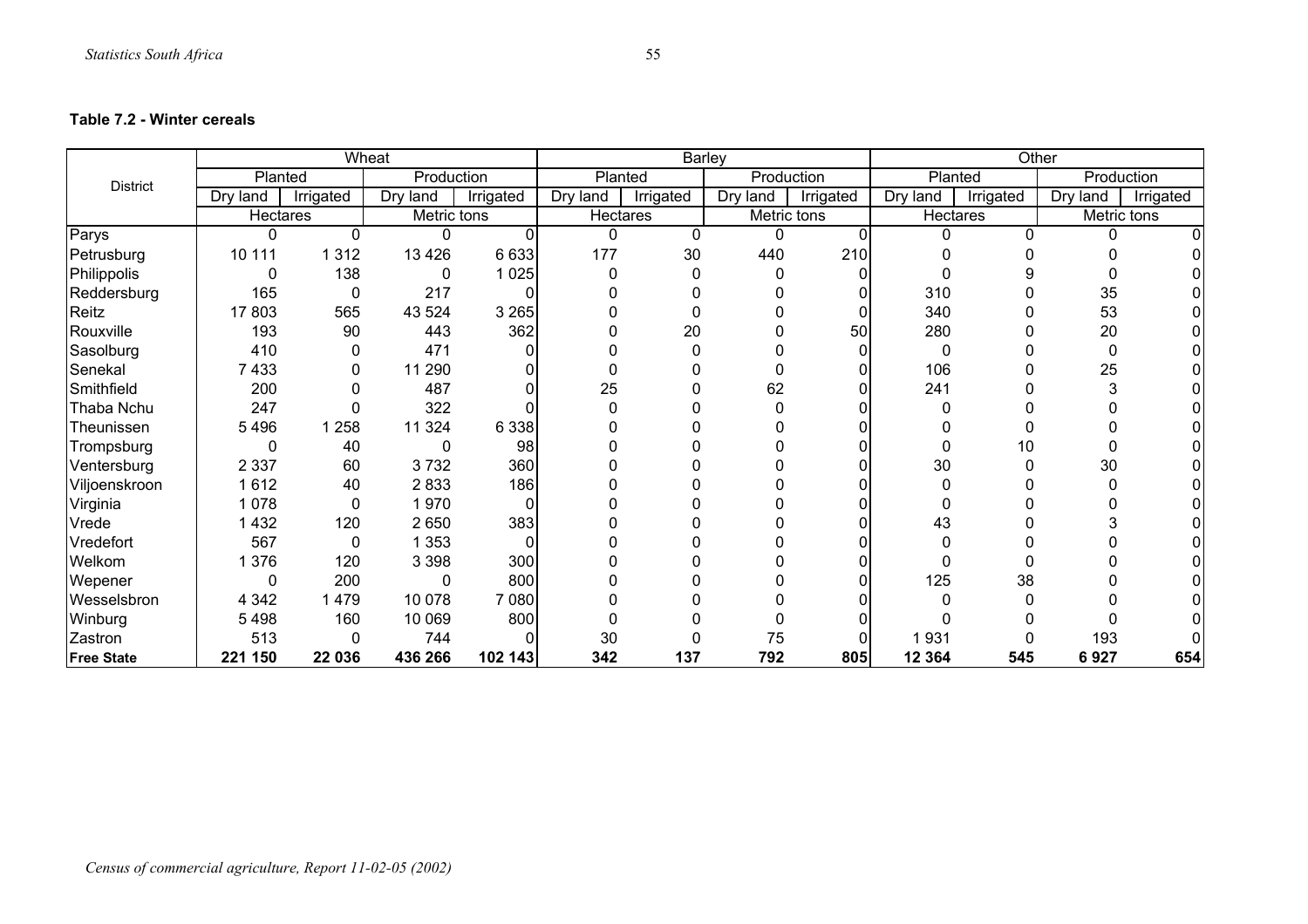**Table 7.2 - Winter cereals**

| District | Wheat | | | | Barley | | | | Other | | | |
|---|---|---|---|---|---|---|---|---|---|---|---|---|
| | Planted | | Production | | Planted | | Production | | Planted | | Production | |
| | Dry land | Irrigated | Dry land | Irrigated | Dry land | Irrigated | Dry land | Irrigated | Dry land | Irrigated | Dry land | Irrigated |
| | Hectares | | Metric tons | | Hectares | | Metric tons | | Hectares | | Metric tons | |
| Parys | 0 | 0 | 0 | 0 | 0 | 0 | 0 | 0 | 0 | 0 | 0 | 0 |
| Petrusburg | 10 111 | 1 312 | 13 426 | 6 633 | 177 | 30 | 440 | 210 | 0 | 0 | 0 | 0 |
| Philippolis | 0 | 138 | 0 | 1 025 | 0 | 0 | 0 | 0 | 0 | 9 | 0 | 0 |
| Reddersburg | 165 | 0 | 217 | 0 | 0 | 0 | 0 | 0 | 310 | 0 | 35 | 0 |
| Reitz | 17 803 | 565 | 43 524 | 3 265 | 0 | 0 | 0 | 0 | 340 | 0 | 53 | 0 |
| Rouxville | 193 | 90 | 443 | 362 | 0 | 20 | 0 | 50 | 280 | 0 | 20 | 0 |
| Sasolburg | 410 | 0 | 471 | 0 | 0 | 0 | 0 | 0 | 0 | 0 | 0 | 0 |
| Senekal | 7 433 | 0 | 11 290 | 0 | 0 | 0 | 0 | 0 | 106 | 0 | 25 | 0 |
| Smithfield | 200 | 0 | 487 | 0 | 25 | 0 | 62 | 0 | 241 | 0 | 3 | 0 |
| Thaba Nchu | 247 | 0 | 322 | 0 | 0 | 0 | 0 | 0 | 0 | 0 | 0 | 0 |
| Theunissen | 5 496 | 1 258 | 11 324 | 6 338 | 0 | 0 | 0 | 0 | 0 | 0 | 0 | 0 |
| Trompsburg | 0 | 40 | 0 | 98 | 0 | 0 | 0 | 0 | 0 | 10 | 0 | 0 |
| Ventersburg | 2 337 | 60 | 3 732 | 360 | 0 | 0 | 0 | 0 | 30 | 0 | 30 | 0 |
| Viljoenskroon | 1 612 | 40 | 2 833 | 186 | 0 | 0 | 0 | 0 | 0 | 0 | 0 | 0 |
| Virginia | 1 078 | 0 | 1 970 | 0 | 0 | 0 | 0 | 0 | 0 | 0 | 0 | 0 |
| Vrede | 1 432 | 120 | 2 650 | 383 | 0 | 0 | 0 | 0 | 43 | 0 | 3 | 0 |
| Vredefort | 567 | 0 | 1 353 | 0 | 0 | 0 | 0 | 0 | 0 | 0 | 0 | 0 |
| Welkom | 1 376 | 120 | 3 398 | 300 | 0 | 0 | 0 | 0 | 0 | 0 | 0 | 0 |
| Wepener | 0 | 200 | 0 | 800 | 0 | 0 | 0 | 0 | 125 | 38 | 0 | 0 |
| Wesselsbron | 4 342 | 1 479 | 10 078 | 7 080 | 0 | 0 | 0 | 0 | 0 | 0 | 0 | 0 |
| Winburg | 5 498 | 160 | 10 069 | 800 | 0 | 0 | 0 | 0 | 0 | 0 | 0 | 0 |
| Zastron | 513 | 0 | 744 | 0 | 30 | 0 | 75 | 0 | 1 931 | 0 | 193 | 0 |
| **Free State** | **221 150** | **22 036** | **436 266** | **102 143** | **342** | **137** | **792** | **805** | **12 364** | **545** | **6 927** | **654** |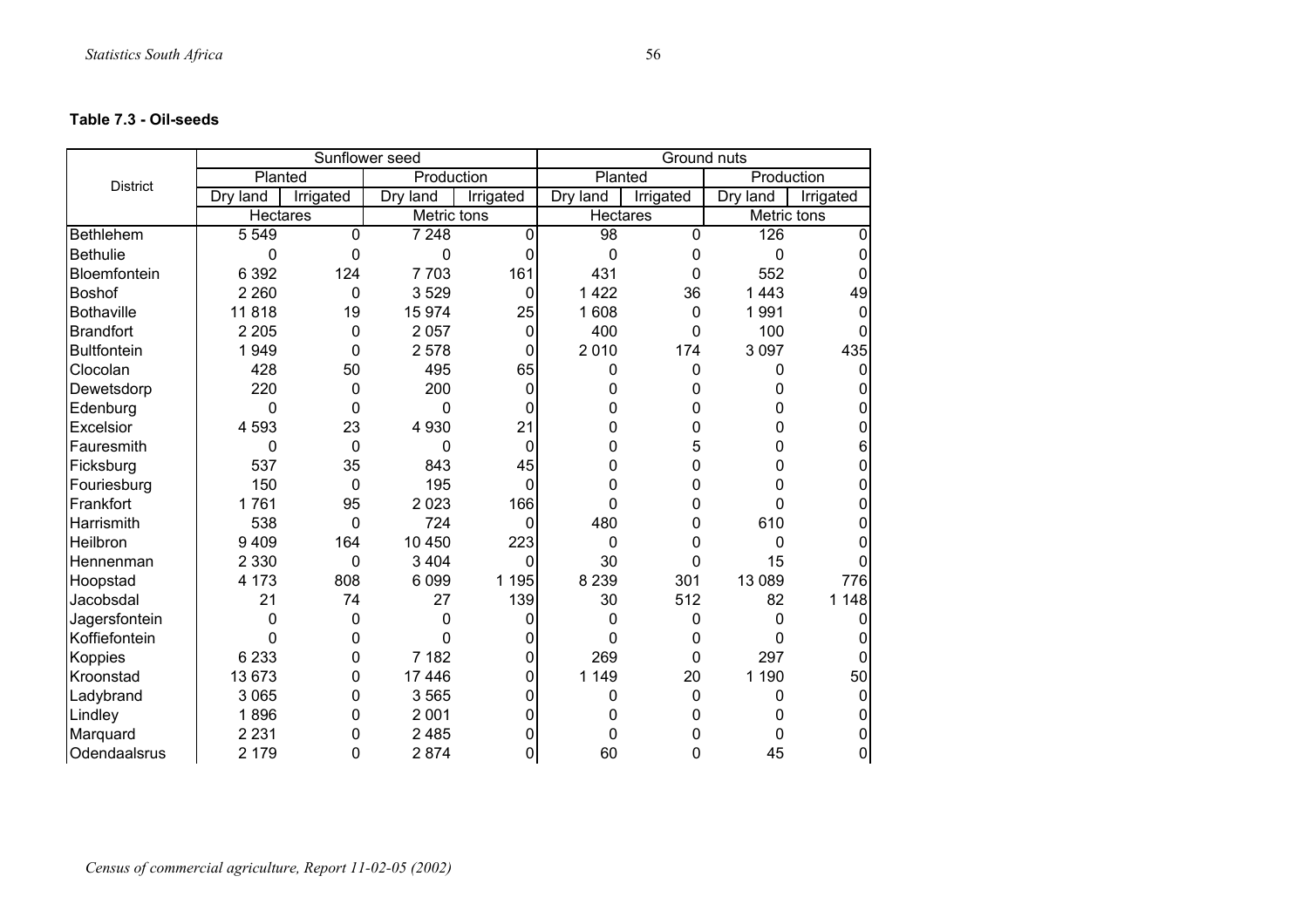**Table 7.3 - Oil-seeds**

| District | Sunflower seed | | | | Ground nuts | | | |
|---|---|---|---|---|---|---|---|---|
| | Planted | | Production | | Planted | | Production | |
| | Dry land | Irrigated | Dry land | Irrigated | Dry land | Irrigated | Dry land | Irrigated |
| | Hectares | | Metric tons | | Hectares | | Metric tons | |
| Bethlehem | 5 549 | 0 | 7 248 | 0 | 98 | 0 | 126 | 0 |
| Bethulie | 0 | 0 | 0 | 0 | 0 | 0 | 0 | 0 |
| Bloemfontein | 6 392 | 124 | 7 703 | 161 | 431 | 0 | 552 | 0 |
| Boshof | 2 260 | 0 | 3 529 | 0 | 1 422 | 36 | 1 443 | 49 |
| Bothaville | 11 818 | 19 | 15 974 | 25 | 1 608 | 0 | 1 991 | 0 |
| Brandfort | 2 205 | 0 | 2 057 | 0 | 400 | 0 | 100 | 0 |
| Bultfontein | 1 949 | 0 | 2 578 | 0 | 2 010 | 174 | 3 097 | 435 |
| Clocolan | 428 | 50 | 495 | 65 | 0 | 0 | 0 | 0 |
| Dewetsdorp | 220 | 0 | 200 | 0 | 0 | 0 | 0 | 0 |
| Edenburg | 0 | 0 | 0 | 0 | 0 | 0 | 0 | 0 |
| Excelsior | 4 593 | 23 | 4 930 | 21 | 0 | 0 | 0 | 0 |
| Fauresmith | 0 | 0 | 0 | 0 | 0 | 5 | 0 | 6 |
| Ficksburg | 537 | 35 | 843 | 45 | 0 | 0 | 0 | 0 |
| Fouriesburg | 150 | 0 | 195 | 0 | 0 | 0 | 0 | 0 |
| Frankfort | 1 761 | 95 | 2 023 | 166 | 0 | 0 | 0 | 0 |
| Harrismith | 538 | 0 | 724 | 0 | 480 | 0 | 610 | 0 |
| Heilbron | 9 409 | 164 | 10 450 | 223 | 0 | 0 | 0 | 0 |
| Hennenman | 2 330 | 0 | 3 404 | 0 | 30 | 0 | 15 | 0 |
| Hoopstad | 4 173 | 808 | 6 099 | 1 195 | 8 239 | 301 | 13 089 | 776 |
| Jacobsdal | 21 | 74 | 27 | 139 | 30 | 512 | 82 | 1 148 |
| Jagersfontein | 0 | 0 | 0 | 0 | 0 | 0 | 0 | 0 |
| Koffiefontein | 0 | 0 | 0 | 0 | 0 | 0 | 0 | 0 |
| Koppies | 6 233 | 0 | 7 182 | 0 | 269 | 0 | 297 | 0 |
| Kroonstad | 13 673 | 0 | 17 446 | 0 | 1 149 | 20 | 1 190 | 50 |
| Ladybrand | 3 065 | 0 | 3 565 | 0 | 0 | 0 | 0 | 0 |
| Lindley | 1 896 | 0 | 2 001 | 0 | 0 | 0 | 0 | 0 |
| Marquard | 2 231 | 0 | 2 485 | 0 | 0 | 0 | 0 | 0 |
| Odendaalsrus | 2 179 | 0 | 2 874 | 0 | 60 | 0 | 45 | 0 |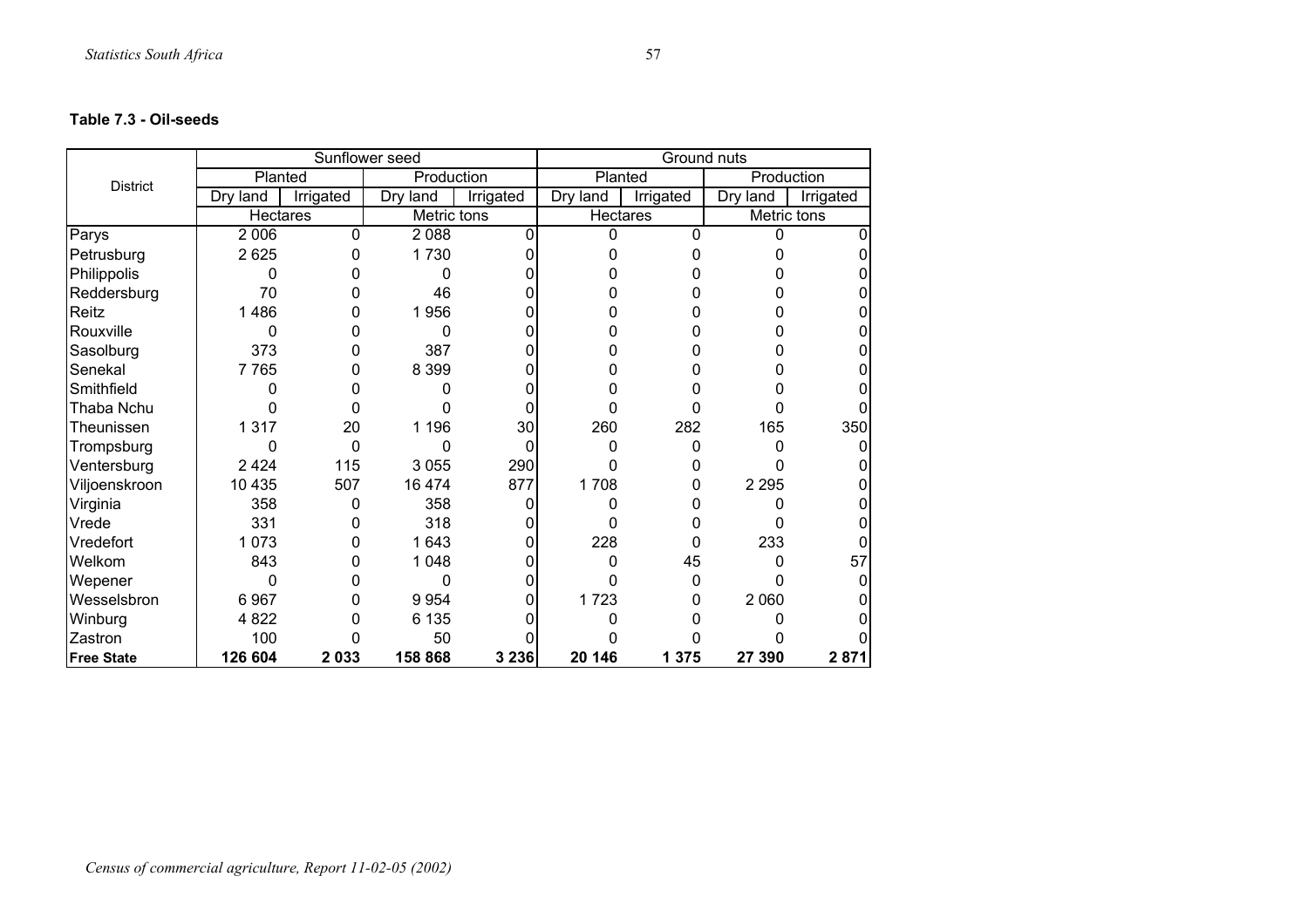**Table 7.3 - Oil-seeds**

| District | Sunflower seed | | | | Ground nuts | | | |
|---|---|---|---|---|---|---|---|---|
| | Planted | | Production | | Planted | | Production | |
| | Dry land | Irrigated | Dry land | Irrigated | Dry land | Irrigated | Dry land | Irrigated |
| | Hectares | | Metric tons | | Hectares | | Metric tons | |
| Parys | 2 006 | 0 | 2 088 | 0 | 0 | 0 | 0 | 0 |
| Petrusburg | 2 625 | 0 | 1 730 | 0 | 0 | 0 | 0 | 0 |
| Philippolis | 0 | 0 | 0 | 0 | 0 | 0 | 0 | 0 |
| Reddersburg | 70 | 0 | 46 | 0 | 0 | 0 | 0 | 0 |
| Reitz | 1 486 | 0 | 1 956 | 0 | 0 | 0 | 0 | 0 |
| Rouxville | 0 | 0 | 0 | 0 | 0 | 0 | 0 | 0 |
| Sasolburg | 373 | 0 | 387 | 0 | 0 | 0 | 0 | 0 |
| Senekal | 7 765 | 0 | 8 399 | 0 | 0 | 0 | 0 | 0 |
| Smithfield | 0 | 0 | 0 | 0 | 0 | 0 | 0 | 0 |
| Thaba Nchu | 0 | 0 | 0 | 0 | 0 | 0 | 0 | 0 |
| Theunissen | 1 317 | 20 | 1 196 | 30 | 260 | 282 | 165 | 350 |
| Trompsburg | 0 | 0 | 0 | 0 | 0 | 0 | 0 | 0 |
| Ventersburg | 2 424 | 115 | 3 055 | 290 | 0 | 0 | 0 | 0 |
| Viljoenskroon | 10 435 | 507 | 16 474 | 877 | 1 708 | 0 | 2 295 | 0 |
| Virginia | 358 | 0 | 358 | 0 | 0 | 0 | 0 | 0 |
| Vrede | 331 | 0 | 318 | 0 | 0 | 0 | 0 | 0 |
| Vredefort | 1 073 | 0 | 1 643 | 0 | 228 | 0 | 233 | 0 |
| Welkom | 843 | 0 | 1 048 | 0 | 0 | 45 | 0 | 57 |
| Wepener | 0 | 0 | 0 | 0 | 0 | 0 | 0 | 0 |
| Wesselsbron | 6 967 | 0 | 9 954 | 0 | 1 723 | 0 | 2 060 | 0 |
| Winburg | 4 822 | 0 | 6 135 | 0 | 0 | 0 | 0 | 0 |
| Zastron | 100 | 0 | 50 | 0 | 0 | 0 | 0 | 0 |
| **Free State** | **126 604** | **2 033** | **158 868** | **3 236** | **20 146** | **1 375** | **27 390** | **2 871** |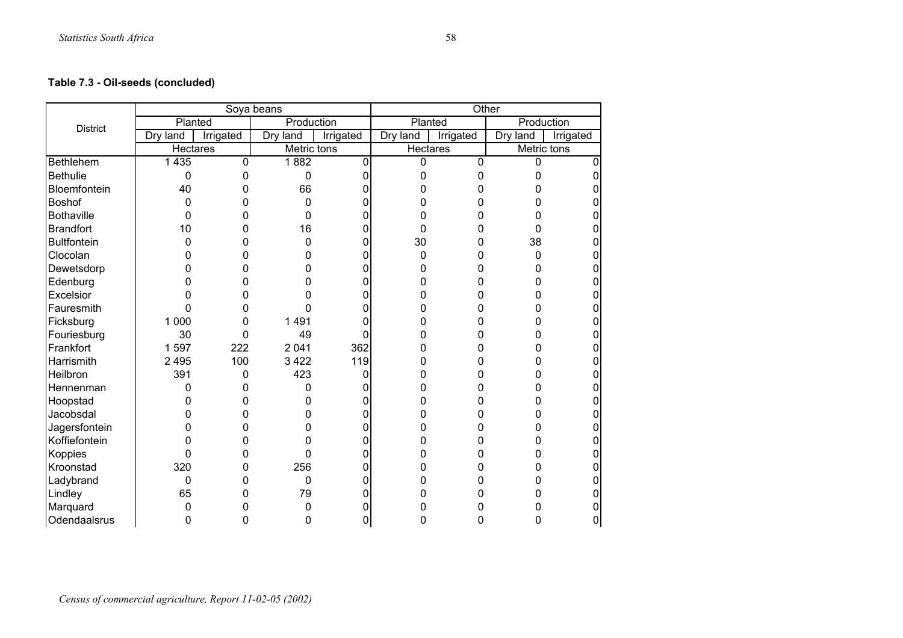**Table 7.3 - Oil-seeds (concluded)**

| District | Soya beans | | | | Other | | | |
|---|---|---|---|---|---|---|---|---|
| | Planted | | Production | | Planted | | Production | |
| | Dry land | Irrigated | Dry land | Irrigated | Dry land | Irrigated | Dry land | Irrigated |
| | Hectares | | Metric tons | | Hectares | | Metric tons | |
| Bethlehem | 1 435 | 0 | 1 882 | 0 | 0 | 0 | 0 | 0 |
| Bethulie | 0 | 0 | 0 | 0 | 0 | 0 | 0 | 0 |
| Bloemfontein | 40 | 0 | 66 | 0 | 0 | 0 | 0 | 0 |
| Boshof | 0 | 0 | 0 | 0 | 0 | 0 | 0 | 0 |
| Bothaville | 0 | 0 | 0 | 0 | 0 | 0 | 0 | 0 |
| Brandfort | 10 | 0 | 16 | 0 | 0 | 0 | 0 | 0 |
| Bultfontein | 0 | 0 | 0 | 0 | 30 | 0 | 38 | 0 |
| Clocolan | 0 | 0 | 0 | 0 | 0 | 0 | 0 | 0 |
| Dewetsdorp | 0 | 0 | 0 | 0 | 0 | 0 | 0 | 0 |
| Edenburg | 0 | 0 | 0 | 0 | 0 | 0 | 0 | 0 |
| Excelsior | 0 | 0 | 0 | 0 | 0 | 0 | 0 | 0 |
| Fauresmith | 0 | 0 | 0 | 0 | 0 | 0 | 0 | 0 |
| Ficksburg | 1 000 | 0 | 1 491 | 0 | 0 | 0 | 0 | 0 |
| Fouriesburg | 30 | 0 | 49 | 0 | 0 | 0 | 0 | 0 |
| Frankfort | 1 597 | 222 | 2 041 | 362 | 0 | 0 | 0 | 0 |
| Harrismith | 2 495 | 100 | 3 422 | 119 | 0 | 0 | 0 | 0 |
| Heilbron | 391 | 0 | 423 | 0 | 0 | 0 | 0 | 0 |
| Hennenman | 0 | 0 | 0 | 0 | 0 | 0 | 0 | 0 |
| Hoopstad | 0 | 0 | 0 | 0 | 0 | 0 | 0 | 0 |
| Jacobsdal | 0 | 0 | 0 | 0 | 0 | 0 | 0 | 0 |
| Jagersfontein | 0 | 0 | 0 | 0 | 0 | 0 | 0 | 0 |
| Koffiefontein | 0 | 0 | 0 | 0 | 0 | 0 | 0 | 0 |
| Koppies | 0 | 0 | 0 | 0 | 0 | 0 | 0 | 0 |
| Kroonstad | 320 | 0 | 256 | 0 | 0 | 0 | 0 | 0 |
| Ladybrand | 0 | 0 | 0 | 0 | 0 | 0 | 0 | 0 |
| Lindley | 65 | 0 | 79 | 0 | 0 | 0 | 0 | 0 |
| Marquard | 0 | 0 | 0 | 0 | 0 | 0 | 0 | 0 |
| Odendaalsrus | 0 | 0 | 0 | 0 | 0 | 0 | 0 | 0 |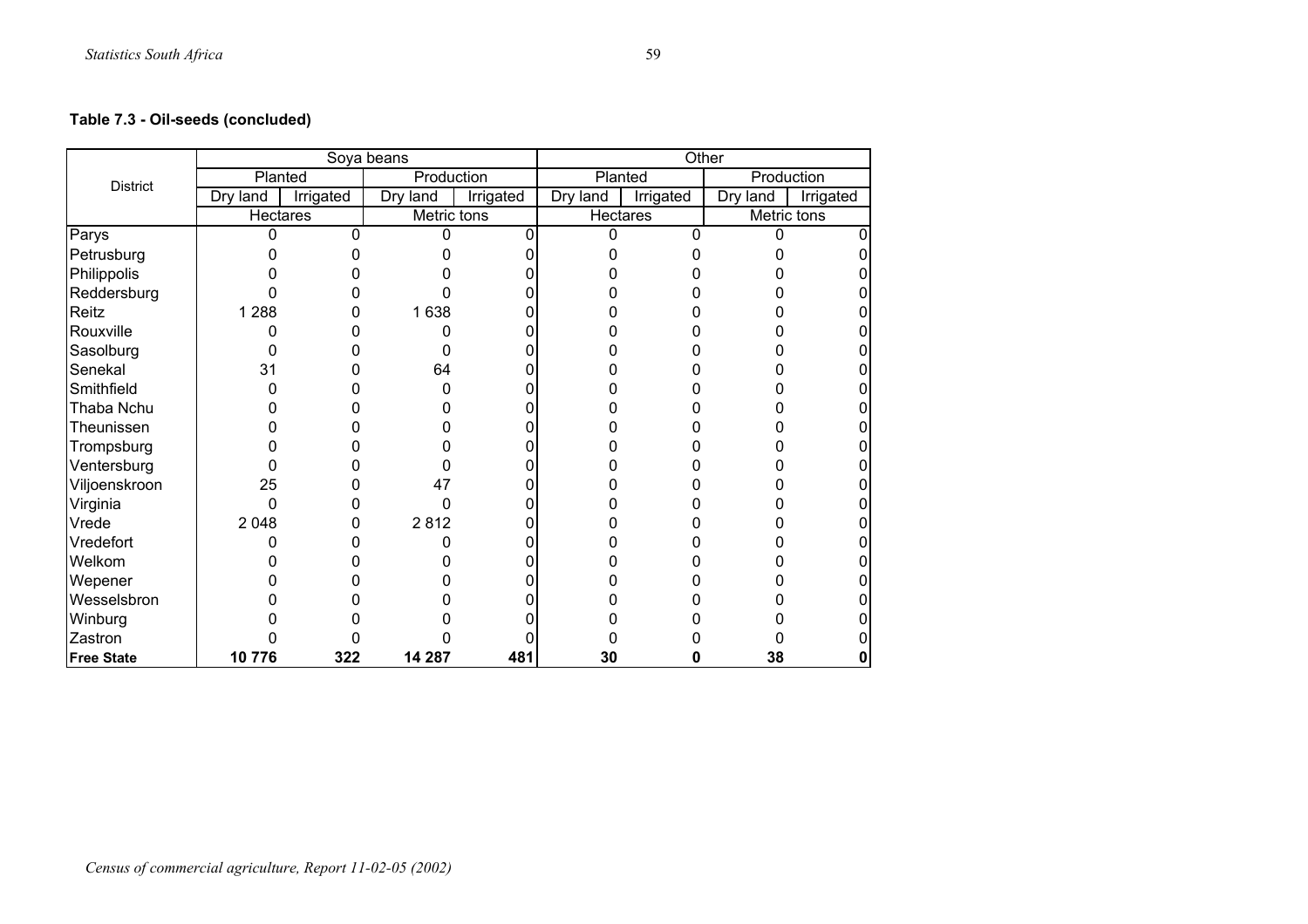**Table 7.3 - Oil-seeds (concluded)**

| District | Soya beans | | | | Other | | | |
|---|---|---|---|---|---|---|---|---|
| | Planted | | Production | | Planted | | Production | |
| | Dry land | Irrigated | Dry land | Irrigated | Dry land | Irrigated | Dry land | Irrigated |
| | Hectares | | Metric tons | | Hectares | | Metric tons | |
| Parys | 0 | 0 | 0 | 0 | 0 | 0 | 0 | 0 |
| Petrusburg | 0 | 0 | 0 | 0 | 0 | 0 | 0 | 0 |
| Philippolis | 0 | 0 | 0 | 0 | 0 | 0 | 0 | 0 |
| Reddersburg | 0 | 0 | 0 | 0 | 0 | 0 | 0 | 0 |
| Reitz | 1 288 | 0 | 1 638 | 0 | 0 | 0 | 0 | 0 |
| Rouxville | 0 | 0 | 0 | 0 | 0 | 0 | 0 | 0 |
| Sasolburg | 0 | 0 | 0 | 0 | 0 | 0 | 0 | 0 |
| Senekal | 31 | 0 | 64 | 0 | 0 | 0 | 0 | 0 |
| Smithfield | 0 | 0 | 0 | 0 | 0 | 0 | 0 | 0 |
| Thaba Nchu | 0 | 0 | 0 | 0 | 0 | 0 | 0 | 0 |
| Theunissen | 0 | 0 | 0 | 0 | 0 | 0 | 0 | 0 |
| Trompsburg | 0 | 0 | 0 | 0 | 0 | 0 | 0 | 0 |
| Ventersburg | 0 | 0 | 0 | 0 | 0 | 0 | 0 | 0 |
| Viljoenskroon | 25 | 0 | 47 | 0 | 0 | 0 | 0 | 0 |
| Virginia | 0 | 0 | 0 | 0 | 0 | 0 | 0 | 0 |
| Vrede | 2 048 | 0 | 2 812 | 0 | 0 | 0 | 0 | 0 |
| Vredefort | 0 | 0 | 0 | 0 | 0 | 0 | 0 | 0 |
| Welkom | 0 | 0 | 0 | 0 | 0 | 0 | 0 | 0 |
| Wepener | 0 | 0 | 0 | 0 | 0 | 0 | 0 | 0 |
| Wesselsbron | 0 | 0 | 0 | 0 | 0 | 0 | 0 | 0 |
| Winburg | 0 | 0 | 0 | 0 | 0 | 0 | 0 | 0 |
| Zastron | 0 | 0 | 0 | 0 | 0 | 0 | 0 | 0 |
| **Free State** | **10 776** | **322** | **14 287** | **481** | **30** | **0** | **38** | **0** |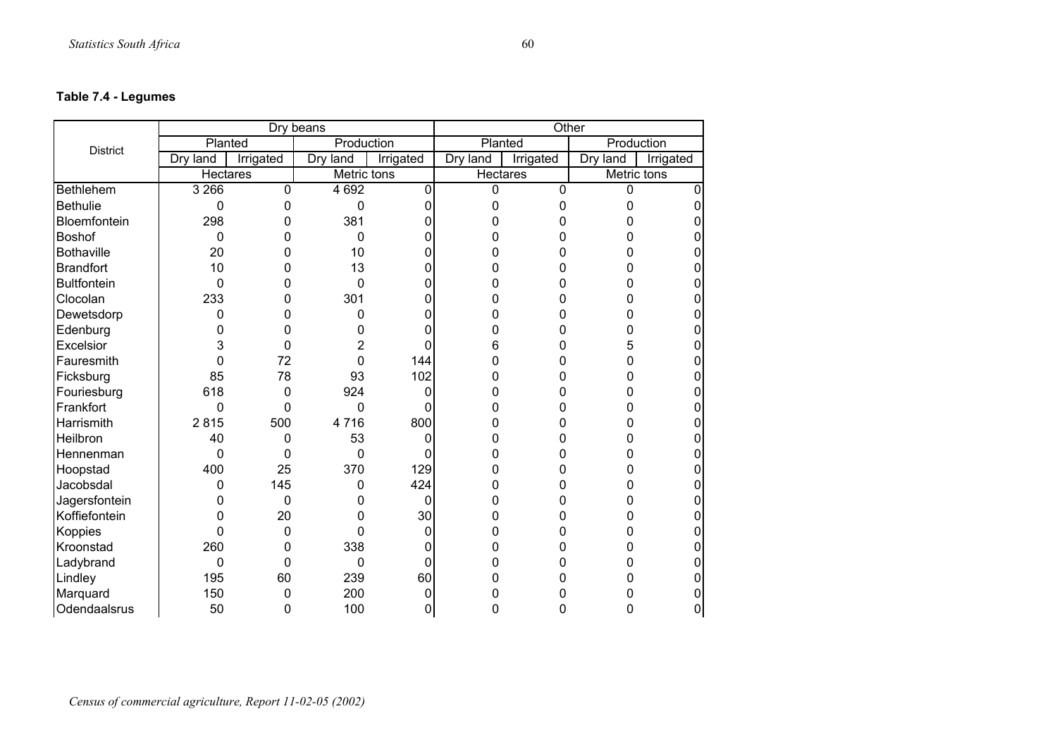**Table 7.4 - Legumes**

| District | Dry beans | | | | Other | | | |
|---|---|---|---|---|---|---|---|---|
| | Planted | | Production | | Planted | | Production | |
| | Dry land | Irrigated | Dry land | Irrigated | Dry land | Irrigated | Dry land | Irrigated |
| | Hectares | | Metric tons | | Hectares | | Metric tons | |
| Bethlehem | 3 266 | 0 | 4 692 | 0 | 0 | 0 | 0 | 0 |
| Bethulie | 0 | 0 | 0 | 0 | 0 | 0 | 0 | 0 |
| Bloemfontein | 298 | 0 | 381 | 0 | 0 | 0 | 0 | 0 |
| Boshof | 0 | 0 | 0 | 0 | 0 | 0 | 0 | 0 |
| Bothaville | 20 | 0 | 10 | 0 | 0 | 0 | 0 | 0 |
| Brandfort | 10 | 0 | 13 | 0 | 0 | 0 | 0 | 0 |
| Bultfontein | 0 | 0 | 0 | 0 | 0 | 0 | 0 | 0 |
| Clocolan | 233 | 0 | 301 | 0 | 0 | 0 | 0 | 0 |
| Dewetsdorp | 0 | 0 | 0 | 0 | 0 | 0 | 0 | 0 |
| Edenburg | 0 | 0 | 0 | 0 | 0 | 0 | 0 | 0 |
| Excelsior | 3 | 0 | 2 | 0 | 6 | 0 | 5 | 0 |
| Fauresmith | 0 | 72 | 0 | 144 | 0 | 0 | 0 | 0 |
| Ficksburg | 85 | 78 | 93 | 102 | 0 | 0 | 0 | 0 |
| Fouriesburg | 618 | 0 | 924 | 0 | 0 | 0 | 0 | 0 |
| Frankfort | 0 | 0 | 0 | 0 | 0 | 0 | 0 | 0 |
| Harrismith | 2 815 | 500 | 4 716 | 800 | 0 | 0 | 0 | 0 |
| Heilbron | 40 | 0 | 53 | 0 | 0 | 0 | 0 | 0 |
| Hennenman | 0 | 0 | 0 | 0 | 0 | 0 | 0 | 0 |
| Hoopstad | 400 | 25 | 370 | 129 | 0 | 0 | 0 | 0 |
| Jacobsdal | 0 | 145 | 0 | 424 | 0 | 0 | 0 | 0 |
| Jagersfontein | 0 | 0 | 0 | 0 | 0 | 0 | 0 | 0 |
| Koffiefontein | 0 | 20 | 0 | 30 | 0 | 0 | 0 | 0 |
| Koppies | 0 | 0 | 0 | 0 | 0 | 0 | 0 | 0 |
| Kroonstad | 260 | 0 | 338 | 0 | 0 | 0 | 0 | 0 |
| Ladybrand | 0 | 0 | 0 | 0 | 0 | 0 | 0 | 0 |
| Lindley | 195 | 60 | 239 | 60 | 0 | 0 | 0 | 0 |
| Marquard | 150 | 0 | 200 | 0 | 0 | 0 | 0 | 0 |
| Odendaalsrus | 50 | 0 | 100 | 0 | 0 | 0 | 0 | 0 |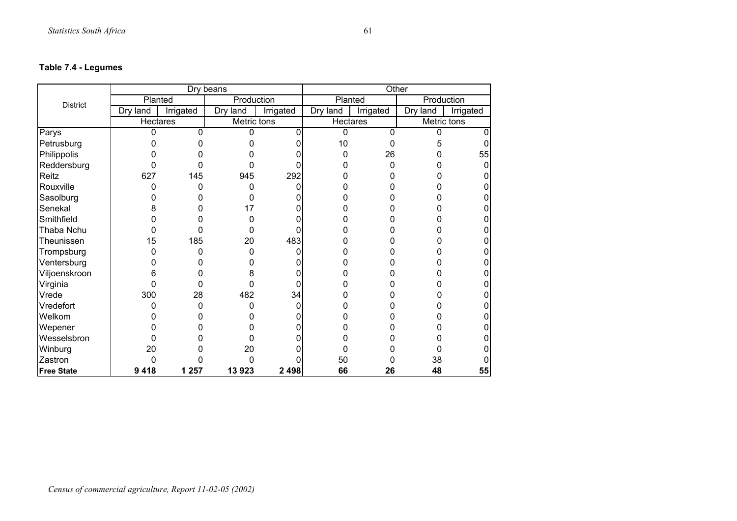**Table 7.4 - Legumes**

| District | Dry beans | | | | Other | | | |
|---|---|---|---|---|---|---|---|---|
| | Planted | | Production | | Planted | | Production | |
| | Dry land | Irrigated | Dry land | Irrigated | Dry land | Irrigated | Dry land | Irrigated |
| | Hectares | | Metric tons | | Hectares | | Metric tons | |
| Parys | 0 | 0 | 0 | 0 | 0 | 0 | 0 | 0 |
| Petrusburg | 0 | 0 | 0 | 0 | 10 | 0 | 5 | 0 |
| Philippolis | 0 | 0 | 0 | 0 | 0 | 26 | 0 | 55 |
| Reddersburg | 0 | 0 | 0 | 0 | 0 | 0 | 0 | 0 |
| Reitz | 627 | 145 | 945 | 292 | 0 | 0 | 0 | 0 |
| Rouxville | 0 | 0 | 0 | 0 | 0 | 0 | 0 | 0 |
| Sasolburg | 0 | 0 | 0 | 0 | 0 | 0 | 0 | 0 |
| Senekal | 8 | 0 | 17 | 0 | 0 | 0 | 0 | 0 |
| Smithfield | 0 | 0 | 0 | 0 | 0 | 0 | 0 | 0 |
| Thaba Nchu | 0 | 0 | 0 | 0 | 0 | 0 | 0 | 0 |
| Theunissen | 15 | 185 | 20 | 483 | 0 | 0 | 0 | 0 |
| Trompsburg | 0 | 0 | 0 | 0 | 0 | 0 | 0 | 0 |
| Ventersburg | 0 | 0 | 0 | 0 | 0 | 0 | 0 | 0 |
| Viljoenskroon | 6 | 0 | 8 | 0 | 0 | 0 | 0 | 0 |
| Virginia | 0 | 0 | 0 | 0 | 0 | 0 | 0 | 0 |
| Vrede | 300 | 28 | 482 | 34 | 0 | 0 | 0 | 0 |
| Vredefort | 0 | 0 | 0 | 0 | 0 | 0 | 0 | 0 |
| Welkom | 0 | 0 | 0 | 0 | 0 | 0 | 0 | 0 |
| Wepener | 0 | 0 | 0 | 0 | 0 | 0 | 0 | 0 |
| Wesselsbron | 0 | 0 | 0 | 0 | 0 | 0 | 0 | 0 |
| Winburg | 20 | 0 | 20 | 0 | 0 | 0 | 0 | 0 |
| Zastron | 0 | 0 | 0 | 0 | 50 | 0 | 38 | 0 |
| **Free State** | **9 418** | **1 257** | **13 923** | **2 498** | **66** | **26** | **48** | **55** |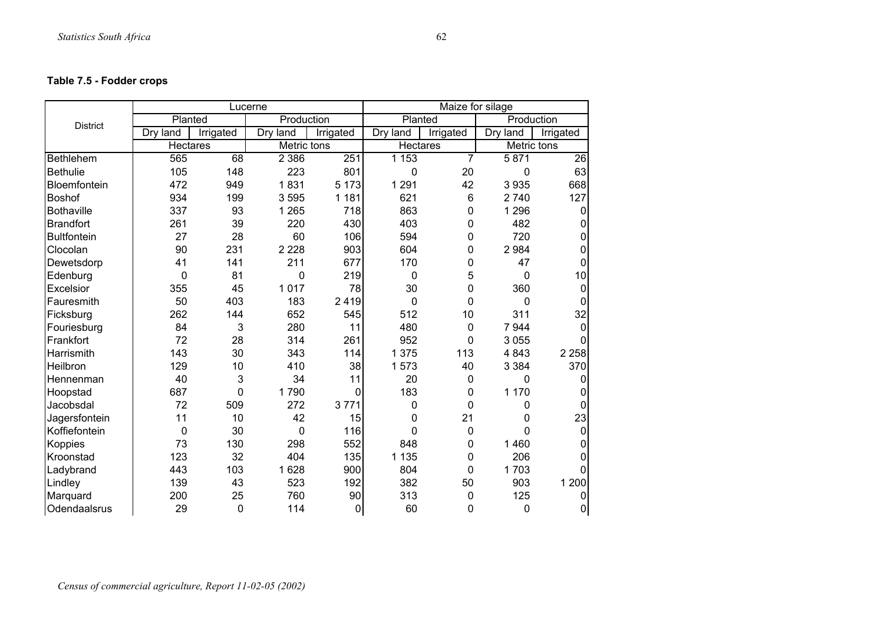**Table 7.5 - Fodder crops**

| District | Lucerne | | | | Maize for silage | | | |
|---|---|---|---|---|---|---|---|---|
| | Planted | | Production | | Planted | | Production | |
| | Dry land | Irrigated | Dry land | Irrigated | Dry land | Irrigated | Dry land | Irrigated |
| | Hectares | | Metric tons | | Hectares | | Metric tons | |
| Bethlehem | 565 | 68 | 2 386 | 251 | 1 153 | 7 | 5 871 | 26 |
| Bethulie | 105 | 148 | 223 | 801 | 0 | 20 | 0 | 63 |
| Bloemfontein | 472 | 949 | 1 831 | 5 173 | 1 291 | 42 | 3 935 | 668 |
| Boshof | 934 | 199 | 3 595 | 1 181 | 621 | 6 | 2 740 | 127 |
| Bothaville | 337 | 93 | 1 265 | 718 | 863 | 0 | 1 296 | 0 |
| Brandfort | 261 | 39 | 220 | 430 | 403 | 0 | 482 | 0 |
| Bultfontein | 27 | 28 | 60 | 106 | 594 | 0 | 720 | 0 |
| Clocolan | 90 | 231 | 2 228 | 903 | 604 | 0 | 2 984 | 0 |
| Dewetsdorp | 41 | 141 | 211 | 677 | 170 | 0 | 47 | 0 |
| Edenburg | 0 | 81 | 0 | 219 | 0 | 5 | 0 | 10 |
| Excelsior | 355 | 45 | 1 017 | 78 | 30 | 0 | 360 | 0 |
| Fauresmith | 50 | 403 | 183 | 2 419 | 0 | 0 | 0 | 0 |
| Ficksburg | 262 | 144 | 652 | 545 | 512 | 10 | 311 | 32 |
| Fouriesburg | 84 | 3 | 280 | 11 | 480 | 0 | 7 944 | 0 |
| Frankfort | 72 | 28 | 314 | 261 | 952 | 0 | 3 055 | 0 |
| Harrismith | 143 | 30 | 343 | 114 | 1 375 | 113 | 4 843 | 2 258 |
| Heilbron | 129 | 10 | 410 | 38 | 1 573 | 40 | 3 384 | 370 |
| Hennenman | 40 | 3 | 34 | 11 | 20 | 0 | 0 | 0 |
| Hoopstad | 687 | 0 | 1 790 | 0 | 183 | 0 | 1 170 | 0 |
| Jacobsdal | 72 | 509 | 272 | 3 771 | 0 | 0 | 0 | 0 |
| Jagersfontein | 11 | 10 | 42 | 15 | 0 | 21 | 0 | 23 |
| Koffiefontein | 0 | 30 | 0 | 116 | 0 | 0 | 0 | 0 |
| Koppies | 73 | 130 | 298 | 552 | 848 | 0 | 1 460 | 0 |
| Kroonstad | 123 | 32 | 404 | 135 | 1 135 | 0 | 206 | 0 |
| Ladybrand | 443 | 103 | 1 628 | 900 | 804 | 0 | 1 703 | 0 |
| Lindley | 139 | 43 | 523 | 192 | 382 | 50 | 903 | 1 200 |
| Marquard | 200 | 25 | 760 | 90 | 313 | 0 | 125 | 0 |
| Odendaalsrus | 29 | 0 | 114 | 0 | 60 | 0 | 0 | 0 |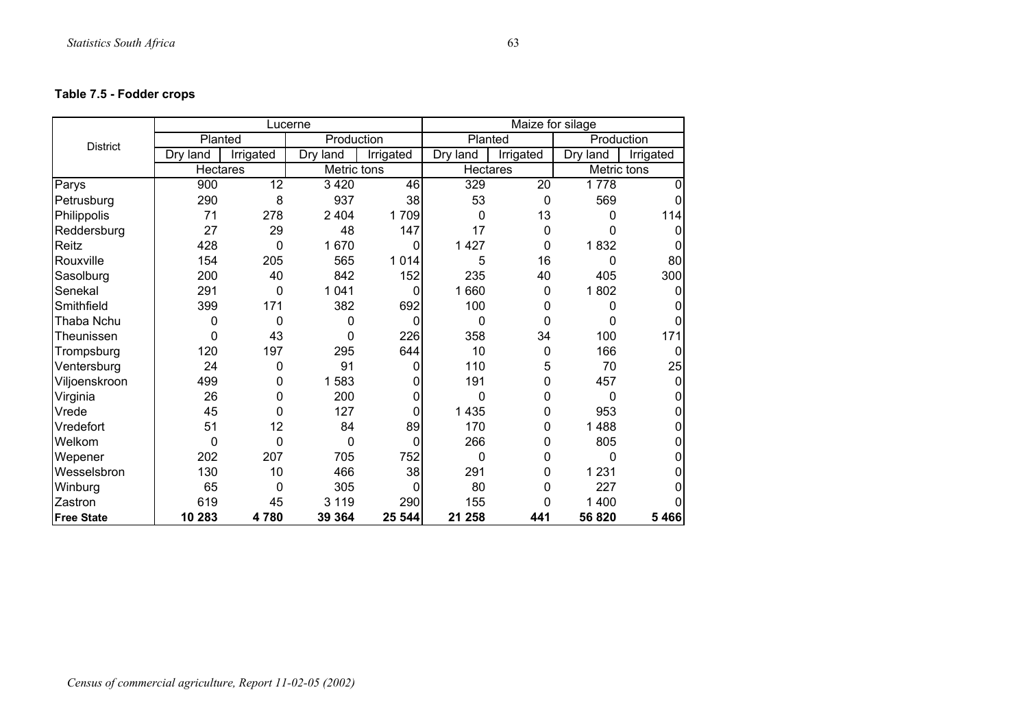**Table 7.5 - Fodder crops**

| District | Lucerne | | | | Maize for silage | | | |
|---|---|---|---|---|---|---|---|---|
| | Planted | | Production | | Planted | | Production | |
| | Dry land | Irrigated | Dry land | Irrigated | Dry land | Irrigated | Dry land | Irrigated |
| | Hectares | | Metric tons | | Hectares | | Metric tons | |
| Parys | 900 | 12 | 3 420 | 46 | 329 | 20 | 1 778 | 0 |
| Petrusburg | 290 | 8 | 937 | 38 | 53 | 0 | 569 | 0 |
| Philippolis | 71 | 278 | 2 404 | 1 709 | 0 | 13 | 0 | 114 |
| Reddersburg | 27 | 29 | 48 | 147 | 17 | 0 | 0 | 0 |
| Reitz | 428 | 0 | 1 670 | 0 | 1 427 | 0 | 1 832 | 0 |
| Rouxville | 154 | 205 | 565 | 1 014 | 5 | 16 | 0 | 80 |
| Sasolburg | 200 | 40 | 842 | 152 | 235 | 40 | 405 | 300 |
| Senekal | 291 | 0 | 1 041 | 0 | 1 660 | 0 | 1 802 | 0 |
| Smithfield | 399 | 171 | 382 | 692 | 100 | 0 | 0 | 0 |
| Thaba Nchu | 0 | 0 | 0 | 0 | 0 | 0 | 0 | 0 |
| Theunissen | 0 | 43 | 0 | 226 | 358 | 34 | 100 | 171 |
| Trompsburg | 120 | 197 | 295 | 644 | 10 | 0 | 166 | 0 |
| Ventersburg | 24 | 0 | 91 | 0 | 110 | 5 | 70 | 25 |
| Viljoenskroon | 499 | 0 | 1 583 | 0 | 191 | 0 | 457 | 0 |
| Virginia | 26 | 0 | 200 | 0 | 0 | 0 | 0 | 0 |
| Vrede | 45 | 0 | 127 | 0 | 1 435 | 0 | 953 | 0 |
| Vredefort | 51 | 12 | 84 | 89 | 170 | 0 | 1 488 | 0 |
| Welkom | 0 | 0 | 0 | 0 | 266 | 0 | 805 | 0 |
| Wepener | 202 | 207 | 705 | 752 | 0 | 0 | 0 | 0 |
| Wesselsbron | 130 | 10 | 466 | 38 | 291 | 0 | 1 231 | 0 |
| Winburg | 65 | 0 | 305 | 0 | 80 | 0 | 227 | 0 |
| Zastron | 619 | 45 | 3 119 | 290 | 155 | 0 | 1 400 | 0 |
| **Free State** | **10 283** | **4 780** | **39 364** | **25 544** | **21 258** | **441** | **56 820** | **5 466** |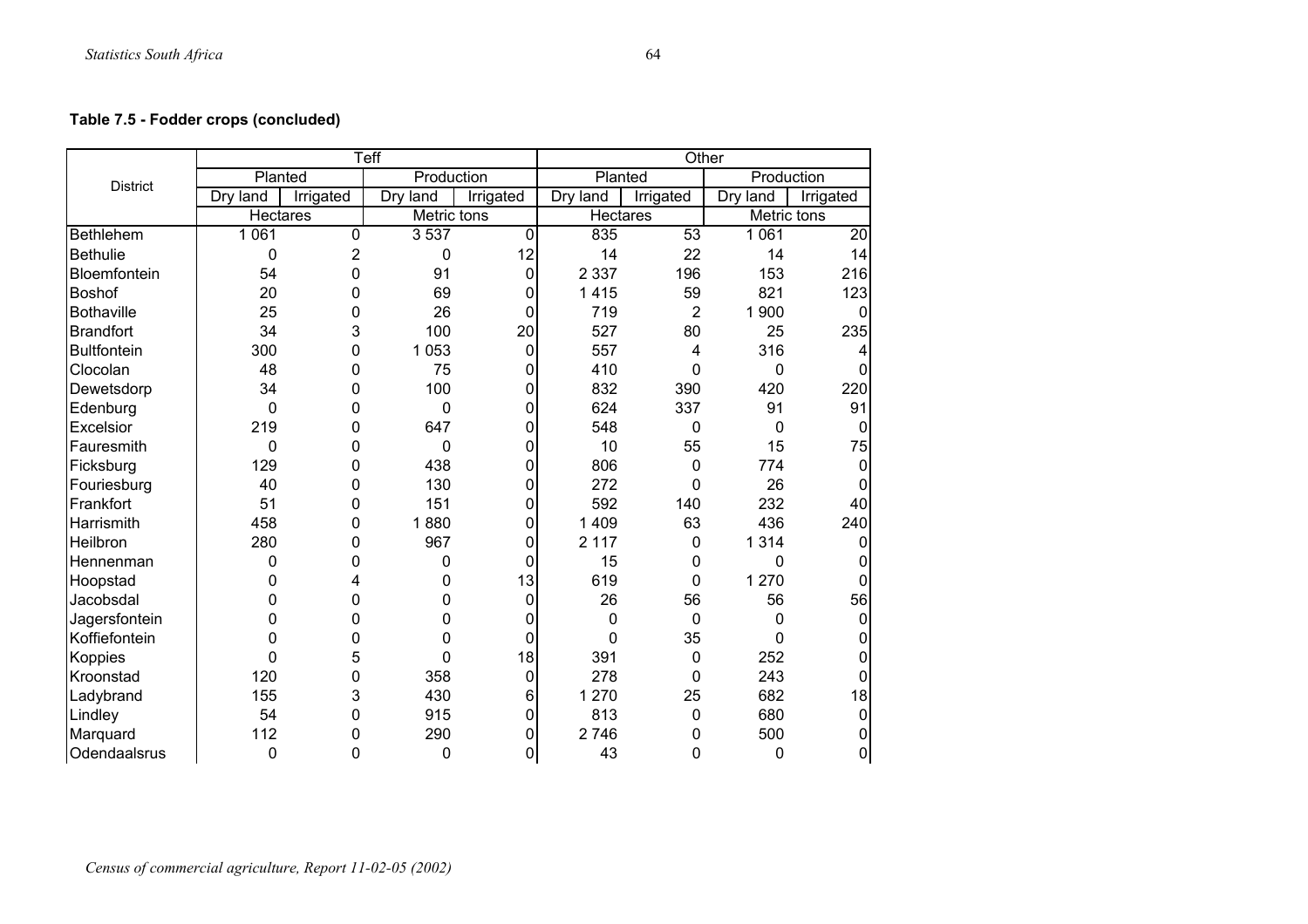**Table 7.5 - Fodder crops (concluded)**

| District | Teff | | | | Other | | | |
|---|---|---|---|---|---|---|---|---|
| | Planted | | Production | | Planted | | Production | |
| | Dry land | Irrigated | Dry land | Irrigated | Dry land | Irrigated | Dry land | Irrigated |
| | Hectares | | Metric tons | | Hectares | | Metric tons | |
| Bethlehem | 1 061 | 0 | 3 537 | 0 | 835 | 53 | 1 061 | 20 |
| Bethulie | 0 | 2 | 0 | 12 | 14 | 22 | 14 | 14 |
| Bloemfontein | 54 | 0 | 91 | 0 | 2 337 | 196 | 153 | 216 |
| Boshof | 20 | 0 | 69 | 0 | 1 415 | 59 | 821 | 123 |
| Bothaville | 25 | 0 | 26 | 0 | 719 | 2 | 1 900 | 0 |
| Brandfort | 34 | 3 | 100 | 20 | 527 | 80 | 25 | 235 |
| Bultfontein | 300 | 0 | 1 053 | 0 | 557 | 4 | 316 | 4 |
| Clocolan | 48 | 0 | 75 | 0 | 410 | 0 | 0 | 0 |
| Dewetsdorp | 34 | 0 | 100 | 0 | 832 | 390 | 420 | 220 |
| Edenburg | 0 | 0 | 0 | 0 | 624 | 337 | 91 | 91 |
| Excelsior | 219 | 0 | 647 | 0 | 548 | 0 | 0 | 0 |
| Fauresmith | 0 | 0 | 0 | 0 | 10 | 55 | 15 | 75 |
| Ficksburg | 129 | 0 | 438 | 0 | 806 | 0 | 774 | 0 |
| Fouriesburg | 40 | 0 | 130 | 0 | 272 | 0 | 26 | 0 |
| Frankfort | 51 | 0 | 151 | 0 | 592 | 140 | 232 | 40 |
| Harrismith | 458 | 0 | 1 880 | 0 | 1 409 | 63 | 436 | 240 |
| Heilbron | 280 | 0 | 967 | 0 | 2 117 | 0 | 1 314 | 0 |
| Hennenman | 0 | 0 | 0 | 0 | 15 | 0 | 0 | 0 |
| Hoopstad | 0 | 4 | 0 | 13 | 619 | 0 | 1 270 | 0 |
| Jacobsdal | 0 | 0 | 0 | 0 | 26 | 56 | 56 | 56 |
| Jagersfontein | 0 | 0 | 0 | 0 | 0 | 0 | 0 | 0 |
| Koffiefontein | 0 | 0 | 0 | 0 | 0 | 35 | 0 | 0 |
| Koppies | 0 | 5 | 0 | 18 | 391 | 0 | 252 | 0 |
| Kroonstad | 120 | 0 | 358 | 0 | 278 | 0 | 243 | 0 |
| Ladybrand | 155 | 3 | 430 | 6 | 1 270 | 25 | 682 | 18 |
| Lindley | 54 | 0 | 915 | 0 | 813 | 0 | 680 | 0 |
| Marquard | 112 | 0 | 290 | 0 | 2 746 | 0 | 500 | 0 |
| Odendaalsrus | 0 | 0 | 0 | 0 | 43 | 0 | 0 | 0 |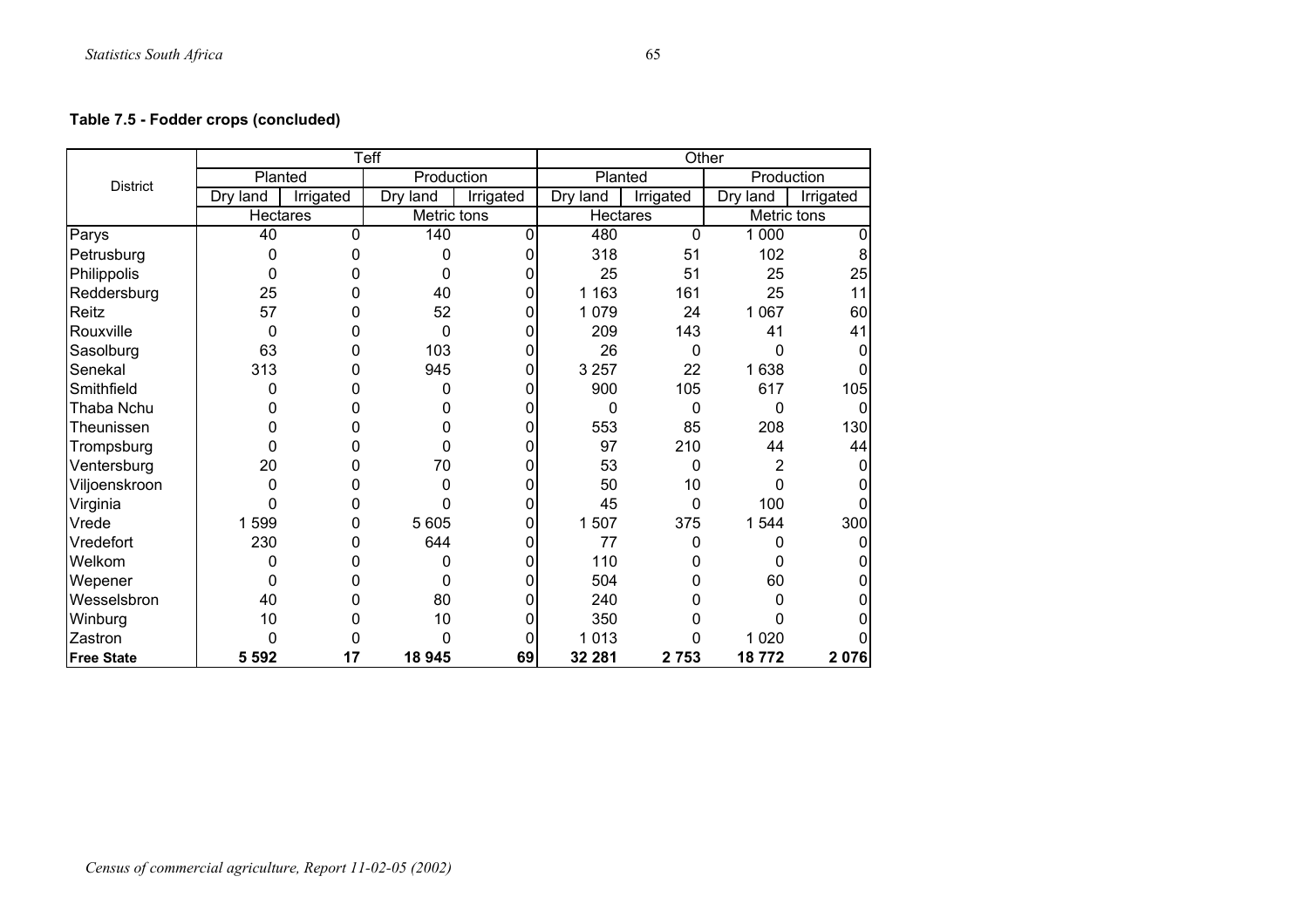**Table 7.5 - Fodder crops (concluded)**

| District | Teff | | | | Other | | | |
|---|---|---|---|---|---|---|---|---|
| | Planted | | Production | | Planted | | Production | |
| | Dry land | Irrigated | Dry land | Irrigated | Dry land | Irrigated | Dry land | Irrigated |
| | Hectares | | Metric tons | | Hectares | | Metric tons | |
| Parys | 40 | 0 | 140 | 0 | 480 | 0 | 1 000 | 0 |
| Petrusburg | 0 | 0 | 0 | 0 | 318 | 51 | 102 | 8 |
| Philippolis | 0 | 0 | 0 | 0 | 25 | 51 | 25 | 25 |
| Reddersburg | 25 | 0 | 40 | 0 | 1 163 | 161 | 25 | 11 |
| Reitz | 57 | 0 | 52 | 0 | 1 079 | 24 | 1 067 | 60 |
| Rouxville | 0 | 0 | 0 | 0 | 209 | 143 | 41 | 41 |
| Sasolburg | 63 | 0 | 103 | 0 | 26 | 0 | 0 | 0 |
| Senekal | 313 | 0 | 945 | 0 | 3 257 | 22 | 1 638 | 0 |
| Smithfield | 0 | 0 | 0 | 0 | 900 | 105 | 617 | 105 |
| Thaba Nchu | 0 | 0 | 0 | 0 | 0 | 0 | 0 | 0 |
| Theunissen | 0 | 0 | 0 | 0 | 553 | 85 | 208 | 130 |
| Trompsburg | 0 | 0 | 0 | 0 | 97 | 210 | 44 | 44 |
| Ventersburg | 20 | 0 | 70 | 0 | 53 | 0 | 2 | 0 |
| Viljoenskroon | 0 | 0 | 0 | 0 | 50 | 10 | 0 | 0 |
| Virginia | 0 | 0 | 0 | 0 | 45 | 0 | 100 | 0 |
| Vrede | 1 599 | 0 | 5 605 | 0 | 1 507 | 375 | 1 544 | 300 |
| Vredefort | 230 | 0 | 644 | 0 | 77 | 0 | 0 | 0 |
| Welkom | 0 | 0 | 0 | 0 | 110 | 0 | 0 | 0 |
| Wepener | 0 | 0 | 0 | 0 | 504 | 0 | 60 | 0 |
| Wesselsbron | 40 | 0 | 80 | 0 | 240 | 0 | 0 | 0 |
| Winburg | 10 | 0 | 10 | 0 | 350 | 0 | 0 | 0 |
| Zastron | 0 | 0 | 0 | 0 | 1 013 | 0 | 1 020 | 0 |
| **Free State** | **5 592** | **17** | **18 945** | **69** | **32 281** | **2 753** | **18 772** | **2 076** |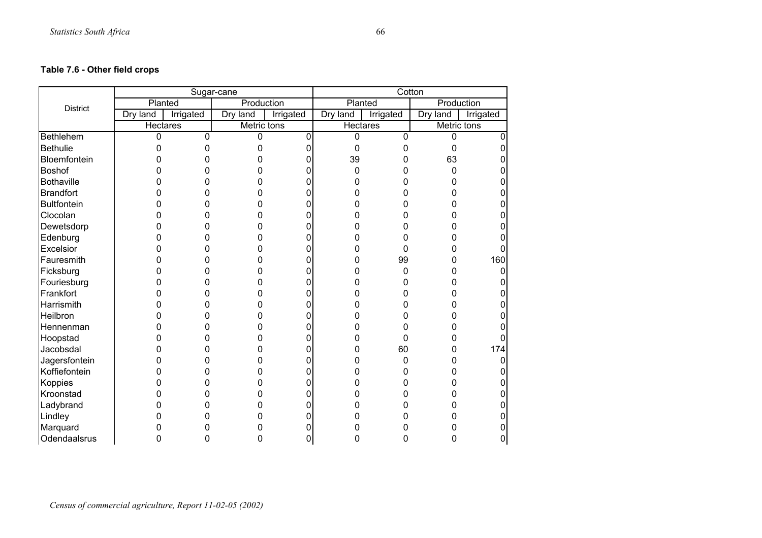**Table 7.6 - Other field crops**

| District | Sugar-cane | | | | Cotton | | | |
|---|---|---|---|---|---|---|---|---|
| | Planted | | Production | | Planted | | Production | |
| | Dry land | Irrigated | Dry land | Irrigated | Dry land | Irrigated | Dry land | Irrigated |
| | Hectares | | Metric tons | | Hectares | | Metric tons | |
| Bethlehem | 0 | 0 | 0 | 0 | 0 | 0 | 0 | 0 |
| Bethulie | 0 | 0 | 0 | 0 | 0 | 0 | 0 | 0 |
| Bloemfontein | 0 | 0 | 0 | 0 | 39 | 0 | 63 | 0 |
| Boshof | 0 | 0 | 0 | 0 | 0 | 0 | 0 | 0 |
| Bothaville | 0 | 0 | 0 | 0 | 0 | 0 | 0 | 0 |
| Brandfort | 0 | 0 | 0 | 0 | 0 | 0 | 0 | 0 |
| Bultfontein | 0 | 0 | 0 | 0 | 0 | 0 | 0 | 0 |
| Clocolan | 0 | 0 | 0 | 0 | 0 | 0 | 0 | 0 |
| Dewetsdorp | 0 | 0 | 0 | 0 | 0 | 0 | 0 | 0 |
| Edenburg | 0 | 0 | 0 | 0 | 0 | 0 | 0 | 0 |
| Excelsior | 0 | 0 | 0 | 0 | 0 | 0 | 0 | 0 |
| Fauresmith | 0 | 0 | 0 | 0 | 0 | 99 | 0 | 160 |
| Ficksburg | 0 | 0 | 0 | 0 | 0 | 0 | 0 | 0 |
| Fouriesburg | 0 | 0 | 0 | 0 | 0 | 0 | 0 | 0 |
| Frankfort | 0 | 0 | 0 | 0 | 0 | 0 | 0 | 0 |
| Harrismith | 0 | 0 | 0 | 0 | 0 | 0 | 0 | 0 |
| Heilbron | 0 | 0 | 0 | 0 | 0 | 0 | 0 | 0 |
| Hennenman | 0 | 0 | 0 | 0 | 0 | 0 | 0 | 0 |
| Hoopstad | 0 | 0 | 0 | 0 | 0 | 0 | 0 | 0 |
| Jacobsdal | 0 | 0 | 0 | 0 | 0 | 60 | 0 | 174 |
| Jagersfontein | 0 | 0 | 0 | 0 | 0 | 0 | 0 | 0 |
| Koffiefontein | 0 | 0 | 0 | 0 | 0 | 0 | 0 | 0 |
| Koppies | 0 | 0 | 0 | 0 | 0 | 0 | 0 | 0 |
| Kroonstad | 0 | 0 | 0 | 0 | 0 | 0 | 0 | 0 |
| Ladybrand | 0 | 0 | 0 | 0 | 0 | 0 | 0 | 0 |
| Lindley | 0 | 0 | 0 | 0 | 0 | 0 | 0 | 0 |
| Marquard | 0 | 0 | 0 | 0 | 0 | 0 | 0 | 0 |
| Odendaalsrus | 0 | 0 | 0 | 0 | 0 | 0 | 0 | 0 |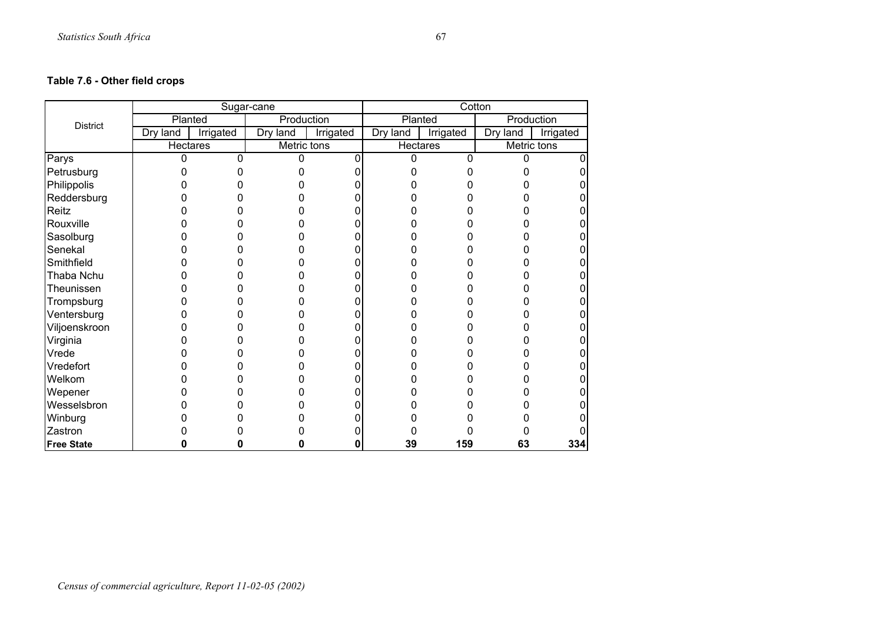**Table 7.6 - Other field crops**

| District | Sugar-cane | | | | Cotton | | | |
|---|---|---|---|---|---|---|---|---|
| | Planted | | Production | | Planted | | Production | |
| | Dry land | Irrigated | Dry land | Irrigated | Dry land | Irrigated | Dry land | Irrigated |
| | Hectares | | Metric tons | | Hectares | | Metric tons | |
| Parys | 0 | 0 | 0 | 0 | 0 | 0 | 0 | 0 |
| Petrusburg | 0 | 0 | 0 | 0 | 0 | 0 | 0 | 0 |
| Philippolis | 0 | 0 | 0 | 0 | 0 | 0 | 0 | 0 |
| Reddersburg | 0 | 0 | 0 | 0 | 0 | 0 | 0 | 0 |
| Reitz | 0 | 0 | 0 | 0 | 0 | 0 | 0 | 0 |
| Rouxville | 0 | 0 | 0 | 0 | 0 | 0 | 0 | 0 |
| Sasolburg | 0 | 0 | 0 | 0 | 0 | 0 | 0 | 0 |
| Senekal | 0 | 0 | 0 | 0 | 0 | 0 | 0 | 0 |
| Smithfield | 0 | 0 | 0 | 0 | 0 | 0 | 0 | 0 |
| Thaba Nchu | 0 | 0 | 0 | 0 | 0 | 0 | 0 | 0 |
| Theunissen | 0 | 0 | 0 | 0 | 0 | 0 | 0 | 0 |
| Trompsburg | 0 | 0 | 0 | 0 | 0 | 0 | 0 | 0 |
| Ventersburg | 0 | 0 | 0 | 0 | 0 | 0 | 0 | 0 |
| Viljoenskroon | 0 | 0 | 0 | 0 | 0 | 0 | 0 | 0 |
| Virginia | 0 | 0 | 0 | 0 | 0 | 0 | 0 | 0 |
| Vrede | 0 | 0 | 0 | 0 | 0 | 0 | 0 | 0 |
| Vredefort | 0 | 0 | 0 | 0 | 0 | 0 | 0 | 0 |
| Welkom | 0 | 0 | 0 | 0 | 0 | 0 | 0 | 0 |
| Wepener | 0 | 0 | 0 | 0 | 0 | 0 | 0 | 0 |
| Wesselsbron | 0 | 0 | 0 | 0 | 0 | 0 | 0 | 0 |
| Winburg | 0 | 0 | 0 | 0 | 0 | 0 | 0 | 0 |
| Zastron | 0 | 0 | 0 | 0 | 0 | 0 | 0 | 0 |
| **Free State** | **0** | **0** | **0** | **0** | **39** | **159** | **63** | **334** |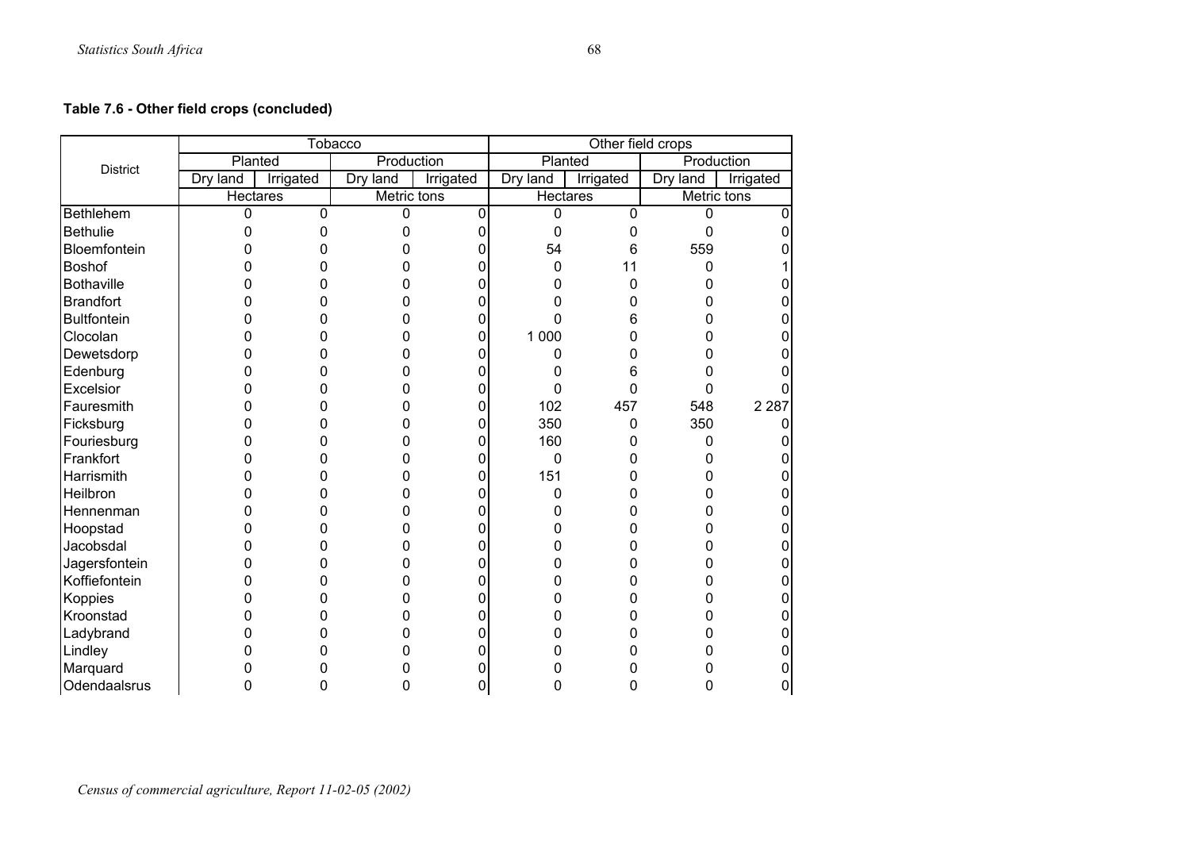**Table 7.6 - Other field crops (concluded)**

| District | Tobacco | | | | Other field crops | | | |
|---|---|---|---|---|---|---|---|---|
| | Planted | | Production | | Planted | | Production | |
| | Dry land | Irrigated | Dry land | Irrigated | Dry land | Irrigated | Dry land | Irrigated |
| | Hectares | | Metric tons | | Hectares | | Metric tons | |
| Bethlehem | 0 | 0 | 0 | 0 | 0 | 0 | 0 | 0 |
| Bethulie | 0 | 0 | 0 | 0 | 0 | 0 | 0 | 0 |
| Bloemfontein | 0 | 0 | 0 | 0 | 54 | 6 | 559 | 0 |
| Boshof | 0 | 0 | 0 | 0 | 0 | 11 | 0 | 1 |
| Bothaville | 0 | 0 | 0 | 0 | 0 | 0 | 0 | 0 |
| Brandfort | 0 | 0 | 0 | 0 | 0 | 0 | 0 | 0 |
| Bultfontein | 0 | 0 | 0 | 0 | 0 | 6 | 0 | 0 |
| Clocolan | 0 | 0 | 0 | 0 | 1 000 | 0 | 0 | 0 |
| Dewetsdorp | 0 | 0 | 0 | 0 | 0 | 0 | 0 | 0 |
| Edenburg | 0 | 0 | 0 | 0 | 0 | 6 | 0 | 0 |
| Excelsior | 0 | 0 | 0 | 0 | 0 | 0 | 0 | 0 |
| Fauresmith | 0 | 0 | 0 | 0 | 102 | 457 | 548 | 2 287 |
| Ficksburg | 0 | 0 | 0 | 0 | 350 | 0 | 350 | 0 |
| Fouriesburg | 0 | 0 | 0 | 0 | 160 | 0 | 0 | 0 |
| Frankfort | 0 | 0 | 0 | 0 | 0 | 0 | 0 | 0 |
| Harrismith | 0 | 0 | 0 | 0 | 151 | 0 | 0 | 0 |
| Heilbron | 0 | 0 | 0 | 0 | 0 | 0 | 0 | 0 |
| Hennenman | 0 | 0 | 0 | 0 | 0 | 0 | 0 | 0 |
| Hoopstad | 0 | 0 | 0 | 0 | 0 | 0 | 0 | 0 |
| Jacobsdal | 0 | 0 | 0 | 0 | 0 | 0 | 0 | 0 |
| Jagersfontein | 0 | 0 | 0 | 0 | 0 | 0 | 0 | 0 |
| Koffiefontein | 0 | 0 | 0 | 0 | 0 | 0 | 0 | 0 |
| Koppies | 0 | 0 | 0 | 0 | 0 | 0 | 0 | 0 |
| Kroonstad | 0 | 0 | 0 | 0 | 0 | 0 | 0 | 0 |
| Ladybrand | 0 | 0 | 0 | 0 | 0 | 0 | 0 | 0 |
| Lindley | 0 | 0 | 0 | 0 | 0 | 0 | 0 | 0 |
| Marquard | 0 | 0 | 0 | 0 | 0 | 0 | 0 | 0 |
| Odendaalsrus | 0 | 0 | 0 | 0 | 0 | 0 | 0 | 0 |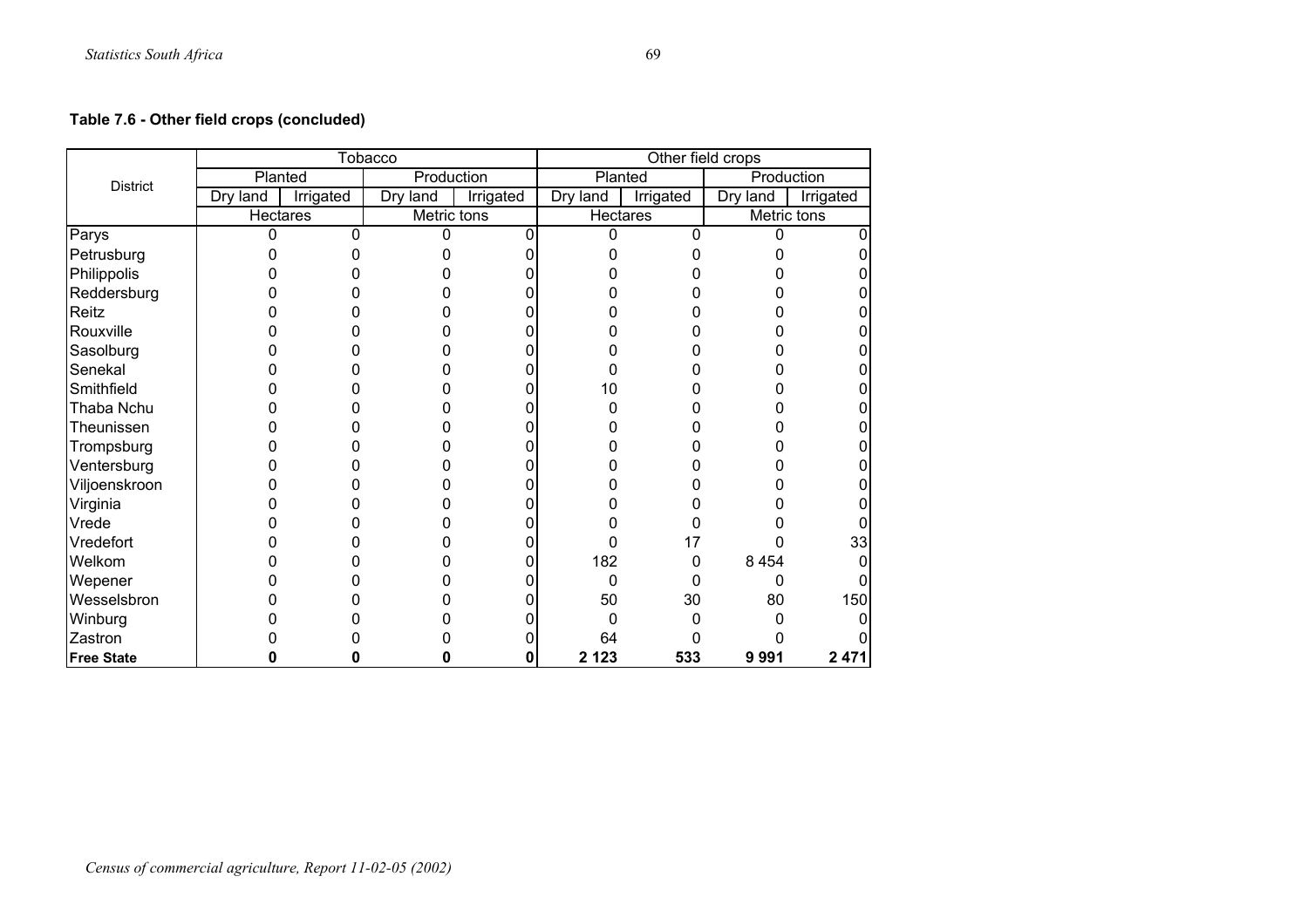**Table 7.6 - Other field crops (concluded)**

| District | Tobacco | | | | Other field crops | | | |
|---|---|---|---|---|---|---|---|---|
| | Planted | | Production | | Planted | | Production | |
| | Dry land | Irrigated | Dry land | Irrigated | Dry land | Irrigated | Dry land | Irrigated |
| | Hectares | | Metric tons | | Hectares | | Metric tons | |
| Parys | 0 | 0 | 0 | 0 | 0 | 0 | 0 | 0 |
| Petrusburg | 0 | 0 | 0 | 0 | 0 | 0 | 0 | 0 |
| Philippolis | 0 | 0 | 0 | 0 | 0 | 0 | 0 | 0 |
| Reddersburg | 0 | 0 | 0 | 0 | 0 | 0 | 0 | 0 |
| Reitz | 0 | 0 | 0 | 0 | 0 | 0 | 0 | 0 |
| Rouxville | 0 | 0 | 0 | 0 | 0 | 0 | 0 | 0 |
| Sasolburg | 0 | 0 | 0 | 0 | 0 | 0 | 0 | 0 |
| Senekal | 0 | 0 | 0 | 0 | 0 | 0 | 0 | 0 |
| Smithfield | 0 | 0 | 0 | 0 | 10 | 0 | 0 | 0 |
| Thaba Nchu | 0 | 0 | 0 | 0 | 0 | 0 | 0 | 0 |
| Theunissen | 0 | 0 | 0 | 0 | 0 | 0 | 0 | 0 |
| Trompsburg | 0 | 0 | 0 | 0 | 0 | 0 | 0 | 0 |
| Ventersburg | 0 | 0 | 0 | 0 | 0 | 0 | 0 | 0 |
| Viljoenskroon | 0 | 0 | 0 | 0 | 0 | 0 | 0 | 0 |
| Virginia | 0 | 0 | 0 | 0 | 0 | 0 | 0 | 0 |
| Vrede | 0 | 0 | 0 | 0 | 0 | 0 | 0 | 0 |
| Vredefort | 0 | 0 | 0 | 0 | 0 | 17 | 0 | 33 |
| Welkom | 0 | 0 | 0 | 0 | 182 | 0 | 8 454 | 0 |
| Wepener | 0 | 0 | 0 | 0 | 0 | 0 | 0 | 0 |
| Wesselsbron | 0 | 0 | 0 | 0 | 50 | 30 | 80 | 150 |
| Winburg | 0 | 0 | 0 | 0 | 0 | 0 | 0 | 0 |
| Zastron | 0 | 0 | 0 | 0 | 64 | 0 | 0 | 0 |
| **Free State** | **0** | **0** | **0** | **0** | **2 123** | **533** | **9 991** | **2 471** |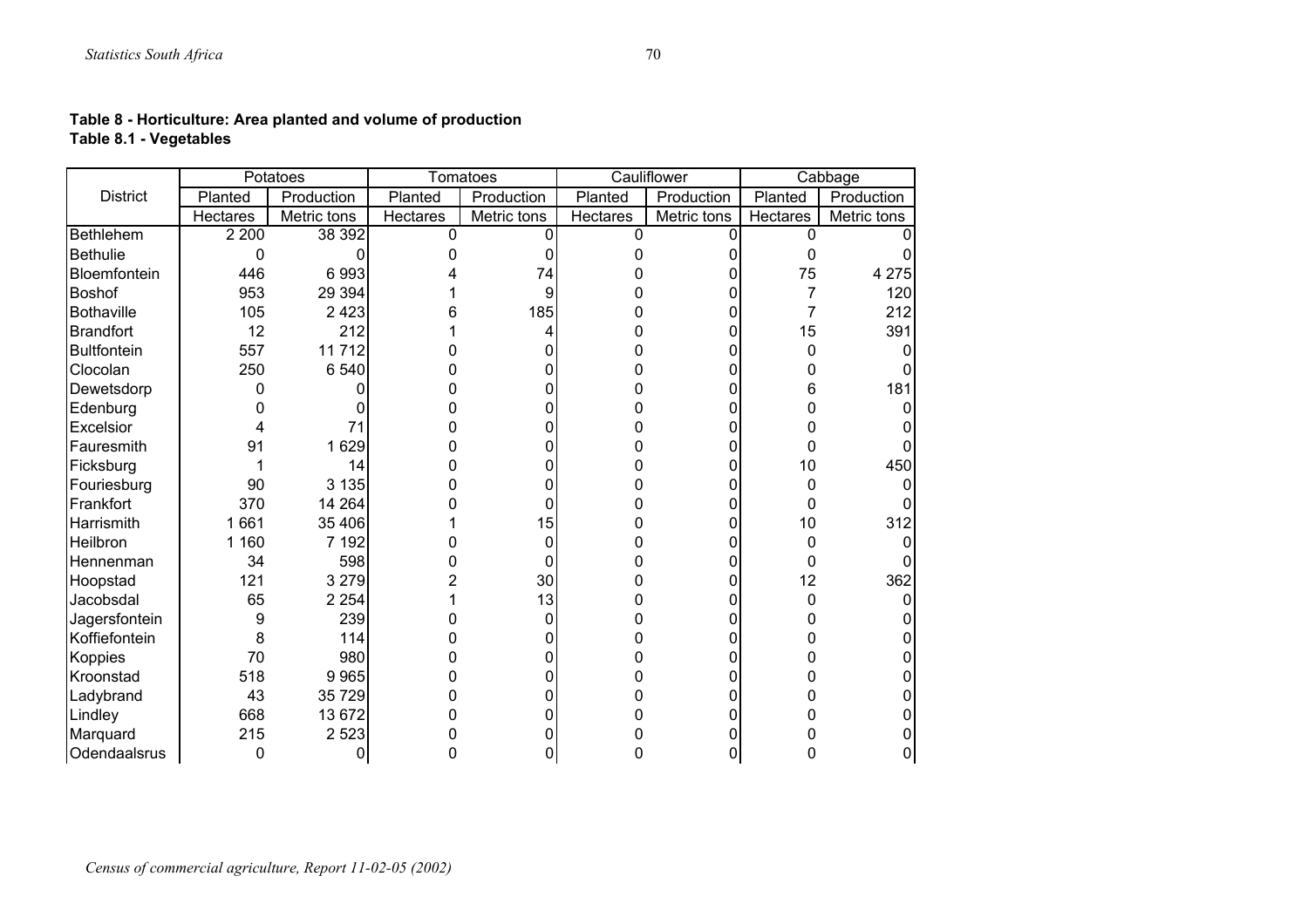**Table 8 - Horticulture: Area planted and volume of production**
**Table 8.1 - Vegetables**

| District | Potatoes | | Tomatoes | | Cauliflower | | Cabbage | |
|---|---|---|---|---|---|---|---|---|
| | Planted | Production | Planted | Production | Planted | Production | Planted | Production |
| | Hectares | Metric tons | Hectares | Metric tons | Hectares | Metric tons | Hectares | Metric tons |
| Bethlehem | 2 200 | 38 392 | 0 | 0 | 0 | 0 | 0 | 0 |
| Bethulie | 0 | 0 | 0 | 0 | 0 | 0 | 0 | 0 |
| Bloemfontein | 446 | 6 993 | 4 | 74 | 0 | 0 | 75 | 4 275 |
| Boshof | 953 | 29 394 | 1 | 9 | 0 | 0 | 7 | 120 |
| Bothaville | 105 | 2 423 | 6 | 185 | 0 | 0 | 7 | 212 |
| Brandfort | 12 | 212 | 1 | 4 | 0 | 0 | 15 | 391 |
| Bultfontein | 557 | 11 712 | 0 | 0 | 0 | 0 | 0 | 0 |
| Clocolan | 250 | 6 540 | 0 | 0 | 0 | 0 | 0 | 0 |
| Dewetsdorp | 0 | 0 | 0 | 0 | 0 | 0 | 6 | 181 |
| Edenburg | 0 | 0 | 0 | 0 | 0 | 0 | 0 | 0 |
| Excelsior | 4 | 71 | 0 | 0 | 0 | 0 | 0 | 0 |
| Fauresmith | 91 | 1 629 | 0 | 0 | 0 | 0 | 0 | 0 |
| Ficksburg | 1 | 14 | 0 | 0 | 0 | 0 | 10 | 450 |
| Fouriesburg | 90 | 3 135 | 0 | 0 | 0 | 0 | 0 | 0 |
| Frankfort | 370 | 14 264 | 0 | 0 | 0 | 0 | 0 | 0 |
| Harrismith | 1 661 | 35 406 | 1 | 15 | 0 | 0 | 10 | 312 |
| Heilbron | 1 160 | 7 192 | 0 | 0 | 0 | 0 | 0 | 0 |
| Hennenman | 34 | 598 | 0 | 0 | 0 | 0 | 0 | 0 |
| Hoopstad | 121 | 3 279 | 2 | 30 | 0 | 0 | 12 | 362 |
| Jacobsdal | 65 | 2 254 | 1 | 13 | 0 | 0 | 0 | 0 |
| Jagersfontein | 9 | 239 | 0 | 0 | 0 | 0 | 0 | 0 |
| Koffiefontein | 8 | 114 | 0 | 0 | 0 | 0 | 0 | 0 |
| Koppies | 70 | 980 | 0 | 0 | 0 | 0 | 0 | 0 |
| Kroonstad | 518 | 9 965 | 0 | 0 | 0 | 0 | 0 | 0 |
| Ladybrand | 43 | 35 729 | 0 | 0 | 0 | 0 | 0 | 0 |
| Lindley | 668 | 13 672 | 0 | 0 | 0 | 0 | 0 | 0 |
| Marquard | 215 | 2 523 | 0 | 0 | 0 | 0 | 0 | 0 |
| Odendaalsrus | 0 | 0 | 0 | 0 | 0 | 0 | 0 | 0 |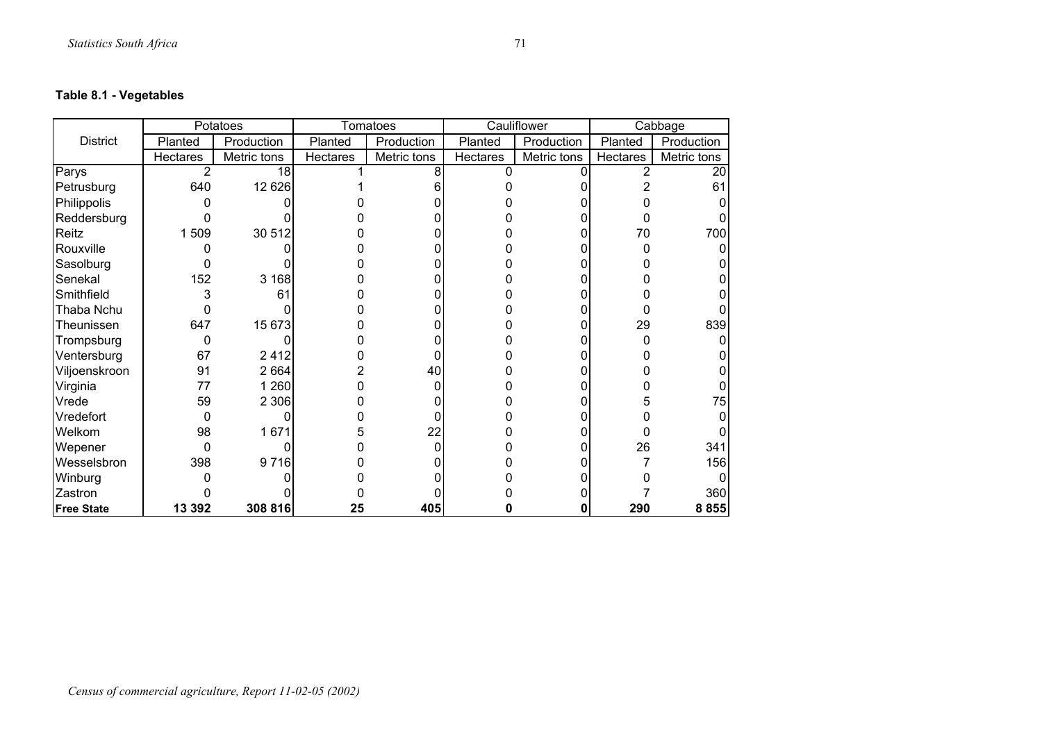**Table 8.1 - Vegetables**

| District | Potatoes | | Tomatoes | | Cauliflower | | Cabbage | |
|---|---|---|---|---|---|---|---|---|
| | Planted | Production | Planted | Production | Planted | Production | Planted | Production |
| | Hectares | Metric tons | Hectares | Metric tons | Hectares | Metric tons | Hectares | Metric tons |
| Parys | 2 | 18 | 1 | 8 | 0 | 0 | 2 | 20 |
| Petrusburg | 640 | 12 626 | 1 | 6 | 0 | 0 | 2 | 61 |
| Philippolis | 0 | 0 | 0 | 0 | 0 | 0 | 0 | 0 |
| Reddersburg | 0 | 0 | 0 | 0 | 0 | 0 | 0 | 0 |
| Reitz | 1 509 | 30 512 | 0 | 0 | 0 | 0 | 70 | 700 |
| Rouxville | 0 | 0 | 0 | 0 | 0 | 0 | 0 | 0 |
| Sasolburg | 0 | 0 | 0 | 0 | 0 | 0 | 0 | 0 |
| Senekal | 152 | 3 168 | 0 | 0 | 0 | 0 | 0 | 0 |
| Smithfield | 3 | 61 | 0 | 0 | 0 | 0 | 0 | 0 |
| Thaba Nchu | 0 | 0 | 0 | 0 | 0 | 0 | 0 | 0 |
| Theunissen | 647 | 15 673 | 0 | 0 | 0 | 0 | 29 | 839 |
| Trompsburg | 0 | 0 | 0 | 0 | 0 | 0 | 0 | 0 |
| Ventersburg | 67 | 2 412 | 0 | 0 | 0 | 0 | 0 | 0 |
| Viljoenskroon | 91 | 2 664 | 2 | 40 | 0 | 0 | 0 | 0 |
| Virginia | 77 | 1 260 | 0 | 0 | 0 | 0 | 0 | 0 |
| Vrede | 59 | 2 306 | 0 | 0 | 0 | 0 | 5 | 75 |
| Vredefort | 0 | 0 | 0 | 0 | 0 | 0 | 0 | 0 |
| Welkom | 98 | 1 671 | 5 | 22 | 0 | 0 | 0 | 0 |
| Wepener | 0 | 0 | 0 | 0 | 0 | 0 | 26 | 341 |
| Wesselsbron | 398 | 9 716 | 0 | 0 | 0 | 0 | 7 | 156 |
| Winburg | 0 | 0 | 0 | 0 | 0 | 0 | 0 | 0 |
| Zastron | 0 | 0 | 0 | 0 | 0 | 0 | 7 | 360 |
| **Free State** | **13 392** | **308 816** | **25** | **405** | **0** | **0** | **290** | **8 855** |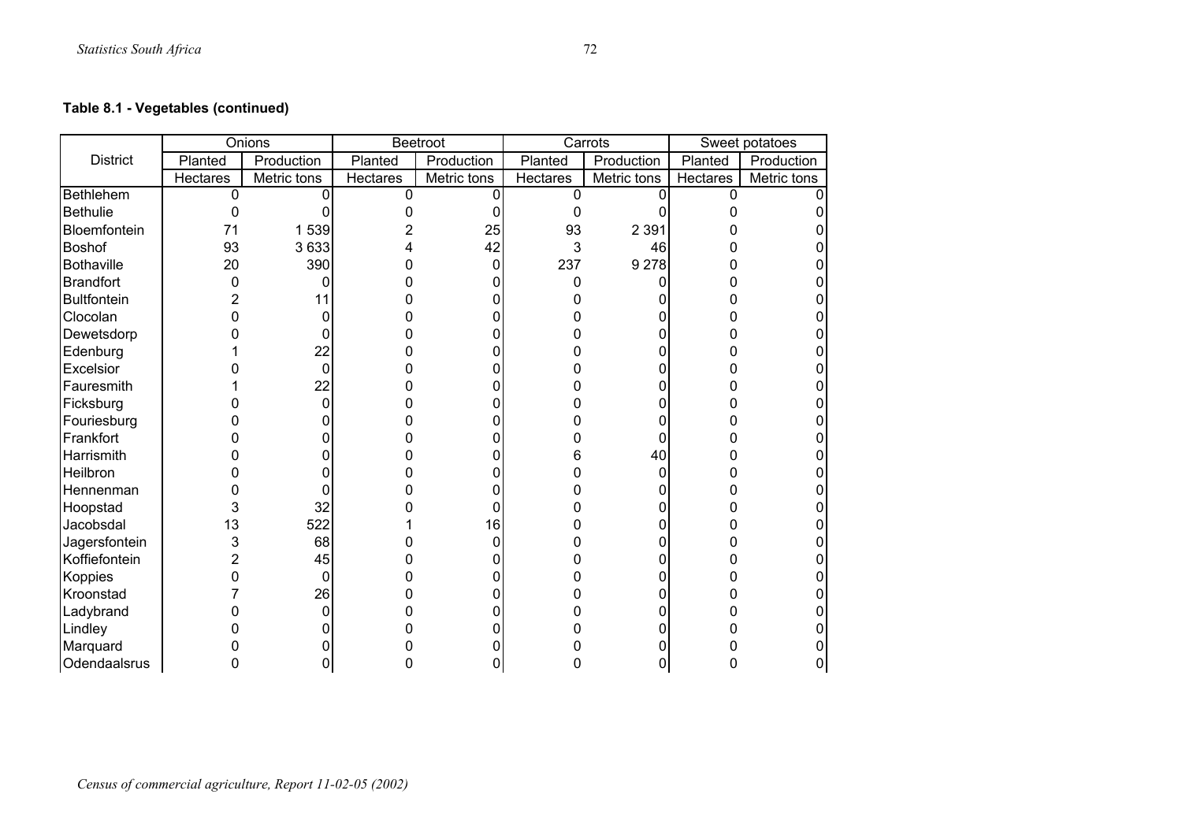**Table 8.1 - Vegetables (continued)**

| District | Onions | | Beetroot | | Carrots | | Sweet potatoes | |
|---|---|---|---|---|---|---|---|---|
| | Planted | Production | Planted | Production | Planted | Production | Planted | Production |
| | Hectares | Metric tons | Hectares | Metric tons | Hectares | Metric tons | Hectares | Metric tons |
| Bethlehem | 0 | 0 | 0 | 0 | 0 | 0 | 0 | 0 |
| Bethulie | 0 | 0 | 0 | 0 | 0 | 0 | 0 | 0 |
| Bloemfontein | 71 | 1 539 | 2 | 25 | 93 | 2 391 | 0 | 0 |
| Boshof | 93 | 3 633 | 4 | 42 | 3 | 46 | 0 | 0 |
| Bothaville | 20 | 390 | 0 | 0 | 237 | 9 278 | 0 | 0 |
| Brandfort | 0 | 0 | 0 | 0 | 0 | 0 | 0 | 0 |
| Bultfontein | 2 | 11 | 0 | 0 | 0 | 0 | 0 | 0 |
| Clocolan | 0 | 0 | 0 | 0 | 0 | 0 | 0 | 0 |
| Dewetsdorp | 0 | 0 | 0 | 0 | 0 | 0 | 0 | 0 |
| Edenburg | 1 | 22 | 0 | 0 | 0 | 0 | 0 | 0 |
| Excelsior | 0 | 0 | 0 | 0 | 0 | 0 | 0 | 0 |
| Fauresmith | 1 | 22 | 0 | 0 | 0 | 0 | 0 | 0 |
| Ficksburg | 0 | 0 | 0 | 0 | 0 | 0 | 0 | 0 |
| Fouriesburg | 0 | 0 | 0 | 0 | 0 | 0 | 0 | 0 |
| Frankfort | 0 | 0 | 0 | 0 | 0 | 0 | 0 | 0 |
| Harrismith | 0 | 0 | 0 | 0 | 6 | 40 | 0 | 0 |
| Heilbron | 0 | 0 | 0 | 0 | 0 | 0 | 0 | 0 |
| Hennenman | 0 | 0 | 0 | 0 | 0 | 0 | 0 | 0 |
| Hoopstad | 3 | 32 | 0 | 0 | 0 | 0 | 0 | 0 |
| Jacobsdal | 13 | 522 | 1 | 16 | 0 | 0 | 0 | 0 |
| Jagersfontein | 3 | 68 | 0 | 0 | 0 | 0 | 0 | 0 |
| Koffiefontein | 2 | 45 | 0 | 0 | 0 | 0 | 0 | 0 |
| Koppies | 0 | 0 | 0 | 0 | 0 | 0 | 0 | 0 |
| Kroonstad | 7 | 26 | 0 | 0 | 0 | 0 | 0 | 0 |
| Ladybrand | 0 | 0 | 0 | 0 | 0 | 0 | 0 | 0 |
| Lindley | 0 | 0 | 0 | 0 | 0 | 0 | 0 | 0 |
| Marquard | 0 | 0 | 0 | 0 | 0 | 0 | 0 | 0 |
| Odendaalsrus | 0 | 0 | 0 | 0 | 0 | 0 | 0 | 0 |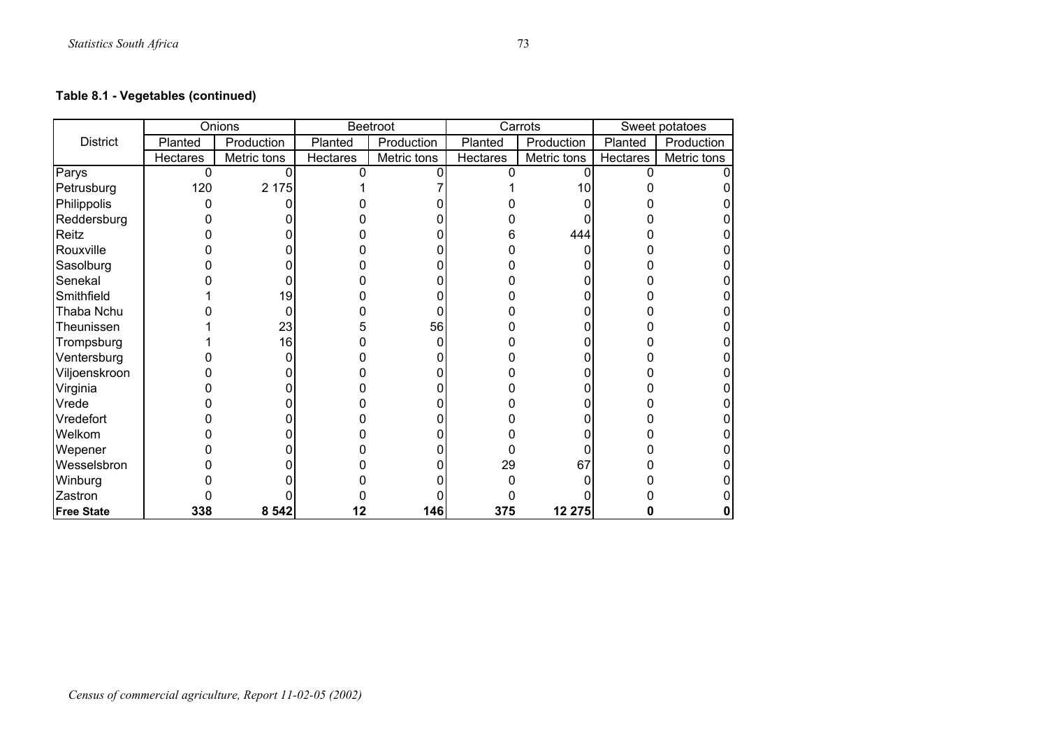**Table 8.1 - Vegetables (continued)**

| District | Onions | | Beetroot | | Carrots | | Sweet potatoes | |
|---|---|---|---|---|---|---|---|---|
| | Planted | Production | Planted | Production | Planted | Production | Planted | Production |
| | Hectares | Metric tons | Hectares | Metric tons | Hectares | Metric tons | Hectares | Metric tons |
| Parys | 0 | 0 | 0 | 0 | 0 | 0 | 0 | 0 |
| Petrusburg | 120 | 2 175 | 1 | 7 | 1 | 10 | 0 | 0 |
| Philippolis | 0 | 0 | 0 | 0 | 0 | 0 | 0 | 0 |
| Reddersburg | 0 | 0 | 0 | 0 | 0 | 0 | 0 | 0 |
| Reitz | 0 | 0 | 0 | 0 | 6 | 444 | 0 | 0 |
| Rouxville | 0 | 0 | 0 | 0 | 0 | 0 | 0 | 0 |
| Sasolburg | 0 | 0 | 0 | 0 | 0 | 0 | 0 | 0 |
| Senekal | 0 | 0 | 0 | 0 | 0 | 0 | 0 | 0 |
| Smithfield | 1 | 19 | 0 | 0 | 0 | 0 | 0 | 0 |
| Thaba Nchu | 0 | 0 | 0 | 0 | 0 | 0 | 0 | 0 |
| Theunissen | 1 | 23 | 5 | 56 | 0 | 0 | 0 | 0 |
| Trompsburg | 1 | 16 | 0 | 0 | 0 | 0 | 0 | 0 |
| Ventersburg | 0 | 0 | 0 | 0 | 0 | 0 | 0 | 0 |
| Viljoenskroon | 0 | 0 | 0 | 0 | 0 | 0 | 0 | 0 |
| Virginia | 0 | 0 | 0 | 0 | 0 | 0 | 0 | 0 |
| Vrede | 0 | 0 | 0 | 0 | 0 | 0 | 0 | 0 |
| Vredefort | 0 | 0 | 0 | 0 | 0 | 0 | 0 | 0 |
| Welkom | 0 | 0 | 0 | 0 | 0 | 0 | 0 | 0 |
| Wepener | 0 | 0 | 0 | 0 | 0 | 0 | 0 | 0 |
| Wesselsbron | 0 | 0 | 0 | 0 | 29 | 67 | 0 | 0 |
| Winburg | 0 | 0 | 0 | 0 | 0 | 0 | 0 | 0 |
| Zastron | 0 | 0 | 0 | 0 | 0 | 0 | 0 | 0 |
| **Free State** | **338** | **8 542** | **12** | **146** | **375** | **12 275** | **0** | **0** |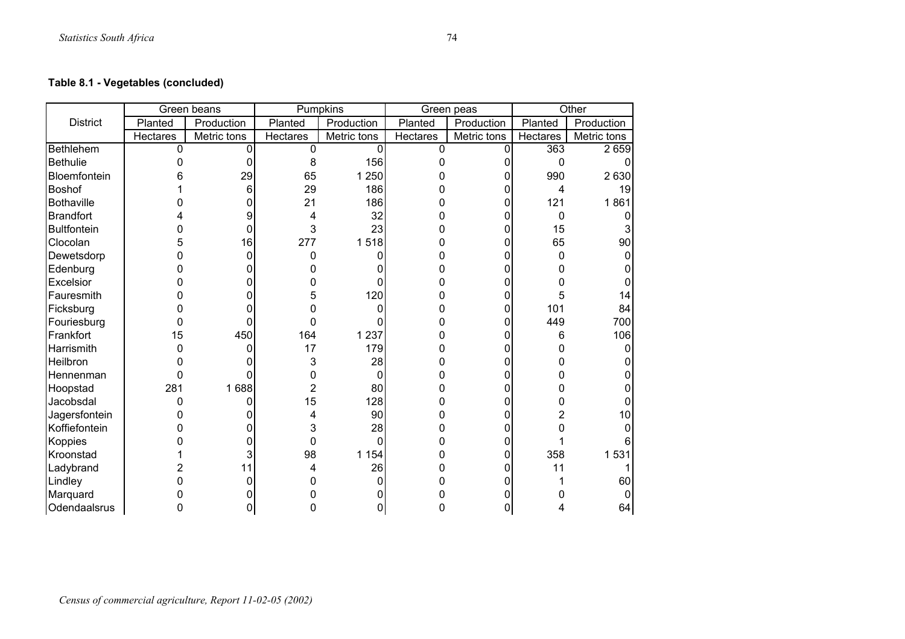**Table 8.1 - Vegetables (concluded)**

| District | Green beans | | Pumpkins | | Green peas | | Other | |
|---|---|---|---|---|---|---|---|---|
| | Planted | Production | Planted | Production | Planted | Production | Planted | Production |
| | Hectares | Metric tons | Hectares | Metric tons | Hectares | Metric tons | Hectares | Metric tons |
| Bethlehem | 0 | 0 | 0 | 0 | 0 | 0 | 363 | 2 659 |
| Bethulie | 0 | 0 | 8 | 156 | 0 | 0 | 0 | 0 |
| Bloemfontein | 6 | 29 | 65 | 1 250 | 0 | 0 | 990 | 2 630 |
| Boshof | 1 | 6 | 29 | 186 | 0 | 0 | 4 | 19 |
| Bothaville | 0 | 0 | 21 | 186 | 0 | 0 | 121 | 1 861 |
| Brandfort | 4 | 9 | 4 | 32 | 0 | 0 | 0 | 0 |
| Bultfontein | 0 | 0 | 3 | 23 | 0 | 0 | 15 | 3 |
| Clocolan | 5 | 16 | 277 | 1 518 | 0 | 0 | 65 | 90 |
| Dewetsdorp | 0 | 0 | 0 | 0 | 0 | 0 | 0 | 0 |
| Edenburg | 0 | 0 | 0 | 0 | 0 | 0 | 0 | 0 |
| Excelsior | 0 | 0 | 0 | 0 | 0 | 0 | 0 | 0 |
| Fauresmith | 0 | 0 | 5 | 120 | 0 | 0 | 5 | 14 |
| Ficksburg | 0 | 0 | 0 | 0 | 0 | 0 | 101 | 84 |
| Fouriesburg | 0 | 0 | 0 | 0 | 0 | 0 | 449 | 700 |
| Frankfort | 15 | 450 | 164 | 1 237 | 0 | 0 | 6 | 106 |
| Harrismith | 0 | 0 | 17 | 179 | 0 | 0 | 0 | 0 |
| Heilbron | 0 | 0 | 3 | 28 | 0 | 0 | 0 | 0 |
| Hennenman | 0 | 0 | 0 | 0 | 0 | 0 | 0 | 0 |
| Hoopstad | 281 | 1 688 | 2 | 80 | 0 | 0 | 0 | 0 |
| Jacobsdal | 0 | 0 | 15 | 128 | 0 | 0 | 0 | 0 |
| Jagersfontein | 0 | 0 | 4 | 90 | 0 | 0 | 2 | 10 |
| Koffiefontein | 0 | 0 | 3 | 28 | 0 | 0 | 0 | 0 |
| Koppies | 0 | 0 | 0 | 0 | 0 | 0 | 1 | 6 |
| Kroonstad | 1 | 3 | 98 | 1 154 | 0 | 0 | 358 | 1 531 |
| Ladybrand | 2 | 11 | 4 | 26 | 0 | 0 | 11 | 1 |
| Lindley | 0 | 0 | 0 | 0 | 0 | 0 | 1 | 60 |
| Marquard | 0 | 0 | 0 | 0 | 0 | 0 | 0 | 0 |
| Odendaalsrus | 0 | 0 | 0 | 0 | 0 | 0 | 4 | 64 |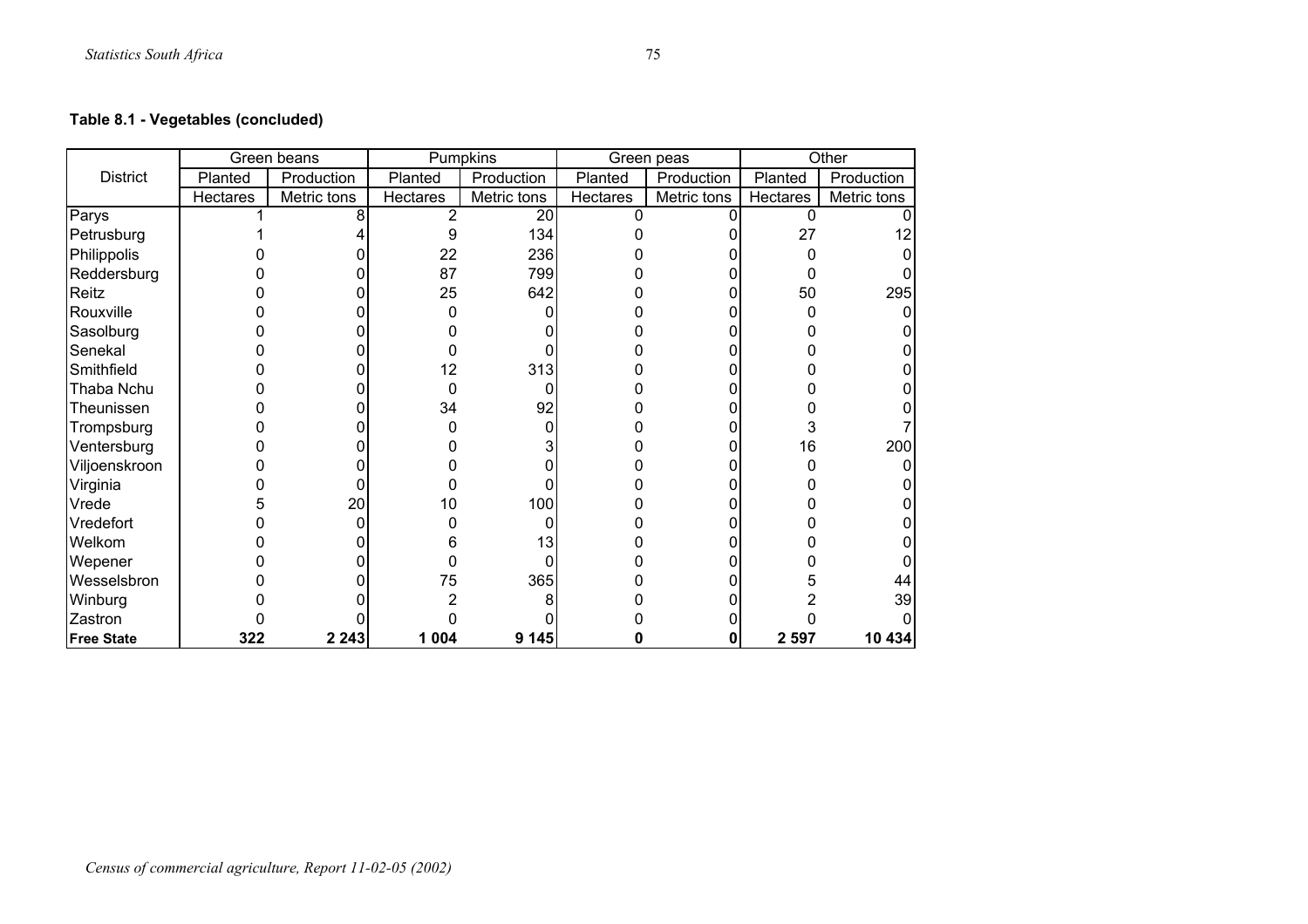**Table 8.1 - Vegetables (concluded)**

| District | Green beans | | Pumpkins | | Green peas | | Other | |
|---|---|---|---|---|---|---|---|---|
| | Planted | Production | Planted | Production | Planted | Production | Planted | Production |
| | Hectares | Metric tons | Hectares | Metric tons | Hectares | Metric tons | Hectares | Metric tons |
| Parys | 1 | 8 | 2 | 20 | 0 | 0 | 0 | 0 |
| Petrusburg | 1 | 4 | 9 | 134 | 0 | 0 | 27 | 12 |
| Philippolis | 0 | 0 | 22 | 236 | 0 | 0 | 0 | 0 |
| Reddersburg | 0 | 0 | 87 | 799 | 0 | 0 | 0 | 0 |
| Reitz | 0 | 0 | 25 | 642 | 0 | 0 | 50 | 295 |
| Rouxville | 0 | 0 | 0 | 0 | 0 | 0 | 0 | 0 |
| Sasolburg | 0 | 0 | 0 | 0 | 0 | 0 | 0 | 0 |
| Senekal | 0 | 0 | 0 | 0 | 0 | 0 | 0 | 0 |
| Smithfield | 0 | 0 | 12 | 313 | 0 | 0 | 0 | 0 |
| Thaba Nchu | 0 | 0 | 0 | 0 | 0 | 0 | 0 | 0 |
| Theunissen | 0 | 0 | 34 | 92 | 0 | 0 | 0 | 0 |
| Trompsburg | 0 | 0 | 0 | 0 | 0 | 0 | 3 | 7 |
| Ventersburg | 0 | 0 | 0 | 3 | 0 | 0 | 16 | 200 |
| Viljoenskroon | 0 | 0 | 0 | 0 | 0 | 0 | 0 | 0 |
| Virginia | 0 | 0 | 0 | 0 | 0 | 0 | 0 | 0 |
| Vrede | 5 | 20 | 10 | 100 | 0 | 0 | 0 | 0 |
| Vredefort | 0 | 0 | 0 | 0 | 0 | 0 | 0 | 0 |
| Welkom | 0 | 0 | 6 | 13 | 0 | 0 | 0 | 0 |
| Wepener | 0 | 0 | 0 | 0 | 0 | 0 | 0 | 0 |
| Wesselsbron | 0 | 0 | 75 | 365 | 0 | 0 | 5 | 44 |
| Winburg | 0 | 0 | 2 | 8 | 0 | 0 | 2 | 39 |
| Zastron | 0 | 0 | 0 | 0 | 0 | 0 | 0 | 0 |
| **Free State** | **322** | **2 243** | **1 004** | **9 145** | **0** | **0** | **2 597** | **10 434** |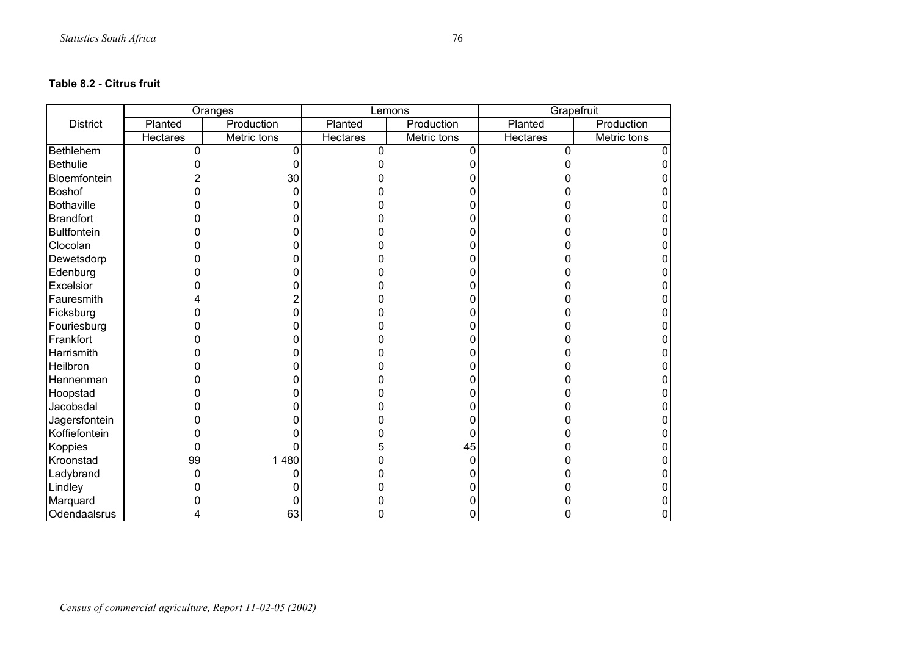**Table 8.2 - Citrus fruit**

| District | Oranges | | Lemons | | Grapefruit | |
|---|---|---|---|---|---|---|
| | Planted | Production | Planted | Production | Planted | Production |
| | Hectares | Metric tons | Hectares | Metric tons | Hectares | Metric tons |
| Bethlehem | 0 | 0 | 0 | 0 | 0 | 0 |
| Bethulie | 0 | 0 | 0 | 0 | 0 | 0 |
| Bloemfontein | 2 | 30 | 0 | 0 | 0 | 0 |
| Boshof | 0 | 0 | 0 | 0 | 0 | 0 |
| Bothaville | 0 | 0 | 0 | 0 | 0 | 0 |
| Brandfort | 0 | 0 | 0 | 0 | 0 | 0 |
| Bultfontein | 0 | 0 | 0 | 0 | 0 | 0 |
| Clocolan | 0 | 0 | 0 | 0 | 0 | 0 |
| Dewetsdorp | 0 | 0 | 0 | 0 | 0 | 0 |
| Edenburg | 0 | 0 | 0 | 0 | 0 | 0 |
| Excelsior | 0 | 0 | 0 | 0 | 0 | 0 |
| Fauresmith | 4 | 2 | 0 | 0 | 0 | 0 |
| Ficksburg | 0 | 0 | 0 | 0 | 0 | 0 |
| Fouriesburg | 0 | 0 | 0 | 0 | 0 | 0 |
| Frankfort | 0 | 0 | 0 | 0 | 0 | 0 |
| Harrismith | 0 | 0 | 0 | 0 | 0 | 0 |
| Heilbron | 0 | 0 | 0 | 0 | 0 | 0 |
| Hennenman | 0 | 0 | 0 | 0 | 0 | 0 |
| Hoopstad | 0 | 0 | 0 | 0 | 0 | 0 |
| Jacobsdal | 0 | 0 | 0 | 0 | 0 | 0 |
| Jagersfontein | 0 | 0 | 0 | 0 | 0 | 0 |
| Koffiefontein | 0 | 0 | 0 | 0 | 0 | 0 |
| Koppies | 0 | 0 | 5 | 45 | 0 | 0 |
| Kroonstad | 99 | 1 480 | 0 | 0 | 0 | 0 |
| Ladybrand | 0 | 0 | 0 | 0 | 0 | 0 |
| Lindley | 0 | 0 | 0 | 0 | 0 | 0 |
| Marquard | 0 | 0 | 0 | 0 | 0 | 0 |
| Odendaalsrus | 4 | 63 | 0 | 0 | 0 | 0 |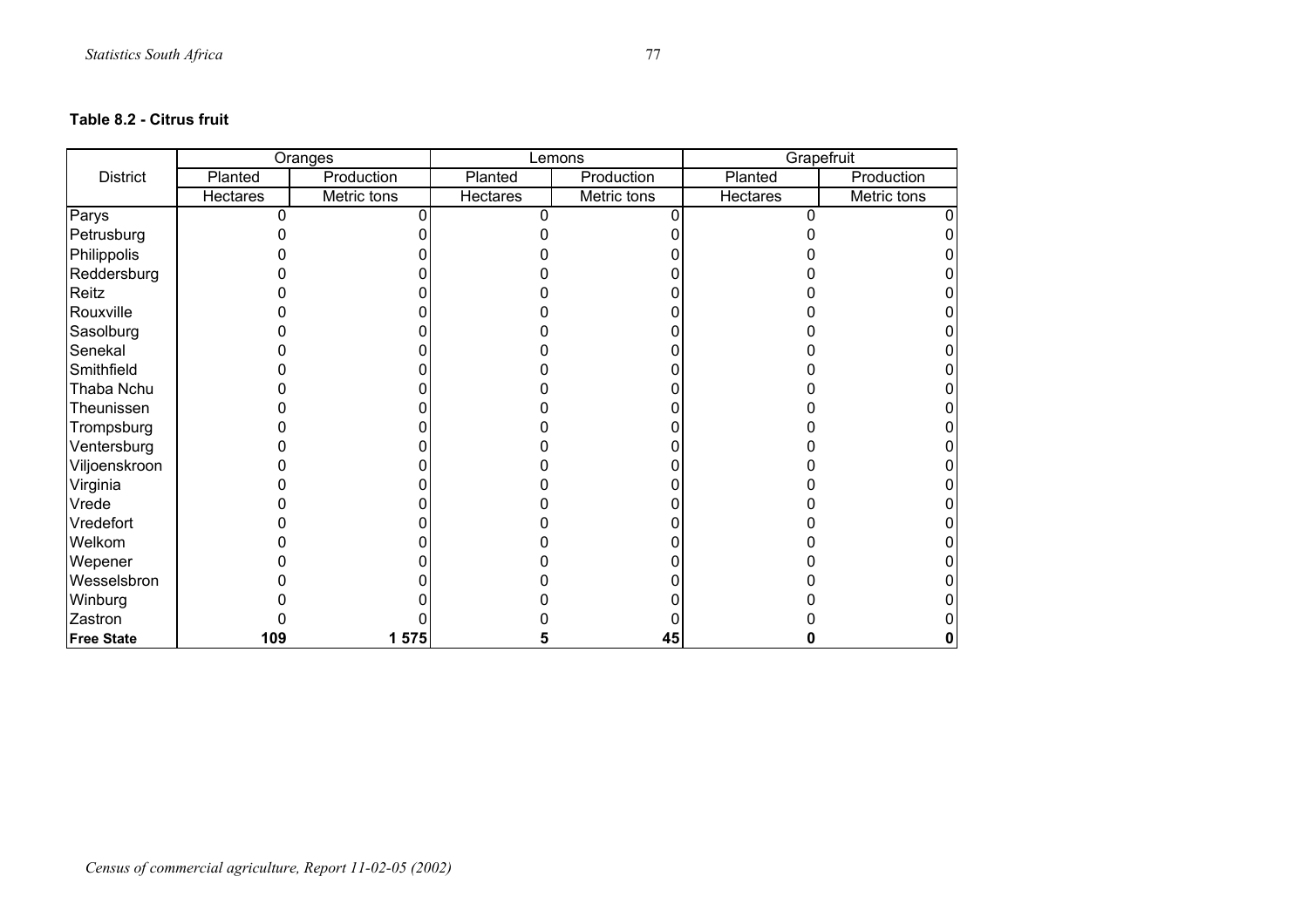**Table 8.2 - Citrus fruit**

| District | Oranges | | Lemons | | Grapefruit | |
|---|---|---|---|---|---|---|
| | Planted | Production | Planted | Production | Planted | Production |
| | Hectares | Metric tons | Hectares | Metric tons | Hectares | Metric tons |
| Parys | 0 | 0 | 0 | 0 | 0 | 0 |
| Petrusburg | 0 | 0 | 0 | 0 | 0 | 0 |
| Philippolis | 0 | 0 | 0 | 0 | 0 | 0 |
| Reddersburg | 0 | 0 | 0 | 0 | 0 | 0 |
| Reitz | 0 | 0 | 0 | 0 | 0 | 0 |
| Rouxville | 0 | 0 | 0 | 0 | 0 | 0 |
| Sasolburg | 0 | 0 | 0 | 0 | 0 | 0 |
| Senekal | 0 | 0 | 0 | 0 | 0 | 0 |
| Smithfield | 0 | 0 | 0 | 0 | 0 | 0 |
| Thaba Nchu | 0 | 0 | 0 | 0 | 0 | 0 |
| Theunissen | 0 | 0 | 0 | 0 | 0 | 0 |
| Trompsburg | 0 | 0 | 0 | 0 | 0 | 0 |
| Ventersburg | 0 | 0 | 0 | 0 | 0 | 0 |
| Viljoenskroon | 0 | 0 | 0 | 0 | 0 | 0 |
| Virginia | 0 | 0 | 0 | 0 | 0 | 0 |
| Vrede | 0 | 0 | 0 | 0 | 0 | 0 |
| Vredefort | 0 | 0 | 0 | 0 | 0 | 0 |
| Welkom | 0 | 0 | 0 | 0 | 0 | 0 |
| Wepener | 0 | 0 | 0 | 0 | 0 | 0 |
| Wesselsbron | 0 | 0 | 0 | 0 | 0 | 0 |
| Winburg | 0 | 0 | 0 | 0 | 0 | 0 |
| Zastron | 0 | 0 | 0 | 0 | 0 | 0 |
| **Free State** | **109** | **1 575** | **5** | **45** | **0** | **0** |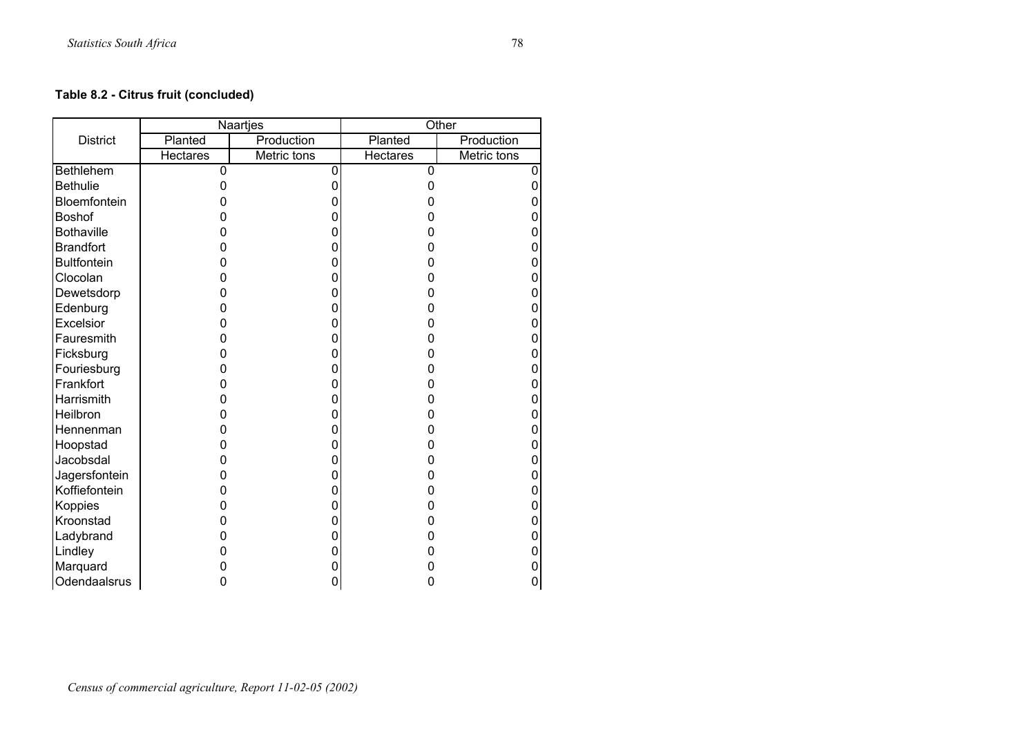**Table 8.2 - Citrus fruit (concluded)**

| District | Naartjes | | Other | |
|---|---|---|---|---|
| | Planted | Production | Planted | Production |
| | Hectares | Metric tons | Hectares | Metric tons |
| Bethlehem | 0 | 0 | 0 | 0 |
| Bethulie | 0 | 0 | 0 | 0 |
| Bloemfontein | 0 | 0 | 0 | 0 |
| Boshof | 0 | 0 | 0 | 0 |
| Bothaville | 0 | 0 | 0 | 0 |
| Brandfort | 0 | 0 | 0 | 0 |
| Bultfontein | 0 | 0 | 0 | 0 |
| Clocolan | 0 | 0 | 0 | 0 |
| Dewetsdorp | 0 | 0 | 0 | 0 |
| Edenburg | 0 | 0 | 0 | 0 |
| Excelsior | 0 | 0 | 0 | 0 |
| Fauresmith | 0 | 0 | 0 | 0 |
| Ficksburg | 0 | 0 | 0 | 0 |
| Fouriesburg | 0 | 0 | 0 | 0 |
| Frankfort | 0 | 0 | 0 | 0 |
| Harrismith | 0 | 0 | 0 | 0 |
| Heilbron | 0 | 0 | 0 | 0 |
| Hennenman | 0 | 0 | 0 | 0 |
| Hoopstad | 0 | 0 | 0 | 0 |
| Jacobsdal | 0 | 0 | 0 | 0 |
| Jagersfontein | 0 | 0 | 0 | 0 |
| Koffiefontein | 0 | 0 | 0 | 0 |
| Koppies | 0 | 0 | 0 | 0 |
| Kroonstad | 0 | 0 | 0 | 0 |
| Ladybrand | 0 | 0 | 0 | 0 |
| Lindley | 0 | 0 | 0 | 0 |
| Marquard | 0 | 0 | 0 | 0 |
| Odendaalsrus | 0 | 0 | 0 | 0 |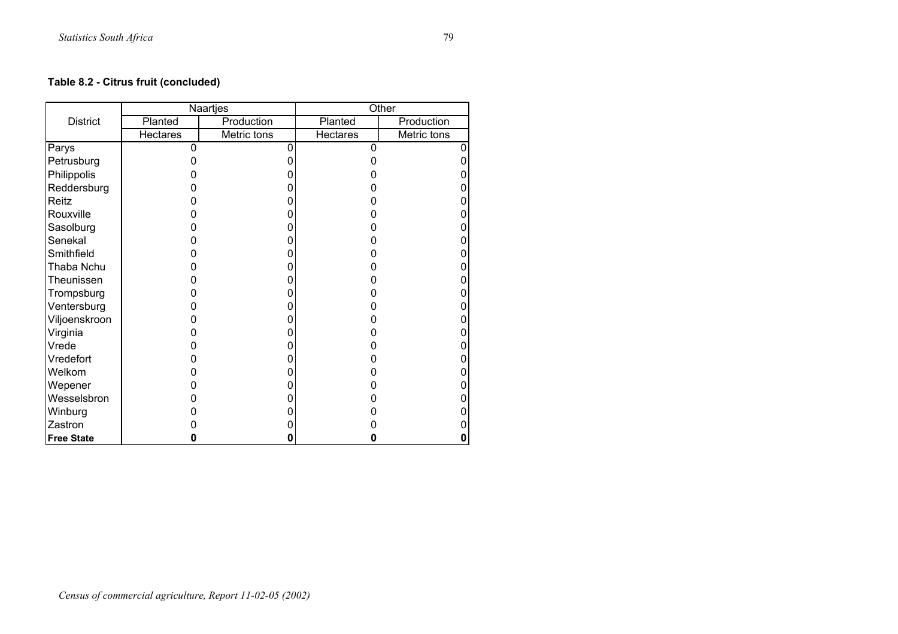**Table 8.2 - Citrus fruit (concluded)**

| District | Naartjes | | Other | |
|---|---|---|---|---|
| | Planted | Production | Planted | Production |
| | Hectares | Metric tons | Hectares | Metric tons |
| Parys | 0 | 0 | 0 | 0 |
| Petrusburg | 0 | 0 | 0 | 0 |
| Philippolis | 0 | 0 | 0 | 0 |
| Reddersburg | 0 | 0 | 0 | 0 |
| Reitz | 0 | 0 | 0 | 0 |
| Rouxville | 0 | 0 | 0 | 0 |
| Sasolburg | 0 | 0 | 0 | 0 |
| Senekal | 0 | 0 | 0 | 0 |
| Smithfield | 0 | 0 | 0 | 0 |
| Thaba Nchu | 0 | 0 | 0 | 0 |
| Theunissen | 0 | 0 | 0 | 0 |
| Trompsburg | 0 | 0 | 0 | 0 |
| Ventersburg | 0 | 0 | 0 | 0 |
| Viljoenskroon | 0 | 0 | 0 | 0 |
| Virginia | 0 | 0 | 0 | 0 |
| Vrede | 0 | 0 | 0 | 0 |
| Vredefort | 0 | 0 | 0 | 0 |
| Welkom | 0 | 0 | 0 | 0 |
| Wepener | 0 | 0 | 0 | 0 |
| Wesselsbron | 0 | 0 | 0 | 0 |
| Winburg | 0 | 0 | 0 | 0 |
| Zastron | 0 | 0 | 0 | 0 |
| **Free State** | **0** | **0** | **0** | **0** |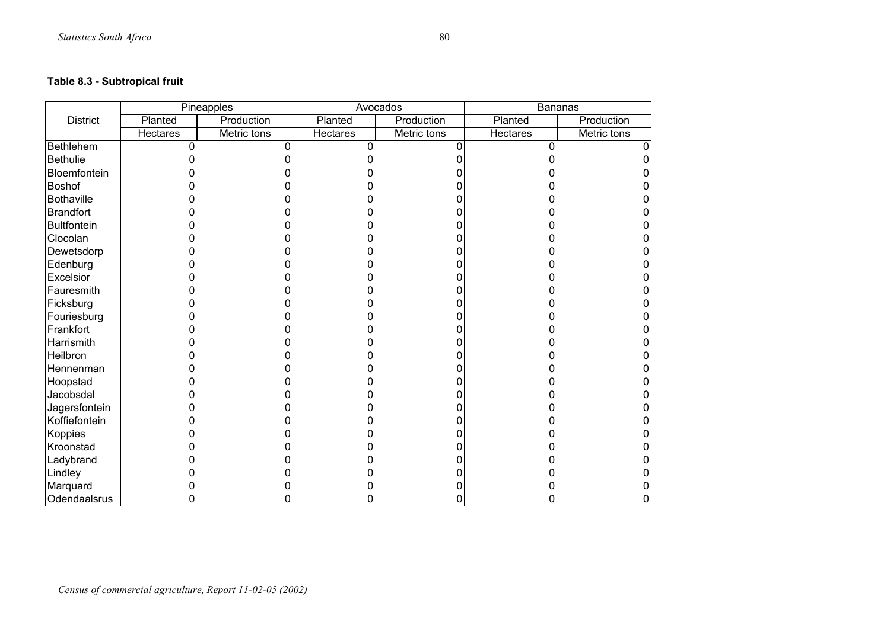**Table 8.3 - Subtropical fruit**

| District | Pineapples | | Avocados | | Bananas | |
|---|---|---|---|---|---|---|
| | Planted | Production | Planted | Production | Planted | Production |
| | Hectares | Metric tons | Hectares | Metric tons | Hectares | Metric tons |
| Bethlehem | 0 | 0 | 0 | 0 | 0 | 0 |
| Bethulie | 0 | 0 | 0 | 0 | 0 | 0 |
| Bloemfontein | 0 | 0 | 0 | 0 | 0 | 0 |
| Boshof | 0 | 0 | 0 | 0 | 0 | 0 |
| Bothaville | 0 | 0 | 0 | 0 | 0 | 0 |
| Brandfort | 0 | 0 | 0 | 0 | 0 | 0 |
| Bultfontein | 0 | 0 | 0 | 0 | 0 | 0 |
| Clocolan | 0 | 0 | 0 | 0 | 0 | 0 |
| Dewetsdorp | 0 | 0 | 0 | 0 | 0 | 0 |
| Edenburg | 0 | 0 | 0 | 0 | 0 | 0 |
| Excelsior | 0 | 0 | 0 | 0 | 0 | 0 |
| Fauresmith | 0 | 0 | 0 | 0 | 0 | 0 |
| Ficksburg | 0 | 0 | 0 | 0 | 0 | 0 |
| Fouriesburg | 0 | 0 | 0 | 0 | 0 | 0 |
| Frankfort | 0 | 0 | 0 | 0 | 0 | 0 |
| Harrismith | 0 | 0 | 0 | 0 | 0 | 0 |
| Heilbron | 0 | 0 | 0 | 0 | 0 | 0 |
| Hennenman | 0 | 0 | 0 | 0 | 0 | 0 |
| Hoopstad | 0 | 0 | 0 | 0 | 0 | 0 |
| Jacobsdal | 0 | 0 | 0 | 0 | 0 | 0 |
| Jagersfontein | 0 | 0 | 0 | 0 | 0 | 0 |
| Koffiefontein | 0 | 0 | 0 | 0 | 0 | 0 |
| Koppies | 0 | 0 | 0 | 0 | 0 | 0 |
| Kroonstad | 0 | 0 | 0 | 0 | 0 | 0 |
| Ladybrand | 0 | 0 | 0 | 0 | 0 | 0 |
| Lindley | 0 | 0 | 0 | 0 | 0 | 0 |
| Marquard | 0 | 0 | 0 | 0 | 0 | 0 |
| Odendaalsrus | 0 | 0 | 0 | 0 | 0 | 0 |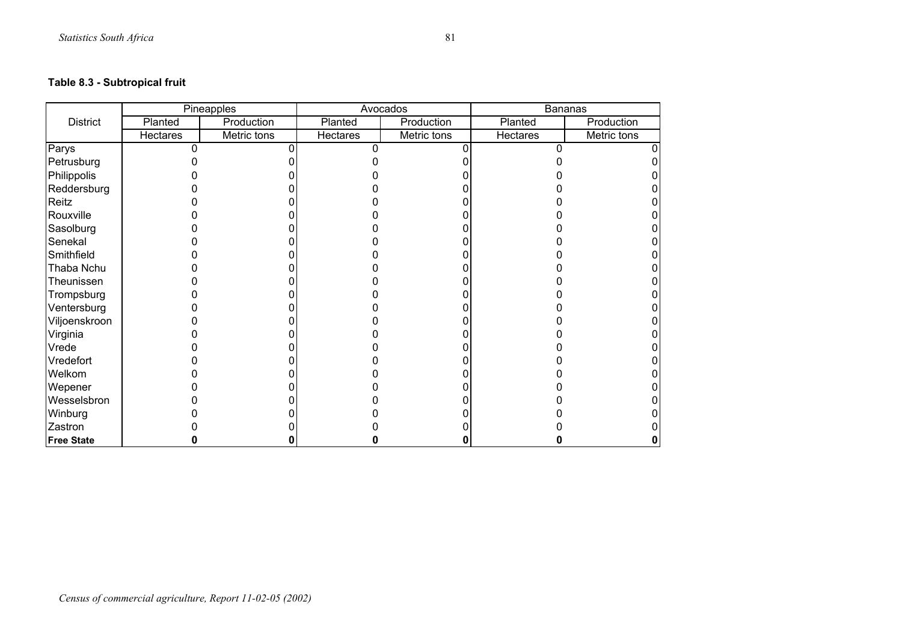**Table 8.3 - Subtropical fruit**

| District | Pineapples | | Avocados | | Bananas | |
|---|---|---|---|---|---|---|
| | Planted | Production | Planted | Production | Planted | Production |
| | Hectares | Metric tons | Hectares | Metric tons | Hectares | Metric tons |
| Parys | 0 | 0 | 0 | 0 | 0 | 0 |
| Petrusburg | 0 | 0 | 0 | 0 | 0 | 0 |
| Philippolis | 0 | 0 | 0 | 0 | 0 | 0 |
| Reddersburg | 0 | 0 | 0 | 0 | 0 | 0 |
| Reitz | 0 | 0 | 0 | 0 | 0 | 0 |
| Rouxville | 0 | 0 | 0 | 0 | 0 | 0 |
| Sasolburg | 0 | 0 | 0 | 0 | 0 | 0 |
| Senekal | 0 | 0 | 0 | 0 | 0 | 0 |
| Smithfield | 0 | 0 | 0 | 0 | 0 | 0 |
| Thaba Nchu | 0 | 0 | 0 | 0 | 0 | 0 |
| Theunissen | 0 | 0 | 0 | 0 | 0 | 0 |
| Trompsburg | 0 | 0 | 0 | 0 | 0 | 0 |
| Ventersburg | 0 | 0 | 0 | 0 | 0 | 0 |
| Viljoenskroon | 0 | 0 | 0 | 0 | 0 | 0 |
| Virginia | 0 | 0 | 0 | 0 | 0 | 0 |
| Vrede | 0 | 0 | 0 | 0 | 0 | 0 |
| Vredefort | 0 | 0 | 0 | 0 | 0 | 0 |
| Welkom | 0 | 0 | 0 | 0 | 0 | 0 |
| Wepener | 0 | 0 | 0 | 0 | 0 | 0 |
| Wesselsbron | 0 | 0 | 0 | 0 | 0 | 0 |
| Winburg | 0 | 0 | 0 | 0 | 0 | 0 |
| Zastron | 0 | 0 | 0 | 0 | 0 | 0 |
| **Free State** | **0** | **0** | **0** | **0** | **0** | **0** |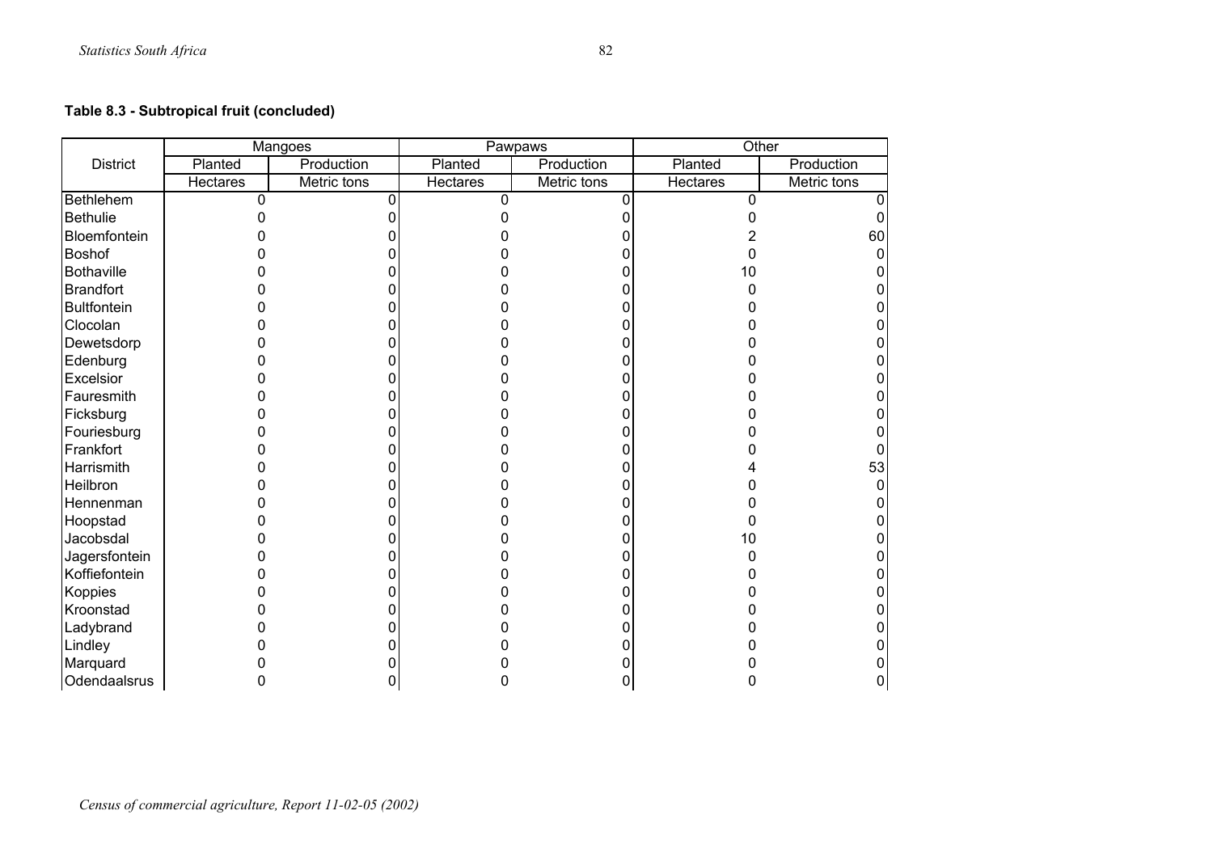**Table 8.3 - Subtropical fruit (concluded)**

| District | Mangoes | | Pawpaws | | Other | |
|---|---|---|---|---|---|---|
| | Planted | Production | Planted | Production | Planted | Production |
| | Hectares | Metric tons | Hectares | Metric tons | Hectares | Metric tons |
| Bethlehem | 0 | 0 | 0 | 0 | 0 | 0 |
| Bethulie | 0 | 0 | 0 | 0 | 0 | 0 |
| Bloemfontein | 0 | 0 | 0 | 0 | 2 | 60 |
| Boshof | 0 | 0 | 0 | 0 | 0 | 0 |
| Bothaville | 0 | 0 | 0 | 0 | 10 | 0 |
| Brandfort | 0 | 0 | 0 | 0 | 0 | 0 |
| Bultfontein | 0 | 0 | 0 | 0 | 0 | 0 |
| Clocolan | 0 | 0 | 0 | 0 | 0 | 0 |
| Dewetsdorp | 0 | 0 | 0 | 0 | 0 | 0 |
| Edenburg | 0 | 0 | 0 | 0 | 0 | 0 |
| Excelsior | 0 | 0 | 0 | 0 | 0 | 0 |
| Fauresmith | 0 | 0 | 0 | 0 | 0 | 0 |
| Ficksburg | 0 | 0 | 0 | 0 | 0 | 0 |
| Fouriesburg | 0 | 0 | 0 | 0 | 0 | 0 |
| Frankfort | 0 | 0 | 0 | 0 | 0 | 0 |
| Harrismith | 0 | 0 | 0 | 0 | 4 | 53 |
| Heilbron | 0 | 0 | 0 | 0 | 0 | 0 |
| Hennenman | 0 | 0 | 0 | 0 | 0 | 0 |
| Hoopstad | 0 | 0 | 0 | 0 | 0 | 0 |
| Jacobsdal | 0 | 0 | 0 | 0 | 10 | 0 |
| Jagersfontein | 0 | 0 | 0 | 0 | 0 | 0 |
| Koffiefontein | 0 | 0 | 0 | 0 | 0 | 0 |
| Koppies | 0 | 0 | 0 | 0 | 0 | 0 |
| Kroonstad | 0 | 0 | 0 | 0 | 0 | 0 |
| Ladybrand | 0 | 0 | 0 | 0 | 0 | 0 |
| Lindley | 0 | 0 | 0 | 0 | 0 | 0 |
| Marquard | 0 | 0 | 0 | 0 | 0 | 0 |
| Odendaalsrus | 0 | 0 | 0 | 0 | 0 | 0 |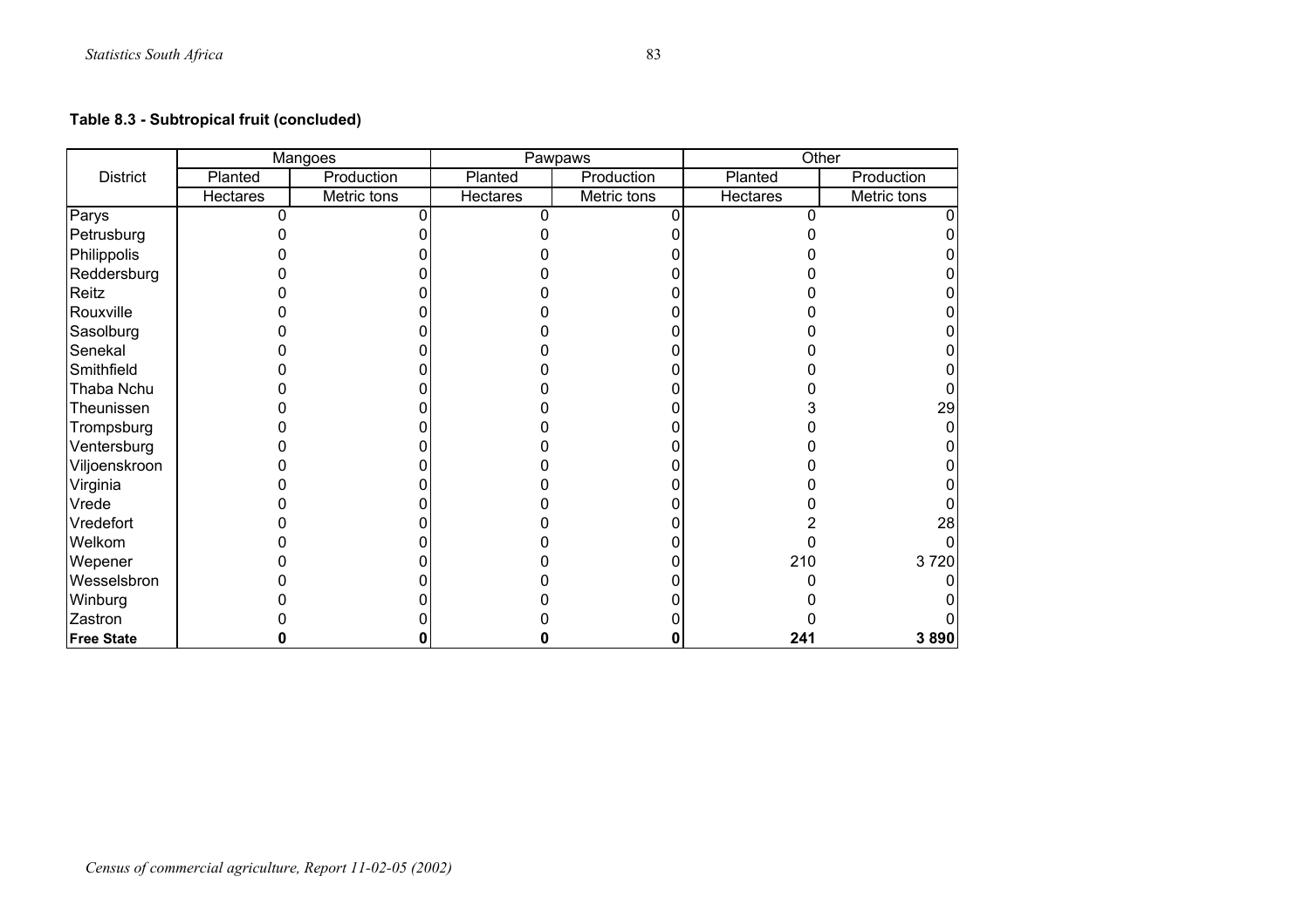**Table 8.3 - Subtropical fruit (concluded)**

| District | Mangoes | | Pawpaws | | Other | |
|---|---|---|---|---|---|---|
| | Planted | Production | Planted | Production | Planted | Production |
| | Hectares | Metric tons | Hectares | Metric tons | Hectares | Metric tons |
| Parys | 0 | 0 | 0 | 0 | 0 | 0 |
| Petrusburg | 0 | 0 | 0 | 0 | 0 | 0 |
| Philippolis | 0 | 0 | 0 | 0 | 0 | 0 |
| Reddersburg | 0 | 0 | 0 | 0 | 0 | 0 |
| Reitz | 0 | 0 | 0 | 0 | 0 | 0 |
| Rouxville | 0 | 0 | 0 | 0 | 0 | 0 |
| Sasolburg | 0 | 0 | 0 | 0 | 0 | 0 |
| Senekal | 0 | 0 | 0 | 0 | 0 | 0 |
| Smithfield | 0 | 0 | 0 | 0 | 0 | 0 |
| Thaba Nchu | 0 | 0 | 0 | 0 | 0 | 0 |
| Theunissen | 0 | 0 | 0 | 0 | 3 | 29 |
| Trompsburg | 0 | 0 | 0 | 0 | 0 | 0 |
| Ventersburg | 0 | 0 | 0 | 0 | 0 | 0 |
| Viljoenskroon | 0 | 0 | 0 | 0 | 0 | 0 |
| Virginia | 0 | 0 | 0 | 0 | 0 | 0 |
| Vrede | 0 | 0 | 0 | 0 | 0 | 0 |
| Vredefort | 0 | 0 | 0 | 0 | 2 | 28 |
| Welkom | 0 | 0 | 0 | 0 | 0 | 0 |
| Wepener | 0 | 0 | 0 | 0 | 210 | 3 720 |
| Wesselsbron | 0 | 0 | 0 | 0 | 0 | 0 |
| Winburg | 0 | 0 | 0 | 0 | 0 | 0 |
| Zastron | 0 | 0 | 0 | 0 | 0 | 0 |
| **Free State** | **0** | **0** | **0** | **0** | **241** | **3 890** |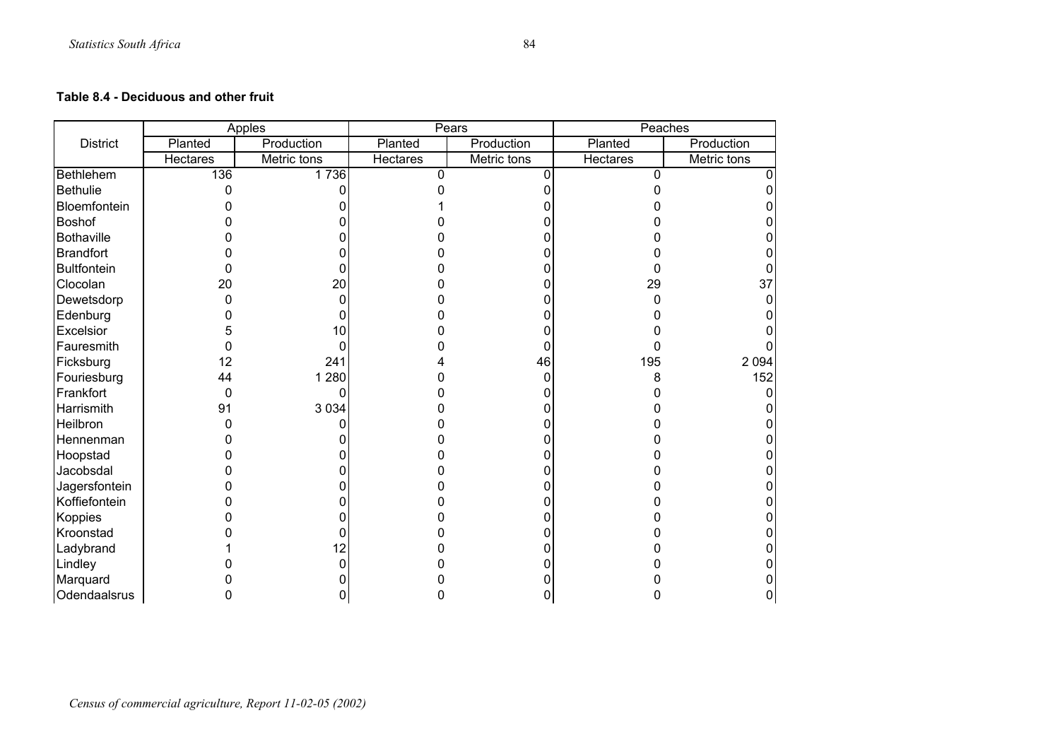**Table 8.4 - Deciduous and other fruit**

| District | Apples | | Pears | | Peaches | |
|---|---|---|---|---|---|---|
| | Planted | Production | Planted | Production | Planted | Production |
| | Hectares | Metric tons | Hectares | Metric tons | Hectares | Metric tons |
| Bethlehem | 136 | 1 736 | 0 | 0 | 0 | 0 |
| Bethulie | 0 | 0 | 0 | 0 | 0 | 0 |
| Bloemfontein | 0 | 0 | 1 | 0 | 0 | 0 |
| Boshof | 0 | 0 | 0 | 0 | 0 | 0 |
| Bothaville | 0 | 0 | 0 | 0 | 0 | 0 |
| Brandfort | 0 | 0 | 0 | 0 | 0 | 0 |
| Bultfontein | 0 | 0 | 0 | 0 | 0 | 0 |
| Clocolan | 20 | 20 | 0 | 0 | 29 | 37 |
| Dewetsdorp | 0 | 0 | 0 | 0 | 0 | 0 |
| Edenburg | 0 | 0 | 0 | 0 | 0 | 0 |
| Excelsior | 5 | 10 | 0 | 0 | 0 | 0 |
| Fauresmith | 0 | 0 | 0 | 0 | 0 | 0 |
| Ficksburg | 12 | 241 | 4 | 46 | 195 | 2 094 |
| Fouriesburg | 44 | 1 280 | 0 | 0 | 8 | 152 |
| Frankfort | 0 | 0 | 0 | 0 | 0 | 0 |
| Harrismith | 91 | 3 034 | 0 | 0 | 0 | 0 |
| Heilbron | 0 | 0 | 0 | 0 | 0 | 0 |
| Hennenman | 0 | 0 | 0 | 0 | 0 | 0 |
| Hoopstad | 0 | 0 | 0 | 0 | 0 | 0 |
| Jacobsdal | 0 | 0 | 0 | 0 | 0 | 0 |
| Jagersfontein | 0 | 0 | 0 | 0 | 0 | 0 |
| Koffiefontein | 0 | 0 | 0 | 0 | 0 | 0 |
| Koppies | 0 | 0 | 0 | 0 | 0 | 0 |
| Kroonstad | 0 | 0 | 0 | 0 | 0 | 0 |
| Ladybrand | 1 | 12 | 0 | 0 | 0 | 0 |
| Lindley | 0 | 0 | 0 | 0 | 0 | 0 |
| Marquard | 0 | 0 | 0 | 0 | 0 | 0 |
| Odendaalsrus | 0 | 0 | 0 | 0 | 0 | 0 |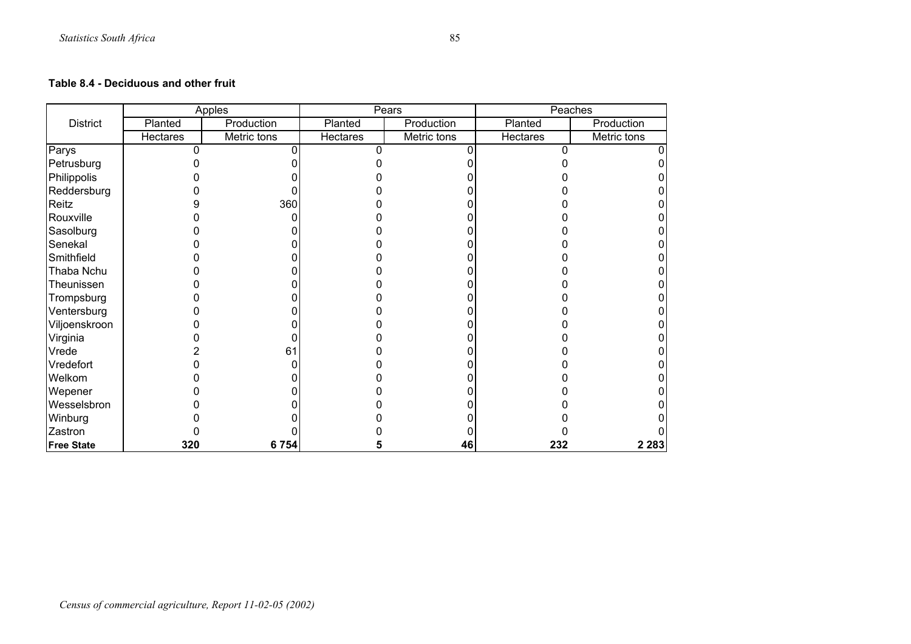**Table 8.4 - Deciduous and other fruit**

| District | Apples | | Pears | | Peaches | |
|---|---|---|---|---|---|---|
| | Planted | Production | Planted | Production | Planted | Production |
| | Hectares | Metric tons | Hectares | Metric tons | Hectares | Metric tons |
| Parys | 0 | 0 | 0 | 0 | 0 | 0 |
| Petrusburg | 0 | 0 | 0 | 0 | 0 | 0 |
| Philippolis | 0 | 0 | 0 | 0 | 0 | 0 |
| Reddersburg | 0 | 0 | 0 | 0 | 0 | 0 |
| Reitz | 9 | 360 | 0 | 0 | 0 | 0 |
| Rouxville | 0 | 0 | 0 | 0 | 0 | 0 |
| Sasolburg | 0 | 0 | 0 | 0 | 0 | 0 |
| Senekal | 0 | 0 | 0 | 0 | 0 | 0 |
| Smithfield | 0 | 0 | 0 | 0 | 0 | 0 |
| Thaba Nchu | 0 | 0 | 0 | 0 | 0 | 0 |
| Theunissen | 0 | 0 | 0 | 0 | 0 | 0 |
| Trompsburg | 0 | 0 | 0 | 0 | 0 | 0 |
| Ventersburg | 0 | 0 | 0 | 0 | 0 | 0 |
| Viljoenskroon | 0 | 0 | 0 | 0 | 0 | 0 |
| Virginia | 0 | 0 | 0 | 0 | 0 | 0 |
| Vrede | 2 | 61 | 0 | 0 | 0 | 0 |
| Vredefort | 0 | 0 | 0 | 0 | 0 | 0 |
| Welkom | 0 | 0 | 0 | 0 | 0 | 0 |
| Wepener | 0 | 0 | 0 | 0 | 0 | 0 |
| Wesselsbron | 0 | 0 | 0 | 0 | 0 | 0 |
| Winburg | 0 | 0 | 0 | 0 | 0 | 0 |
| Zastron | 0 | 0 | 0 | 0 | 0 | 0 |
| **Free State** | **320** | **6 754** | **5** | **46** | **232** | **2 283** |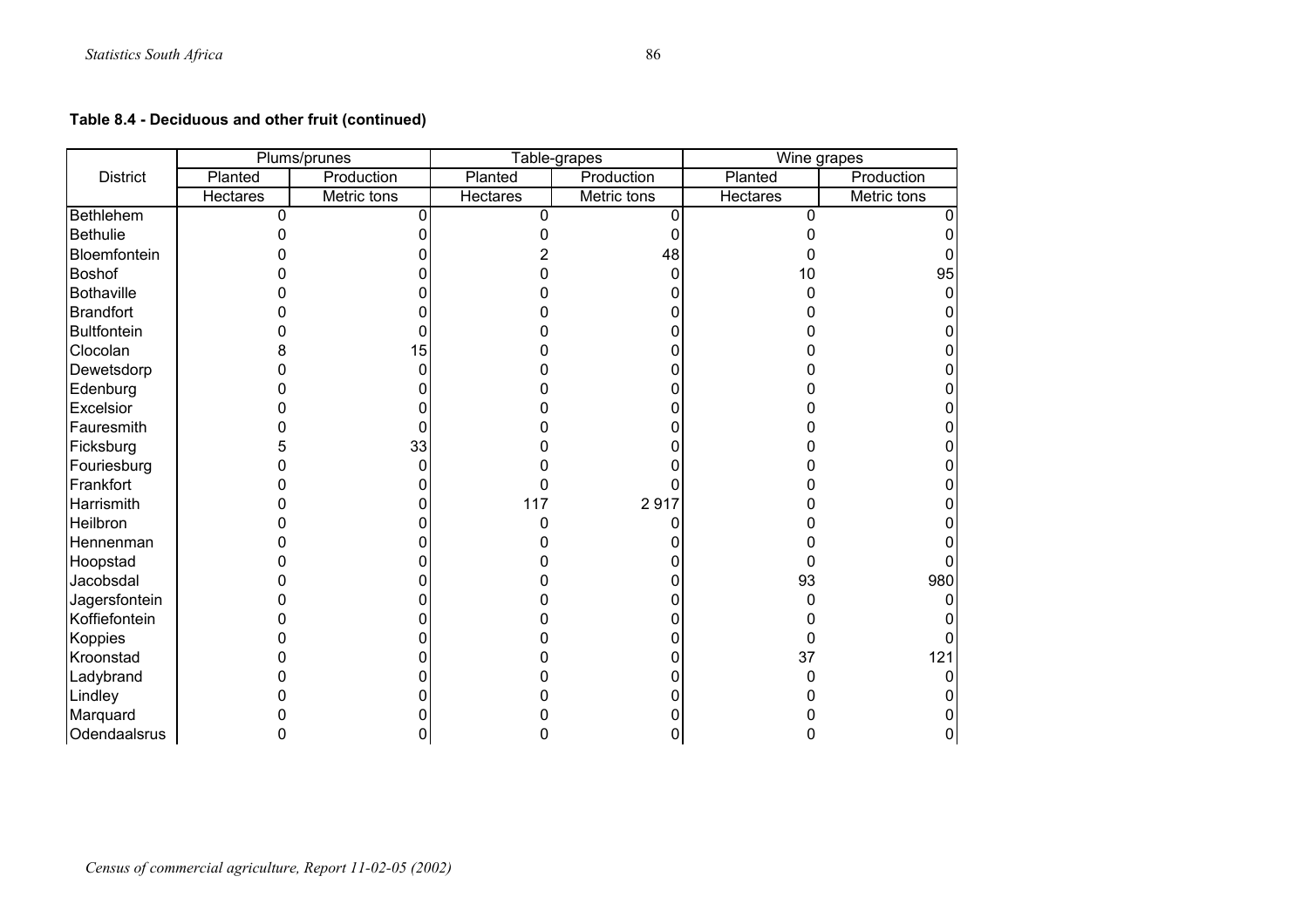**Table 8.4 - Deciduous and other fruit (continued)**

| District | Plums/prunes | | Table-grapes | | Wine grapes | |
|---|---|---|---|---|---|---|
| | Planted | Production | Planted | Production | Planted | Production |
| | Hectares | Metric tons | Hectares | Metric tons | Hectares | Metric tons |
| Bethlehem | 0 | 0 | 0 | 0 | 0 | 0 |
| Bethulie | 0 | 0 | 0 | 0 | 0 | 0 |
| Bloemfontein | 0 | 0 | 2 | 48 | 0 | 0 |
| Boshof | 0 | 0 | 0 | 0 | 10 | 95 |
| Bothaville | 0 | 0 | 0 | 0 | 0 | 0 |
| Brandfort | 0 | 0 | 0 | 0 | 0 | 0 |
| Bultfontein | 0 | 0 | 0 | 0 | 0 | 0 |
| Clocolan | 8 | 15 | 0 | 0 | 0 | 0 |
| Dewetsdorp | 0 | 0 | 0 | 0 | 0 | 0 |
| Edenburg | 0 | 0 | 0 | 0 | 0 | 0 |
| Excelsior | 0 | 0 | 0 | 0 | 0 | 0 |
| Fauresmith | 0 | 0 | 0 | 0 | 0 | 0 |
| Ficksburg | 5 | 33 | 0 | 0 | 0 | 0 |
| Fouriesburg | 0 | 0 | 0 | 0 | 0 | 0 |
| Frankfort | 0 | 0 | 0 | 0 | 0 | 0 |
| Harrismith | 0 | 0 | 117 | 2 917 | 0 | 0 |
| Heilbron | 0 | 0 | 0 | 0 | 0 | 0 |
| Hennenman | 0 | 0 | 0 | 0 | 0 | 0 |
| Hoopstad | 0 | 0 | 0 | 0 | 0 | 0 |
| Jacobsdal | 0 | 0 | 0 | 0 | 93 | 980 |
| Jagersfontein | 0 | 0 | 0 | 0 | 0 | 0 |
| Koffiefontein | 0 | 0 | 0 | 0 | 0 | 0 |
| Koppies | 0 | 0 | 0 | 0 | 0 | 0 |
| Kroonstad | 0 | 0 | 0 | 0 | 37 | 121 |
| Ladybrand | 0 | 0 | 0 | 0 | 0 | 0 |
| Lindley | 0 | 0 | 0 | 0 | 0 | 0 |
| Marquard | 0 | 0 | 0 | 0 | 0 | 0 |
| Odendaalsrus | 0 | 0 | 0 | 0 | 0 | 0 |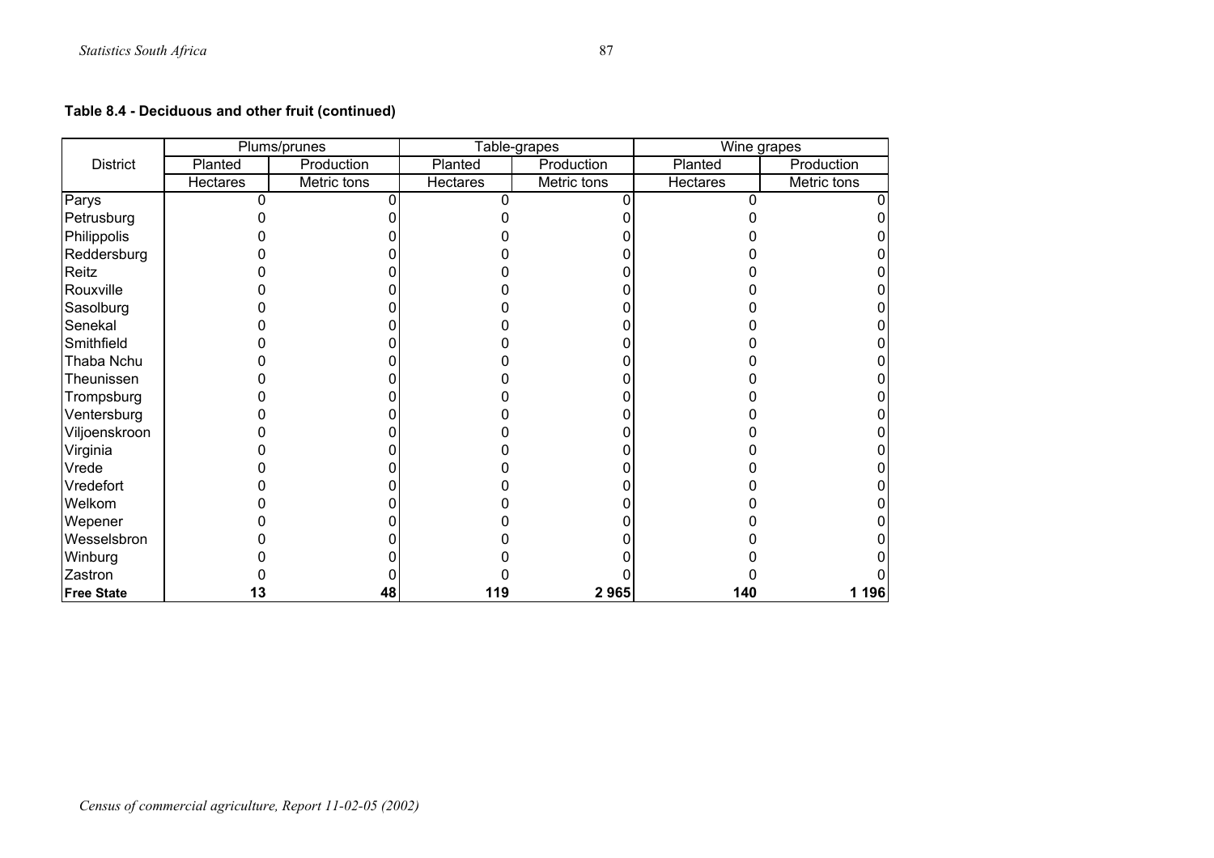**Table 8.4 - Deciduous and other fruit (continued)**

| District | Plums/prunes | | Table-grapes | | Wine grapes | |
|---|---|---|---|---|---|---|
| | Planted | Production | Planted | Production | Planted | Production |
| | Hectares | Metric tons | Hectares | Metric tons | Hectares | Metric tons |
| Parys | 0 | 0 | 0 | 0 | 0 | 0 |
| Petrusburg | 0 | 0 | 0 | 0 | 0 | 0 |
| Philippolis | 0 | 0 | 0 | 0 | 0 | 0 |
| Reddersburg | 0 | 0 | 0 | 0 | 0 | 0 |
| Reitz | 0 | 0 | 0 | 0 | 0 | 0 |
| Rouxville | 0 | 0 | 0 | 0 | 0 | 0 |
| Sasolburg | 0 | 0 | 0 | 0 | 0 | 0 |
| Senekal | 0 | 0 | 0 | 0 | 0 | 0 |
| Smithfield | 0 | 0 | 0 | 0 | 0 | 0 |
| Thaba Nchu | 0 | 0 | 0 | 0 | 0 | 0 |
| Theunissen | 0 | 0 | 0 | 0 | 0 | 0 |
| Trompsburg | 0 | 0 | 0 | 0 | 0 | 0 |
| Ventersburg | 0 | 0 | 0 | 0 | 0 | 0 |
| Viljoenskroon | 0 | 0 | 0 | 0 | 0 | 0 |
| Virginia | 0 | 0 | 0 | 0 | 0 | 0 |
| Vrede | 0 | 0 | 0 | 0 | 0 | 0 |
| Vredefort | 0 | 0 | 0 | 0 | 0 | 0 |
| Welkom | 0 | 0 | 0 | 0 | 0 | 0 |
| Wepener | 0 | 0 | 0 | 0 | 0 | 0 |
| Wesselsbron | 0 | 0 | 0 | 0 | 0 | 0 |
| Winburg | 0 | 0 | 0 | 0 | 0 | 0 |
| Zastron | 0 | 0 | 0 | 0 | 0 | 0 |
| **Free State** | **13** | **48** | **119** | **2 965** | **140** | **1 196** |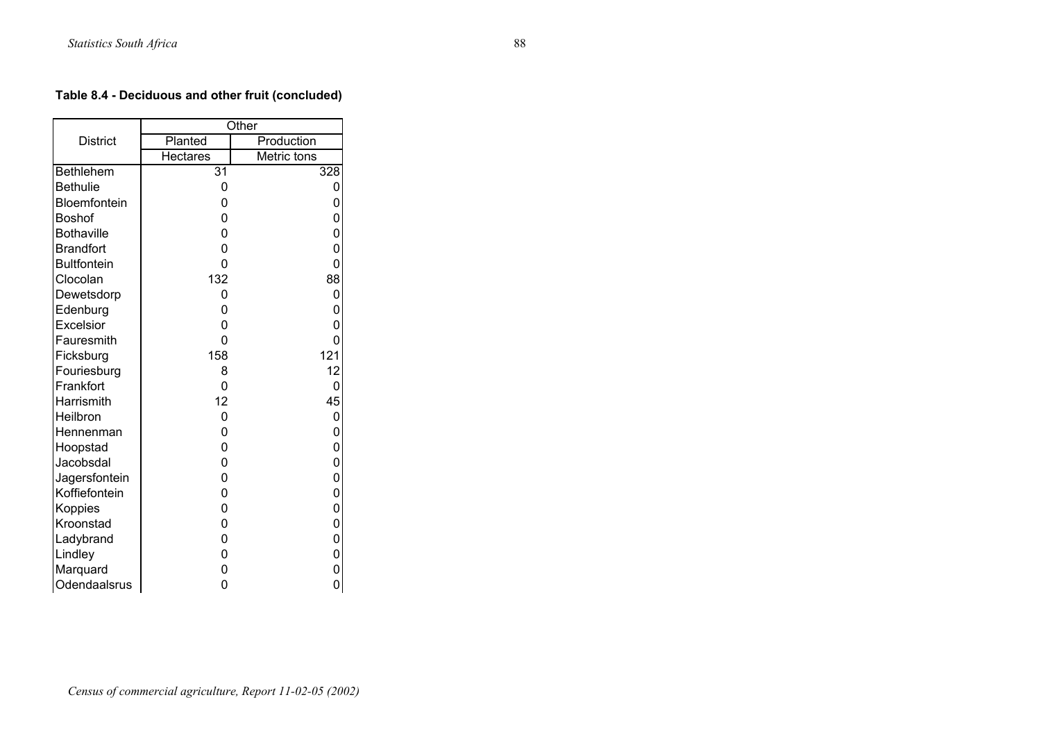**Table 8.4 - Deciduous and other fruit (concluded)**

| District | Other | |
|---|---|---|
| | Planted | Production |
| | Hectares | Metric tons |
| Bethlehem | 31 | 328 |
| Bethulie | 0 | 0 |
| Bloemfontein | 0 | 0 |
| Boshof | 0 | 0 |
| Bothaville | 0 | 0 |
| Brandfort | 0 | 0 |
| Bultfontein | 0 | 0 |
| Clocolan | 132 | 88 |
| Dewetsdorp | 0 | 0 |
| Edenburg | 0 | 0 |
| Excelsior | 0 | 0 |
| Fauresmith | 0 | 0 |
| Ficksburg | 158 | 121 |
| Fouriesburg | 8 | 12 |
| Frankfort | 0 | 0 |
| Harrismith | 12 | 45 |
| Heilbron | 0 | 0 |
| Hennenman | 0 | 0 |
| Hoopstad | 0 | 0 |
| Jacobsdal | 0 | 0 |
| Jagersfontein | 0 | 0 |
| Koffiefontein | 0 | 0 |
| Koppies | 0 | 0 |
| Kroonstad | 0 | 0 |
| Ladybrand | 0 | 0 |
| Lindley | 0 | 0 |
| Marquard | 0 | 0 |
| Odendaalsrus | 0 | 0 |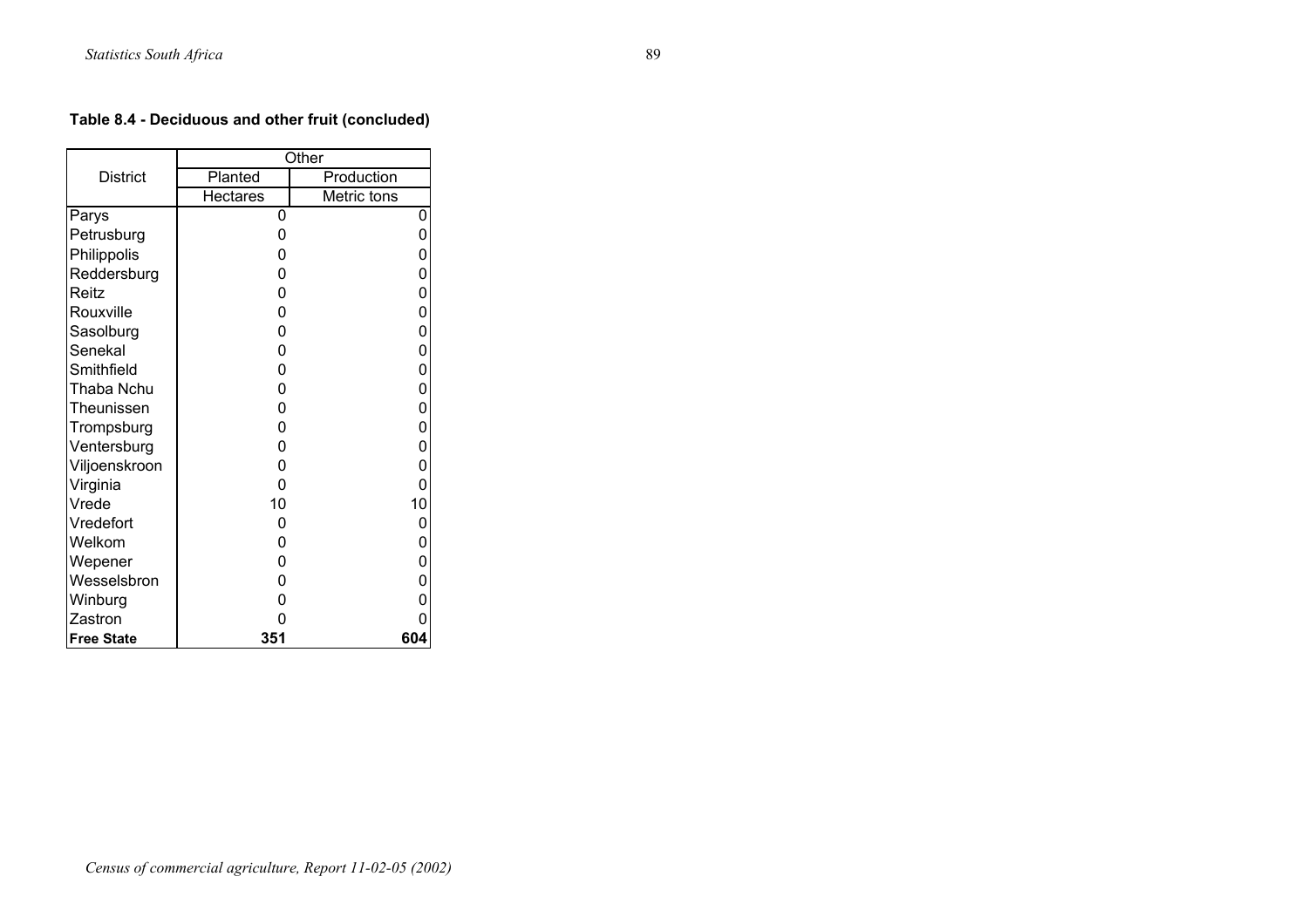**Table 8.4 - Deciduous and other fruit (concluded)**

| District | Other | |
|---|---|---|
| | Planted | Production |
| | Hectares | Metric tons |
| Parys | 0 | 0 |
| Petrusburg | 0 | 0 |
| Philippolis | 0 | 0 |
| Reddersburg | 0 | 0 |
| Reitz | 0 | 0 |
| Rouxville | 0 | 0 |
| Sasolburg | 0 | 0 |
| Senekal | 0 | 0 |
| Smithfield | 0 | 0 |
| Thaba Nchu | 0 | 0 |
| Theunissen | 0 | 0 |
| Trompsburg | 0 | 0 |
| Ventersburg | 0 | 0 |
| Viljoenskroon | 0 | 0 |
| Virginia | 0 | 0 |
| Vrede | 10 | 10 |
| Vredefort | 0 | 0 |
| Welkom | 0 | 0 |
| Wepener | 0 | 0 |
| Wesselsbron | 0 | 0 |
| Winburg | 0 | 0 |
| Zastron | 0 | 0 |
| **Free State** | **351** | **604** |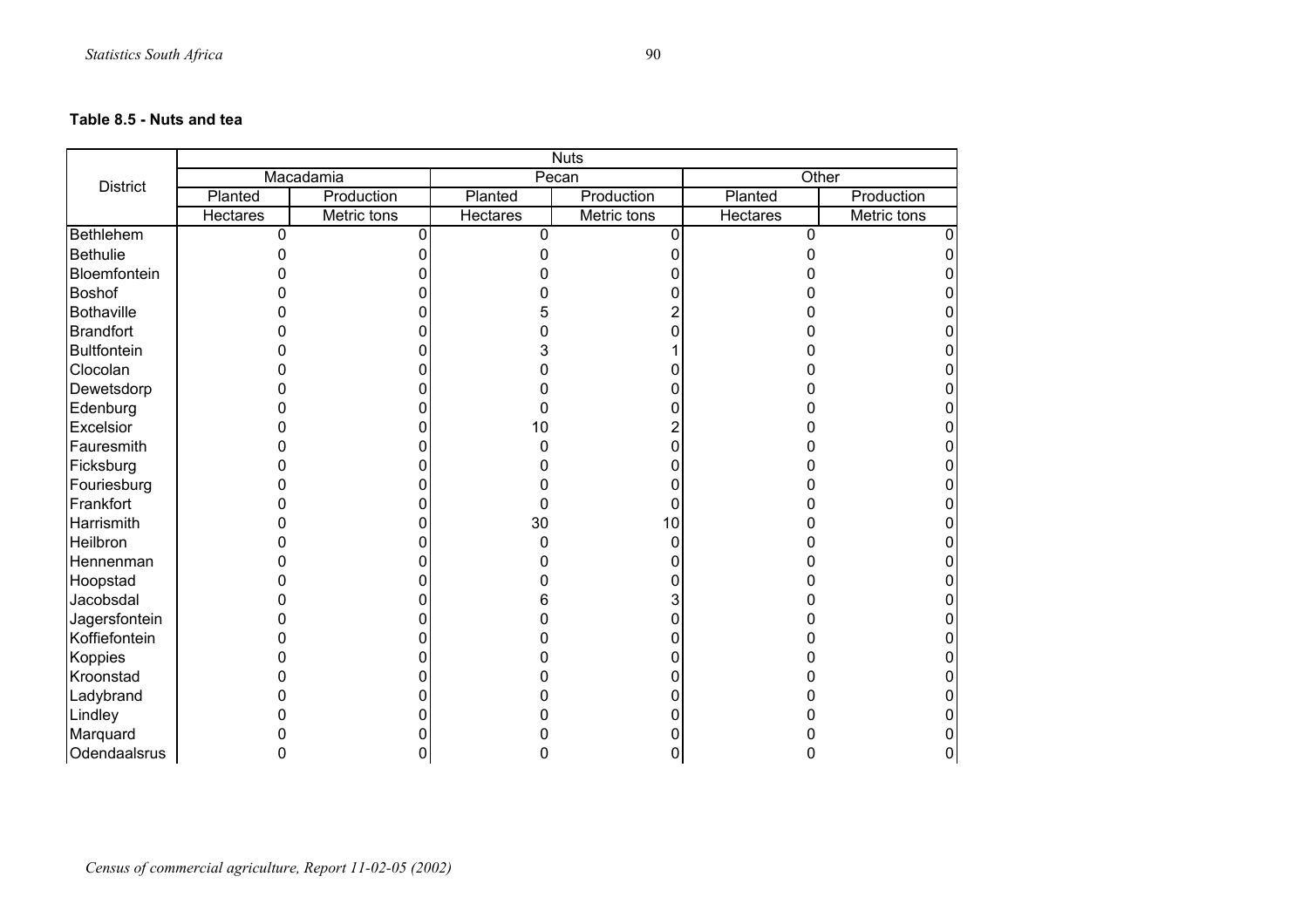**Table 8.5 - Nuts and tea**

| District | Nuts | | | | | |
|---|---|---|---|---|---|---|
| | Macadamia | | Pecan | | Other | |
| | Planted | Production | Planted | Production | Planted | Production |
| | Hectares | Metric tons | Hectares | Metric tons | Hectares | Metric tons |
| Bethlehem | 0 | 0 | 0 | 0 | 0 | 0 |
| Bethulie | 0 | 0 | 0 | 0 | 0 | 0 |
| Bloemfontein | 0 | 0 | 0 | 0 | 0 | 0 |
| Boshof | 0 | 0 | 0 | 0 | 0 | 0 |
| Bothaville | 0 | 0 | 5 | 2 | 0 | 0 |
| Brandfort | 0 | 0 | 0 | 0 | 0 | 0 |
| Bultfontein | 0 | 0 | 3 | 1 | 0 | 0 |
| Clocolan | 0 | 0 | 0 | 0 | 0 | 0 |
| Dewetsdorp | 0 | 0 | 0 | 0 | 0 | 0 |
| Edenburg | 0 | 0 | 0 | 0 | 0 | 0 |
| Excelsior | 0 | 0 | 10 | 2 | 0 | 0 |
| Fauresmith | 0 | 0 | 0 | 0 | 0 | 0 |
| Ficksburg | 0 | 0 | 0 | 0 | 0 | 0 |
| Fouriesburg | 0 | 0 | 0 | 0 | 0 | 0 |
| Frankfort | 0 | 0 | 0 | 0 | 0 | 0 |
| Harrismith | 0 | 0 | 30 | 10 | 0 | 0 |
| Heilbron | 0 | 0 | 0 | 0 | 0 | 0 |
| Hennenman | 0 | 0 | 0 | 0 | 0 | 0 |
| Hoopstad | 0 | 0 | 0 | 0 | 0 | 0 |
| Jacobsdal | 0 | 0 | 6 | 3 | 0 | 0 |
| Jagersfontein | 0 | 0 | 0 | 0 | 0 | 0 |
| Koffiefontein | 0 | 0 | 0 | 0 | 0 | 0 |
| Koppies | 0 | 0 | 0 | 0 | 0 | 0 |
| Kroonstad | 0 | 0 | 0 | 0 | 0 | 0 |
| Ladybrand | 0 | 0 | 0 | 0 | 0 | 0 |
| Lindley | 0 | 0 | 0 | 0 | 0 | 0 |
| Marquard | 0 | 0 | 0 | 0 | 0 | 0 |
| Odendaalsrus | 0 | 0 | 0 | 0 | 0 | 0 |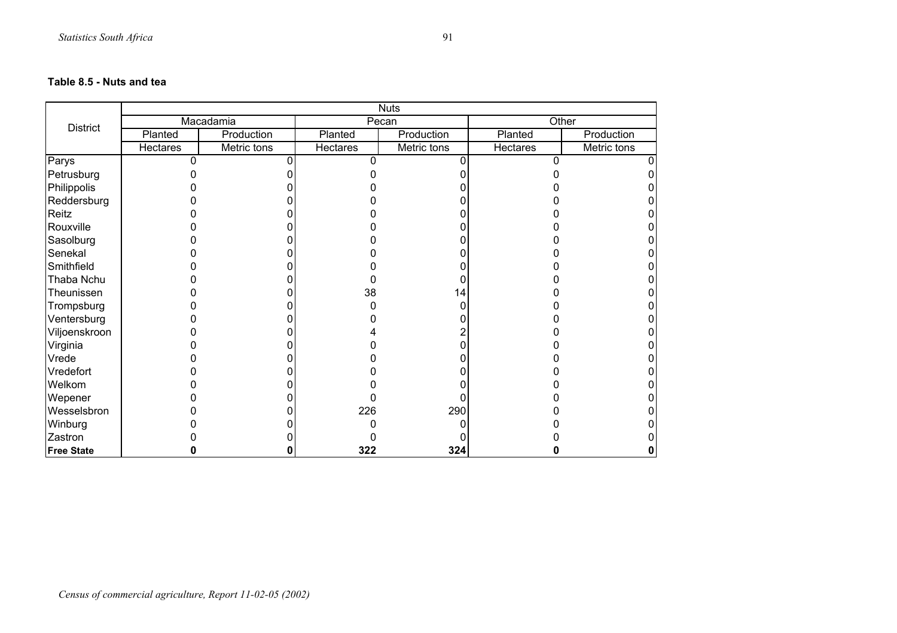**Table 8.5 - Nuts and tea**

| District | Nuts | | | | | |
|---|---|---|---|---|---|---|
| | Macadamia | | Pecan | | Other | |
| | Planted | Production | Planted | Production | Planted | Production |
| | Hectares | Metric tons | Hectares | Metric tons | Hectares | Metric tons |
| Parys | 0 | 0 | 0 | 0 | 0 | 0 |
| Petrusburg | 0 | 0 | 0 | 0 | 0 | 0 |
| Philippolis | 0 | 0 | 0 | 0 | 0 | 0 |
| Reddersburg | 0 | 0 | 0 | 0 | 0 | 0 |
| Reitz | 0 | 0 | 0 | 0 | 0 | 0 |
| Rouxville | 0 | 0 | 0 | 0 | 0 | 0 |
| Sasolburg | 0 | 0 | 0 | 0 | 0 | 0 |
| Senekal | 0 | 0 | 0 | 0 | 0 | 0 |
| Smithfield | 0 | 0 | 0 | 0 | 0 | 0 |
| Thaba Nchu | 0 | 0 | 0 | 0 | 0 | 0 |
| Theunissen | 0 | 0 | 38 | 14 | 0 | 0 |
| Trompsburg | 0 | 0 | 0 | 0 | 0 | 0 |
| Ventersburg | 0 | 0 | 0 | 0 | 0 | 0 |
| Viljoenskroon | 0 | 0 | 4 | 2 | 0 | 0 |
| Virginia | 0 | 0 | 0 | 0 | 0 | 0 |
| Vrede | 0 | 0 | 0 | 0 | 0 | 0 |
| Vredefort | 0 | 0 | 0 | 0 | 0 | 0 |
| Welkom | 0 | 0 | 0 | 0 | 0 | 0 |
| Wepener | 0 | 0 | 0 | 0 | 0 | 0 |
| Wesselsbron | 0 | 0 | 226 | 290 | 0 | 0 |
| Winburg | 0 | 0 | 0 | 0 | 0 | 0 |
| Zastron | 0 | 0 | 0 | 0 | 0 | 0 |
| **Free State** | **0** | **0** | **322** | **324** | **0** | **0** |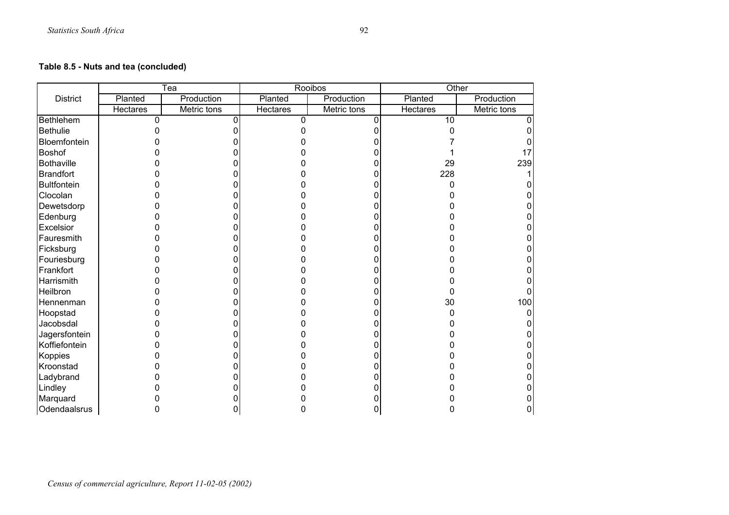**Table 8.5 - Nuts and tea (concluded)**

| District | Tea | | Rooibos | | Other | |
|---|---|---|---|---|---|---|
| | Planted | Production | Planted | Production | Planted | Production |
| | Hectares | Metric tons | Hectares | Metric tons | Hectares | Metric tons |
| Bethlehem | 0 | 0 | 0 | 0 | 10 | 0 |
| Bethulie | 0 | 0 | 0 | 0 | 0 | 0 |
| Bloemfontein | 0 | 0 | 0 | 0 | 7 | 0 |
| Boshof | 0 | 0 | 0 | 0 | 1 | 17 |
| Bothaville | 0 | 0 | 0 | 0 | 29 | 239 |
| Brandfort | 0 | 0 | 0 | 0 | 228 | 1 |
| Bultfontein | 0 | 0 | 0 | 0 | 0 | 0 |
| Clocolan | 0 | 0 | 0 | 0 | 0 | 0 |
| Dewetsdorp | 0 | 0 | 0 | 0 | 0 | 0 |
| Edenburg | 0 | 0 | 0 | 0 | 0 | 0 |
| Excelsior | 0 | 0 | 0 | 0 | 0 | 0 |
| Fauresmith | 0 | 0 | 0 | 0 | 0 | 0 |
| Ficksburg | 0 | 0 | 0 | 0 | 0 | 0 |
| Fouriesburg | 0 | 0 | 0 | 0 | 0 | 0 |
| Frankfort | 0 | 0 | 0 | 0 | 0 | 0 |
| Harrismith | 0 | 0 | 0 | 0 | 0 | 0 |
| Heilbron | 0 | 0 | 0 | 0 | 0 | 0 |
| Hennenman | 0 | 0 | 0 | 0 | 30 | 100 |
| Hoopstad | 0 | 0 | 0 | 0 | 0 | 0 |
| Jacobsdal | 0 | 0 | 0 | 0 | 0 | 0 |
| Jagersfontein | 0 | 0 | 0 | 0 | 0 | 0 |
| Koffiefontein | 0 | 0 | 0 | 0 | 0 | 0 |
| Koppies | 0 | 0 | 0 | 0 | 0 | 0 |
| Kroonstad | 0 | 0 | 0 | 0 | 0 | 0 |
| Ladybrand | 0 | 0 | 0 | 0 | 0 | 0 |
| Lindley | 0 | 0 | 0 | 0 | 0 | 0 |
| Marquard | 0 | 0 | 0 | 0 | 0 | 0 |
| Odendaalsrus | 0 | 0 | 0 | 0 | 0 | 0 |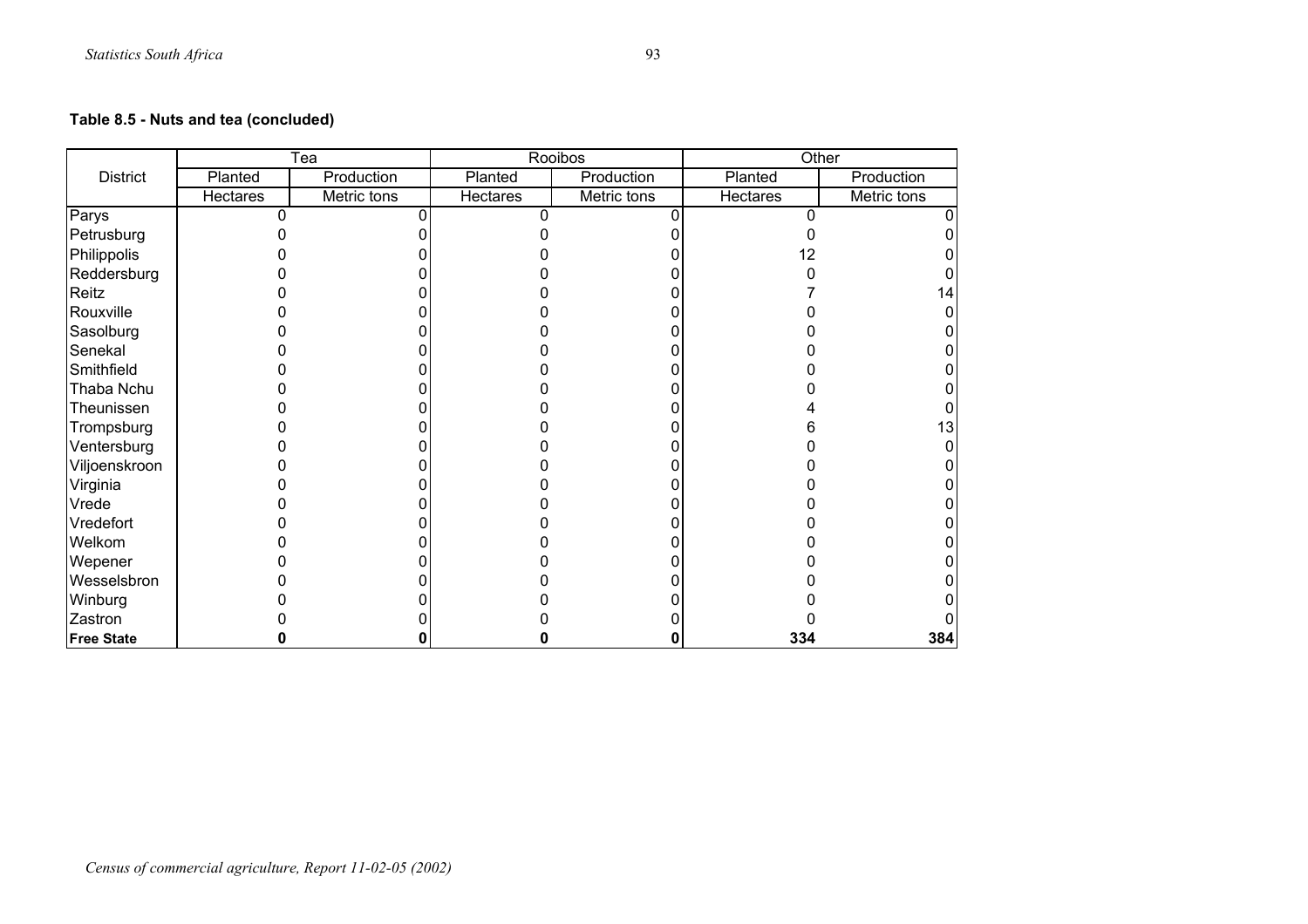**Table 8.5 - Nuts and tea (concluded)**

| District | Tea | | Rooibos | | Other | |
|---|---|---|---|---|---|---|
| | Planted | Production | Planted | Production | Planted | Production |
| | Hectares | Metric tons | Hectares | Metric tons | Hectares | Metric tons |
| Parys | 0 | 0 | 0 | 0 | 0 | 0 |
| Petrusburg | 0 | 0 | 0 | 0 | 0 | 0 |
| Philippolis | 0 | 0 | 0 | 0 | 12 | 0 |
| Reddersburg | 0 | 0 | 0 | 0 | 0 | 0 |
| Reitz | 0 | 0 | 0 | 0 | 7 | 14 |
| Rouxville | 0 | 0 | 0 | 0 | 0 | 0 |
| Sasolburg | 0 | 0 | 0 | 0 | 0 | 0 |
| Senekal | 0 | 0 | 0 | 0 | 0 | 0 |
| Smithfield | 0 | 0 | 0 | 0 | 0 | 0 |
| Thaba Nchu | 0 | 0 | 0 | 0 | 0 | 0 |
| Theunissen | 0 | 0 | 0 | 0 | 4 | 0 |
| Trompsburg | 0 | 0 | 0 | 0 | 6 | 13 |
| Ventersburg | 0 | 0 | 0 | 0 | 0 | 0 |
| Viljoenskroon | 0 | 0 | 0 | 0 | 0 | 0 |
| Virginia | 0 | 0 | 0 | 0 | 0 | 0 |
| Vrede | 0 | 0 | 0 | 0 | 0 | 0 |
| Vredefort | 0 | 0 | 0 | 0 | 0 | 0 |
| Welkom | 0 | 0 | 0 | 0 | 0 | 0 |
| Wepener | 0 | 0 | 0 | 0 | 0 | 0 |
| Wesselsbron | 0 | 0 | 0 | 0 | 0 | 0 |
| Winburg | 0 | 0 | 0 | 0 | 0 | 0 |
| Zastron | 0 | 0 | 0 | 0 | 0 | 0 |
| **Free State** | **0** | **0** | **0** | **0** | **334** | **384** |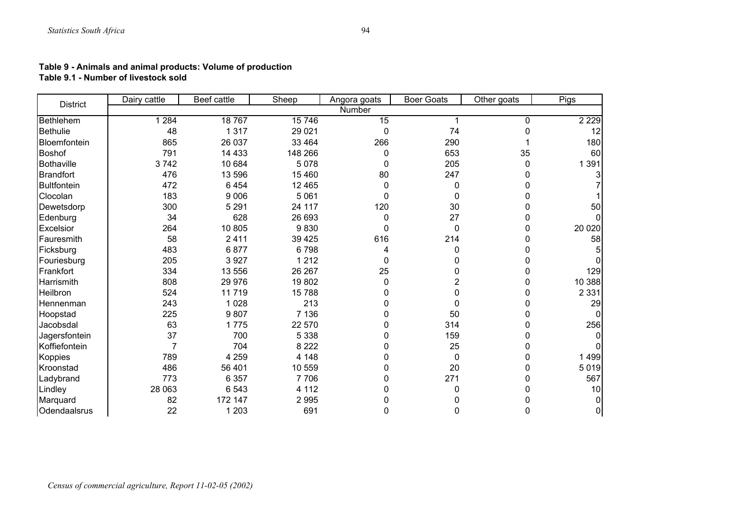**Table 9 - Animals and animal products: Volume of production**
**Table 9.1 - Number of livestock sold**

| District | Dairy cattle | Beef cattle | Sheep | Angora goats | Boer Goats | Other goats | Pigs |
|---|---|---|---|---|---|---|---|
| | Number | | | | | | |
| Bethlehem | 1 284 | 18 767 | 15 746 | 15 | 1 | 0 | 2 229 |
| Bethulie | 48 | 1 317 | 29 021 | 0 | 74 | 0 | 12 |
| Bloemfontein | 865 | 26 037 | 33 464 | 266 | 290 | 1 | 180 |
| Boshof | 791 | 14 433 | 148 266 | 0 | 653 | 35 | 60 |
| Bothaville | 3 742 | 10 684 | 5 078 | 0 | 205 | 0 | 1 391 |
| Brandfort | 476 | 13 596 | 15 460 | 80 | 247 | 0 | 3 |
| Bultfontein | 472 | 6 454 | 12 465 | 0 | 0 | 0 | 7 |
| Clocolan | 183 | 9 006 | 5 061 | 0 | 0 | 0 | 1 |
| Dewetsdorp | 300 | 5 291 | 24 117 | 120 | 30 | 0 | 50 |
| Edenburg | 34 | 628 | 26 693 | 0 | 27 | 0 | 0 |
| Excelsior | 264 | 10 805 | 9 830 | 0 | 0 | 0 | 20 020 |
| Fauresmith | 58 | 2 411 | 39 425 | 616 | 214 | 0 | 58 |
| Ficksburg | 483 | 6 877 | 6 798 | 4 | 0 | 0 | 5 |
| Fouriesburg | 205 | 3 927 | 1 212 | 0 | 0 | 0 | 0 |
| Frankfort | 334 | 13 556 | 26 267 | 25 | 0 | 0 | 129 |
| Harrismith | 808 | 29 976 | 19 802 | 0 | 2 | 0 | 10 388 |
| Heilbron | 524 | 11 719 | 15 788 | 0 | 0 | 0 | 2 331 |
| Hennenman | 243 | 1 028 | 213 | 0 | 0 | 0 | 29 |
| Hoopstad | 225 | 9 807 | 7 136 | 0 | 50 | 0 | 0 |
| Jacobsdal | 63 | 1 775 | 22 570 | 0 | 314 | 0 | 256 |
| Jagersfontein | 37 | 700 | 5 338 | 0 | 159 | 0 | 0 |
| Koffiefontein | 7 | 704 | 8 222 | 0 | 25 | 0 | 0 |
| Koppies | 789 | 4 259 | 4 148 | 0 | 0 | 0 | 1 499 |
| Kroonstad | 486 | 56 401 | 10 559 | 0 | 20 | 0 | 5 019 |
| Ladybrand | 773 | 6 357 | 7 706 | 0 | 271 | 0 | 567 |
| Lindley | 28 063 | 6 543 | 4 112 | 0 | 0 | 0 | 10 |
| Marquard | 82 | 172 147 | 2 995 | 0 | 0 | 0 | 0 |
| Odendaalsrus | 22 | 1 203 | 691 | 0 | 0 | 0 | 0 |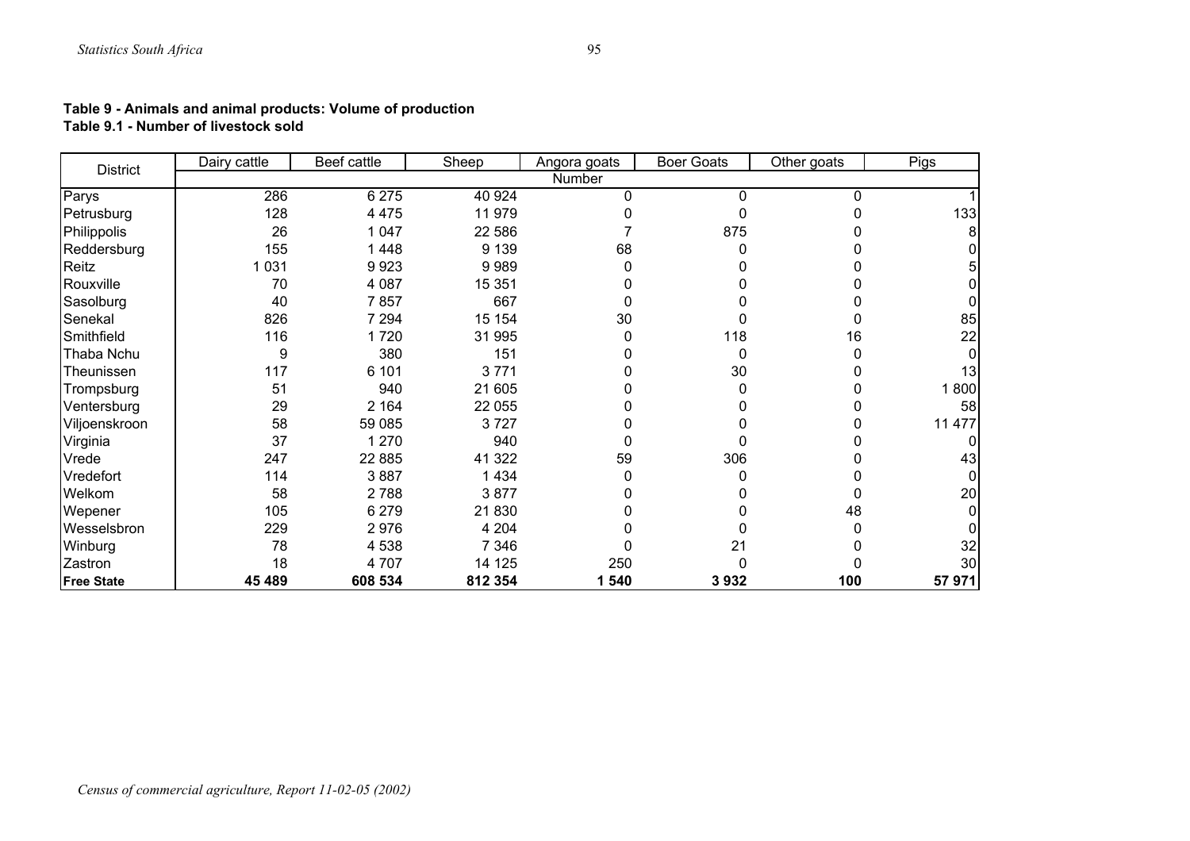**Table 9 - Animals and animal products: Volume of production**
**Table 9.1 - Number of livestock sold**

| District | Dairy cattle | Beef cattle | Sheep | Angora goats | Boer Goats | Other goats | Pigs |
|---|---|---|---|---|---|---|---|
| | Number | | | | | | |
| Parys | 286 | 6 275 | 40 924 | 0 | 0 | 0 | 1 |
| Petrusburg | 128 | 4 475 | 11 979 | 0 | 0 | 0 | 133 |
| Philippolis | 26 | 1 047 | 22 586 | 7 | 875 | 0 | 8 |
| Reddersburg | 155 | 1 448 | 9 139 | 68 | 0 | 0 | 0 |
| Reitz | 1 031 | 9 923 | 9 989 | 0 | 0 | 0 | 5 |
| Rouxville | 70 | 4 087 | 15 351 | 0 | 0 | 0 | 0 |
| Sasolburg | 40 | 7 857 | 667 | 0 | 0 | 0 | 0 |
| Senekal | 826 | 7 294 | 15 154 | 30 | 0 | 0 | 85 |
| Smithfield | 116 | 1 720 | 31 995 | 0 | 118 | 16 | 22 |
| Thaba Nchu | 9 | 380 | 151 | 0 | 0 | 0 | 0 |
| Theunissen | 117 | 6 101 | 3 771 | 0 | 30 | 0 | 13 |
| Trompsburg | 51 | 940 | 21 605 | 0 | 0 | 0 | 1 800 |
| Ventersburg | 29 | 2 164 | 22 055 | 0 | 0 | 0 | 58 |
| Viljoenskroon | 58 | 59 085 | 3 727 | 0 | 0 | 0 | 11 477 |
| Virginia | 37 | 1 270 | 940 | 0 | 0 | 0 | 0 |
| Vrede | 247 | 22 885 | 41 322 | 59 | 306 | 0 | 43 |
| Vredefort | 114 | 3 887 | 1 434 | 0 | 0 | 0 | 0 |
| Welkom | 58 | 2 788 | 3 877 | 0 | 0 | 0 | 20 |
| Wepener | 105 | 6 279 | 21 830 | 0 | 0 | 48 | 0 |
| Wesselsbron | 229 | 2 976 | 4 204 | 0 | 0 | 0 | 0 |
| Winburg | 78 | 4 538 | 7 346 | 0 | 21 | 0 | 32 |
| Zastron | 18 | 4 707 | 14 125 | 250 | 0 | 0 | 30 |
| **Free State** | **45 489** | **608 534** | **812 354** | **1 540** | **3 932** | **100** | **57 971** |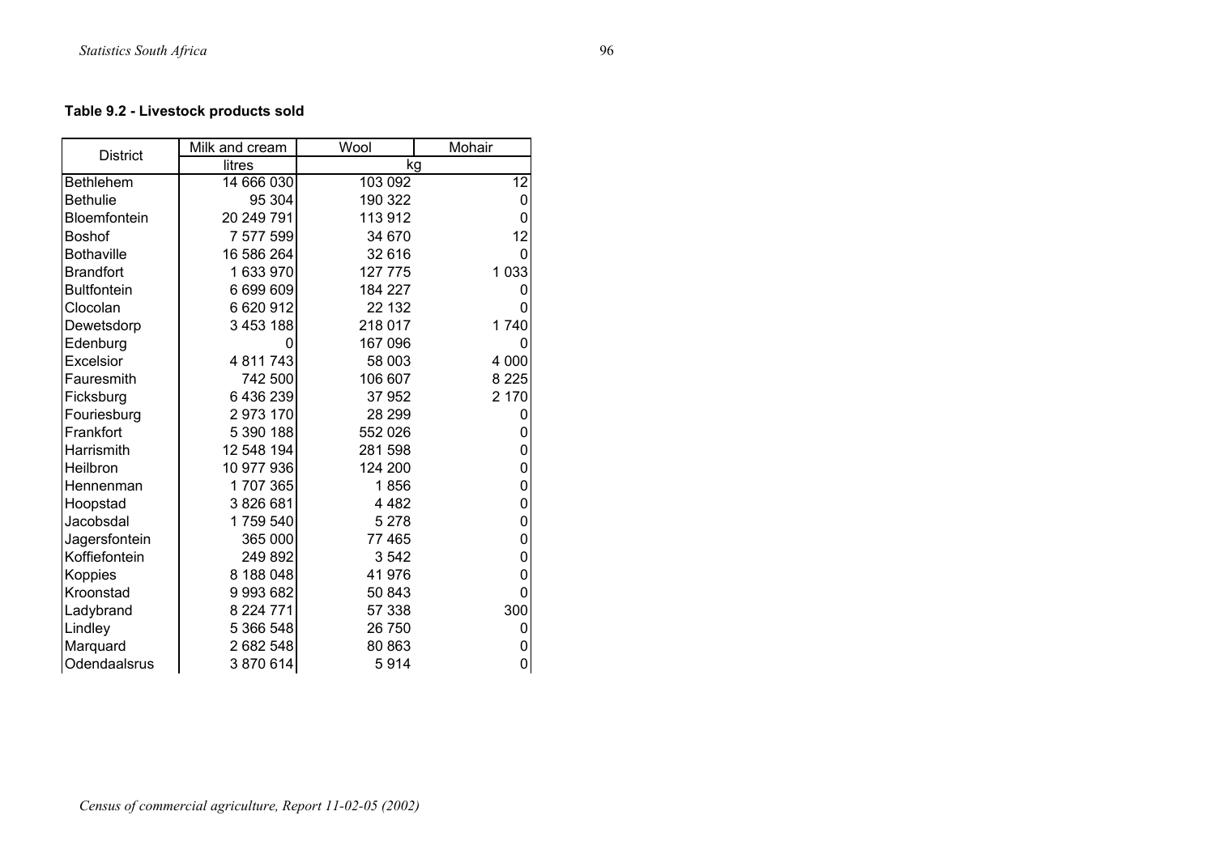**Table 9.2 - Livestock products sold**

| District | Milk and cream | Wool | Mohair |
|---|---|---|---|
| | litres | kg | |
| Bethlehem | 14 666 030 | 103 092 | 12 |
| Bethulie | 95 304 | 190 322 | 0 |
| Bloemfontein | 20 249 791 | 113 912 | 0 |
| Boshof | 7 577 599 | 34 670 | 12 |
| Bothaville | 16 586 264 | 32 616 | 0 |
| Brandfort | 1 633 970 | 127 775 | 1 033 |
| Bultfontein | 6 699 609 | 184 227 | 0 |
| Clocolan | 6 620 912 | 22 132 | 0 |
| Dewetsdorp | 3 453 188 | 218 017 | 1 740 |
| Edenburg | 0 | 167 096 | 0 |
| Excelsior | 4 811 743 | 58 003 | 4 000 |
| Fauresmith | 742 500 | 106 607 | 8 225 |
| Ficksburg | 6 436 239 | 37 952 | 2 170 |
| Fouriesburg | 2 973 170 | 28 299 | 0 |
| Frankfort | 5 390 188 | 552 026 | 0 |
| Harrismith | 12 548 194 | 281 598 | 0 |
| Heilbron | 10 977 936 | 124 200 | 0 |
| Hennenman | 1 707 365 | 1 856 | 0 |
| Hoopstad | 3 826 681 | 4 482 | 0 |
| Jacobsdal | 1 759 540 | 5 278 | 0 |
| Jagersfontein | 365 000 | 77 465 | 0 |
| Koffiefontein | 249 892 | 3 542 | 0 |
| Koppies | 8 188 048 | 41 976 | 0 |
| Kroonstad | 9 993 682 | 50 843 | 0 |
| Ladybrand | 8 224 771 | 57 338 | 300 |
| Lindley | 5 366 548 | 26 750 | 0 |
| Marquard | 2 682 548 | 80 863 | 0 |
| Odendaalsrus | 3 870 614 | 5 914 | 0 |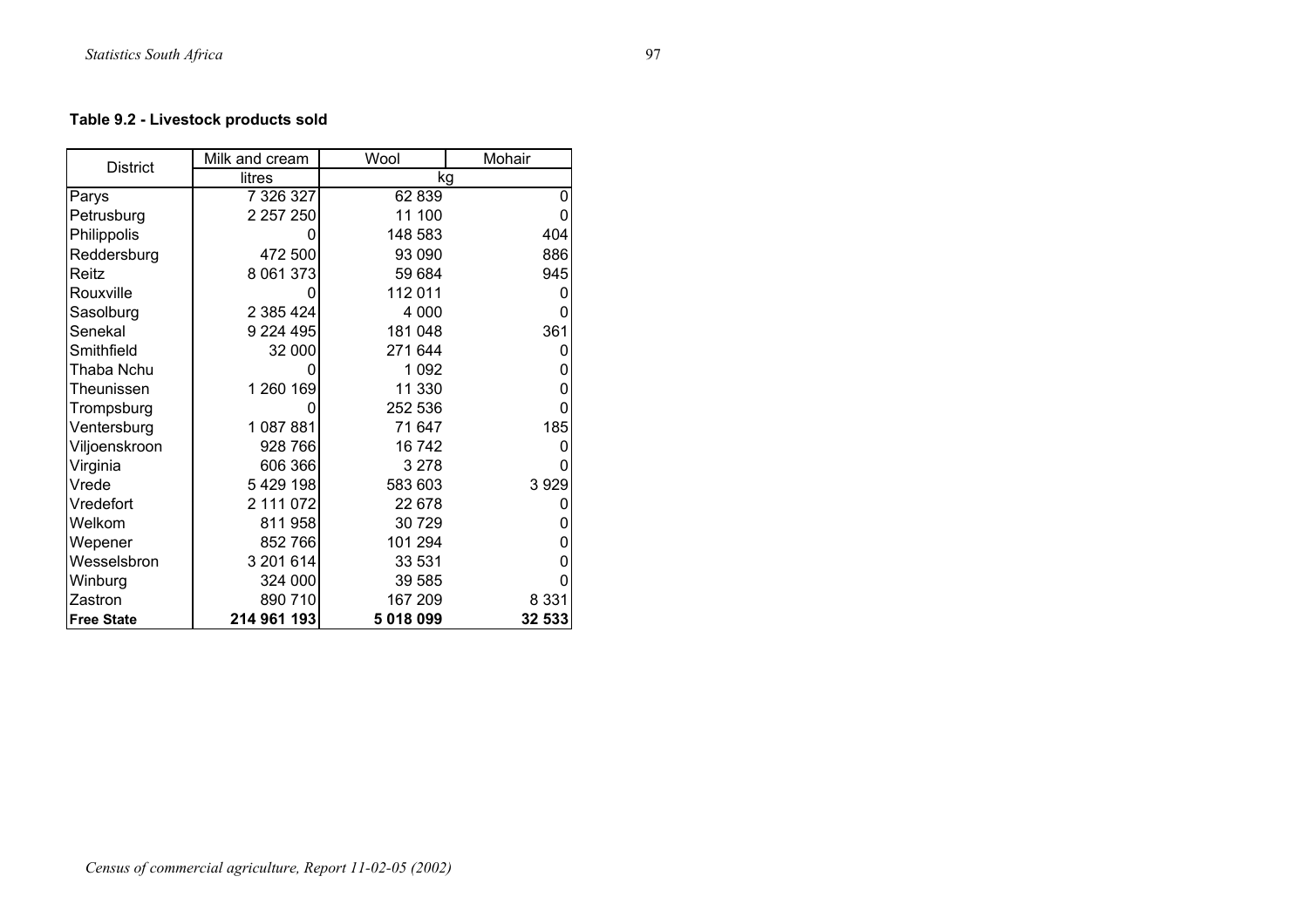**Table 9.2 - Livestock products sold**

| District | Milk and cream | Wool | Mohair |
|---|---|---|---|
| | litres | kg | |
| Parys | 7 326 327 | 62 839 | 0 |
| Petrusburg | 2 257 250 | 11 100 | 0 |
| Philippolis | 0 | 148 583 | 404 |
| Reddersburg | 472 500 | 93 090 | 886 |
| Reitz | 8 061 373 | 59 684 | 945 |
| Rouxville | 0 | 112 011 | 0 |
| Sasolburg | 2 385 424 | 4 000 | 0 |
| Senekal | 9 224 495 | 181 048 | 361 |
| Smithfield | 32 000 | 271 644 | 0 |
| Thaba Nchu | 0 | 1 092 | 0 |
| Theunissen | 1 260 169 | 11 330 | 0 |
| Trompsburg | 0 | 252 536 | 0 |
| Ventersburg | 1 087 881 | 71 647 | 185 |
| Viljoenskroon | 928 766 | 16 742 | 0 |
| Virginia | 606 366 | 3 278 | 0 |
| Vrede | 5 429 198 | 583 603 | 3 929 |
| Vredefort | 2 111 072 | 22 678 | 0 |
| Welkom | 811 958 | 30 729 | 0 |
| Wepener | 852 766 | 101 294 | 0 |
| Wesselsbron | 3 201 614 | 33 531 | 0 |
| Winburg | 324 000 | 39 585 | 0 |
| Zastron | 890 710 | 167 209 | 8 331 |
| **Free State** | **214 961 193** | **5 018 099** | **32 533** |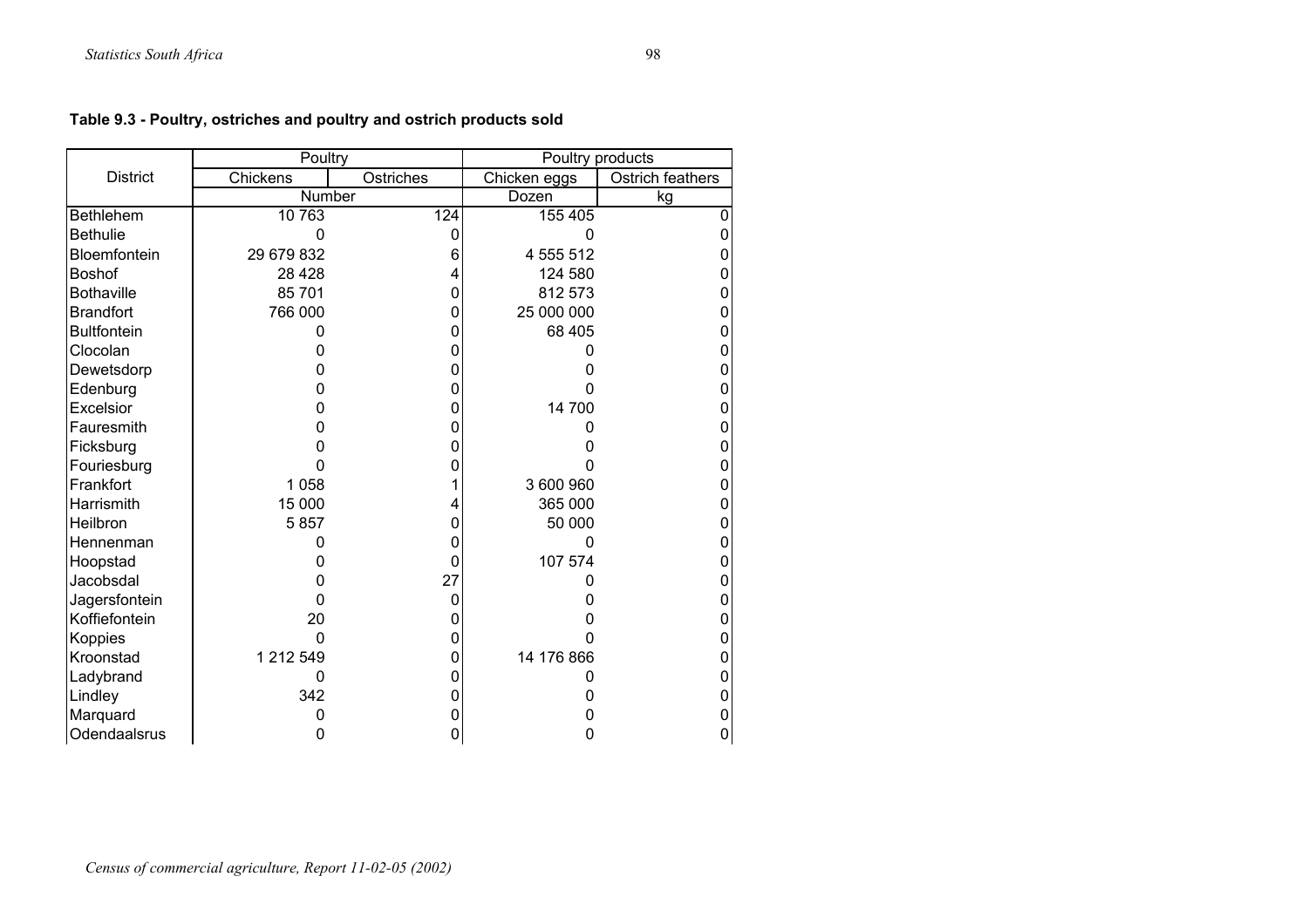**Table 9.3 - Poultry, ostriches and poultry and ostrich products sold**

| District | Poultry | | Poultry products | |
|---|---|---|---|---|
| | Chickens | Ostriches | Chicken eggs | Ostrich feathers |
| | Number | | Dozen | kg |
| Bethlehem | 10 763 | 124 | 155 405 | 0 |
| Bethulie | 0 | 0 | 0 | 0 |
| Bloemfontein | 29 679 832 | 6 | 4 555 512 | 0 |
| Boshof | 28 428 | 4 | 124 580 | 0 |
| Bothaville | 85 701 | 0 | 812 573 | 0 |
| Brandfort | 766 000 | 0 | 25 000 000 | 0 |
| Bultfontein | 0 | 0 | 68 405 | 0 |
| Clocolan | 0 | 0 | 0 | 0 |
| Dewetsdorp | 0 | 0 | 0 | 0 |
| Edenburg | 0 | 0 | 0 | 0 |
| Excelsior | 0 | 0 | 14 700 | 0 |
| Fauresmith | 0 | 0 | 0 | 0 |
| Ficksburg | 0 | 0 | 0 | 0 |
| Fouriesburg | 0 | 0 | 0 | 0 |
| Frankfort | 1 058 | 1 | 3 600 960 | 0 |
| Harrismith | 15 000 | 4 | 365 000 | 0 |
| Heilbron | 5 857 | 0 | 50 000 | 0 |
| Hennenman | 0 | 0 | 0 | 0 |
| Hoopstad | 0 | 0 | 107 574 | 0 |
| Jacobsdal | 0 | 27 | 0 | 0 |
| Jagersfontein | 0 | 0 | 0 | 0 |
| Koffiefontein | 20 | 0 | 0 | 0 |
| Koppies | 0 | 0 | 0 | 0 |
| Kroonstad | 1 212 549 | 0 | 14 176 866 | 0 |
| Ladybrand | 0 | 0 | 0 | 0 |
| Lindley | 342 | 0 | 0 | 0 |
| Marquard | 0 | 0 | 0 | 0 |
| Odendaalsrus | 0 | 0 | 0 | 0 |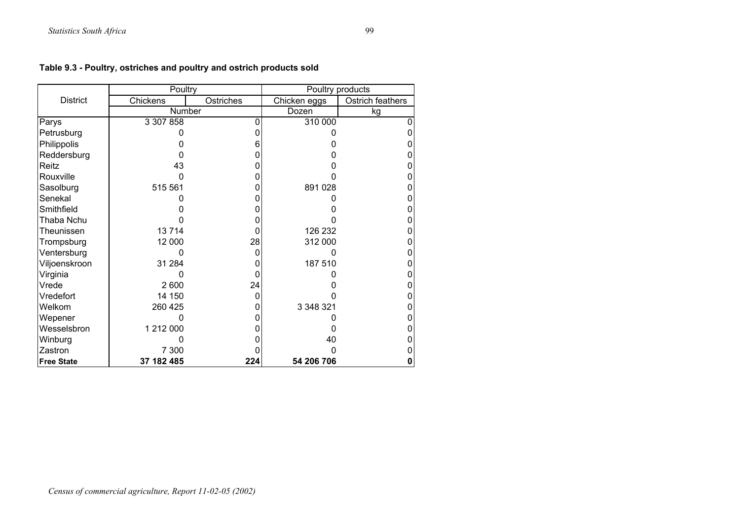**Table 9.3 - Poultry, ostriches and poultry and ostrich products sold**

| District | Poultry | | Poultry products | |
|---|---|---|---|---|
| | Chickens | Ostriches | Chicken eggs | Ostrich feathers |
| | Number | | Dozen | kg |
| Parys | 3 307 858 | 0 | 310 000 | 0 |
| Petrusburg | 0 | 0 | 0 | 0 |
| Philippolis | 0 | 6 | 0 | 0 |
| Reddersburg | 0 | 0 | 0 | 0 |
| Reitz | 43 | 0 | 0 | 0 |
| Rouxville | 0 | 0 | 0 | 0 |
| Sasolburg | 515 561 | 0 | 891 028 | 0 |
| Senekal | 0 | 0 | 0 | 0 |
| Smithfield | 0 | 0 | 0 | 0 |
| Thaba Nchu | 0 | 0 | 0 | 0 |
| Theunissen | 13 714 | 0 | 126 232 | 0 |
| Trompsburg | 12 000 | 28 | 312 000 | 0 |
| Ventersburg | 0 | 0 | 0 | 0 |
| Viljoenskroon | 31 284 | 0 | 187 510 | 0 |
| Virginia | 0 | 0 | 0 | 0 |
| Vrede | 2 600 | 24 | 0 | 0 |
| Vredefort | 14 150 | 0 | 0 | 0 |
| Welkom | 260 425 | 0 | 3 348 321 | 0 |
| Wepener | 0 | 0 | 0 | 0 |
| Wesselsbron | 1 212 000 | 0 | 0 | 0 |
| Winburg | 0 | 0 | 40 | 0 |
| Zastron | 7 300 | 0 | 0 | 0 |
| **Free State** | **37 182 485** | **224** | **54 206 706** | **0** |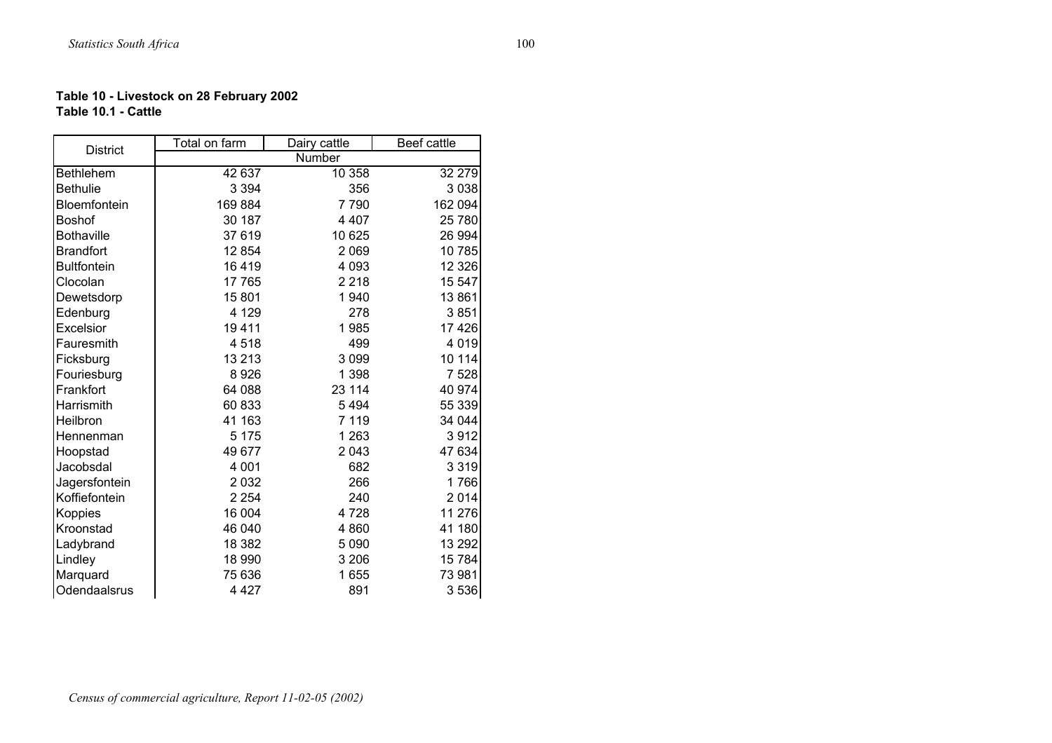**Table 10 - Livestock on 28 February 2002**
**Table 10.1 - Cattle**

| District | Total on farm | Dairy cattle | Beef cattle |
|---|---|---|---|
| | Number | | |
| Bethlehem | 42 637 | 10 358 | 32 279 |
| Bethulie | 3 394 | 356 | 3 038 |
| Bloemfontein | 169 884 | 7 790 | 162 094 |
| Boshof | 30 187 | 4 407 | 25 780 |
| Bothaville | 37 619 | 10 625 | 26 994 |
| Brandfort | 12 854 | 2 069 | 10 785 |
| Bultfontein | 16 419 | 4 093 | 12 326 |
| Clocolan | 17 765 | 2 218 | 15 547 |
| Dewetsdorp | 15 801 | 1 940 | 13 861 |
| Edenburg | 4 129 | 278 | 3 851 |
| Excelsior | 19 411 | 1 985 | 17 426 |
| Fauresmith | 4 518 | 499 | 4 019 |
| Ficksburg | 13 213 | 3 099 | 10 114 |
| Fouriesburg | 8 926 | 1 398 | 7 528 |
| Frankfort | 64 088 | 23 114 | 40 974 |
| Harrismith | 60 833 | 5 494 | 55 339 |
| Heilbron | 41 163 | 7 119 | 34 044 |
| Hennenman | 5 175 | 1 263 | 3 912 |
| Hoopstad | 49 677 | 2 043 | 47 634 |
| Jacobsdal | 4 001 | 682 | 3 319 |
| Jagersfontein | 2 032 | 266 | 1 766 |
| Koffiefontein | 2 254 | 240 | 2 014 |
| Koppies | 16 004 | 4 728 | 11 276 |
| Kroonstad | 46 040 | 4 860 | 41 180 |
| Ladybrand | 18 382 | 5 090 | 13 292 |
| Lindley | 18 990 | 3 206 | 15 784 |
| Marquard | 75 636 | 1 655 | 73 981 |
| Odendaalsrus | 4 427 | 891 | 3 536 |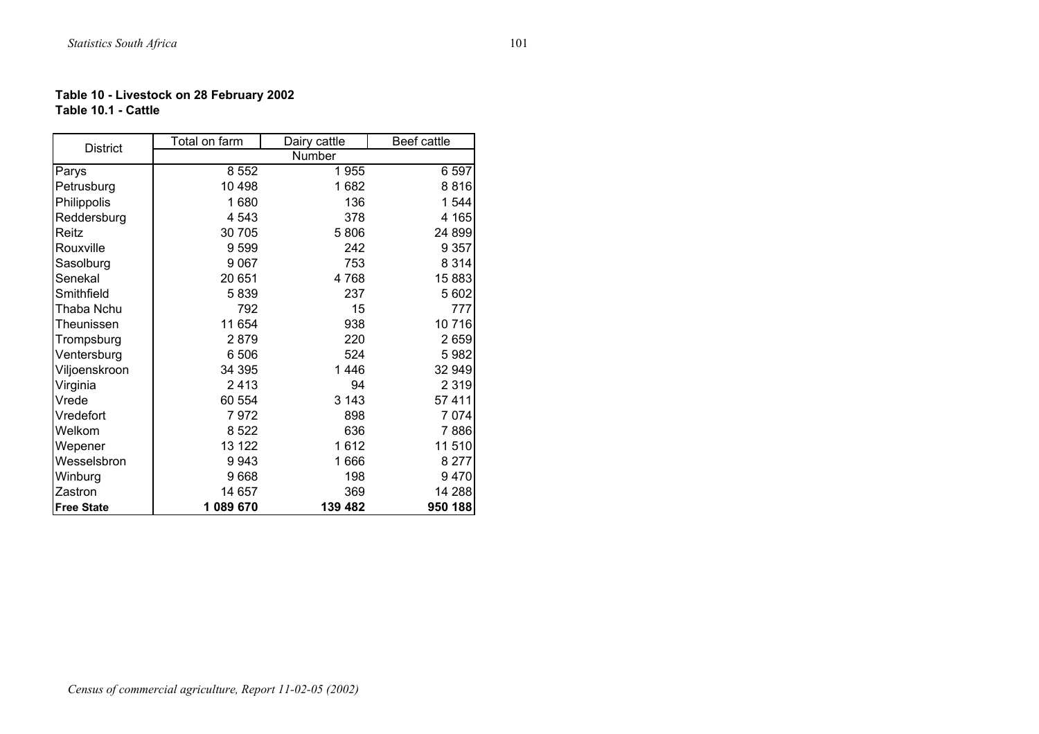**Table 10 - Livestock on 28 February 2002**
**Table 10.1 - Cattle**

| District | Total on farm | Dairy cattle | Beef cattle |
|---|---|---|---|
| | Number | | |
| Parys | 8 552 | 1 955 | 6 597 |
| Petrusburg | 10 498 | 1 682 | 8 816 |
| Philippolis | 1 680 | 136 | 1 544 |
| Reddersburg | 4 543 | 378 | 4 165 |
| Reitz | 30 705 | 5 806 | 24 899 |
| Rouxville | 9 599 | 242 | 9 357 |
| Sasolburg | 9 067 | 753 | 8 314 |
| Senekal | 20 651 | 4 768 | 15 883 |
| Smithfield | 5 839 | 237 | 5 602 |
| Thaba Nchu | 792 | 15 | 777 |
| Theunissen | 11 654 | 938 | 10 716 |
| Trompsburg | 2 879 | 220 | 2 659 |
| Ventersburg | 6 506 | 524 | 5 982 |
| Viljoenskroon | 34 395 | 1 446 | 32 949 |
| Virginia | 2 413 | 94 | 2 319 |
| Vrede | 60 554 | 3 143 | 57 411 |
| Vredefort | 7 972 | 898 | 7 074 |
| Welkom | 8 522 | 636 | 7 886 |
| Wepener | 13 122 | 1 612 | 11 510 |
| Wesselsbron | 9 943 | 1 666 | 8 277 |
| Winburg | 9 668 | 198 | 9 470 |
| Zastron | 14 657 | 369 | 14 288 |
| **Free State** | **1 089 670** | **139 482** | **950 188** |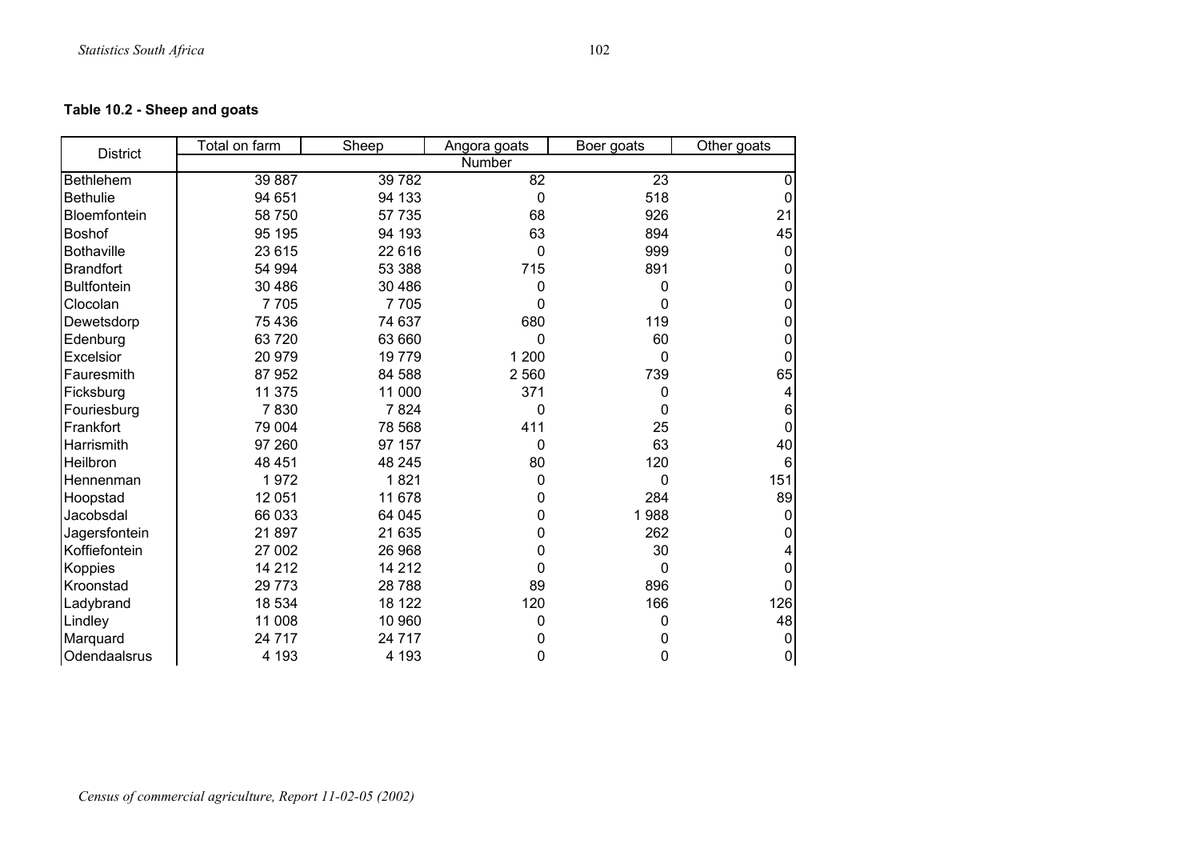**Table 10.2 - Sheep and goats**

| District | Total on farm | Sheep | Angora goats | Boer goats | Other goats |
|---|---|---|---|---|---|
| | Number | | | | |
| Bethlehem | 39 887 | 39 782 | 82 | 23 | 0 |
| Bethulie | 94 651 | 94 133 | 0 | 518 | 0 |
| Bloemfontein | 58 750 | 57 735 | 68 | 926 | 21 |
| Boshof | 95 195 | 94 193 | 63 | 894 | 45 |
| Bothaville | 23 615 | 22 616 | 0 | 999 | 0 |
| Brandfort | 54 994 | 53 388 | 715 | 891 | 0 |
| Bultfontein | 30 486 | 30 486 | 0 | 0 | 0 |
| Clocolan | 7 705 | 7 705 | 0 | 0 | 0 |
| Dewetsdorp | 75 436 | 74 637 | 680 | 119 | 0 |
| Edenburg | 63 720 | 63 660 | 0 | 60 | 0 |
| Excelsior | 20 979 | 19 779 | 1 200 | 0 | 0 |
| Fauresmith | 87 952 | 84 588 | 2 560 | 739 | 65 |
| Ficksburg | 11 375 | 11 000 | 371 | 0 | 4 |
| Fouriesburg | 7 830 | 7 824 | 0 | 0 | 6 |
| Frankfort | 79 004 | 78 568 | 411 | 25 | 0 |
| Harrismith | 97 260 | 97 157 | 0 | 63 | 40 |
| Heilbron | 48 451 | 48 245 | 80 | 120 | 6 |
| Hennenman | 1 972 | 1 821 | 0 | 0 | 151 |
| Hoopstad | 12 051 | 11 678 | 0 | 284 | 89 |
| Jacobsdal | 66 033 | 64 045 | 0 | 1 988 | 0 |
| Jagersfontein | 21 897 | 21 635 | 0 | 262 | 0 |
| Koffiefontein | 27 002 | 26 968 | 0 | 30 | 4 |
| Koppies | 14 212 | 14 212 | 0 | 0 | 0 |
| Kroonstad | 29 773 | 28 788 | 89 | 896 | 0 |
| Ladybrand | 18 534 | 18 122 | 120 | 166 | 126 |
| Lindley | 11 008 | 10 960 | 0 | 0 | 48 |
| Marquard | 24 717 | 24 717 | 0 | 0 | 0 |
| Odendaalsrus | 4 193 | 4 193 | 0 | 0 | 0 |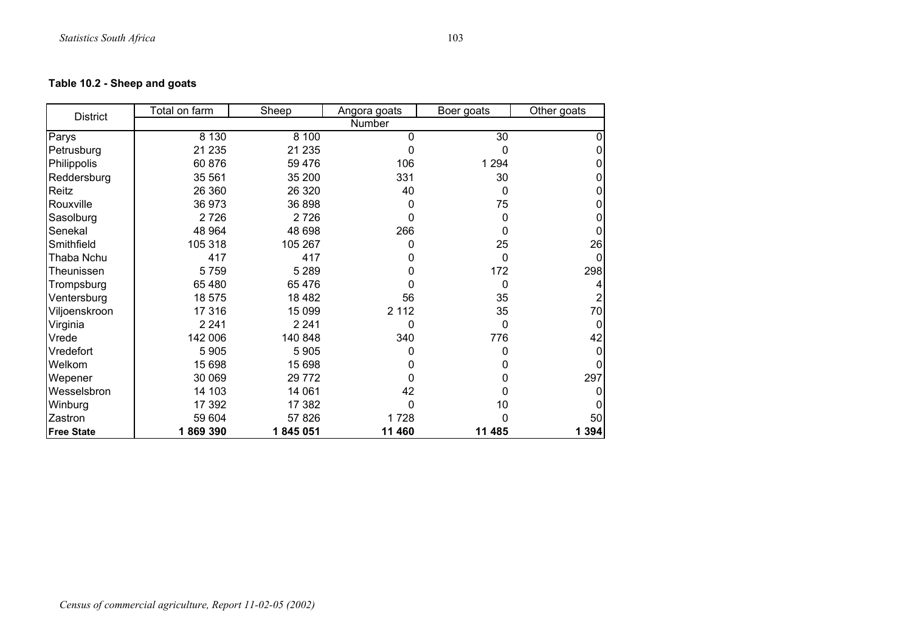**Table 10.2 - Sheep and goats**

| District | Total on farm | Sheep | Angora goats | Boer goats | Other goats |
|---|---|---|---|---|---|
| | Number | | | | |
| Parys | 8 130 | 8 100 | 0 | 30 | 0 |
| Petrusburg | 21 235 | 21 235 | 0 | 0 | 0 |
| Philippolis | 60 876 | 59 476 | 106 | 1 294 | 0 |
| Reddersburg | 35 561 | 35 200 | 331 | 30 | 0 |
| Reitz | 26 360 | 26 320 | 40 | 0 | 0 |
| Rouxville | 36 973 | 36 898 | 0 | 75 | 0 |
| Sasolburg | 2 726 | 2 726 | 0 | 0 | 0 |
| Senekal | 48 964 | 48 698 | 266 | 0 | 0 |
| Smithfield | 105 318 | 105 267 | 0 | 25 | 26 |
| Thaba Nchu | 417 | 417 | 0 | 0 | 0 |
| Theunissen | 5 759 | 5 289 | 0 | 172 | 298 |
| Trompsburg | 65 480 | 65 476 | 0 | 0 | 4 |
| Ventersburg | 18 575 | 18 482 | 56 | 35 | 2 |
| Viljoenskroon | 17 316 | 15 099 | 2 112 | 35 | 70 |
| Virginia | 2 241 | 2 241 | 0 | 0 | 0 |
| Vrede | 142 006 | 140 848 | 340 | 776 | 42 |
| Vredefort | 5 905 | 5 905 | 0 | 0 | 0 |
| Welkom | 15 698 | 15 698 | 0 | 0 | 0 |
| Wepener | 30 069 | 29 772 | 0 | 0 | 297 |
| Wesselsbron | 14 103 | 14 061 | 42 | 0 | 0 |
| Winburg | 17 392 | 17 382 | 0 | 10 | 0 |
| Zastron | 59 604 | 57 826 | 1 728 | 0 | 50 |
| **Free State** | **1 869 390** | **1 845 051** | **11 460** | **11 485** | **1 394** |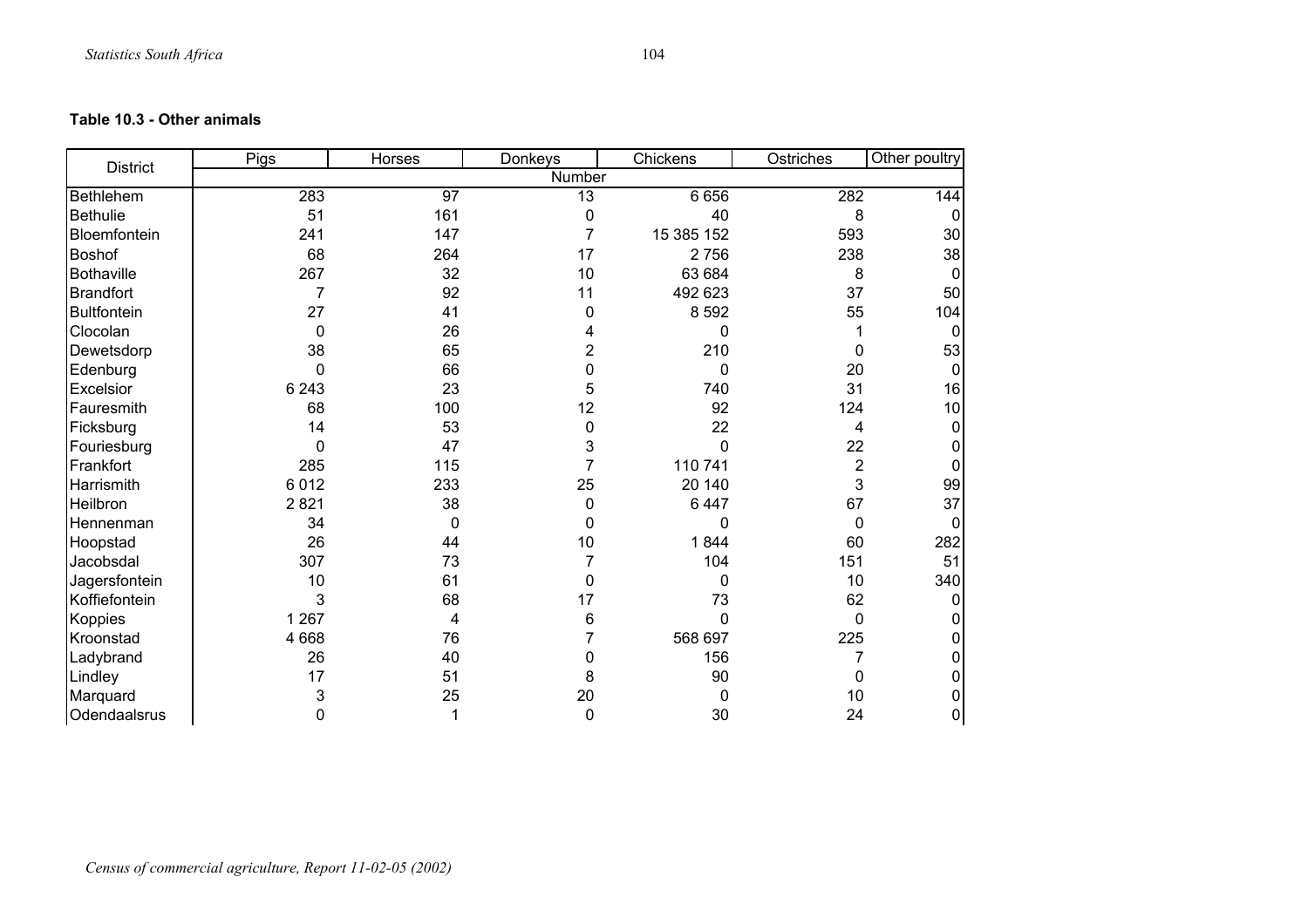**Table 10.3 - Other animals**

| District | Pigs | Horses | Donkeys | Chickens | Ostriches | Other poultry |
|---|---|---|---|---|---|---|
| | Number | | | | | |
| Bethlehem | 283 | 97 | 13 | 6 656 | 282 | 144 |
| Bethulie | 51 | 161 | 0 | 40 | 8 | 0 |
| Bloemfontein | 241 | 147 | 7 | 15 385 152 | 593 | 30 |
| Boshof | 68 | 264 | 17 | 2 756 | 238 | 38 |
| Bothaville | 267 | 32 | 10 | 63 684 | 8 | 0 |
| Brandfort | 7 | 92 | 11 | 492 623 | 37 | 50 |
| Bultfontein | 27 | 41 | 0 | 8 592 | 55 | 104 |
| Clocolan | 0 | 26 | 4 | 0 | 1 | 0 |
| Dewetsdorp | 38 | 65 | 2 | 210 | 0 | 53 |
| Edenburg | 0 | 66 | 0 | 0 | 20 | 0 |
| Excelsior | 6 243 | 23 | 5 | 740 | 31 | 16 |
| Fauresmith | 68 | 100 | 12 | 92 | 124 | 10 |
| Ficksburg | 14 | 53 | 0 | 22 | 4 | 0 |
| Fouriesburg | 0 | 47 | 3 | 0 | 22 | 0 |
| Frankfort | 285 | 115 | 7 | 110 741 | 2 | 0 |
| Harrismith | 6 012 | 233 | 25 | 20 140 | 3 | 99 |
| Heilbron | 2 821 | 38 | 0 | 6 447 | 67 | 37 |
| Hennenman | 34 | 0 | 0 | 0 | 0 | 0 |
| Hoopstad | 26 | 44 | 10 | 1 844 | 60 | 282 |
| Jacobsdal | 307 | 73 | 7 | 104 | 151 | 51 |
| Jagersfontein | 10 | 61 | 0 | 0 | 10 | 340 |
| Koffiefontein | 3 | 68 | 17 | 73 | 62 | 0 |
| Koppies | 1 267 | 4 | 6 | 0 | 0 | 0 |
| Kroonstad | 4 668 | 76 | 7 | 568 697 | 225 | 0 |
| Ladybrand | 26 | 40 | 0 | 156 | 7 | 0 |
| Lindley | 17 | 51 | 8 | 90 | 0 | 0 |
| Marquard | 3 | 25 | 20 | 0 | 10 | 0 |
| Odendaalsrus | 0 | 1 | 0 | 30 | 24 | 0 |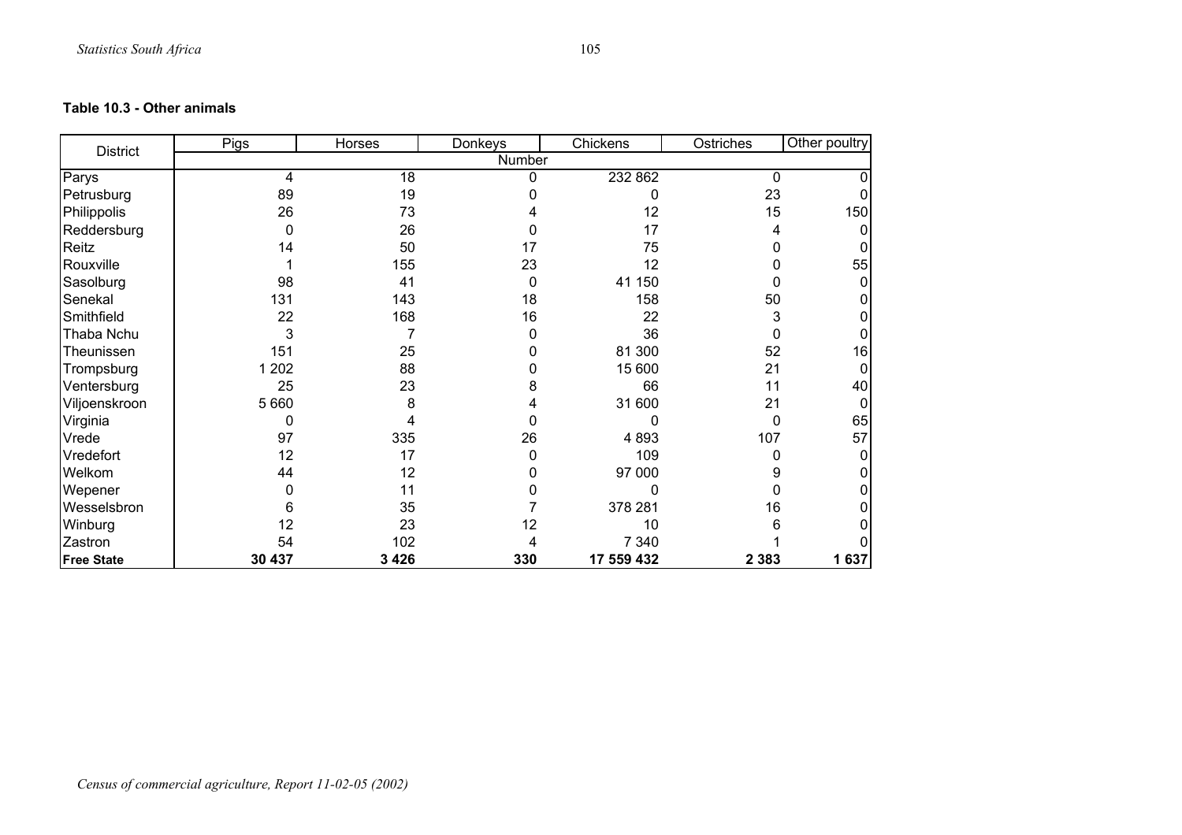**Table 10.3 - Other animals**

| District | Pigs | Horses | Donkeys | Chickens | Ostriches | Other poultry |
|---|---|---|---|---|---|---|
| | Number | | | | | |
| Parys | 4 | 18 | 0 | 232 862 | 0 | 0 |
| Petrusburg | 89 | 19 | 0 | 0 | 23 | 0 |
| Philippolis | 26 | 73 | 4 | 12 | 15 | 150 |
| Reddersburg | 0 | 26 | 0 | 17 | 4 | 0 |
| Reitz | 14 | 50 | 17 | 75 | 0 | 0 |
| Rouxville | 1 | 155 | 23 | 12 | 0 | 55 |
| Sasolburg | 98 | 41 | 0 | 41 150 | 0 | 0 |
| Senekal | 131 | 143 | 18 | 158 | 50 | 0 |
| Smithfield | 22 | 168 | 16 | 22 | 3 | 0 |
| Thaba Nchu | 3 | 7 | 0 | 36 | 0 | 0 |
| Theunissen | 151 | 25 | 0 | 81 300 | 52 | 16 |
| Trompsburg | 1 202 | 88 | 0 | 15 600 | 21 | 0 |
| Ventersburg | 25 | 23 | 8 | 66 | 11 | 40 |
| Viljoenskroon | 5 660 | 8 | 4 | 31 600 | 21 | 0 |
| Virginia | 0 | 4 | 0 | 0 | 0 | 65 |
| Vrede | 97 | 335 | 26 | 4 893 | 107 | 57 |
| Vredefort | 12 | 17 | 0 | 109 | 0 | 0 |
| Welkom | 44 | 12 | 0 | 97 000 | 9 | 0 |
| Wepener | 0 | 11 | 0 | 0 | 0 | 0 |
| Wesselsbron | 6 | 35 | 7 | 378 281 | 16 | 0 |
| Winburg | 12 | 23 | 12 | 10 | 6 | 0 |
| Zastron | 54 | 102 | 4 | 7 340 | 1 | 0 |
| **Free State** | **30 437** | **3 426** | **330** | **17 559 432** | **2 383** | **1 637** |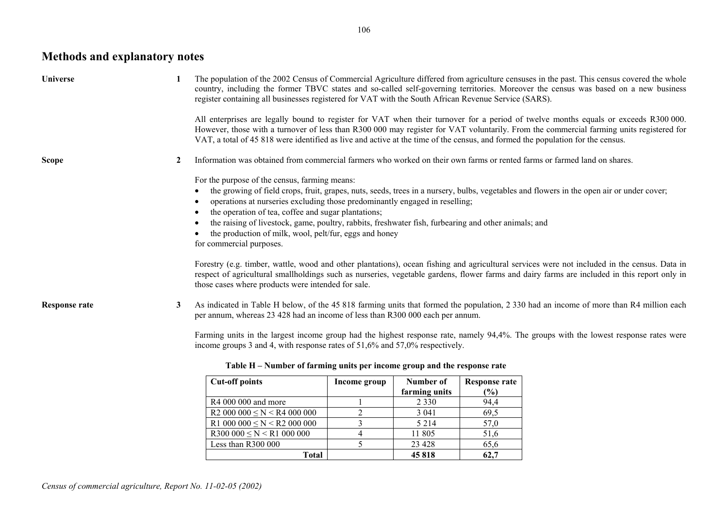# Methods and explanatory notes

**Universe**

**1** The population of the 2002 Census of Commercial Agriculture differed from agriculture censuses in the past. This census covered the whole country, including the former TBVC states and so-called self-governing territories. Moreover the census was based on a new business register containing all businesses registered for VAT with the South African Revenue Service (SARS).

All enterprises are legally bound to register for VAT when their turnover for a period of twelve months equals or exceeds R300 000. However, those with a turnover of less than R300 000 may register for VAT voluntarily. From the commercial farming units registered for VAT, a total of 45 818 were identified as live and active at the time of the census, and formed the population for the census.

**Scope**

**2** Information was obtained from commercial farmers who worked on their own farms or rented farms or farmed land on shares.

For the purpose of the census, farming means:

- the growing of field crops, fruit, grapes, nuts, seeds, trees in a nursery, bulbs, vegetables and flowers in the open air or under cover;
- operations at nurseries excluding those predominantly engaged in reselling;
- the operation of tea, coffee and sugar plantations;
- the raising of livestock, game, poultry, rabbits, freshwater fish, furbearing and other animals; and
- the production of milk, wool, pelt/fur, eggs and honey

for commercial purposes.

Forestry (e.g. timber, wattle, wood and other plantations), ocean fishing and agricultural services were not included in the census. Data in respect of agricultural smallholdings such as nurseries, vegetable gardens, flower farms and dairy farms are included in this report only in those cases where products were intended for sale.

**Response rate**

**3** As indicated in Table H below, of the 45 818 farming units that formed the population, 2 330 had an income of more than R4 million each per annum, whereas 23 428 had an income of less than R300 000 each per annum.

Farming units in the largest income group had the highest response rate, namely 94,4%. The groups with the lowest response rates were income groups 3 and 4, with response rates of 51,6% and 57,0% respectively.

**Table H – Number of farming units per income group and the response rate**

| Cut-off points | Income group | Number of farming units | Response rate (%) |
|---|---|---|---|
| R4 000 000 and more | 1 | 2 330 | 94,4 |
| R2 000 000 ≤ N < R4 000 000 | 2 | 3 041 | 69,5 |
| R1 000 000 ≤ N < R2 000 000 | 3 | 5 214 | 57,0 |
| R300 000 ≤ N < R1 000 000 | 4 | 11 805 | 51,6 |
| Less than R300 000 | 5 | 23 428 | 65,6 |
| **Total** | | **45 818** | **62,7** |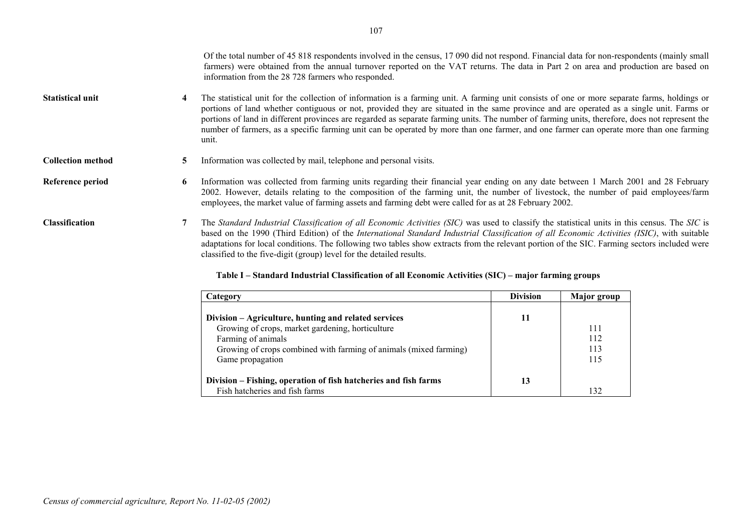Of the total number of 45 818 respondents involved in the census, 17 090 did not respond. Financial data for non-respondents (mainly small farmers) were obtained from the annual turnover reported on the VAT returns. The data in Part 2 on area and production are based on information from the 28 728 farmers who responded.

**Statistical unit**

**4** The statistical unit for the collection of information is a farming unit. A farming unit consists of one or more separate farms, holdings or portions of land whether contiguous or not, provided they are situated in the same province and are operated as a single unit. Farms or portions of land in different provinces are regarded as separate farming units. The number of farming units, therefore, does not represent the number of farmers, as a specific farming unit can be operated by more than one farmer, and one farmer can operate more than one farming unit.

**Collection method**

**5** Information was collected by mail, telephone and personal visits.

**Reference period**

**6** Information was collected from farming units regarding their financial year ending on any date between 1 March 2001 and 28 February 2002. However, details relating to the composition of the farming unit, the number of livestock, the number of paid employees/farm employees, the market value of farming assets and farming debt were called for as at 28 February 2002.

**Classification**

**7** The *Standard Industrial Classification of all Economic Activities (SIC)* was used to classify the statistical units in this census. The *SIC* is based on the 1990 (Third Edition) of the *International Standard Industrial Classification of all Economic Activities (ISIC)*, with suitable adaptations for local conditions. The following two tables show extracts from the relevant portion of the SIC. Farming sectors included were classified to the five-digit (group) level for the detailed results.

**Table I – Standard Industrial Classification of all Economic Activities (SIC) – major farming groups**

| Category | Division | Major group |
|---|---|---|
| **Division – Agriculture, hunting and related services** | **11** | |
| Growing of crops, market gardening, horticulture | | 111 |
| Farming of animals | | 112 |
| Growing of crops combined with farming of animals (mixed farming) | | 113 |
| Game propagation | | 115 |
| **Division – Fishing, operation of fish hatcheries and fish farms** | **13** | |
| Fish hatcheries and fish farms | | 132 |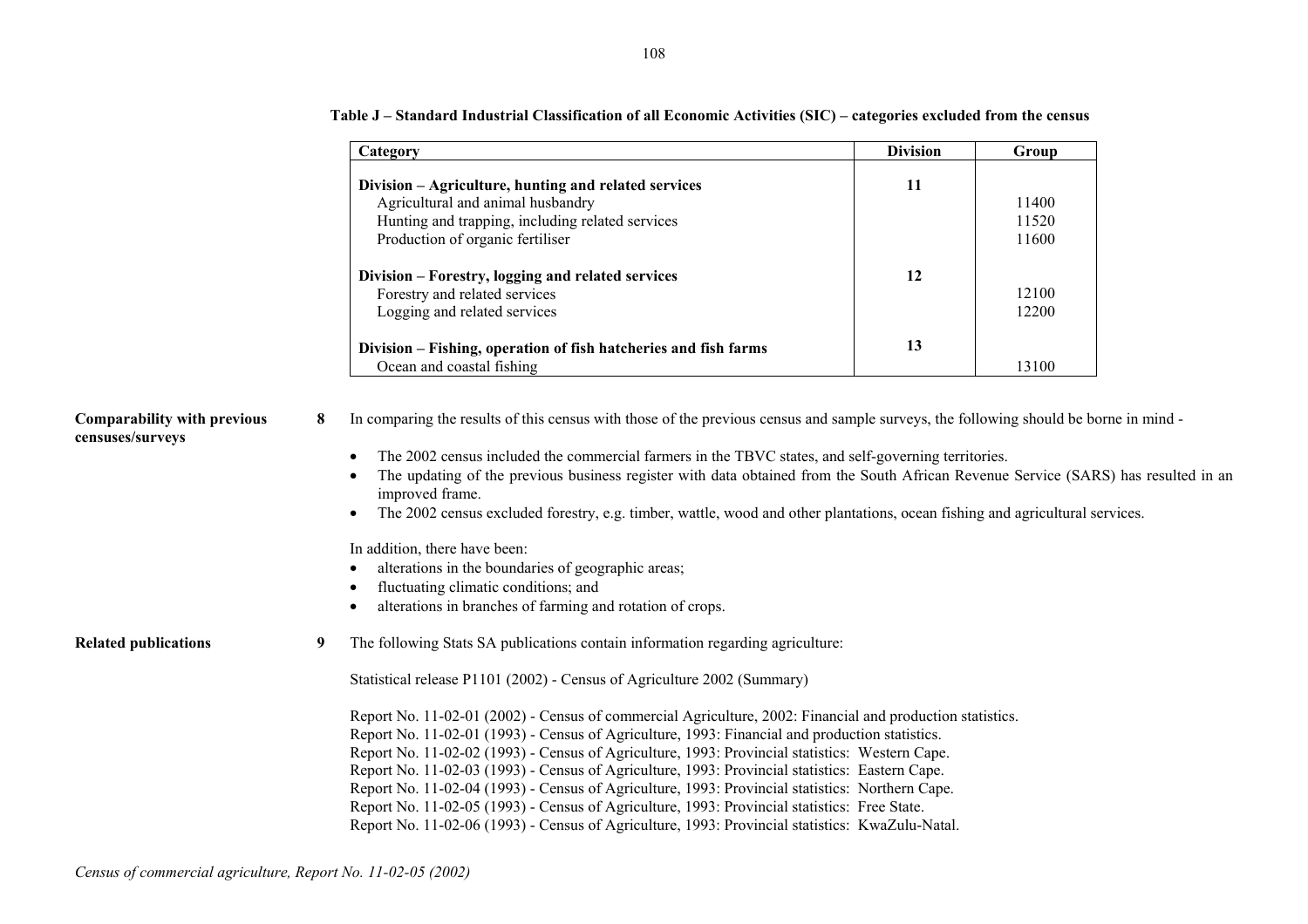**Table J – Standard Industrial Classification of all Economic Activities (SIC) – categories excluded from the census**

| Category | Division | Group |
|---|---|---|
| **Division – Agriculture, hunting and related services** | **11** | |
| Agricultural and animal husbandry | | 11400 |
| Hunting and trapping, including related services | | 11520 |
| Production of organic fertiliser | | 11600 |
| **Division – Forestry, logging and related services** | **12** | |
| Forestry and related services | | 12100 |
| Logging and related services | | 12200 |
| **Division – Fishing, operation of fish hatcheries and fish farms** | **13** | |
| Ocean and coastal fishing | | 13100 |

**Comparability with previous censuses/surveys**

**8** In comparing the results of this census with those of the previous census and sample surveys, the following should be borne in mind -

- The 2002 census included the commercial farmers in the TBVC states, and self-governing territories.
- The updating of the previous business register with data obtained from the South African Revenue Service (SARS) has resulted in an improved frame.
- The 2002 census excluded forestry, e.g. timber, wattle, wood and other plantations, ocean fishing and agricultural services.

In addition, there have been:

- alterations in the boundaries of geographic areas;
- fluctuating climatic conditions; and
- alterations in branches of farming and rotation of crops.

**Related publications**

**9** The following Stats SA publications contain information regarding agriculture:

Statistical release P1101 (2002) - Census of Agriculture 2002 (Summary)

Report No. 11-02-01 (2002) - Census of commercial Agriculture, 2002: Financial and production statistics.
Report No. 11-02-01 (1993) - Census of Agriculture, 1993: Financial and production statistics.
Report No. 11-02-02 (1993) - Census of Agriculture, 1993: Provincial statistics: Western Cape.
Report No. 11-02-03 (1993) - Census of Agriculture, 1993: Provincial statistics: Eastern Cape.
Report No. 11-02-04 (1993) - Census of Agriculture, 1993: Provincial statistics: Northern Cape.
Report No. 11-02-05 (1993) - Census of Agriculture, 1993: Provincial statistics: Free State.
Report No. 11-02-06 (1993) - Census of Agriculture, 1993: Provincial statistics: KwaZulu-Natal.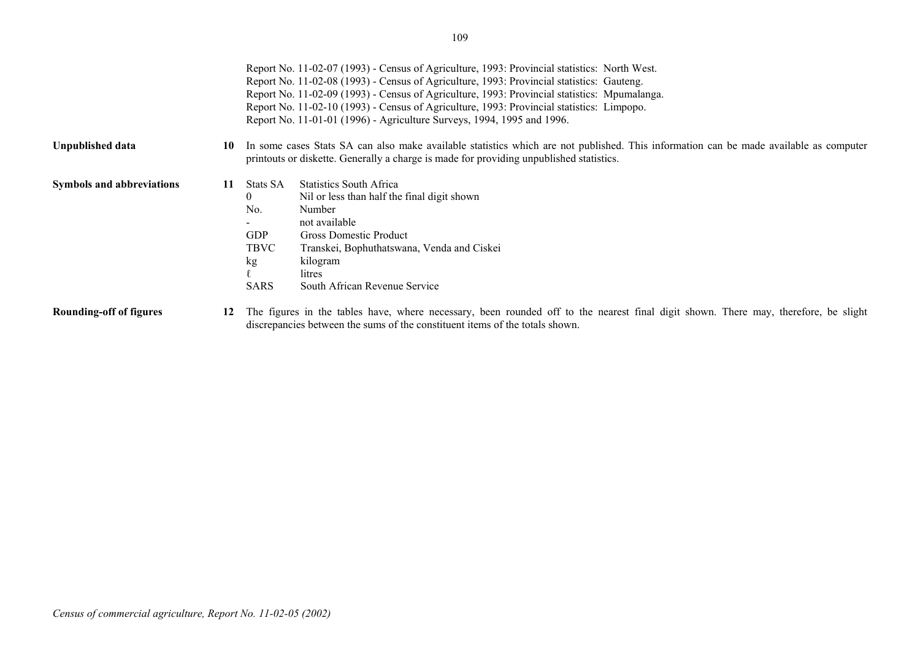Report No. 11-02-07 (1993) - Census of Agriculture, 1993: Provincial statistics: North West.
Report No. 11-02-08 (1993) - Census of Agriculture, 1993: Provincial statistics: Gauteng.
Report No. 11-02-09 (1993) - Census of Agriculture, 1993: Provincial statistics: Mpumalanga.
Report No. 11-02-10 (1993) - Census of Agriculture, 1993: Provincial statistics: Limpopo.
Report No. 11-01-01 (1996) - Agriculture Surveys, 1994, 1995 and 1996.

**Unpublished data**

**10** In some cases Stats SA can also make available statistics which are not published. This information can be made available as computer printouts or diskette. Generally a charge is made for providing unpublished statistics.

**Symbols and abbreviations**

**11**

| | |
|---|---|
| Stats SA | Statistics South Africa |
| 0 | Nil or less than half the final digit shown |
| No. | Number |
| - | not available |
| GDP | Gross Domestic Product |
| TBVC | Transkei, Bophuthatswana, Venda and Ciskei |
| kg | kilogram |
| ℓ | litres |
| SARS | South African Revenue Service |

**Rounding-off of figures**

**12** The figures in the tables have, where necessary, been rounded off to the nearest final digit shown. There may, therefore, be slight discrepancies between the sums of the constituent items of the totals shown.